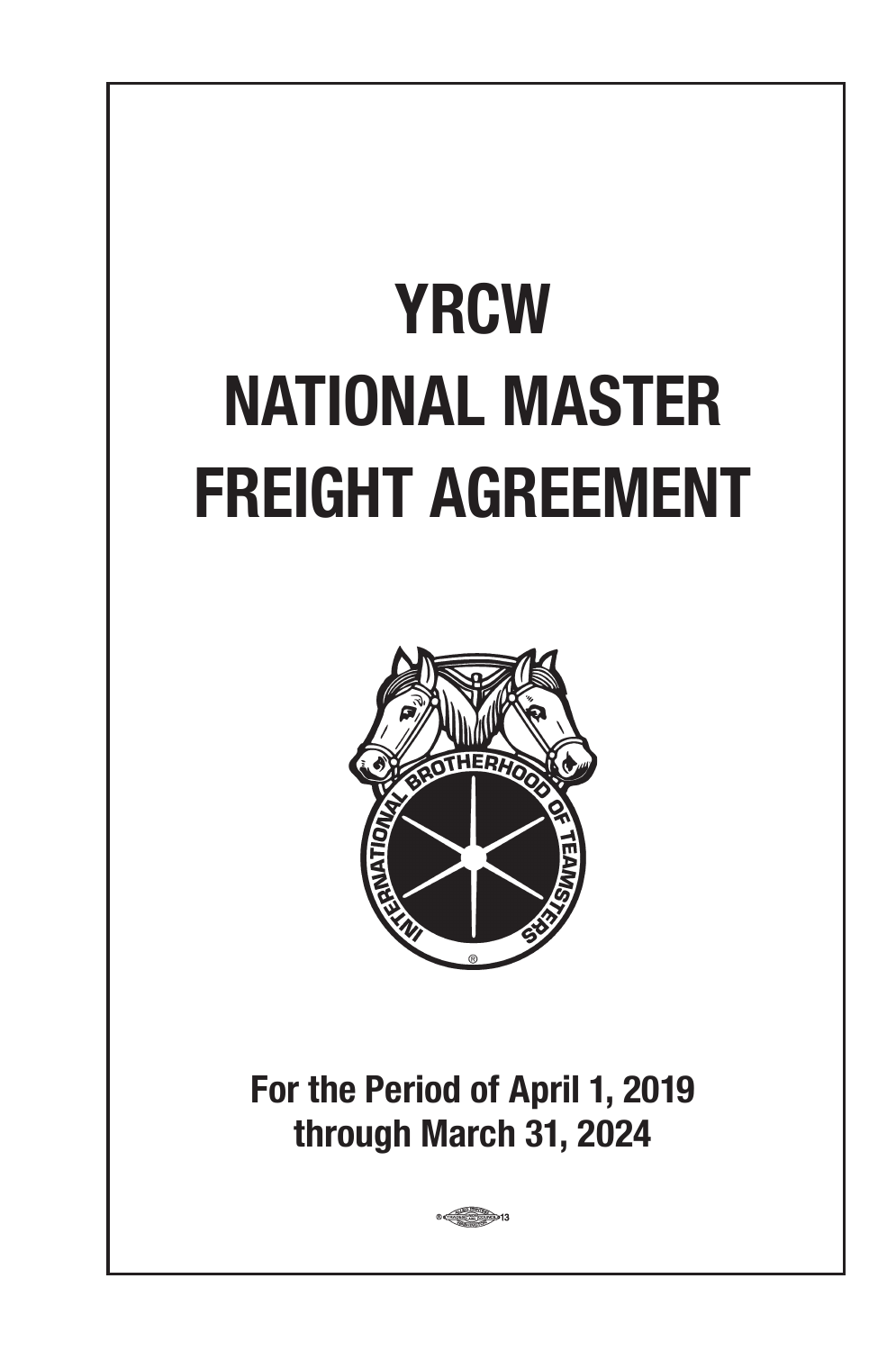# YRCW
# NATIONAL MASTER
# FREIGHT AGREEMENT

**For the Period of April 1, 2019 through March 31, 2024**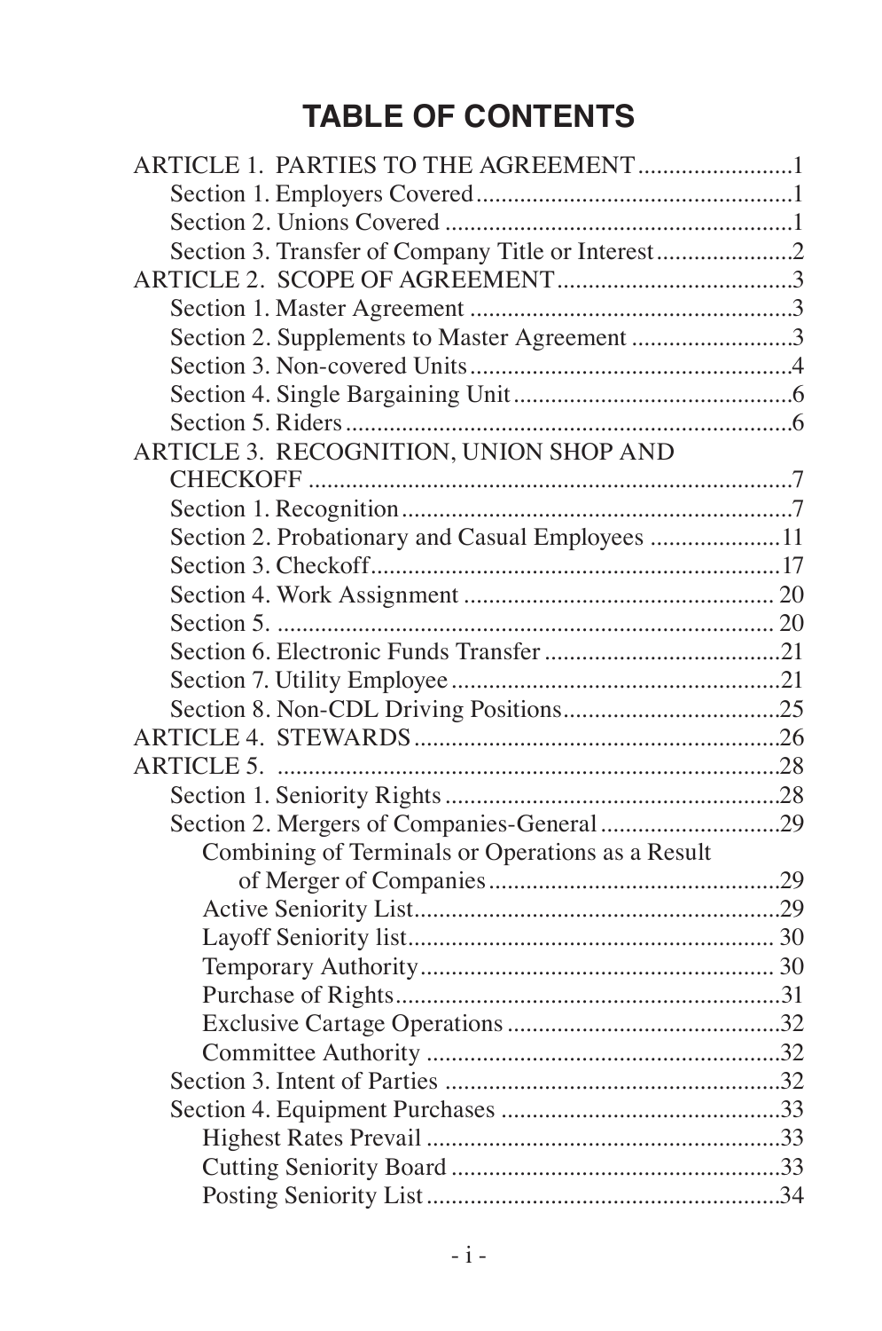# TABLE OF CONTENTS

ARTICLE 1. PARTIES TO THE AGREEMENT........................1
- Section 1. Employers Covered....................................................1
- Section 2. Unions Covered ........................................................1
- Section 3. Transfer of Company Title or Interest......................2

ARTICLE 2. SCOPE OF AGREEMENT......................................3
- Section 1. Master Agreement ....................................................3
- Section 2. Supplements to Master Agreement ..........................3
- Section 3. Non-covered Units....................................................4
- Section 4. Single Bargaining Unit.............................................6
- Section 5. Riders........................................................................6

ARTICLE 3. RECOGNITION, UNION SHOP AND CHECKOFF ..............................................................................7
- Section 1. Recognition...............................................................7
- Section 2. Probationary and Casual Employees .....................11
- Section 3. Checkoff..................................................................17
- Section 4. Work Assignment ................................................... 20
- Section 5. ................................................................................ 20
- Section 6. Electronic Funds Transfer ......................................21
- Section 7. Utility Employee.....................................................21
- Section 8. Non-CDL Driving Positions...................................25

ARTICLE 4. STEWARDS...........................................................26

ARTICLE 5. ...............................................................................28
- Section 1. Seniority Rights......................................................28
- Section 2. Mergers of Companies-General.............................29
  - Combining of Terminals or Operations as a Result of Merger of Companies...............................................29
  - Active Seniority List...........................................................29
  - Layoff Seniority list........................................................... 30
  - Temporary Authority.......................................................... 30
  - Purchase of Rights..............................................................31
  - Exclusive Cartage Operations............................................32
  - Committee Authority .........................................................32
- Section 3. Intent of Parties ......................................................32
- Section 4. Equipment Purchases .............................................33
  - Highest Rates Prevail .........................................................33
  - Cutting Seniority Board .....................................................33
  - Posting Seniority List.........................................................34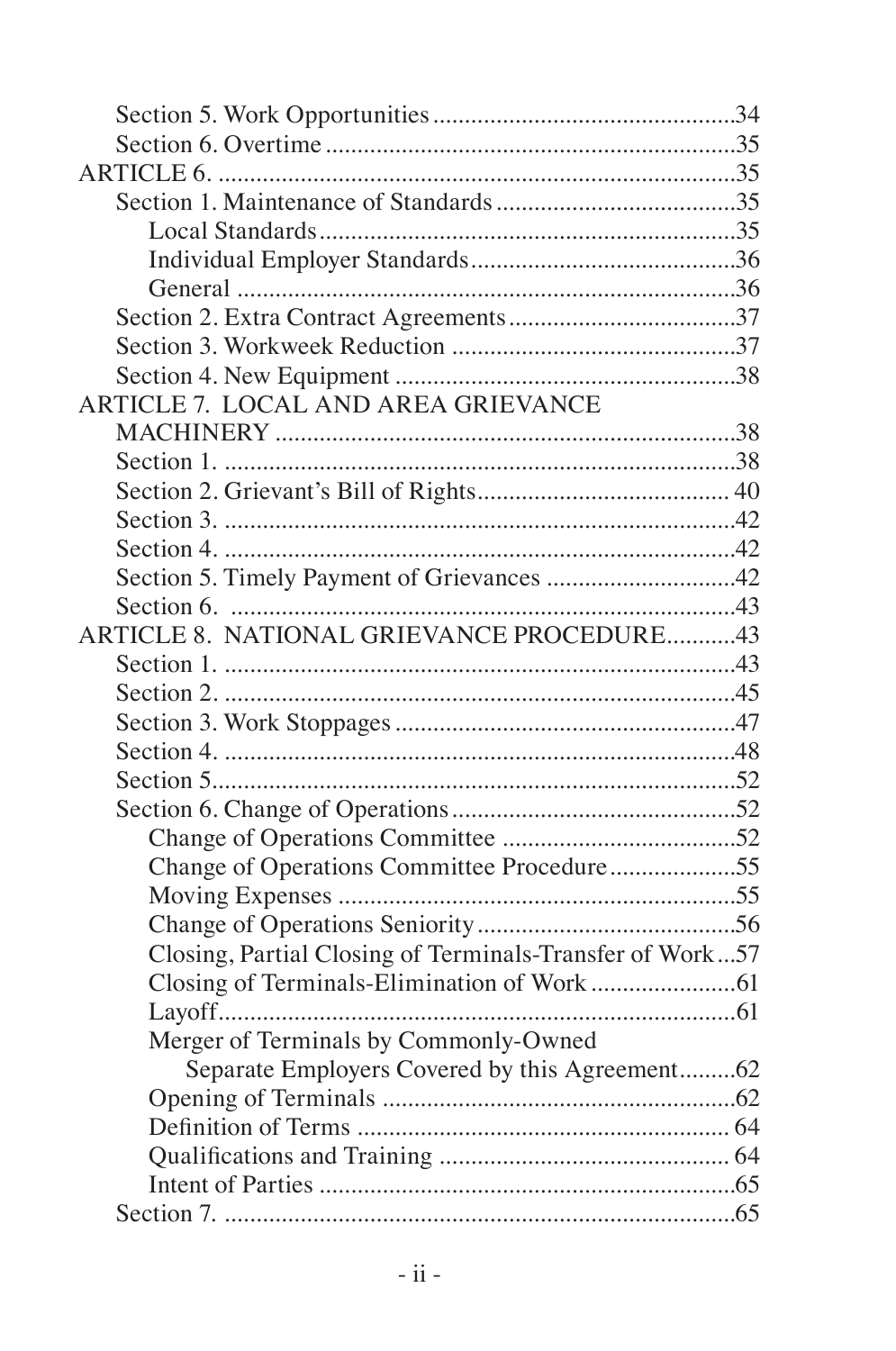Section 5. Work Opportunities ............................................34
Section 6. Overtime ..........................................................35

ARTICLE 6. ...........................................................................35

Section 1. Maintenance of Standards ..................................35
Local Standards ...........................................................35
Individual Employer Standards ....................................36
General ........................................................................36
Section 2. Extra Contract Agreements ................................37
Section 3. Workweek Reduction .........................................37
Section 4. New Equipment ..................................................38

ARTICLE 7. LOCAL AND AREA GRIEVANCE MACHINERY ...........................................................................38

Section 1. ............................................................................38
Section 2. Grievant's Bill of Rights ..................................... 40
Section 3. ............................................................................42
Section 4. ............................................................................42
Section 5. Timely Payment of Grievances ..........................42
Section 6. ............................................................................43

ARTICLE 8. NATIONAL GRIEVANCE PROCEDURE ...........43

Section 1. ............................................................................43
Section 2. ............................................................................45
Section 3. Work Stoppages ..................................................47
Section 4. ............................................................................48
Section 5. ............................................................................52
Section 6. Change of Operations .........................................52
Change of Operations Committee ................................52
Change of Operations Committee Procedure ...............55
Moving Expenses .........................................................55
Change of Operations Seniority ...................................56
Closing, Partial Closing of Terminals-Transfer of Work ...57
Closing of Terminals-Elimination of Work ..................61
Layoff ...........................................................................61
Merger of Terminals by Commonly-Owned Separate Employers Covered by this Agreement .........62
Opening of Terminals ...................................................62
Definition of Terms ..................................................... 64
Qualifications and Training ......................................... 64
Intent of Parties ............................................................65
Section 7. ............................................................................65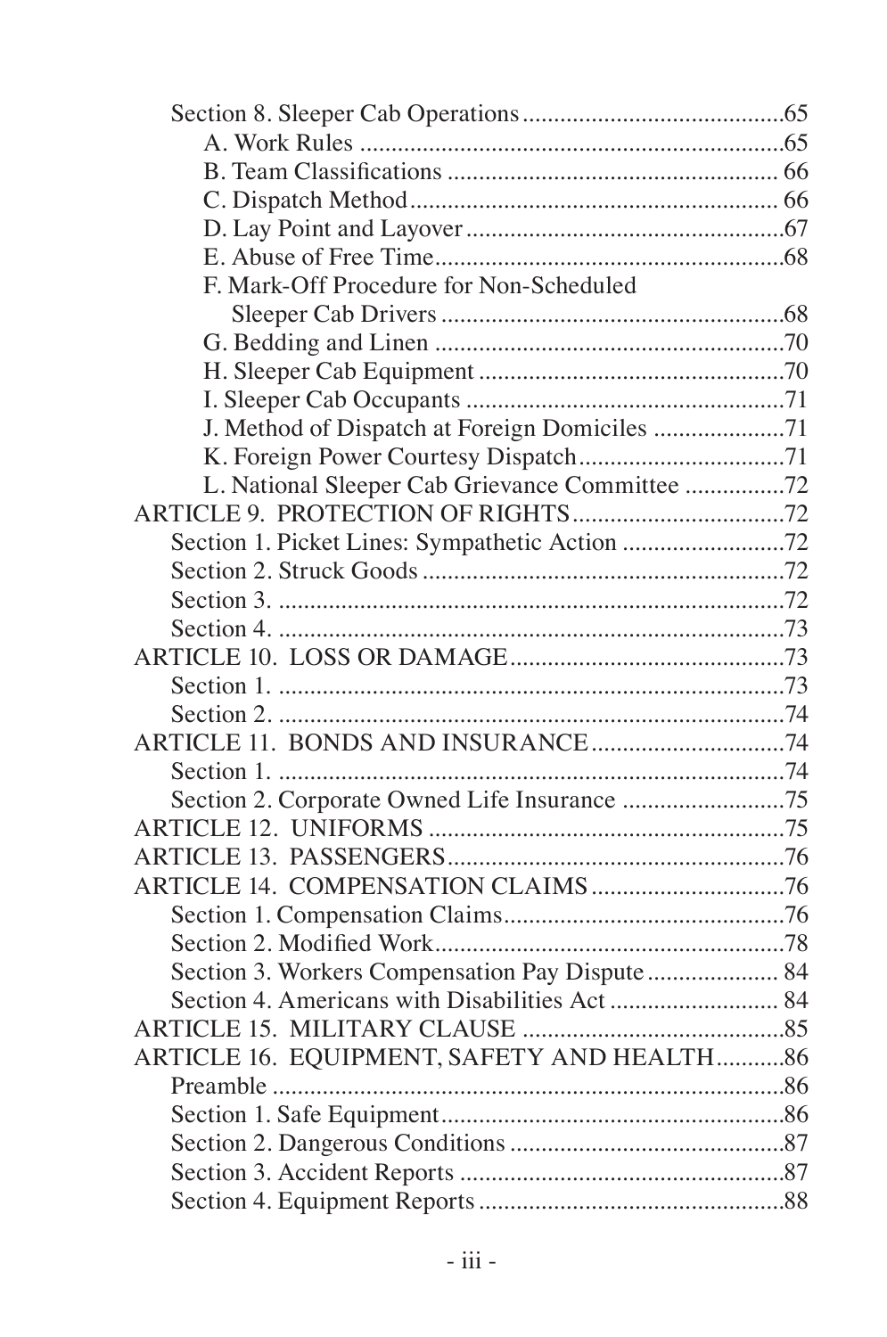Section 8. Sleeper Cab Operations .......................................65
  A. Work Rules ...................................................................65
  B. Team Classifications .................................................... 66
  C. Dispatch Method ........................................................ 66
  D. Lay Point and Layover ..................................................67
  E. Abuse of Free Time ......................................................68
  F. Mark-Off Procedure for Non-Scheduled
    Sleeper Cab Drivers ......................................................68
  G. Bedding and Linen .......................................................70
  H. Sleeper Cab Equipment ................................................70
  I. Sleeper Cab Occupants ..................................................71
  J. Method of Dispatch at Foreign Domiciles ....................71
  K. Foreign Power Courtesy Dispatch ................................71
  L. National Sleeper Cab Grievance Committee ...............72

ARTICLE 9. PROTECTION OF RIGHTS .................................72
  Section 1. Picket Lines: Sympathetic Action .........................72
  Section 2. Struck Goods .........................................................72
  Section 3. ................................................................................72
  Section 4. ................................................................................73

ARTICLE 10. LOSS OR DAMAGE ...........................................73
  Section 1. ................................................................................73
  Section 2. ................................................................................74

ARTICLE 11. BONDS AND INSURANCE ...............................74
  Section 1. ................................................................................74
  Section 2. Corporate Owned Life Insurance .........................75

ARTICLE 12. UNIFORMS .........................................................75

ARTICLE 13. PASSENGERS ......................................................76

ARTICLE 14. COMPENSATION CLAIMS ...............................76
  Section 1. Compensation Claims ............................................76
  Section 2. Modified Work .......................................................78
  Section 3. Workers Compensation Pay Dispute .................... 84
  Section 4. Americans with Disabilities Act .......................... 84

ARTICLE 15. MILITARY CLAUSE ..........................................85

ARTICLE 16. EQUIPMENT, SAFETY AND HEALTH ...........86
  Preamble .................................................................................86
  Section 1. Safe Equipment ......................................................86
  Section 2. Dangerous Conditions ...........................................87
  Section 3. Accident Reports ...................................................87
  Section 4. Equipment Reports ................................................88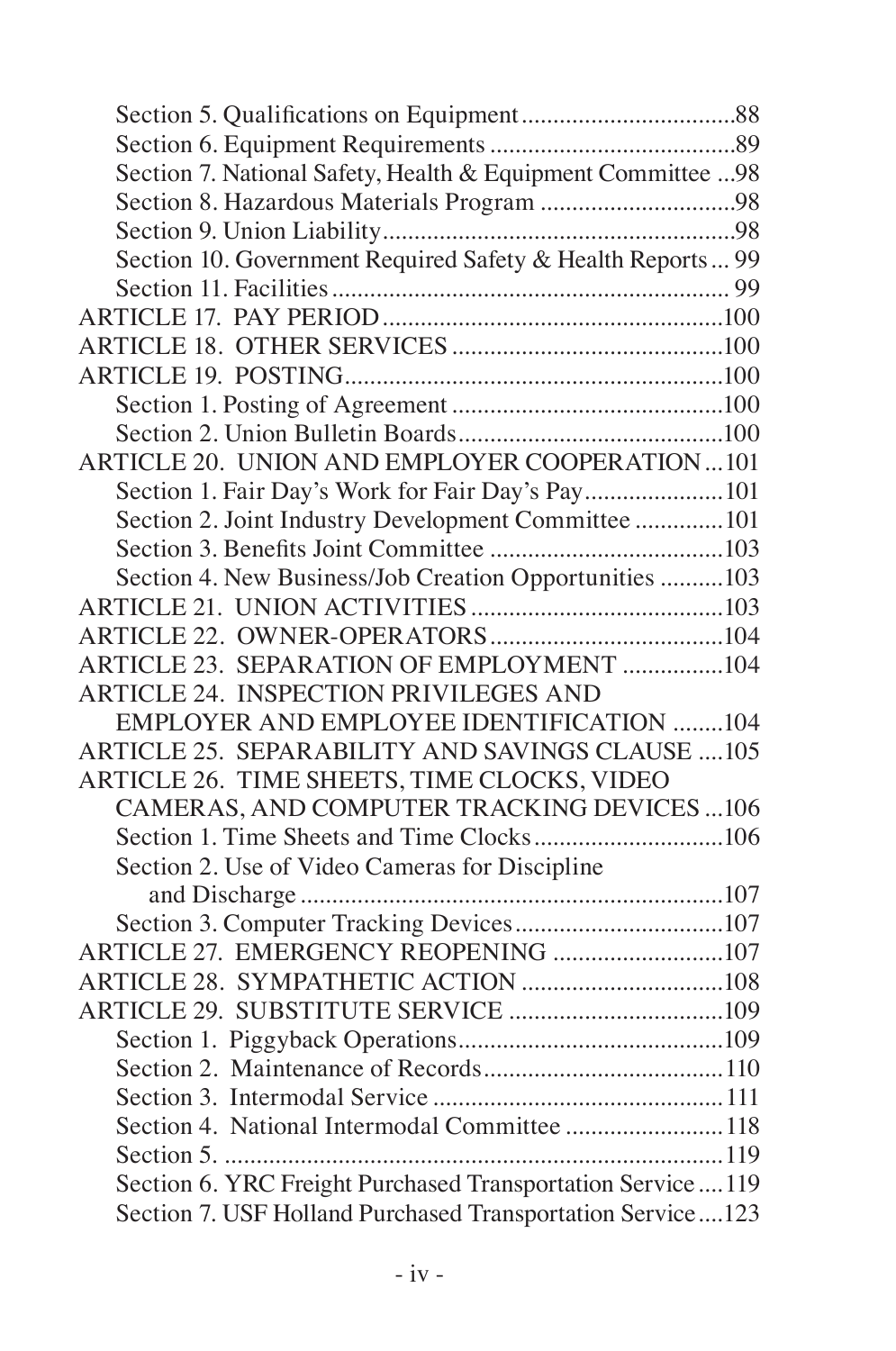Section 5. Qualifications on Equipment.................................88
Section 6. Equipment Requirements ......................................89
Section 7. National Safety, Health & Equipment Committee ...98
Section 8. Hazardous Materials Program ..............................98
Section 9. Union Liability.......................................................98
Section 10. Government Required Safety & Health Reports... 99
Section 11. Facilities.............................................................. 99
ARTICLE 17. PAY PERIOD....................................................100
ARTICLE 18. OTHER SERVICES ..........................................100
ARTICLE 19. POSTING..........................................................100
Section 1. Posting of Agreement ..........................................100
Section 2. Union Bulletin Boards..........................................100
ARTICLE 20. UNION AND EMPLOYER COOPERATION...101
Section 1. Fair Day's Work for Fair Day's Pay.....................101
Section 2. Joint Industry Development Committee ..............101
Section 3. Benefits Joint Committee ....................................103
Section 4. New Business/Job Creation Opportunities ..........103
ARTICLE 21. UNION ACTIVITIES .......................................103
ARTICLE 22. OWNER-OPERATORS....................................104
ARTICLE 23. SEPARATION OF EMPLOYMENT ................104
ARTICLE 24. INSPECTION PRIVILEGES AND EMPLOYER AND EMPLOYEE IDENTIFICATION ........104
ARTICLE 25. SEPARABILITY AND SAVINGS CLAUSE ....105
ARTICLE 26. TIME SHEETS, TIME CLOCKS, VIDEO CAMERAS, AND COMPUTER TRACKING DEVICES ...106
Section 1. Time Sheets and Time Clocks.............................106
Section 2. Use of Video Cameras for Discipline and Discharge ..................................................................107
Section 3. Computer Tracking Devices.................................107
ARTICLE 27. EMERGENCY REOPENING ...........................107
ARTICLE 28. SYMPATHETIC ACTION ................................108
ARTICLE 29. SUBSTITUTE SERVICE .................................109
Section 1. Piggyback Operations..........................................109
Section 2. Maintenance of Records......................................110
Section 3. Intermodal Service ..............................................111
Section 4. National Intermodal Committee .........................118
Section 5. ..............................................................................119
Section 6. YRC Freight Purchased Transportation Service....119
Section 7. USF Holland Purchased Transportation Service....123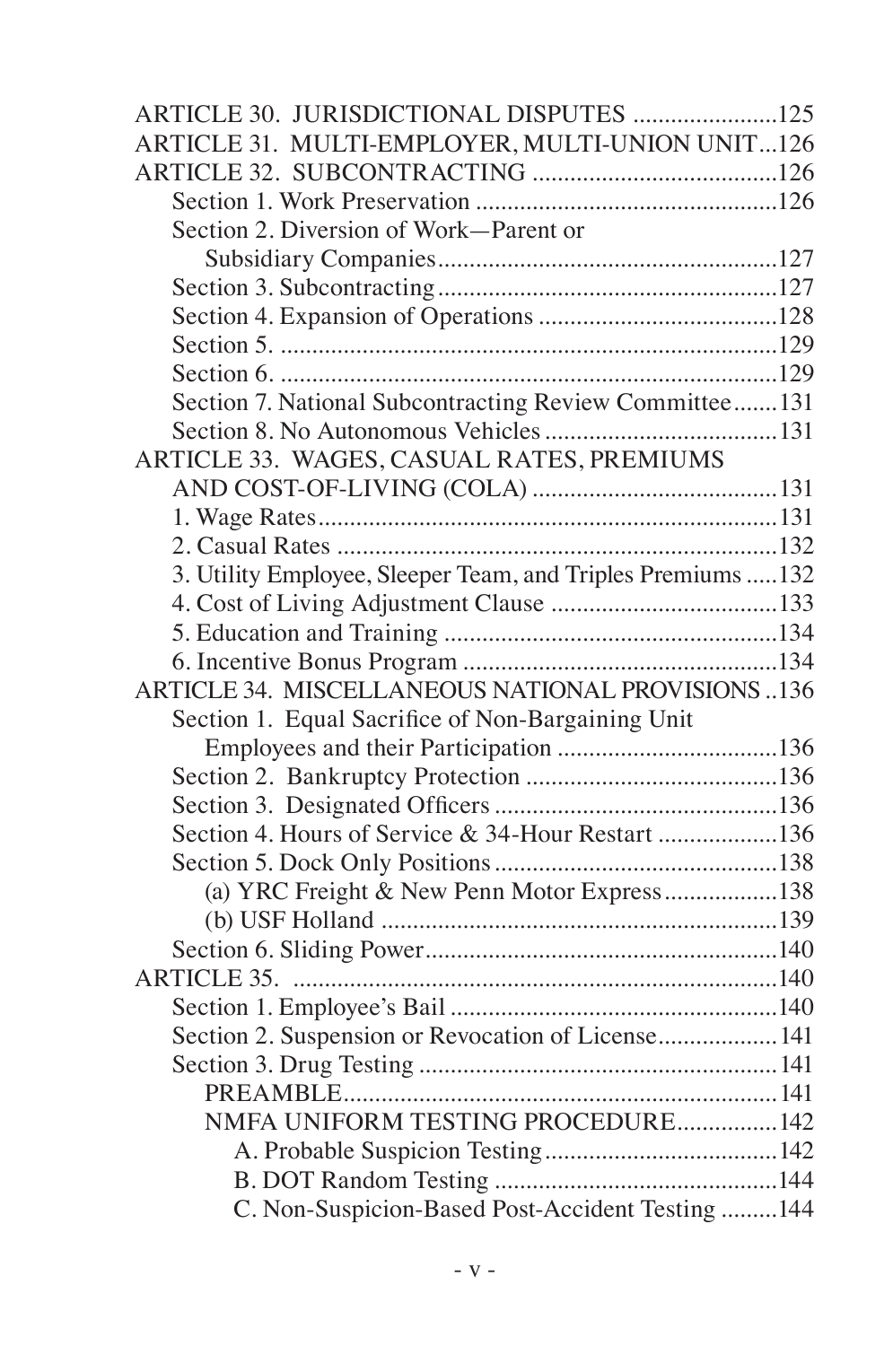ARTICLE 30. JURISDICTIONAL DISPUTES ......................125
ARTICLE 31. MULTI-EMPLOYER, MULTI-UNION UNIT...126
ARTICLE 32. SUBCONTRACTING .......................................126
  Section 1. Work Preservation ...............................................126
  Section 2. Diversion of Work—Parent or
    Subsidiary Companies.....................................................127
  Section 3. Subcontracting......................................................127
  Section 4. Expansion of Operations .....................................128
  Section 5. ..............................................................................129
  Section 6. ..............................................................................129
  Section 7. National Subcontracting Review Committee.......131
  Section 8. No Autonomous Vehicles ....................................131
ARTICLE 33. WAGES, CASUAL RATES, PREMIUMS
    AND COST-OF-LIVING (COLA) .......................................131
  1. Wage Rates........................................................................131
  2. Casual Rates .....................................................................132
  3. Utility Employee, Sleeper Team, and Triples Premiums .....132
  4. Cost of Living Adjustment Clause ....................................133
  5. Education and Training .....................................................134
  6. Incentive Bonus Program .................................................134
ARTICLE 34. MISCELLANEOUS NATIONAL PROVISIONS ..136
  Section 1. Equal Sacrifice of Non-Bargaining Unit
    Employees and their Participation ..................................136
  Section 2. Bankruptcy Protection .......................................136
  Section 3. Designated Officers .............................................136
  Section 4. Hours of Service & 34-Hour Restart ...................136
  Section 5. Dock Only Positions ............................................138
    (a) YRC Freight & New Penn Motor Express..................138
    (b) USF Holland ...............................................................139
  Section 6. Sliding Power........................................................140
ARTICLE 35. ............................................................................140
  Section 1. Employee's Bail ....................................................140
  Section 2. Suspension or Revocation of License...................141
  Section 3. Drug Testing .........................................................141
    PREAMBLE.....................................................................141
    NMFA UNIFORM TESTING PROCEDURE................142
      A. Probable Suspicion Testing.....................................142
      B. DOT Random Testing .............................................144
      C. Non-Suspicion-Based Post-Accident Testing .........144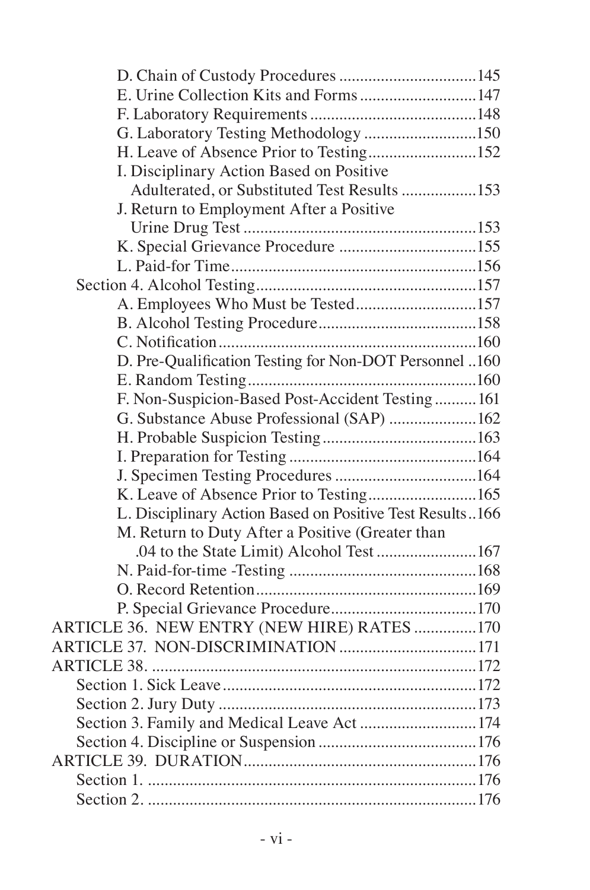D. Chain of Custody Procedures ....................................145
E. Urine Collection Kits and Forms ............................147
F. Laboratory Requirements ..........................................148
G. Laboratory Testing Methodology ...........................150
H. Leave of Absence Prior to Testing ..........................152
I. Disciplinary Action Based on Positive Adulterated, or Substituted Test Results ..................153
J. Return to Employment After a Positive Urine Drug Test .........................................................153
K. Special Grievance Procedure ..................................155
L. Paid-for Time............................................................156

Section 4. Alcohol Testing.......................................................157
A. Employees Who Must be Tested.............................157
B. Alcohol Testing Procedure.......................................158
C. Notification...............................................................160
D. Pre-Qualification Testing for Non-DOT Personnel ..160
E. Random Testing........................................................160
F. Non-Suspicion-Based Post-Accident Testing ..........161
G. Substance Abuse Professional (SAP) .....................162
H. Probable Suspicion Testing.....................................163
I. Preparation for Testing .............................................164
J. Specimen Testing Procedures ..................................164
K. Leave of Absence Prior to Testing..........................165
L. Disciplinary Action Based on Positive Test Results..166
M. Return to Duty After a Positive (Greater than .04 to the State Limit) Alcohol Test ........................167
N. Paid-for-time -Testing .............................................168
O. Record Retention.....................................................169
P. Special Grievance Procedure...................................170

ARTICLE 36. NEW ENTRY (NEW HIRE) RATES ...............170

ARTICLE 37. NON-DISCRIMINATION .................................171

ARTICLE 38. ..............................................................................172

Section 1. Sick Leave.............................................................172
Section 2. Jury Duty ..............................................................173
Section 3. Family and Medical Leave Act ............................174
Section 4. Discipline or Suspension ......................................176

ARTICLE 39. DURATION........................................................176

Section 1. ................................................................................176
Section 2. ................................................................................176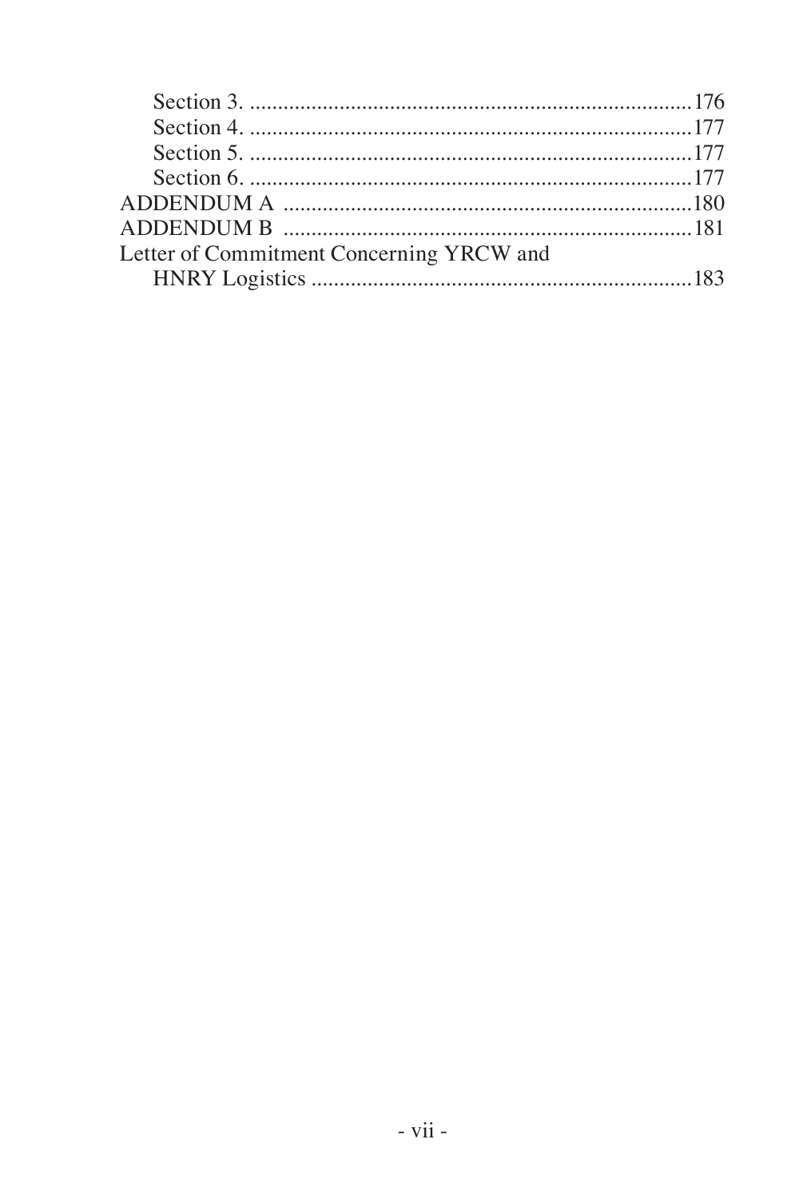Section 3. ....................................................................................176
Section 4. ....................................................................................177
Section 5. ....................................................................................177
Section 6. ....................................................................................177
ADDENDUM A ....................................................................................180
ADDENDUM B ....................................................................................181
Letter of Commitment Concerning YRCW and
HNRY Logistics ....................................................................................183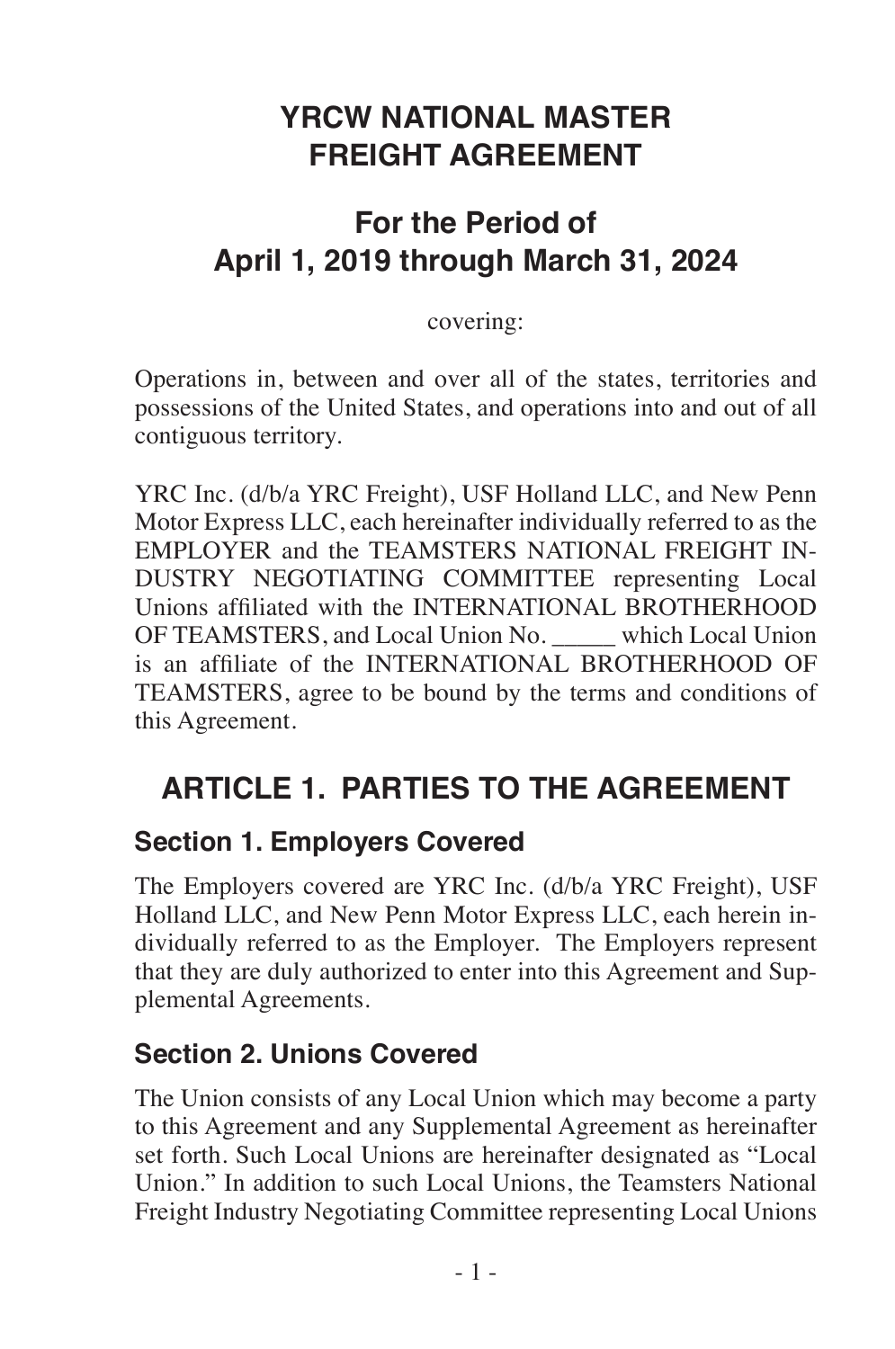# YRCW NATIONAL MASTER FREIGHT AGREEMENT

## For the Period of April 1, 2019 through March 31, 2024

covering:

Operations in, between and over all of the states, territories and possessions of the United States, and operations into and out of all contiguous territory.

YRC Inc. (d/b/a YRC Freight), USF Holland LLC, and New Penn Motor Express LLC, each hereinafter individually referred to as the EMPLOYER and the TEAMSTERS NATIONAL FREIGHT INDUSTRY NEGOTIATING COMMITTEE representing Local Unions affiliated with the INTERNATIONAL BROTHERHOOD OF TEAMSTERS, and Local Union No. _____ which Local Union is an affiliate of the INTERNATIONAL BROTHERHOOD OF TEAMSTERS, agree to be bound by the terms and conditions of this Agreement.

# ARTICLE 1. PARTIES TO THE AGREEMENT

### Section 1. Employers Covered

The Employers covered are YRC Inc. (d/b/a YRC Freight), USF Holland LLC, and New Penn Motor Express LLC, each herein individually referred to as the Employer. The Employers represent that they are duly authorized to enter into this Agreement and Supplemental Agreements.

### Section 2. Unions Covered

The Union consists of any Local Union which may become a party to this Agreement and any Supplemental Agreement as hereinafter set forth. Such Local Unions are hereinafter designated as "Local Union." In addition to such Local Unions, the Teamsters National Freight Industry Negotiating Committee representing Local Unions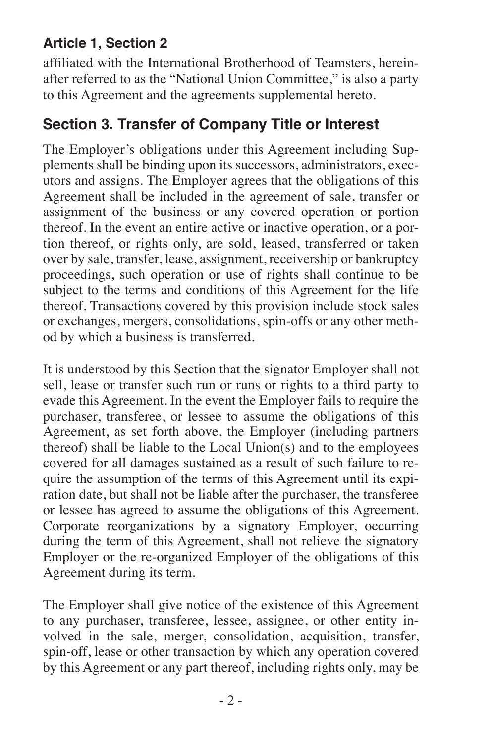## Article 1, Section 2

affiliated with the International Brotherhood of Teamsters, hereinafter referred to as the "National Union Committee," is also a party to this Agreement and the agreements supplemental hereto.

## Section 3. Transfer of Company Title or Interest

The Employer's obligations under this Agreement including Supplements shall be binding upon its successors, administrators, executors and assigns. The Employer agrees that the obligations of this Agreement shall be included in the agreement of sale, transfer or assignment of the business or any covered operation or portion thereof. In the event an entire active or inactive operation, or a portion thereof, or rights only, are sold, leased, transferred or taken over by sale, transfer, lease, assignment, receivership or bankruptcy proceedings, such operation or use of rights shall continue to be subject to the terms and conditions of this Agreement for the life thereof. Transactions covered by this provision include stock sales or exchanges, mergers, consolidations, spin-offs or any other method by which a business is transferred.

It is understood by this Section that the signator Employer shall not sell, lease or transfer such run or runs or rights to a third party to evade this Agreement. In the event the Employer fails to require the purchaser, transferee, or lessee to assume the obligations of this Agreement, as set forth above, the Employer (including partners thereof) shall be liable to the Local Union(s) and to the employees covered for all damages sustained as a result of such failure to require the assumption of the terms of this Agreement until its expiration date, but shall not be liable after the purchaser, the transferee or lessee has agreed to assume the obligations of this Agreement. Corporate reorganizations by a signatory Employer, occurring during the term of this Agreement, shall not relieve the signatory Employer or the re-organized Employer of the obligations of this Agreement during its term.

The Employer shall give notice of the existence of this Agreement to any purchaser, transferee, lessee, assignee, or other entity involved in the sale, merger, consolidation, acquisition, transfer, spin-off, lease or other transaction by which any operation covered by this Agreement or any part thereof, including rights only, may be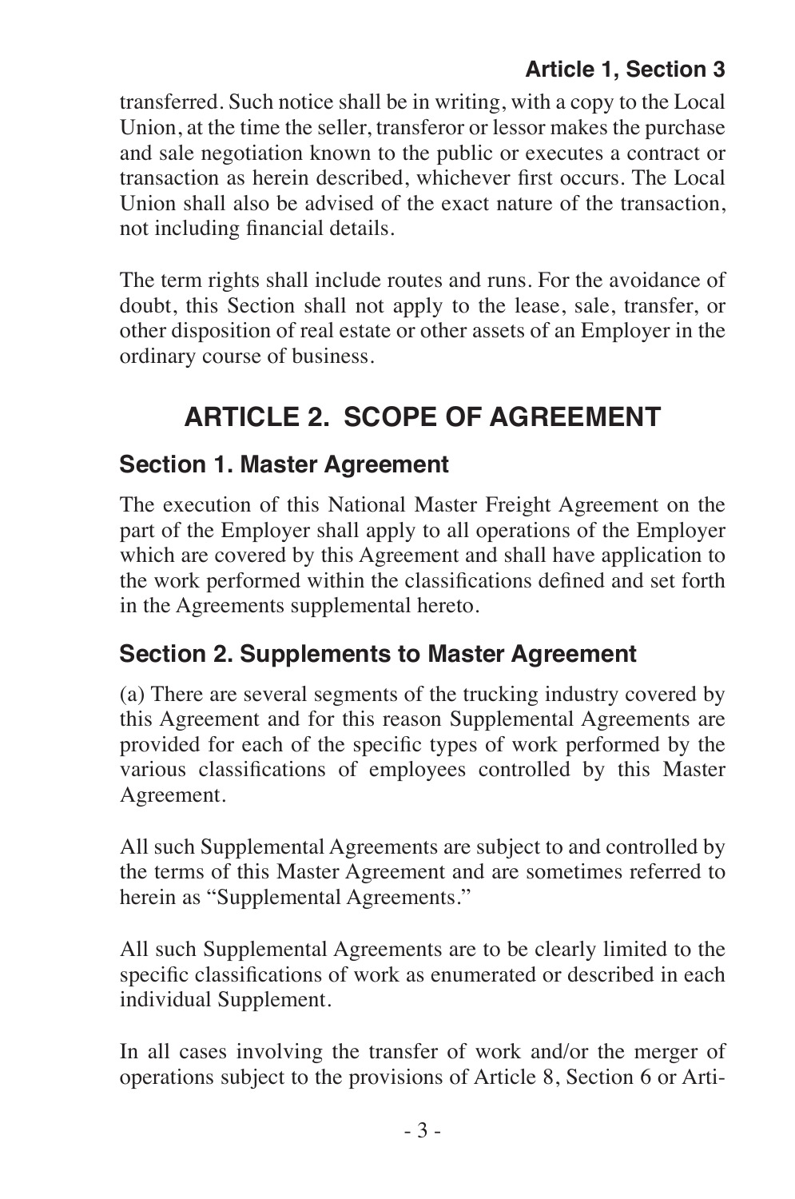transferred. Such notice shall be in writing, with a copy to the Local Union, at the time the seller, transferor or lessor makes the purchase and sale negotiation known to the public or executes a contract or transaction as herein described, whichever first occurs. The Local Union shall also be advised of the exact nature of the transaction, not including financial details.

The term rights shall include routes and runs. For the avoidance of doubt, this Section shall not apply to the lease, sale, transfer, or other disposition of real estate or other assets of an Employer in the ordinary course of business.

# ARTICLE 2. SCOPE OF AGREEMENT

## Section 1. Master Agreement

The execution of this National Master Freight Agreement on the part of the Employer shall apply to all operations of the Employer which are covered by this Agreement and shall have application to the work performed within the classifications defined and set forth in the Agreements supplemental hereto.

## Section 2. Supplements to Master Agreement

(a) There are several segments of the trucking industry covered by this Agreement and for this reason Supplemental Agreements are provided for each of the specific types of work performed by the various classifications of employees controlled by this Master Agreement.

All such Supplemental Agreements are subject to and controlled by the terms of this Master Agreement and are sometimes referred to herein as "Supplemental Agreements."

All such Supplemental Agreements are to be clearly limited to the specific classifications of work as enumerated or described in each individual Supplement.

In all cases involving the transfer of work and/or the merger of operations subject to the provisions of Article 8, Section 6 or Arti-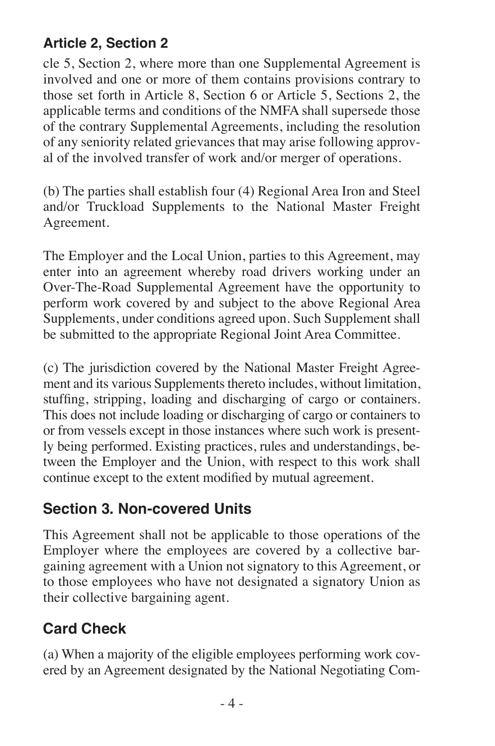cle 5, Section 2, where more than one Supplemental Agreement is involved and one or more of them contains provisions contrary to those set forth in Article 8, Section 6 or Article 5, Sections 2, the applicable terms and conditions of the NMFA shall supersede those of the contrary Supplemental Agreements, including the resolution of any seniority related grievances that may arise following approval of the involved transfer of work and/or merger of operations.

(b) The parties shall establish four (4) Regional Area Iron and Steel and/or Truckload Supplements to the National Master Freight Agreement.

The Employer and the Local Union, parties to this Agreement, may enter into an agreement whereby road drivers working under an Over-The-Road Supplemental Agreement have the opportunity to perform work covered by and subject to the above Regional Area Supplements, under conditions agreed upon. Such Supplement shall be submitted to the appropriate Regional Joint Area Committee.

(c) The jurisdiction covered by the National Master Freight Agreement and its various Supplements thereto includes, without limitation, stuffing, stripping, loading and discharging of cargo or containers. This does not include loading or discharging of cargo or containers to or from vessels except in those instances where such work is presently being performed. Existing practices, rules and understandings, between the Employer and the Union, with respect to this work shall continue except to the extent modified by mutual agreement.

## Section 3. Non-covered Units

This Agreement shall not be applicable to those operations of the Employer where the employees are covered by a collective bargaining agreement with a Union not signatory to this Agreement, or to those employees who have not designated a signatory Union as their collective bargaining agent.

## Card Check

(a) When a majority of the eligible employees performing work covered by an Agreement designated by the National Negotiating Com-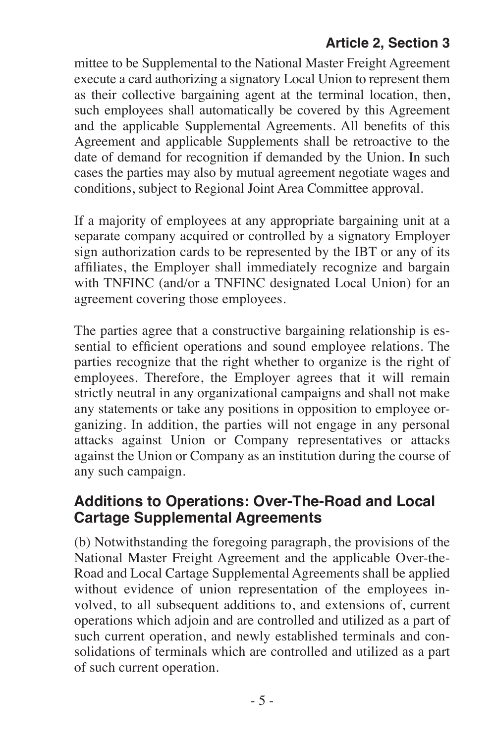mittee to be Supplemental to the National Master Freight Agreement execute a card authorizing a signatory Local Union to represent them as their collective bargaining agent at the terminal location, then, such employees shall automatically be covered by this Agreement and the applicable Supplemental Agreements. All benefits of this Agreement and applicable Supplements shall be retroactive to the date of demand for recognition if demanded by the Union. In such cases the parties may also by mutual agreement negotiate wages and conditions, subject to Regional Joint Area Committee approval.

If a majority of employees at any appropriate bargaining unit at a separate company acquired or controlled by a signatory Employer sign authorization cards to be represented by the IBT or any of its affiliates, the Employer shall immediately recognize and bargain with TNFINC (and/or a TNFINC designated Local Union) for an agreement covering those employees.

The parties agree that a constructive bargaining relationship is essential to efficient operations and sound employee relations. The parties recognize that the right whether to organize is the right of employees. Therefore, the Employer agrees that it will remain strictly neutral in any organizational campaigns and shall not make any statements or take any positions in opposition to employee organizing. In addition, the parties will not engage in any personal attacks against Union or Company representatives or attacks against the Union or Company as an institution during the course of any such campaign.

## Additions to Operations: Over-The-Road and Local Cartage Supplemental Agreements

(b) Notwithstanding the foregoing paragraph, the provisions of the National Master Freight Agreement and the applicable Over-the-Road and Local Cartage Supplemental Agreements shall be applied without evidence of union representation of the employees involved, to all subsequent additions to, and extensions of, current operations which adjoin and are controlled and utilized as a part of such current operation, and newly established terminals and consolidations of terminals which are controlled and utilized as a part of such current operation.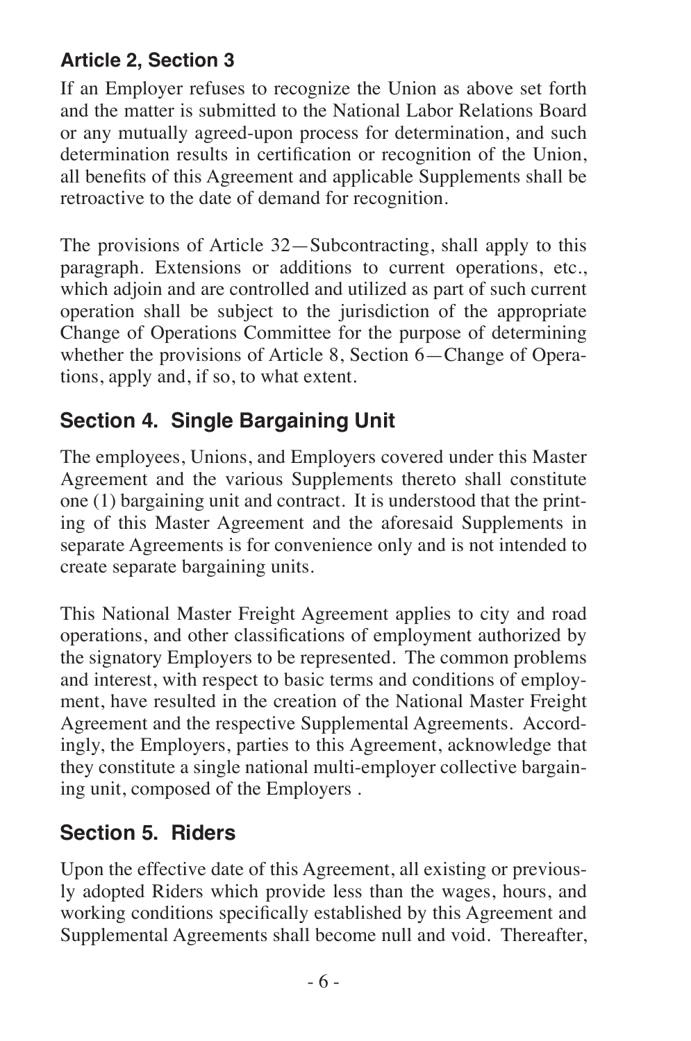### Article 2, Section 3

If an Employer refuses to recognize the Union as above set forth and the matter is submitted to the National Labor Relations Board or any mutually agreed-upon process for determination, and such determination results in certification or recognition of the Union, all benefits of this Agreement and applicable Supplements shall be retroactive to the date of demand for recognition.

The provisions of Article 32—Subcontracting, shall apply to this paragraph. Extensions or additions to current operations, etc., which adjoin and are controlled and utilized as part of such current operation shall be subject to the jurisdiction of the appropriate Change of Operations Committee for the purpose of determining whether the provisions of Article 8, Section 6—Change of Operations, apply and, if so, to what extent.

## Section 4. Single Bargaining Unit

The employees, Unions, and Employers covered under this Master Agreement and the various Supplements thereto shall constitute one (1) bargaining unit and contract. It is understood that the printing of this Master Agreement and the aforesaid Supplements in separate Agreements is for convenience only and is not intended to create separate bargaining units.

This National Master Freight Agreement applies to city and road operations, and other classifications of employment authorized by the signatory Employers to be represented. The common problems and interest, with respect to basic terms and conditions of employment, have resulted in the creation of the National Master Freight Agreement and the respective Supplemental Agreements. Accordingly, the Employers, parties to this Agreement, acknowledge that they constitute a single national multi-employer collective bargaining unit, composed of the Employers .

## Section 5. Riders

Upon the effective date of this Agreement, all existing or previously adopted Riders which provide less than the wages, hours, and working conditions specifically established by this Agreement and Supplemental Agreements shall become null and void. Thereafter,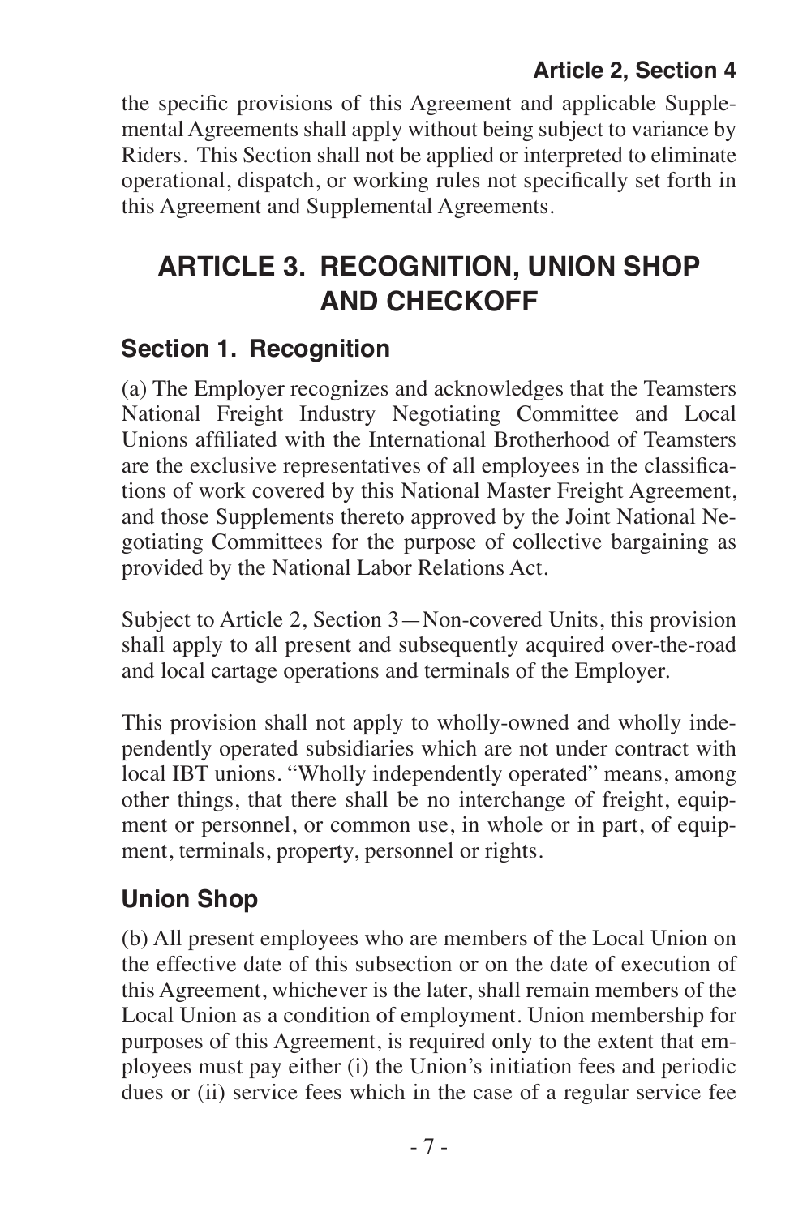the specific provisions of this Agreement and applicable Supplemental Agreements shall apply without being subject to variance by Riders. This Section shall not be applied or interpreted to eliminate operational, dispatch, or working rules not specifically set forth in this Agreement and Supplemental Agreements.

# ARTICLE 3. RECOGNITION, UNION SHOP AND CHECKOFF

## Section 1. Recognition

(a) The Employer recognizes and acknowledges that the Teamsters National Freight Industry Negotiating Committee and Local Unions affiliated with the International Brotherhood of Teamsters are the exclusive representatives of all employees in the classifications of work covered by this National Master Freight Agreement, and those Supplements thereto approved by the Joint National Negotiating Committees for the purpose of collective bargaining as provided by the National Labor Relations Act.

Subject to Article 2, Section 3—Non-covered Units, this provision shall apply to all present and subsequently acquired over-the-road and local cartage operations and terminals of the Employer.

This provision shall not apply to wholly-owned and wholly independently operated subsidiaries which are not under contract with local IBT unions. "Wholly independently operated" means, among other things, that there shall be no interchange of freight, equipment or personnel, or common use, in whole or in part, of equipment, terminals, property, personnel or rights.

## Union Shop

(b) All present employees who are members of the Local Union on the effective date of this subsection or on the date of execution of this Agreement, whichever is the later, shall remain members of the Local Union as a condition of employment. Union membership for purposes of this Agreement, is required only to the extent that employees must pay either (i) the Union's initiation fees and periodic dues or (ii) service fees which in the case of a regular service fee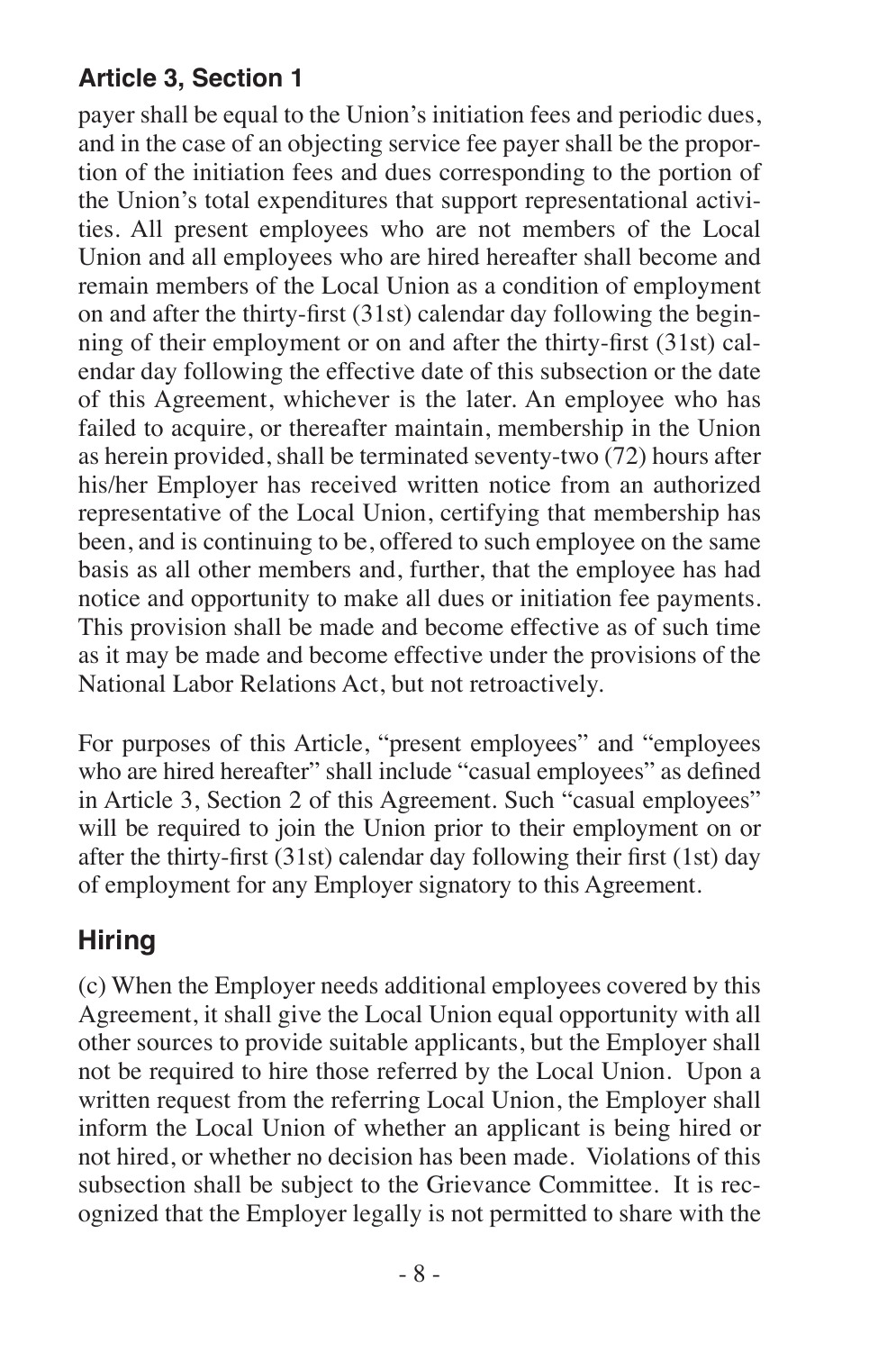## Article 3, Section 1

payer shall be equal to the Union's initiation fees and periodic dues, and in the case of an objecting service fee payer shall be the proportion of the initiation fees and dues corresponding to the portion of the Union's total expenditures that support representational activities. All present employees who are not members of the Local Union and all employees who are hired hereafter shall become and remain members of the Local Union as a condition of employment on and after the thirty-first (31st) calendar day following the beginning of their employment or on and after the thirty-first (31st) calendar day following the effective date of this subsection or the date of this Agreement, whichever is the later. An employee who has failed to acquire, or thereafter maintain, membership in the Union as herein provided, shall be terminated seventy-two (72) hours after his/her Employer has received written notice from an authorized representative of the Local Union, certifying that membership has been, and is continuing to be, offered to such employee on the same basis as all other members and, further, that the employee has had notice and opportunity to make all dues or initiation fee payments. This provision shall be made and become effective as of such time as it may be made and become effective under the provisions of the National Labor Relations Act, but not retroactively.

For purposes of this Article, "present employees" and "employees who are hired hereafter" shall include "casual employees" as defined in Article 3, Section 2 of this Agreement. Such "casual employees" will be required to join the Union prior to their employment on or after the thirty-first (31st) calendar day following their first (1st) day of employment for any Employer signatory to this Agreement.

## Hiring

(c) When the Employer needs additional employees covered by this Agreement, it shall give the Local Union equal opportunity with all other sources to provide suitable applicants, but the Employer shall not be required to hire those referred by the Local Union. Upon a written request from the referring Local Union, the Employer shall inform the Local Union of whether an applicant is being hired or not hired, or whether no decision has been made. Violations of this subsection shall be subject to the Grievance Committee. It is recognized that the Employer legally is not permitted to share with the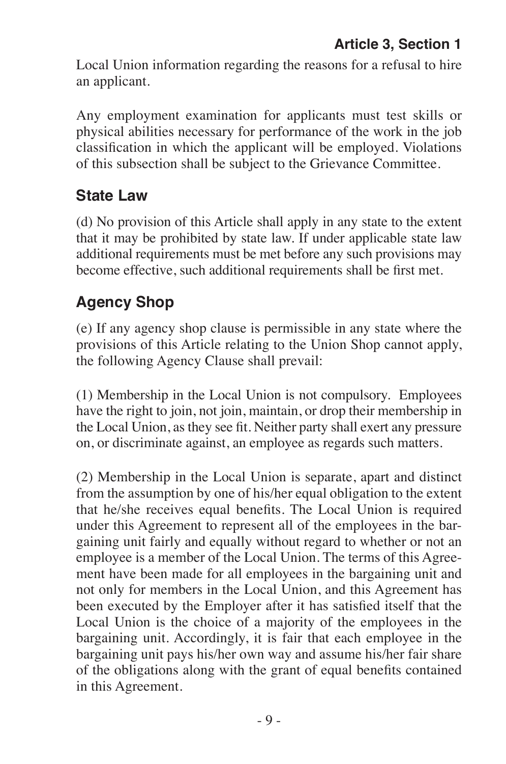Local Union information regarding the reasons for a refusal to hire an applicant.

Any employment examination for applicants must test skills or physical abilities necessary for performance of the work in the job classification in which the applicant will be employed. Violations of this subsection shall be subject to the Grievance Committee.

## State Law

(d) No provision of this Article shall apply in any state to the extent that it may be prohibited by state law. If under applicable state law additional requirements must be met before any such provisions may become effective, such additional requirements shall be first met.

## Agency Shop

(e) If any agency shop clause is permissible in any state where the provisions of this Article relating to the Union Shop cannot apply, the following Agency Clause shall prevail:

(1) Membership in the Local Union is not compulsory. Employees have the right to join, not join, maintain, or drop their membership in the Local Union, as they see fit. Neither party shall exert any pressure on, or discriminate against, an employee as regards such matters.

(2) Membership in the Local Union is separate, apart and distinct from the assumption by one of his/her equal obligation to the extent that he/she receives equal benefits. The Local Union is required under this Agreement to represent all of the employees in the bargaining unit fairly and equally without regard to whether or not an employee is a member of the Local Union. The terms of this Agreement have been made for all employees in the bargaining unit and not only for members in the Local Union, and this Agreement has been executed by the Employer after it has satisfied itself that the Local Union is the choice of a majority of the employees in the bargaining unit. Accordingly, it is fair that each employee in the bargaining unit pays his/her own way and assume his/her fair share of the obligations along with the grant of equal benefits contained in this Agreement.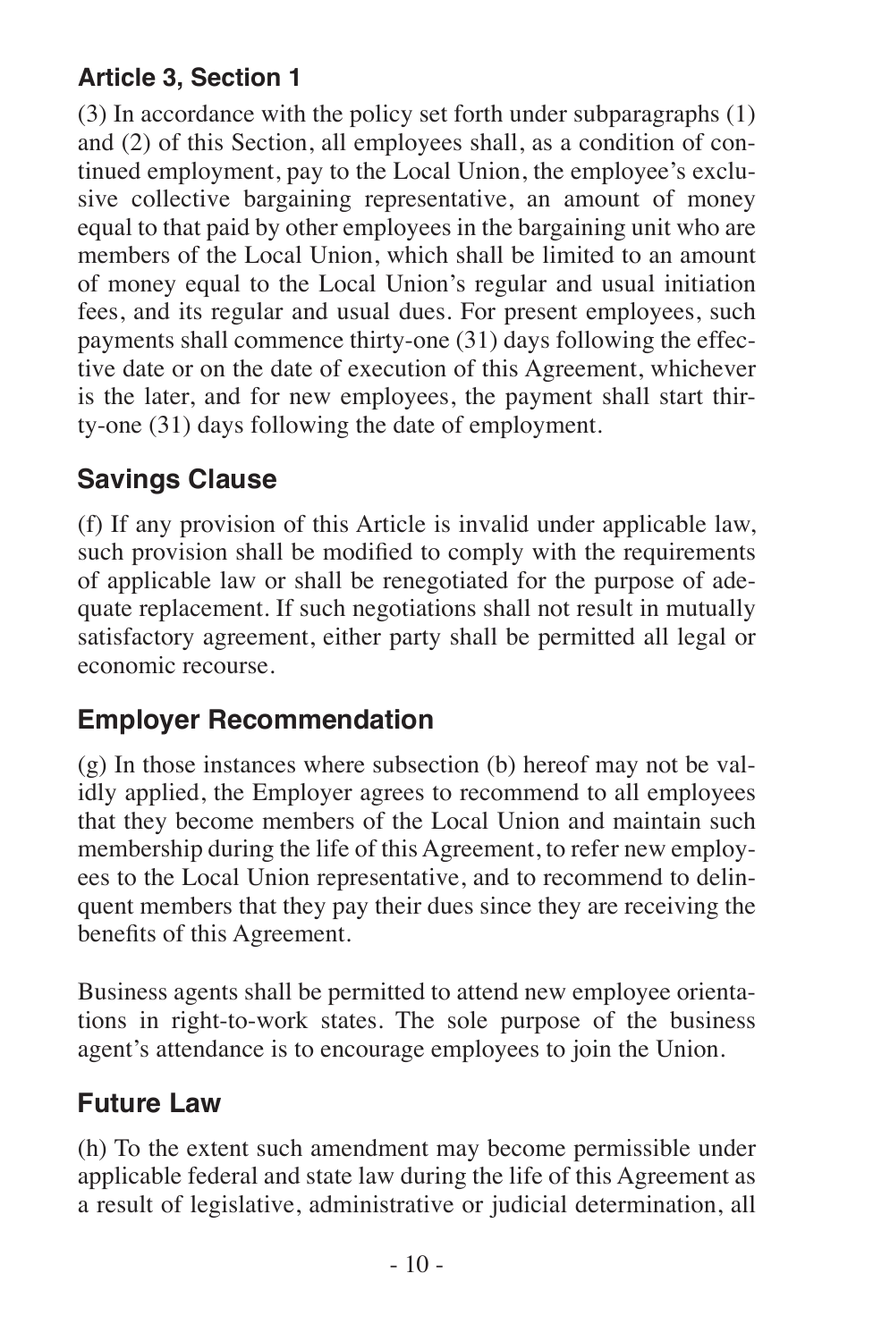**Article 3, Section 1**

(3) In accordance with the policy set forth under subparagraphs (1) and (2) of this Section, all employees shall, as a condition of continued employment, pay to the Local Union, the employee's exclusive collective bargaining representative, an amount of money equal to that paid by other employees in the bargaining unit who are members of the Local Union, which shall be limited to an amount of money equal to the Local Union's regular and usual initiation fees, and its regular and usual dues. For present employees, such payments shall commence thirty-one (31) days following the effective date or on the date of execution of this Agreement, whichever is the later, and for new employees, the payment shall start thirty-one (31) days following the date of employment.

## Savings Clause

(f) If any provision of this Article is invalid under applicable law, such provision shall be modified to comply with the requirements of applicable law or shall be renegotiated for the purpose of adequate replacement. If such negotiations shall not result in mutually satisfactory agreement, either party shall be permitted all legal or economic recourse.

## Employer Recommendation

(g) In those instances where subsection (b) hereof may not be validly applied, the Employer agrees to recommend to all employees that they become members of the Local Union and maintain such membership during the life of this Agreement, to refer new employees to the Local Union representative, and to recommend to delinquent members that they pay their dues since they are receiving the benefits of this Agreement.

Business agents shall be permitted to attend new employee orientations in right-to-work states. The sole purpose of the business agent's attendance is to encourage employees to join the Union.

## Future Law

(h) To the extent such amendment may become permissible under applicable federal and state law during the life of this Agreement as a result of legislative, administrative or judicial determination, all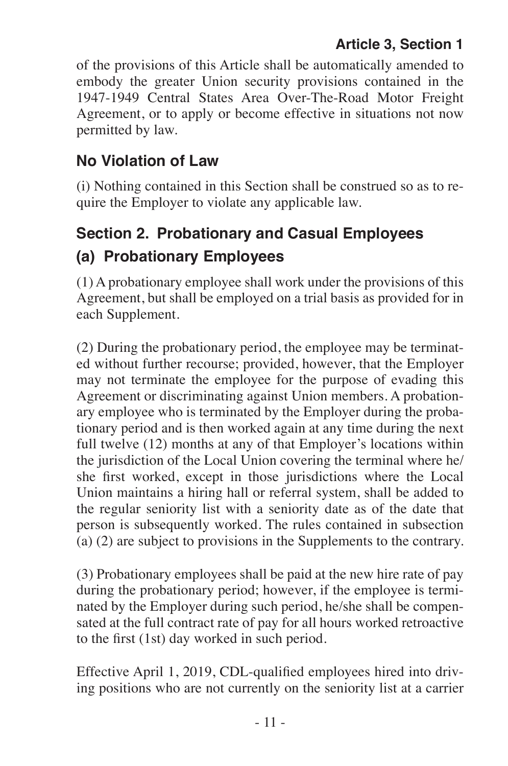of the provisions of this Article shall be automatically amended to embody the greater Union security provisions contained in the 1947-1949 Central States Area Over-The-Road Motor Freight Agreement, or to apply or become effective in situations not now permitted by law.

### No Violation of Law

(i) Nothing contained in this Section shall be construed so as to require the Employer to violate any applicable law.

## Section 2. Probationary and Casual Employees

### (a) Probationary Employees

(1) A probationary employee shall work under the provisions of this Agreement, but shall be employed on a trial basis as provided for in each Supplement.

(2) During the probationary period, the employee may be terminated without further recourse; provided, however, that the Employer may not terminate the employee for the purpose of evading this Agreement or discriminating against Union members. A probationary employee who is terminated by the Employer during the probationary period and is then worked again at any time during the next full twelve (12) months at any of that Employer's locations within the jurisdiction of the Local Union covering the terminal where he/she first worked, except in those jurisdictions where the Local Union maintains a hiring hall or referral system, shall be added to the regular seniority list with a seniority date as of the date that person is subsequently worked. The rules contained in subsection (a) (2) are subject to provisions in the Supplements to the contrary.

(3) Probationary employees shall be paid at the new hire rate of pay during the probationary period; however, if the employee is terminated by the Employer during such period, he/she shall be compensated at the full contract rate of pay for all hours worked retroactive to the first (1st) day worked in such period.

Effective April 1, 2019, CDL-qualified employees hired into driving positions who are not currently on the seniority list at a carrier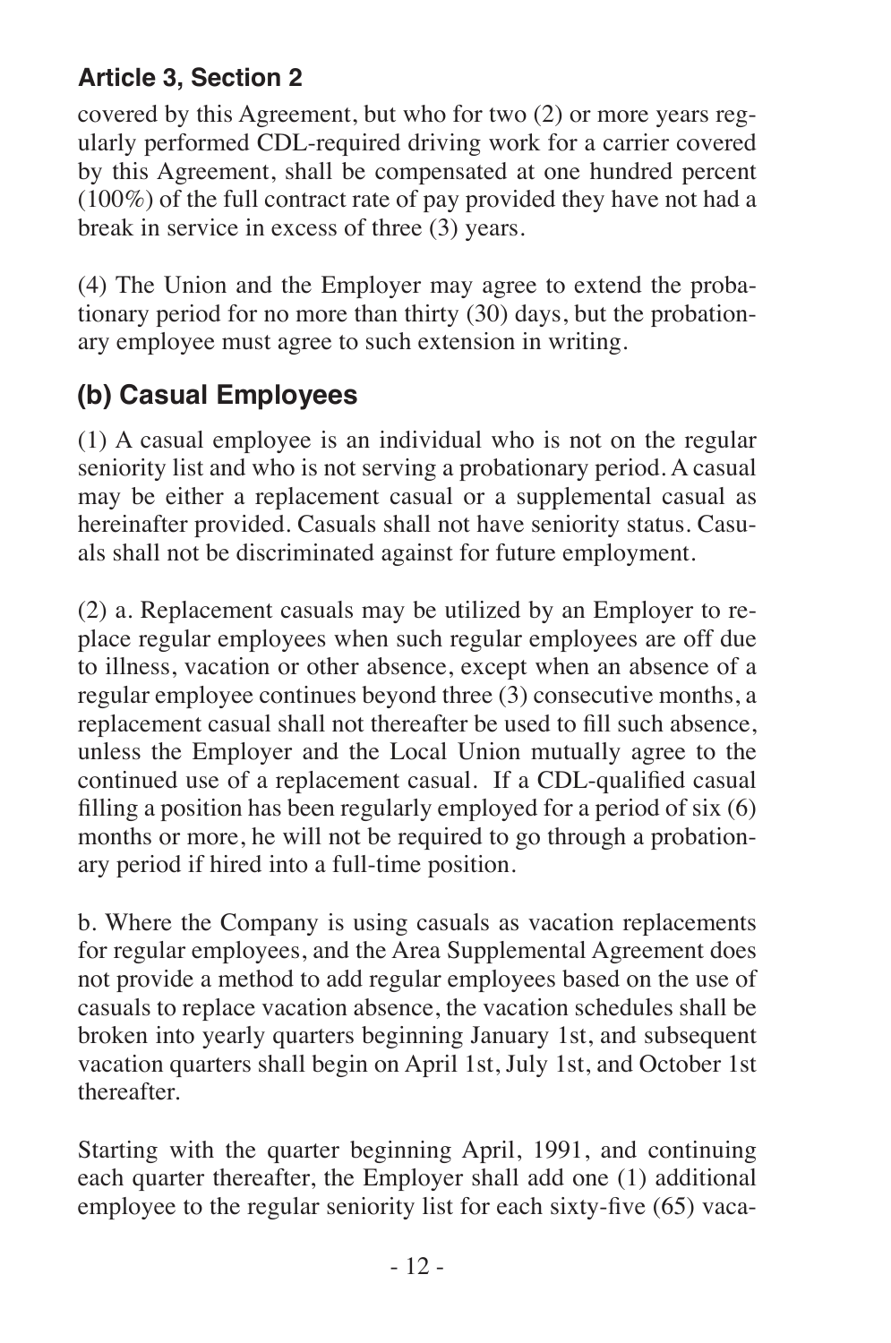covered by this Agreement, but who for two (2) or more years regularly performed CDL-required driving work for a carrier covered by this Agreement, shall be compensated at one hundred percent (100%) of the full contract rate of pay provided they have not had a break in service in excess of three (3) years.

(4) The Union and the Employer may agree to extend the probationary period for no more than thirty (30) days, but the probationary employee must agree to such extension in writing.

## (b) Casual Employees

(1) A casual employee is an individual who is not on the regular seniority list and who is not serving a probationary period. A casual may be either a replacement casual or a supplemental casual as hereinafter provided. Casuals shall not have seniority status. Casuals shall not be discriminated against for future employment.

(2) a. Replacement casuals may be utilized by an Employer to replace regular employees when such regular employees are off due to illness, vacation or other absence, except when an absence of a regular employee continues beyond three (3) consecutive months, a replacement casual shall not thereafter be used to fill such absence, unless the Employer and the Local Union mutually agree to the continued use of a replacement casual. If a CDL-qualified casual filling a position has been regularly employed for a period of six (6) months or more, he will not be required to go through a probationary period if hired into a full-time position.

b. Where the Company is using casuals as vacation replacements for regular employees, and the Area Supplemental Agreement does not provide a method to add regular employees based on the use of casuals to replace vacation absence, the vacation schedules shall be broken into yearly quarters beginning January 1st, and subsequent vacation quarters shall begin on April 1st, July 1st, and October 1st thereafter.

Starting with the quarter beginning April, 1991, and continuing each quarter thereafter, the Employer shall add one (1) additional employee to the regular seniority list for each sixty-five (65) vaca-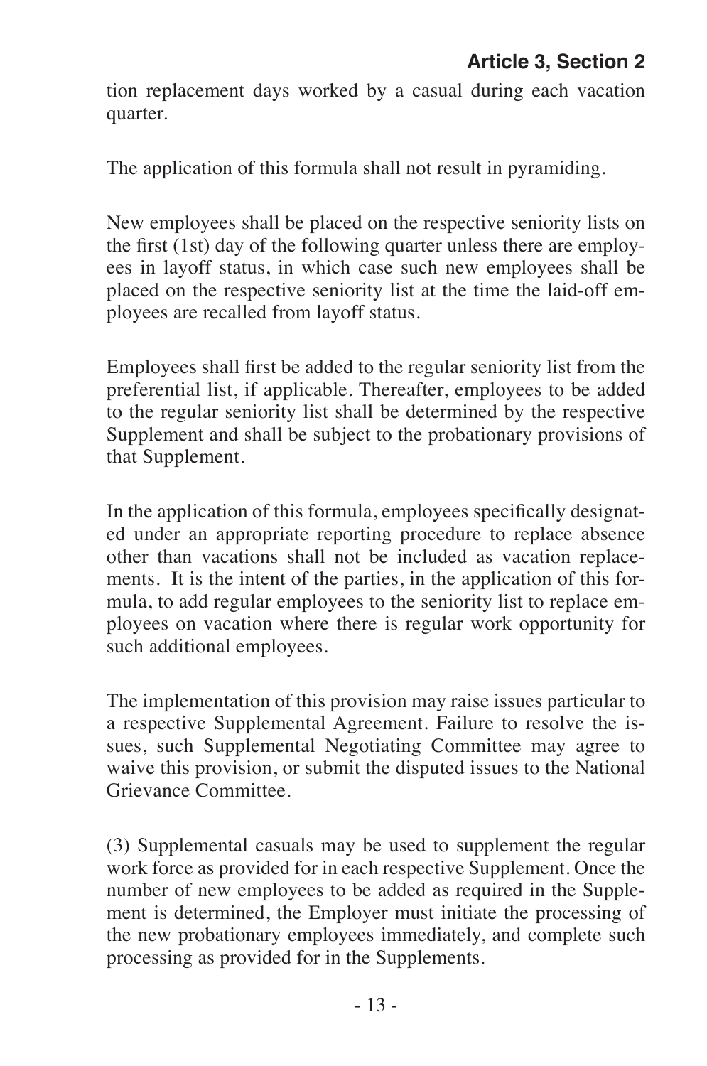tion replacement days worked by a casual during each vacation quarter.

The application of this formula shall not result in pyramiding.

New employees shall be placed on the respective seniority lists on the first (1st) day of the following quarter unless there are employees in layoff status, in which case such new employees shall be placed on the respective seniority list at the time the laid-off employees are recalled from layoff status.

Employees shall first be added to the regular seniority list from the preferential list, if applicable. Thereafter, employees to be added to the regular seniority list shall be determined by the respective Supplement and shall be subject to the probationary provisions of that Supplement.

In the application of this formula, employees specifically designated under an appropriate reporting procedure to replace absence other than vacations shall not be included as vacation replacements. It is the intent of the parties, in the application of this formula, to add regular employees to the seniority list to replace employees on vacation where there is regular work opportunity for such additional employees.

The implementation of this provision may raise issues particular to a respective Supplemental Agreement. Failure to resolve the issues, such Supplemental Negotiating Committee may agree to waive this provision, or submit the disputed issues to the National Grievance Committee.

(3) Supplemental casuals may be used to supplement the regular work force as provided for in each respective Supplement. Once the number of new employees to be added as required in the Supplement is determined, the Employer must initiate the processing of the new probationary employees immediately, and complete such processing as provided for in the Supplements.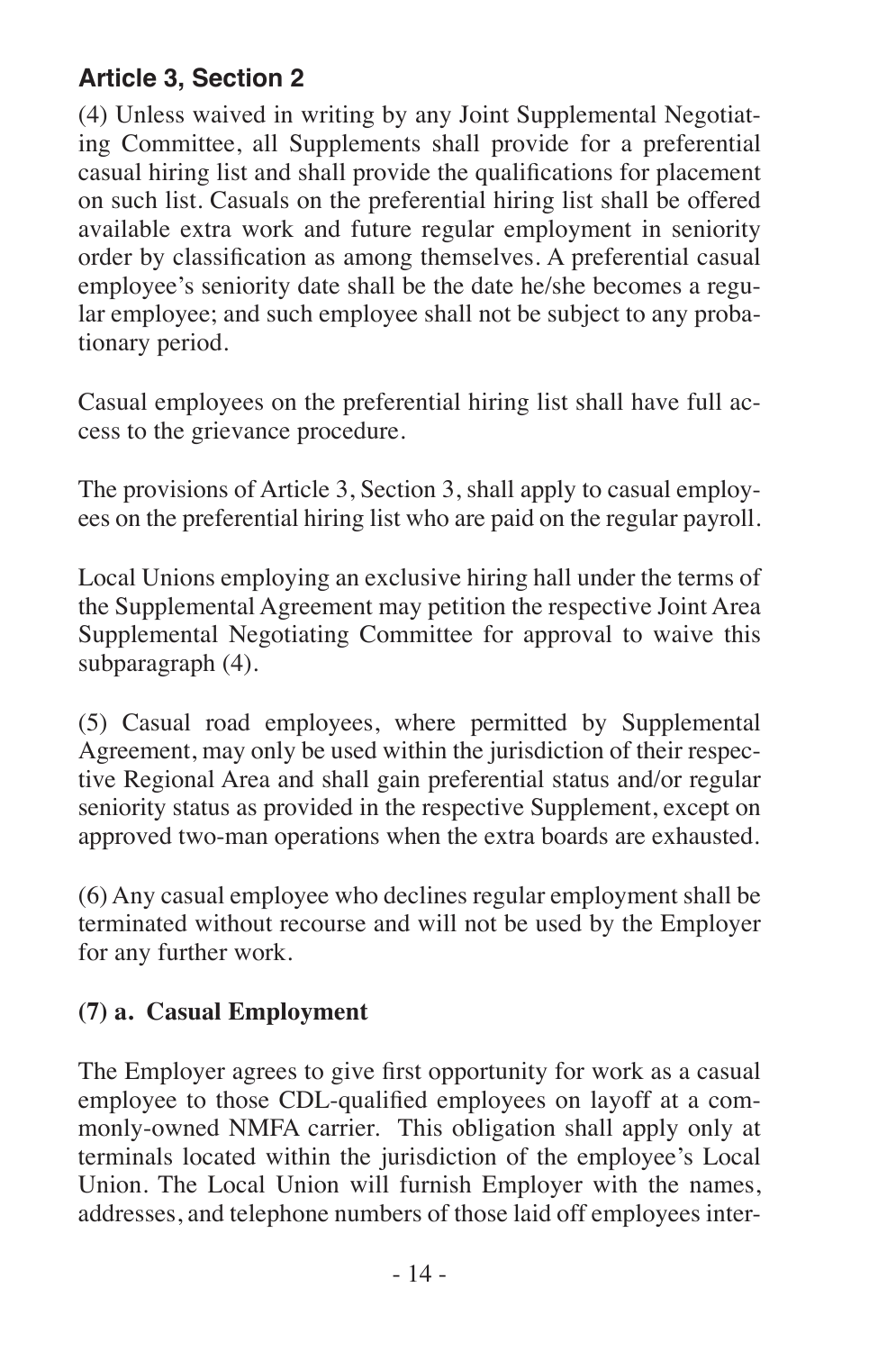## Article 3, Section 2

(4) Unless waived in writing by any Joint Supplemental Negotiating Committee, all Supplements shall provide for a preferential casual hiring list and shall provide the qualifications for placement on such list. Casuals on the preferential hiring list shall be offered available extra work and future regular employment in seniority order by classification as among themselves. A preferential casual employee's seniority date shall be the date he/she becomes a regular employee; and such employee shall not be subject to any probationary period.

Casual employees on the preferential hiring list shall have full access to the grievance procedure.

The provisions of Article 3, Section 3, shall apply to casual employees on the preferential hiring list who are paid on the regular payroll.

Local Unions employing an exclusive hiring hall under the terms of the Supplemental Agreement may petition the respective Joint Area Supplemental Negotiating Committee for approval to waive this subparagraph (4).

(5) Casual road employees, where permitted by Supplemental Agreement, may only be used within the jurisdiction of their respective Regional Area and shall gain preferential status and/or regular seniority status as provided in the respective Supplement, except on approved two-man operations when the extra boards are exhausted.

(6) Any casual employee who declines regular employment shall be terminated without recourse and will not be used by the Employer for any further work.

**(7) a. Casual Employment**

The Employer agrees to give first opportunity for work as a casual employee to those CDL-qualified employees on layoff at a commonly-owned NMFA carrier. This obligation shall apply only at terminals located within the jurisdiction of the employee's Local Union. The Local Union will furnish Employer with the names, addresses, and telephone numbers of those laid off employees inter-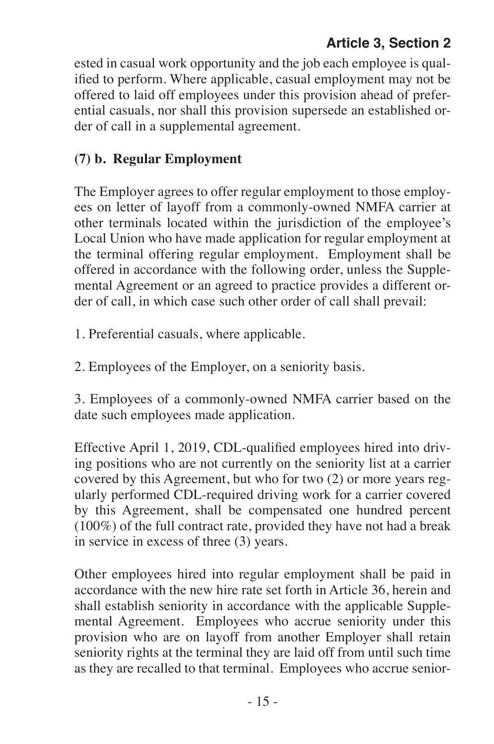ested in casual work opportunity and the job each employee is qualified to perform. Where applicable, casual employment may not be offered to laid off employees under this provision ahead of preferential casuals, nor shall this provision supersede an established order of call in a supplemental agreement.

**(7) b. Regular Employment**

The Employer agrees to offer regular employment to those employees on letter of layoff from a commonly-owned NMFA carrier at other terminals located within the jurisdiction of the employee's Local Union who have made application for regular employment at the terminal offering regular employment. Employment shall be offered in accordance with the following order, unless the Supplemental Agreement or an agreed to practice provides a different order of call, in which case such other order of call shall prevail:

1. Preferential casuals, where applicable.

2. Employees of the Employer, on a seniority basis.

3. Employees of a commonly-owned NMFA carrier based on the date such employees made application.

Effective April 1, 2019, CDL-qualified employees hired into driving positions who are not currently on the seniority list at a carrier covered by this Agreement, but who for two (2) or more years regularly performed CDL-required driving work for a carrier covered by this Agreement, shall be compensated one hundred percent (100%) of the full contract rate, provided they have not had a break in service in excess of three (3) years.

Other employees hired into regular employment shall be paid in accordance with the new hire rate set forth in Article 36, herein and shall establish seniority in accordance with the applicable Supplemental Agreement. Employees who accrue seniority under this provision who are on layoff from another Employer shall retain seniority rights at the terminal they are laid off from until such time as they are recalled to that terminal. Employees who accrue senior-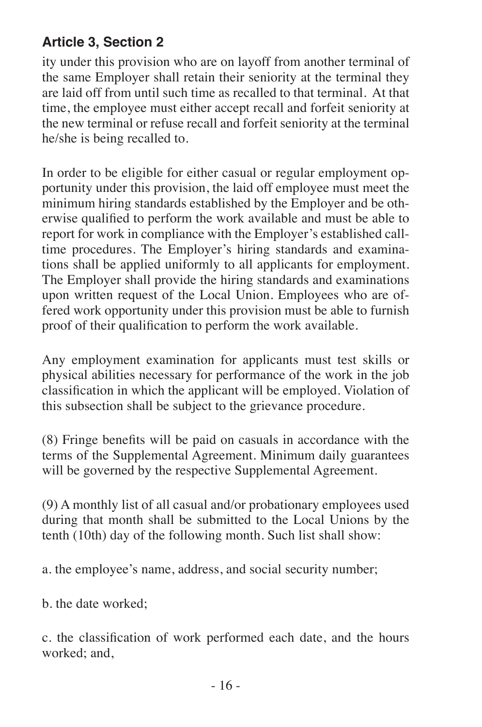ity under this provision who are on layoff from another terminal of the same Employer shall retain their seniority at the terminal they are laid off from until such time as recalled to that terminal. At that time, the employee must either accept recall and forfeit seniority at the new terminal or refuse recall and forfeit seniority at the terminal he/she is being recalled to.

In order to be eligible for either casual or regular employment opportunity under this provision, the laid off employee must meet the minimum hiring standards established by the Employer and be otherwise qualified to perform the work available and must be able to report for work in compliance with the Employer's established call-time procedures. The Employer's hiring standards and examinations shall be applied uniformly to all applicants for employment. The Employer shall provide the hiring standards and examinations upon written request of the Local Union. Employees who are offered work opportunity under this provision must be able to furnish proof of their qualification to perform the work available.

Any employment examination for applicants must test skills or physical abilities necessary for performance of the work in the job classification in which the applicant will be employed. Violation of this subsection shall be subject to the grievance procedure.

(8) Fringe benefits will be paid on casuals in accordance with the terms of the Supplemental Agreement. Minimum daily guarantees will be governed by the respective Supplemental Agreement.

(9) A monthly list of all casual and/or probationary employees used during that month shall be submitted to the Local Unions by the tenth (10th) day of the following month. Such list shall show:

a. the employee's name, address, and social security number;

b. the date worked;

c. the classification of work performed each date, and the hours worked; and,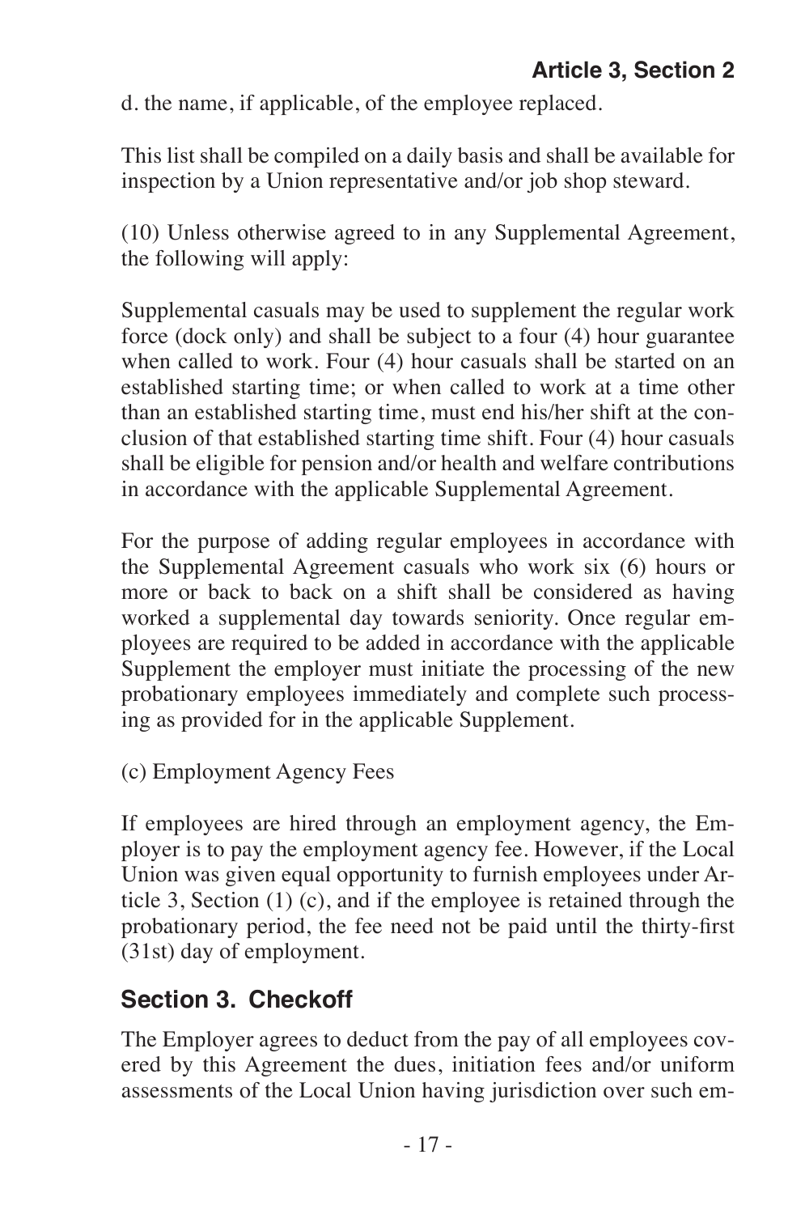d. the name, if applicable, of the employee replaced.

This list shall be compiled on a daily basis and shall be available for inspection by a Union representative and/or job shop steward.

(10) Unless otherwise agreed to in any Supplemental Agreement, the following will apply:

Supplemental casuals may be used to supplement the regular work force (dock only) and shall be subject to a four (4) hour guarantee when called to work. Four (4) hour casuals shall be started on an established starting time; or when called to work at a time other than an established starting time, must end his/her shift at the conclusion of that established starting time shift. Four (4) hour casuals shall be eligible for pension and/or health and welfare contributions in accordance with the applicable Supplemental Agreement.

For the purpose of adding regular employees in accordance with the Supplemental Agreement casuals who work six (6) hours or more or back to back on a shift shall be considered as having worked a supplemental day towards seniority. Once regular employees are required to be added in accordance with the applicable Supplement the employer must initiate the processing of the new probationary employees immediately and complete such processing as provided for in the applicable Supplement.

(c) Employment Agency Fees

If employees are hired through an employment agency, the Employer is to pay the employment agency fee. However, if the Local Union was given equal opportunity to furnish employees under Article 3, Section (1) (c), and if the employee is retained through the probationary period, the fee need not be paid until the thirty-first (31st) day of employment.

## Section 3. Checkoff

The Employer agrees to deduct from the pay of all employees covered by this Agreement the dues, initiation fees and/or uniform assessments of the Local Union having jurisdiction over such em-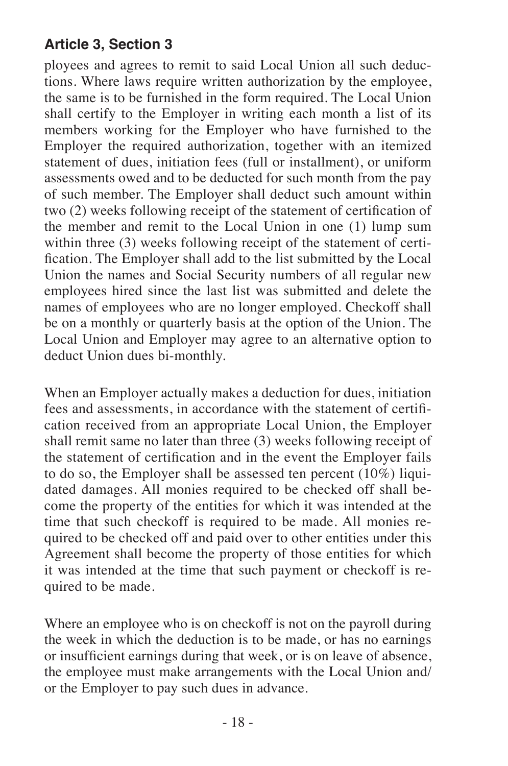ployees and agrees to remit to said Local Union all such deductions. Where laws require written authorization by the employee, the same is to be furnished in the form required. The Local Union shall certify to the Employer in writing each month a list of its members working for the Employer who have furnished to the Employer the required authorization, together with an itemized statement of dues, initiation fees (full or installment), or uniform assessments owed and to be deducted for such month from the pay of such member. The Employer shall deduct such amount within two (2) weeks following receipt of the statement of certification of the member and remit to the Local Union in one (1) lump sum within three (3) weeks following receipt of the statement of certification. The Employer shall add to the list submitted by the Local Union the names and Social Security numbers of all regular new employees hired since the last list was submitted and delete the names of employees who are no longer employed. Checkoff shall be on a monthly or quarterly basis at the option of the Union. The Local Union and Employer may agree to an alternative option to deduct Union dues bi-monthly.

When an Employer actually makes a deduction for dues, initiation fees and assessments, in accordance with the statement of certification received from an appropriate Local Union, the Employer shall remit same no later than three (3) weeks following receipt of the statement of certification and in the event the Employer fails to do so, the Employer shall be assessed ten percent (10%) liquidated damages. All monies required to be checked off shall become the property of the entities for which it was intended at the time that such checkoff is required to be made. All monies required to be checked off and paid over to other entities under this Agreement shall become the property of those entities for which it was intended at the time that such payment or checkoff is required to be made.

Where an employee who is on checkoff is not on the payroll during the week in which the deduction is to be made, or has no earnings or insufficient earnings during that week, or is on leave of absence, the employee must make arrangements with the Local Union and/or the Employer to pay such dues in advance.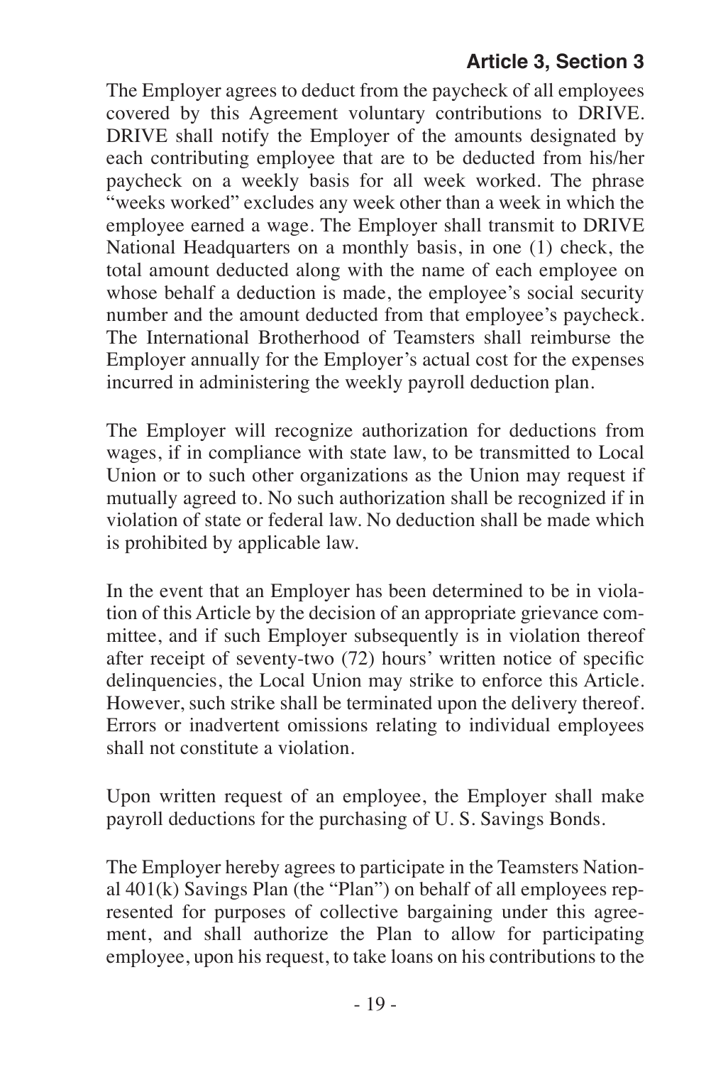## Article 3, Section 3

The Employer agrees to deduct from the paycheck of all employees covered by this Agreement voluntary contributions to DRIVE. DRIVE shall notify the Employer of the amounts designated by each contributing employee that are to be deducted from his/her paycheck on a weekly basis for all week worked. The phrase "weeks worked" excludes any week other than a week in which the employee earned a wage. The Employer shall transmit to DRIVE National Headquarters on a monthly basis, in one (1) check, the total amount deducted along with the name of each employee on whose behalf a deduction is made, the employee's social security number and the amount deducted from that employee's paycheck. The International Brotherhood of Teamsters shall reimburse the Employer annually for the Employer's actual cost for the expenses incurred in administering the weekly payroll deduction plan.

The Employer will recognize authorization for deductions from wages, if in compliance with state law, to be transmitted to Local Union or to such other organizations as the Union may request if mutually agreed to. No such authorization shall be recognized if in violation of state or federal law. No deduction shall be made which is prohibited by applicable law.

In the event that an Employer has been determined to be in violation of this Article by the decision of an appropriate grievance committee, and if such Employer subsequently is in violation thereof after receipt of seventy-two (72) hours' written notice of specific delinquencies, the Local Union may strike to enforce this Article. However, such strike shall be terminated upon the delivery thereof. Errors or inadvertent omissions relating to individual employees shall not constitute a violation.

Upon written request of an employee, the Employer shall make payroll deductions for the purchasing of U. S. Savings Bonds.

The Employer hereby agrees to participate in the Teamsters National 401(k) Savings Plan (the "Plan") on behalf of all employees represented for purposes of collective bargaining under this agreement, and shall authorize the Plan to allow for participating employee, upon his request, to take loans on his contributions to the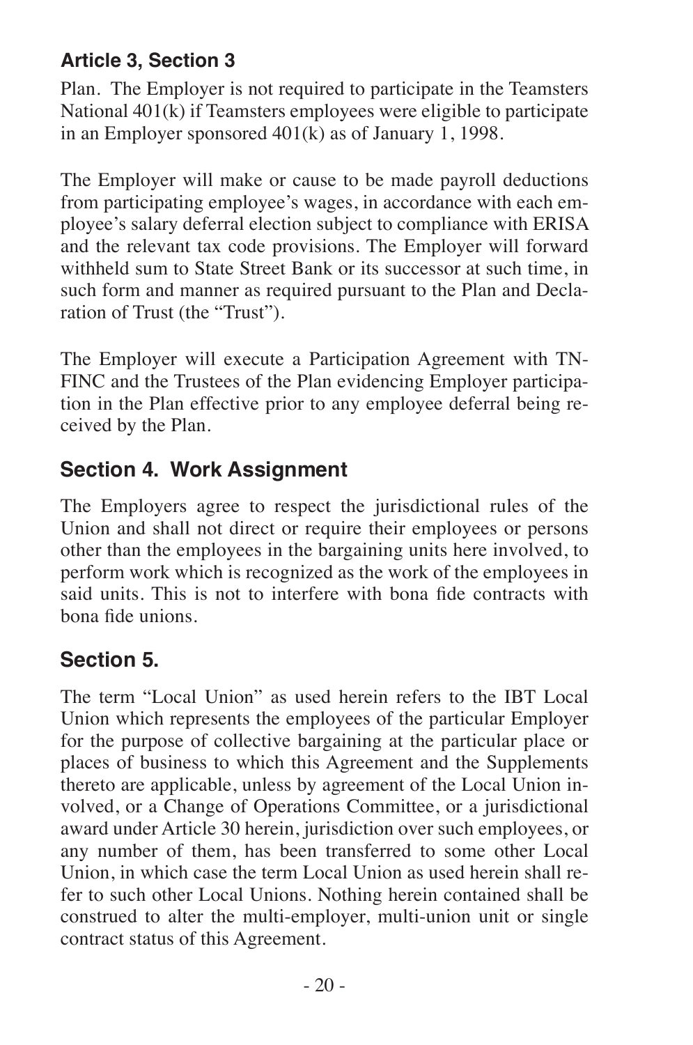**Article 3, Section 3**

Plan. The Employer is not required to participate in the Teamsters National 401(k) if Teamsters employees were eligible to participate in an Employer sponsored 401(k) as of January 1, 1998.

The Employer will make or cause to be made payroll deductions from participating employee's wages, in accordance with each employee's salary deferral election subject to compliance with ERISA and the relevant tax code provisions. The Employer will forward withheld sum to State Street Bank or its successor at such time, in such form and manner as required pursuant to the Plan and Declaration of Trust (the "Trust").

The Employer will execute a Participation Agreement with TN-FINC and the Trustees of the Plan evidencing Employer participation in the Plan effective prior to any employee deferral being received by the Plan.

## Section 4. Work Assignment

The Employers agree to respect the jurisdictional rules of the Union and shall not direct or require their employees or persons other than the employees in the bargaining units here involved, to perform work which is recognized as the work of the employees in said units. This is not to interfere with bona fide contracts with bona fide unions.

## Section 5.

The term "Local Union" as used herein refers to the IBT Local Union which represents the employees of the particular Employer for the purpose of collective bargaining at the particular place or places of business to which this Agreement and the Supplements thereto are applicable, unless by agreement of the Local Union involved, or a Change of Operations Committee, or a jurisdictional award under Article 30 herein, jurisdiction over such employees, or any number of them, has been transferred to some other Local Union, in which case the term Local Union as used herein shall refer to such other Local Unions. Nothing herein contained shall be construed to alter the multi-employer, multi-union unit or single contract status of this Agreement.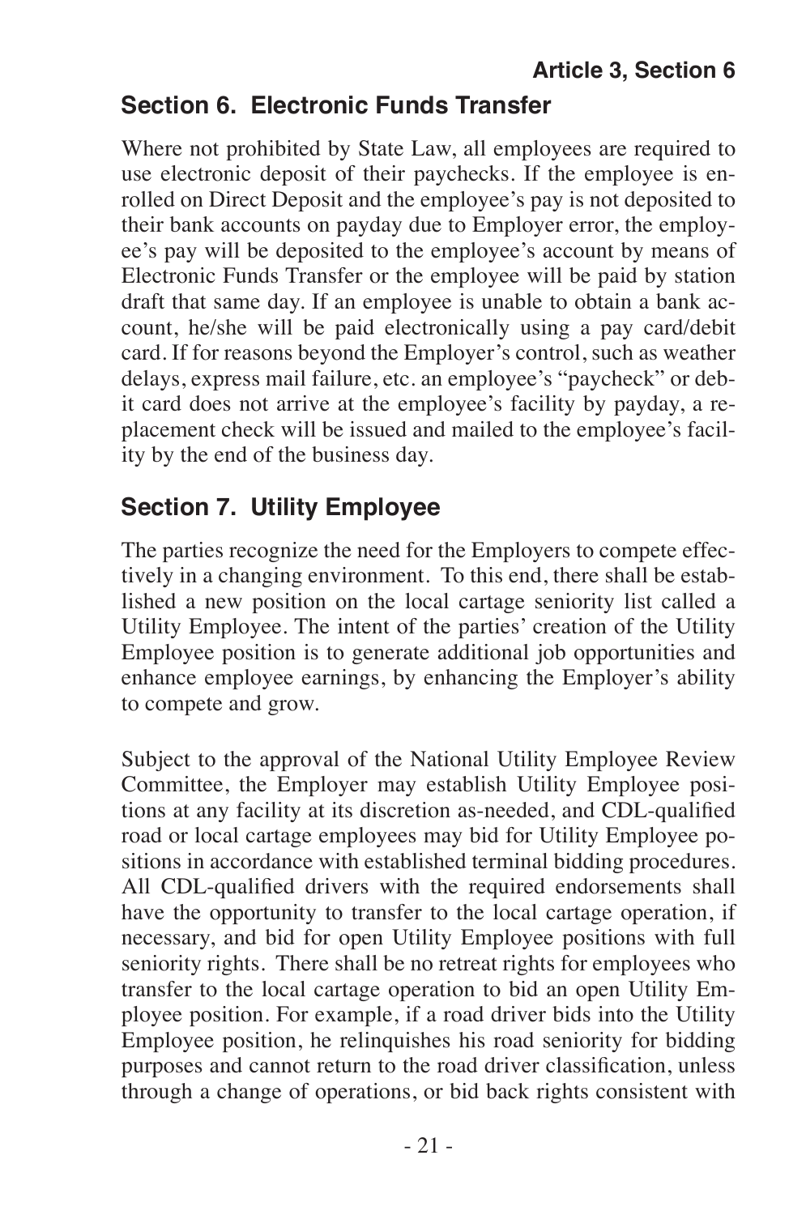## Section 6. Electronic Funds Transfer

Where not prohibited by State Law, all employees are required to use electronic deposit of their paychecks. If the employee is enrolled on Direct Deposit and the employee's pay is not deposited to their bank accounts on payday due to Employer error, the employee's pay will be deposited to the employee's account by means of Electronic Funds Transfer or the employee will be paid by station draft that same day. If an employee is unable to obtain a bank account, he/she will be paid electronically using a pay card/debit card. If for reasons beyond the Employer's control, such as weather delays, express mail failure, etc. an employee's "paycheck" or debit card does not arrive at the employee's facility by payday, a replacement check will be issued and mailed to the employee's facility by the end of the business day.

## Section 7. Utility Employee

The parties recognize the need for the Employers to compete effectively in a changing environment. To this end, there shall be established a new position on the local cartage seniority list called a Utility Employee. The intent of the parties' creation of the Utility Employee position is to generate additional job opportunities and enhance employee earnings, by enhancing the Employer's ability to compete and grow.

Subject to the approval of the National Utility Employee Review Committee, the Employer may establish Utility Employee positions at any facility at its discretion as-needed, and CDL-qualified road or local cartage employees may bid for Utility Employee positions in accordance with established terminal bidding procedures. All CDL-qualified drivers with the required endorsements shall have the opportunity to transfer to the local cartage operation, if necessary, and bid for open Utility Employee positions with full seniority rights. There shall be no retreat rights for employees who transfer to the local cartage operation to bid an open Utility Employee position. For example, if a road driver bids into the Utility Employee position, he relinquishes his road seniority for bidding purposes and cannot return to the road driver classification, unless through a change of operations, or bid back rights consistent with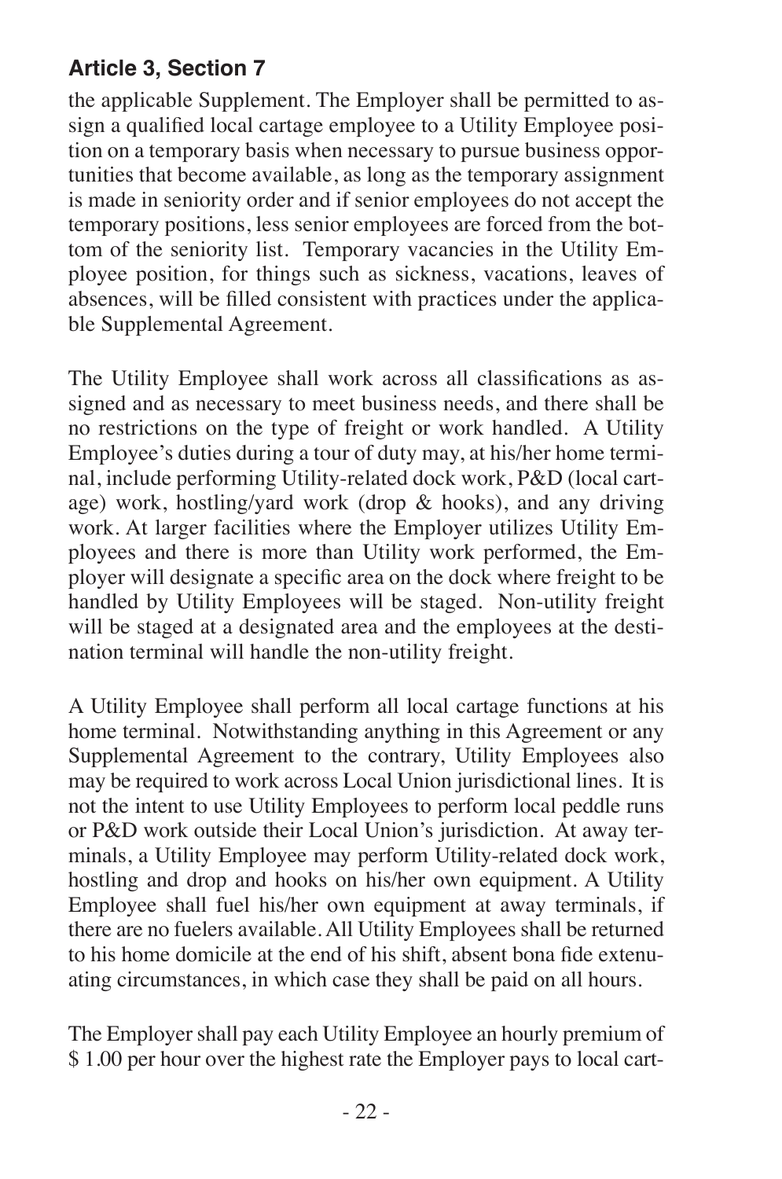## Article 3, Section 7

the applicable Supplement. The Employer shall be permitted to assign a qualified local cartage employee to a Utility Employee position on a temporary basis when necessary to pursue business opportunities that become available, as long as the temporary assignment is made in seniority order and if senior employees do not accept the temporary positions, less senior employees are forced from the bottom of the seniority list. Temporary vacancies in the Utility Employee position, for things such as sickness, vacations, leaves of absences, will be filled consistent with practices under the applicable Supplemental Agreement.

The Utility Employee shall work across all classifications as assigned and as necessary to meet business needs, and there shall be no restrictions on the type of freight or work handled. A Utility Employee's duties during a tour of duty may, at his/her home terminal, include performing Utility-related dock work, P&D (local cartage) work, hostling/yard work (drop & hooks), and any driving work. At larger facilities where the Employer utilizes Utility Employees and there is more than Utility work performed, the Employer will designate a specific area on the dock where freight to be handled by Utility Employees will be staged. Non-utility freight will be staged at a designated area and the employees at the destination terminal will handle the non-utility freight.

A Utility Employee shall perform all local cartage functions at his home terminal. Notwithstanding anything in this Agreement or any Supplemental Agreement to the contrary, Utility Employees also may be required to work across Local Union jurisdictional lines. It is not the intent to use Utility Employees to perform local peddle runs or P&D work outside their Local Union's jurisdiction. At away terminals, a Utility Employee may perform Utility-related dock work, hostling and drop and hooks on his/her own equipment. A Utility Employee shall fuel his/her own equipment at away terminals, if there are no fuelers available. All Utility Employees shall be returned to his home domicile at the end of his shift, absent bona fide extenuating circumstances, in which case they shall be paid on all hours.

The Employer shall pay each Utility Employee an hourly premium of $ 1.00 per hour over the highest rate the Employer pays to local cart-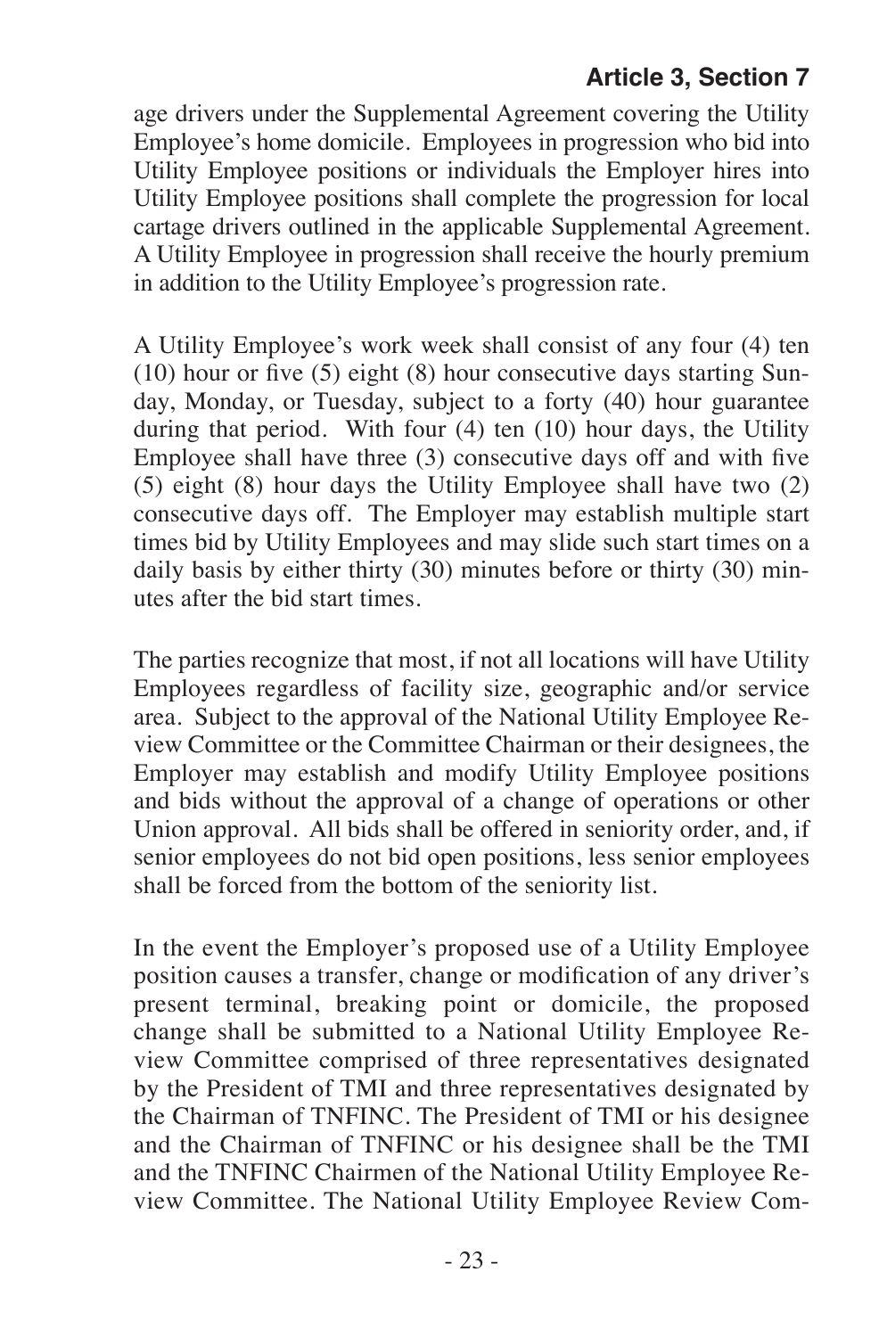age drivers under the Supplemental Agreement covering the Utility Employee's home domicile. Employees in progression who bid into Utility Employee positions or individuals the Employer hires into Utility Employee positions shall complete the progression for local cartage drivers outlined in the applicable Supplemental Agreement. A Utility Employee in progression shall receive the hourly premium in addition to the Utility Employee's progression rate.

A Utility Employee's work week shall consist of any four (4) ten (10) hour or five (5) eight (8) hour consecutive days starting Sunday, Monday, or Tuesday, subject to a forty (40) hour guarantee during that period. With four (4) ten (10) hour days, the Utility Employee shall have three (3) consecutive days off and with five (5) eight (8) hour days the Utility Employee shall have two (2) consecutive days off. The Employer may establish multiple start times bid by Utility Employees and may slide such start times on a daily basis by either thirty (30) minutes before or thirty (30) minutes after the bid start times.

The parties recognize that most, if not all locations will have Utility Employees regardless of facility size, geographic and/or service area. Subject to the approval of the National Utility Employee Review Committee or the Committee Chairman or their designees, the Employer may establish and modify Utility Employee positions and bids without the approval of a change of operations or other Union approval. All bids shall be offered in seniority order, and, if senior employees do not bid open positions, less senior employees shall be forced from the bottom of the seniority list.

In the event the Employer's proposed use of a Utility Employee position causes a transfer, change or modification of any driver's present terminal, breaking point or domicile, the proposed change shall be submitted to a National Utility Employee Review Committee comprised of three representatives designated by the President of TMI and three representatives designated by the Chairman of TNFINC. The President of TMI or his designee and the Chairman of TNFINC or his designee shall be the TMI and the TNFINC Chairmen of the National Utility Employee Review Committee. The National Utility Employee Review Com-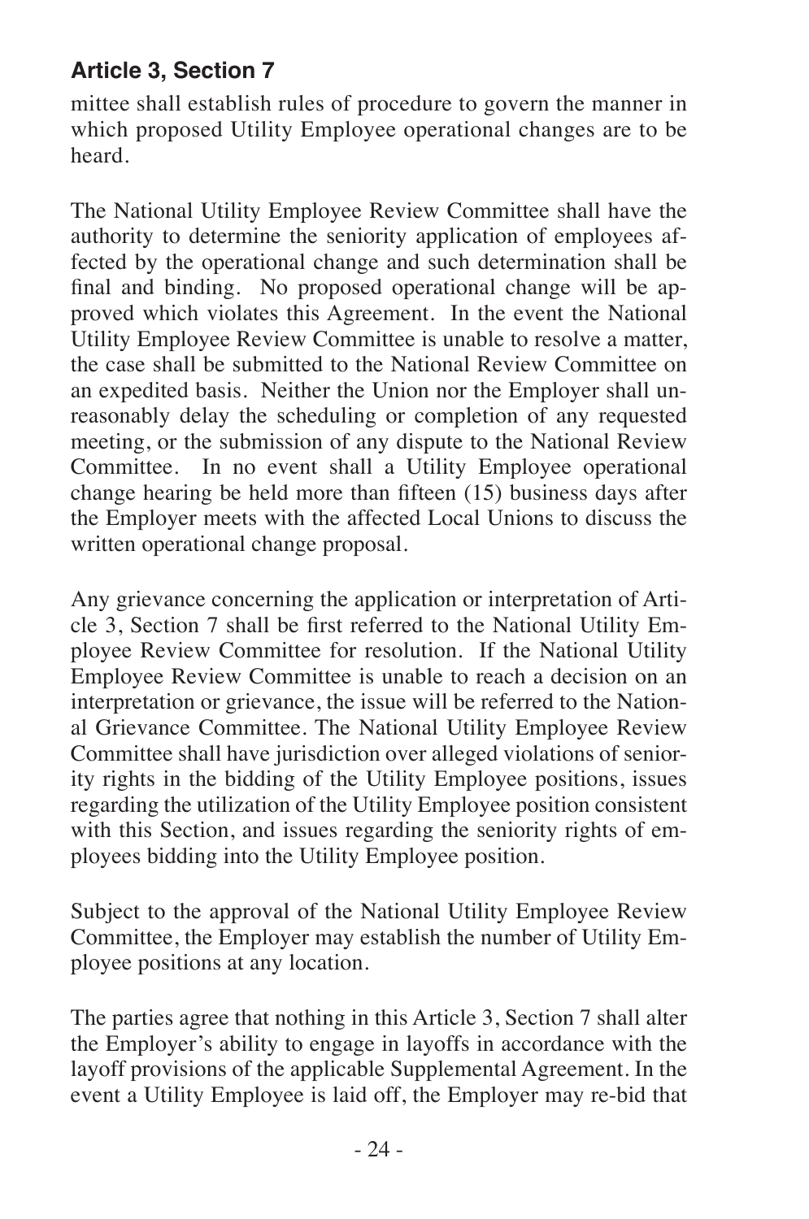## Article 3, Section 7

mittee shall establish rules of procedure to govern the manner in which proposed Utility Employee operational changes are to be heard.

The National Utility Employee Review Committee shall have the authority to determine the seniority application of employees affected by the operational change and such determination shall be final and binding. No proposed operational change will be approved which violates this Agreement. In the event the National Utility Employee Review Committee is unable to resolve a matter, the case shall be submitted to the National Review Committee on an expedited basis. Neither the Union nor the Employer shall unreasonably delay the scheduling or completion of any requested meeting, or the submission of any dispute to the National Review Committee. In no event shall a Utility Employee operational change hearing be held more than fifteen (15) business days after the Employer meets with the affected Local Unions to discuss the written operational change proposal.

Any grievance concerning the application or interpretation of Article 3, Section 7 shall be first referred to the National Utility Employee Review Committee for resolution. If the National Utility Employee Review Committee is unable to reach a decision on an interpretation or grievance, the issue will be referred to the National Grievance Committee. The National Utility Employee Review Committee shall have jurisdiction over alleged violations of seniority rights in the bidding of the Utility Employee positions, issues regarding the utilization of the Utility Employee position consistent with this Section, and issues regarding the seniority rights of employees bidding into the Utility Employee position.

Subject to the approval of the National Utility Employee Review Committee, the Employer may establish the number of Utility Employee positions at any location.

The parties agree that nothing in this Article 3, Section 7 shall alter the Employer's ability to engage in layoffs in accordance with the layoff provisions of the applicable Supplemental Agreement. In the event a Utility Employee is laid off, the Employer may re-bid that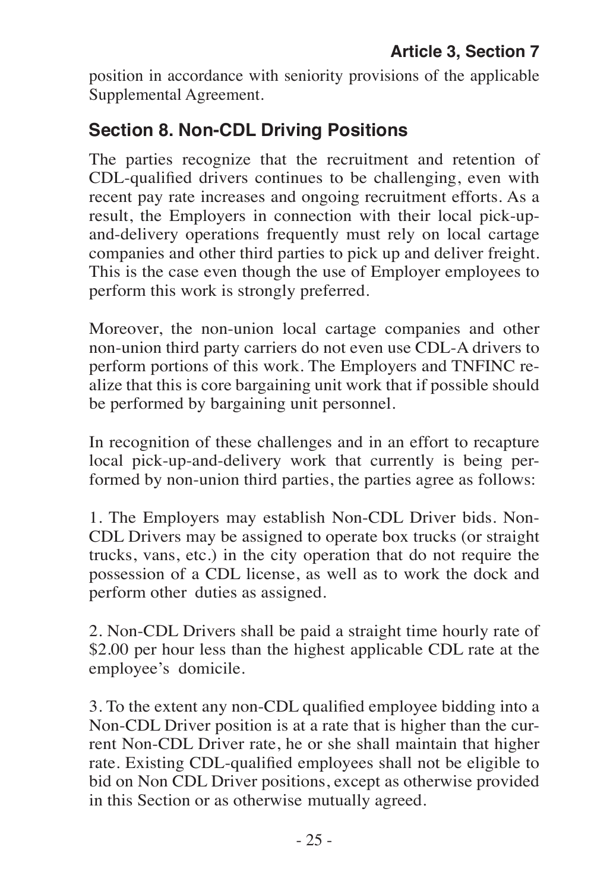position in accordance with seniority provisions of the applicable Supplemental Agreement.

## Section 8. Non-CDL Driving Positions

The parties recognize that the recruitment and retention of CDL-qualified drivers continues to be challenging, even with recent pay rate increases and ongoing recruitment efforts. As a result, the Employers in connection with their local pick-up-and-delivery operations frequently must rely on local cartage companies and other third parties to pick up and deliver freight. This is the case even though the use of Employer employees to perform this work is strongly preferred.

Moreover, the non-union local cartage companies and other non-union third party carriers do not even use CDL-A drivers to perform portions of this work. The Employers and TNFINC realize that this is core bargaining unit work that if possible should be performed by bargaining unit personnel.

In recognition of these challenges and in an effort to recapture local pick-up-and-delivery work that currently is being performed by non-union third parties, the parties agree as follows:

1. The Employers may establish Non-CDL Driver bids. Non-CDL Drivers may be assigned to operate box trucks (or straight trucks, vans, etc.) in the city operation that do not require the possession of a CDL license, as well as to work the dock and perform other duties as assigned.

2. Non-CDL Drivers shall be paid a straight time hourly rate of $2.00 per hour less than the highest applicable CDL rate at the employee's domicile.

3. To the extent any non-CDL qualified employee bidding into a Non-CDL Driver position is at a rate that is higher than the current Non-CDL Driver rate, he or she shall maintain that higher rate. Existing CDL-qualified employees shall not be eligible to bid on Non CDL Driver positions, except as otherwise provided in this Section or as otherwise mutually agreed.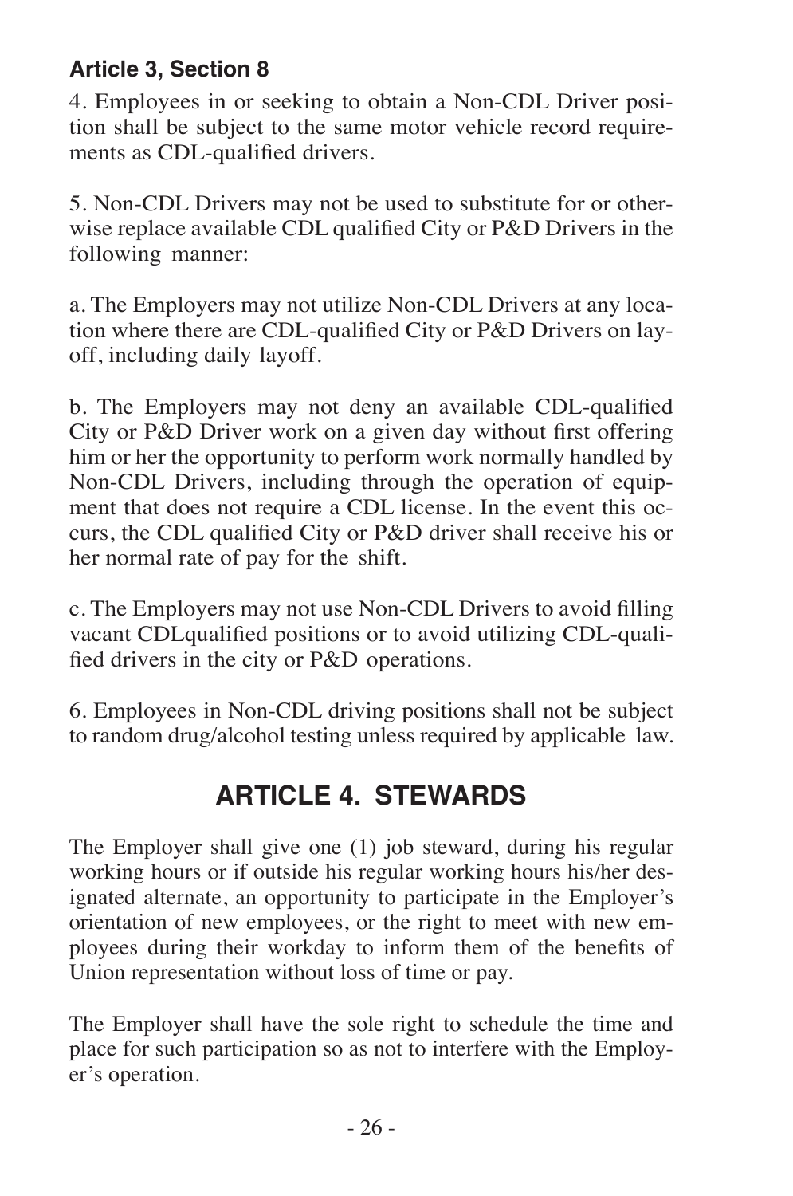**Article 3, Section 8**

4. Employees in or seeking to obtain a Non-CDL Driver position shall be subject to the same motor vehicle record requirements as CDL-qualified drivers.

5. Non-CDL Drivers may not be used to substitute for or otherwise replace available CDL qualified City or P&D Drivers in the following manner:

a. The Employers may not utilize Non-CDL Drivers at any location where there are CDL-qualified City or P&D Drivers on layoff, including daily layoff.

b. The Employers may not deny an available CDL-qualified City or P&D Driver work on a given day without first offering him or her the opportunity to perform work normally handled by Non-CDL Drivers, including through the operation of equipment that does not require a CDL license. In the event this occurs, the CDL qualified City or P&D driver shall receive his or her normal rate of pay for the shift.

c. The Employers may not use Non-CDL Drivers to avoid filling vacant CDLqualified positions or to avoid utilizing CDL-qualified drivers in the city or P&D operations.

6. Employees in Non-CDL driving positions shall not be subject to random drug/alcohol testing unless required by applicable law.

## ARTICLE 4. STEWARDS

The Employer shall give one (1) job steward, during his regular working hours or if outside his regular working hours his/her designated alternate, an opportunity to participate in the Employer's orientation of new employees, or the right to meet with new employees during their workday to inform them of the benefits of Union representation without loss of time or pay.

The Employer shall have the sole right to schedule the time and place for such participation so as not to interfere with the Employer's operation.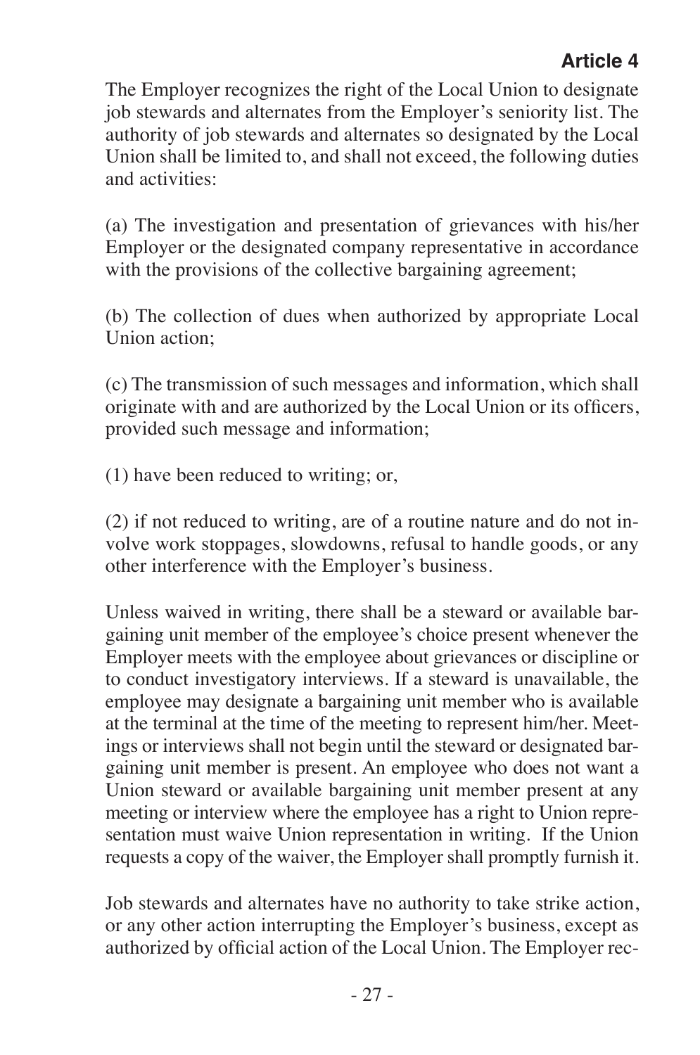## Article 4

The Employer recognizes the right of the Local Union to designate job stewards and alternates from the Employer's seniority list. The authority of job stewards and alternates so designated by the Local Union shall be limited to, and shall not exceed, the following duties and activities:

(a) The investigation and presentation of grievances with his/her Employer or the designated company representative in accordance with the provisions of the collective bargaining agreement;

(b) The collection of dues when authorized by appropriate Local Union action;

(c) The transmission of such messages and information, which shall originate with and are authorized by the Local Union or its officers, provided such message and information;

(1) have been reduced to writing; or,

(2) if not reduced to writing, are of a routine nature and do not involve work stoppages, slowdowns, refusal to handle goods, or any other interference with the Employer's business.

Unless waived in writing, there shall be a steward or available bargaining unit member of the employee's choice present whenever the Employer meets with the employee about grievances or discipline or to conduct investigatory interviews. If a steward is unavailable, the employee may designate a bargaining unit member who is available at the terminal at the time of the meeting to represent him/her. Meetings or interviews shall not begin until the steward or designated bargaining unit member is present. An employee who does not want a Union steward or available bargaining unit member present at any meeting or interview where the employee has a right to Union representation must waive Union representation in writing. If the Union requests a copy of the waiver, the Employer shall promptly furnish it.

Job stewards and alternates have no authority to take strike action, or any other action interrupting the Employer's business, except as authorized by official action of the Local Union. The Employer rec-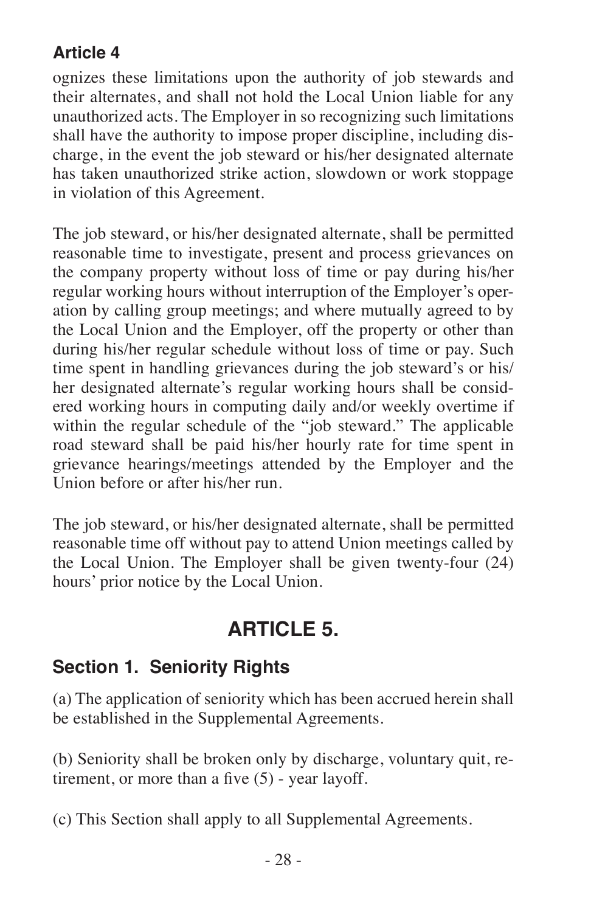ognizes these limitations upon the authority of job stewards and their alternates, and shall not hold the Local Union liable for any unauthorized acts. The Employer in so recognizing such limitations shall have the authority to impose proper discipline, including discharge, in the event the job steward or his/her designated alternate has taken unauthorized strike action, slowdown or work stoppage in violation of this Agreement.

The job steward, or his/her designated alternate, shall be permitted reasonable time to investigate, present and process grievances on the company property without loss of time or pay during his/her regular working hours without interruption of the Employer's operation by calling group meetings; and where mutually agreed to by the Local Union and the Employer, off the property or other than during his/her regular schedule without loss of time or pay. Such time spent in handling grievances during the job steward's or his/her designated alternate's regular working hours shall be considered working hours in computing daily and/or weekly overtime if within the regular schedule of the "job steward." The applicable road steward shall be paid his/her hourly rate for time spent in grievance hearings/meetings attended by the Employer and the Union before or after his/her run.

The job steward, or his/her designated alternate, shall be permitted reasonable time off without pay to attend Union meetings called by the Local Union. The Employer shall be given twenty-four (24) hours' prior notice by the Local Union.

# ARTICLE 5.

## Section 1. Seniority Rights

(a) The application of seniority which has been accrued herein shall be established in the Supplemental Agreements.

(b) Seniority shall be broken only by discharge, voluntary quit, retirement, or more than a five (5) - year layoff.

(c) This Section shall apply to all Supplemental Agreements.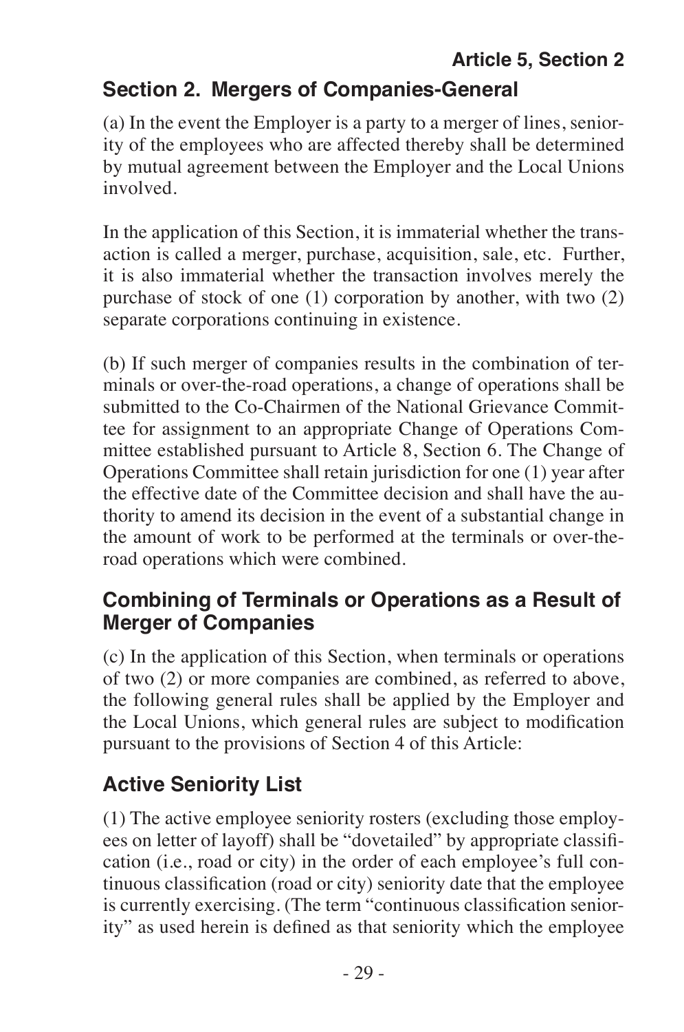## Section 2. Mergers of Companies-General

(a) In the event the Employer is a party to a merger of lines, seniority of the employees who are affected thereby shall be determined by mutual agreement between the Employer and the Local Unions involved.

In the application of this Section, it is immaterial whether the transaction is called a merger, purchase, acquisition, sale, etc. Further, it is also immaterial whether the transaction involves merely the purchase of stock of one (1) corporation by another, with two (2) separate corporations continuing in existence.

(b) If such merger of companies results in the combination of terminals or over-the-road operations, a change of operations shall be submitted to the Co-Chairmen of the National Grievance Committee for assignment to an appropriate Change of Operations Committee established pursuant to Article 8, Section 6. The Change of Operations Committee shall retain jurisdiction for one (1) year after the effective date of the Committee decision and shall have the authority to amend its decision in the event of a substantial change in the amount of work to be performed at the terminals or over-the-road operations which were combined.

## Combining of Terminals or Operations as a Result of Merger of Companies

(c) In the application of this Section, when terminals or operations of two (2) or more companies are combined, as referred to above, the following general rules shall be applied by the Employer and the Local Unions, which general rules are subject to modification pursuant to the provisions of Section 4 of this Article:

## Active Seniority List

(1) The active employee seniority rosters (excluding those employees on letter of layoff) shall be "dovetailed" by appropriate classification (i.e., road or city) in the order of each employee's full continuous classification (road or city) seniority date that the employee is currently exercising. (The term "continuous classification seniority" as used herein is defined as that seniority which the employee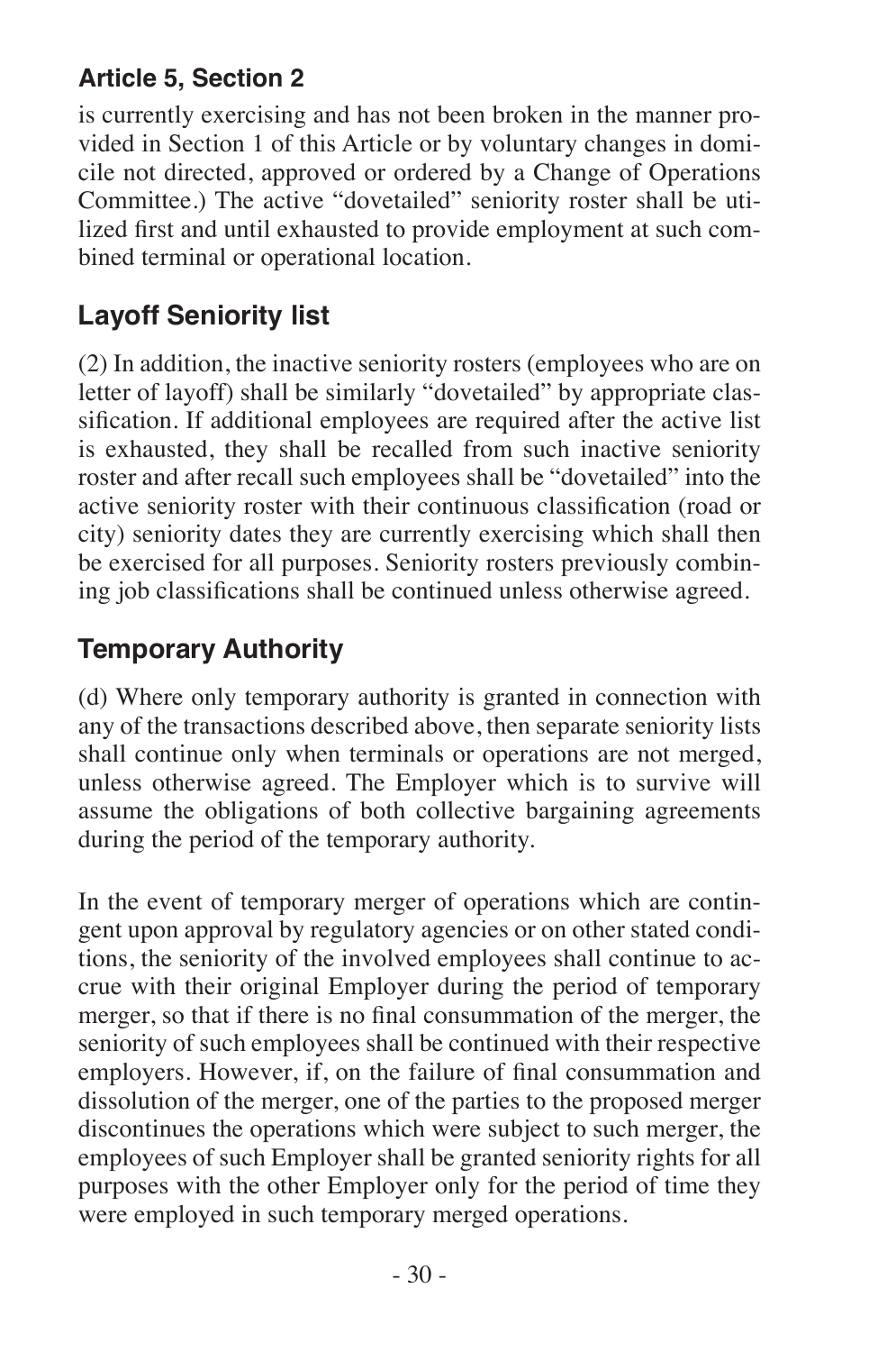**Article 5, Section 2**

is currently exercising and has not been broken in the manner provided in Section 1 of this Article or by voluntary changes in domicile not directed, approved or ordered by a Change of Operations Committee.) The active "dovetailed" seniority roster shall be utilized first and until exhausted to provide employment at such combined terminal or operational location.

## Layoff Seniority list

(2) In addition, the inactive seniority rosters (employees who are on letter of layoff) shall be similarly "dovetailed" by appropriate classification. If additional employees are required after the active list is exhausted, they shall be recalled from such inactive seniority roster and after recall such employees shall be "dovetailed" into the active seniority roster with their continuous classification (road or city) seniority dates they are currently exercising which shall then be exercised for all purposes. Seniority rosters previously combining job classifications shall be continued unless otherwise agreed.

## Temporary Authority

(d) Where only temporary authority is granted in connection with any of the transactions described above, then separate seniority lists shall continue only when terminals or operations are not merged, unless otherwise agreed. The Employer which is to survive will assume the obligations of both collective bargaining agreements during the period of the temporary authority.

In the event of temporary merger of operations which are contingent upon approval by regulatory agencies or on other stated conditions, the seniority of the involved employees shall continue to accrue with their original Employer during the period of temporary merger, so that if there is no final consummation of the merger, the seniority of such employees shall be continued with their respective employers. However, if, on the failure of final consummation and dissolution of the merger, one of the parties to the proposed merger discontinues the operations which were subject to such merger, the employees of such Employer shall be granted seniority rights for all purposes with the other Employer only for the period of time they were employed in such temporary merged operations.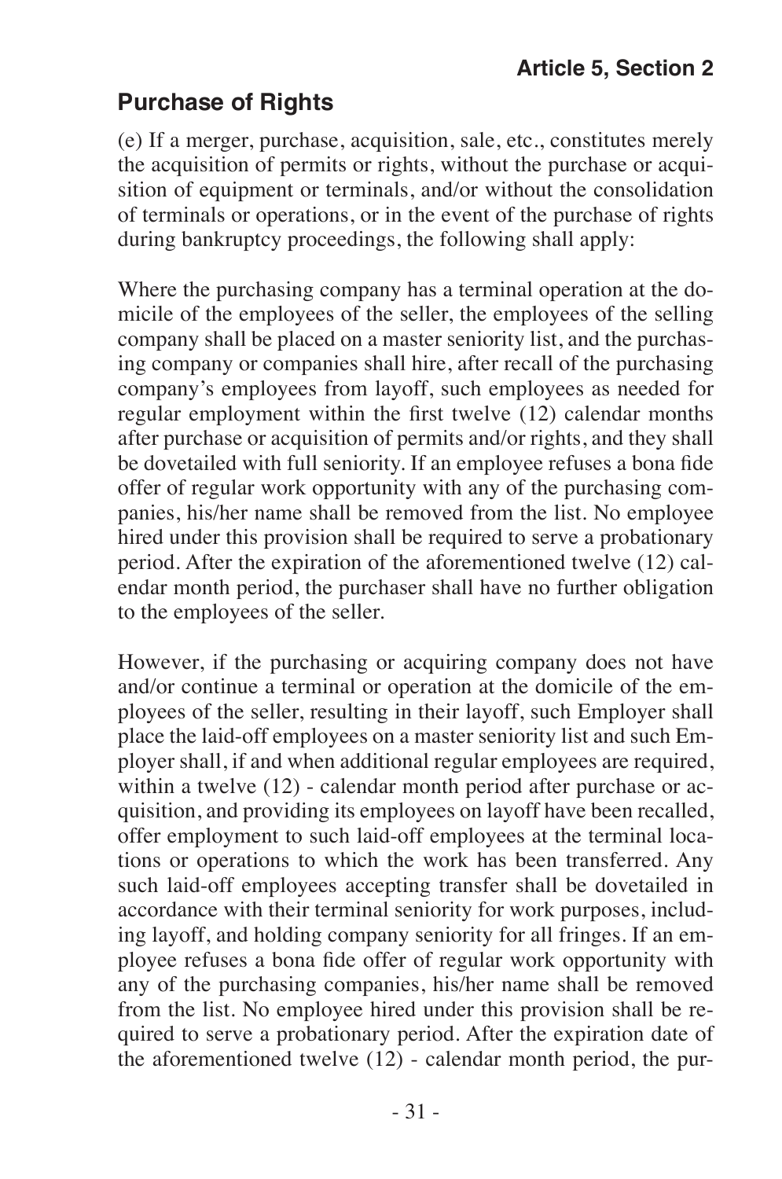## Purchase of Rights

(e) If a merger, purchase, acquisition, sale, etc., constitutes merely the acquisition of permits or rights, without the purchase or acquisition of equipment or terminals, and/or without the consolidation of terminals or operations, or in the event of the purchase of rights during bankruptcy proceedings, the following shall apply:

Where the purchasing company has a terminal operation at the domicile of the employees of the seller, the employees of the selling company shall be placed on a master seniority list, and the purchasing company or companies shall hire, after recall of the purchasing company's employees from layoff, such employees as needed for regular employment within the first twelve (12) calendar months after purchase or acquisition of permits and/or rights, and they shall be dovetailed with full seniority. If an employee refuses a bona fide offer of regular work opportunity with any of the purchasing companies, his/her name shall be removed from the list. No employee hired under this provision shall be required to serve a probationary period. After the expiration of the aforementioned twelve (12) calendar month period, the purchaser shall have no further obligation to the employees of the seller.

However, if the purchasing or acquiring company does not have and/or continue a terminal or operation at the domicile of the employees of the seller, resulting in their layoff, such Employer shall place the laid-off employees on a master seniority list and such Employer shall, if and when additional regular employees are required, within a twelve (12) - calendar month period after purchase or acquisition, and providing its employees on layoff have been recalled, offer employment to such laid-off employees at the terminal locations or operations to which the work has been transferred. Any such laid-off employees accepting transfer shall be dovetailed in accordance with their terminal seniority for work purposes, including layoff, and holding company seniority for all fringes. If an employee refuses a bona fide offer of regular work opportunity with any of the purchasing companies, his/her name shall be removed from the list. No employee hired under this provision shall be required to serve a probationary period. After the expiration date of the aforementioned twelve (12) - calendar month period, the pur-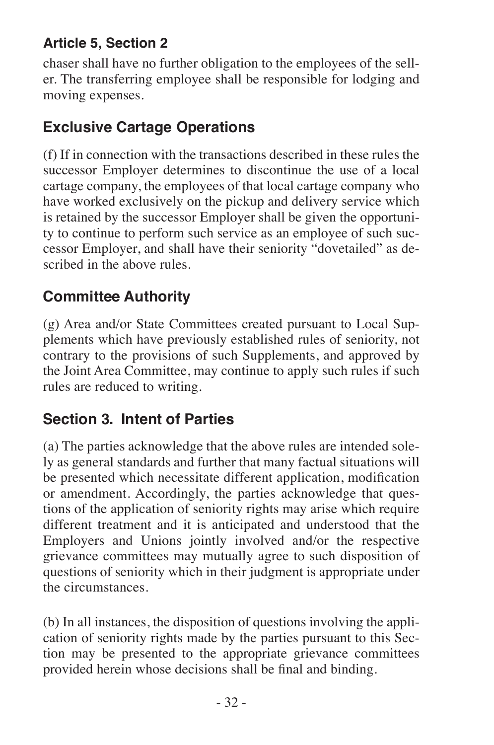chaser shall have no further obligation to the employees of the seller. The transferring employee shall be responsible for lodging and moving expenses.

## Exclusive Cartage Operations

(f) If in connection with the transactions described in these rules the successor Employer determines to discontinue the use of a local cartage company, the employees of that local cartage company who have worked exclusively on the pickup and delivery service which is retained by the successor Employer shall be given the opportunity to continue to perform such service as an employee of such successor Employer, and shall have their seniority "dovetailed" as described in the above rules.

## Committee Authority

(g) Area and/or State Committees created pursuant to Local Supplements which have previously established rules of seniority, not contrary to the provisions of such Supplements, and approved by the Joint Area Committee, may continue to apply such rules if such rules are reduced to writing.

## Section 3. Intent of Parties

(a) The parties acknowledge that the above rules are intended solely as general standards and further that many factual situations will be presented which necessitate different application, modification or amendment. Accordingly, the parties acknowledge that questions of the application of seniority rights may arise which require different treatment and it is anticipated and understood that the Employers and Unions jointly involved and/or the respective grievance committees may mutually agree to such disposition of questions of seniority which in their judgment is appropriate under the circumstances.

(b) In all instances, the disposition of questions involving the application of seniority rights made by the parties pursuant to this Section may be presented to the appropriate grievance committees provided herein whose decisions shall be final and binding.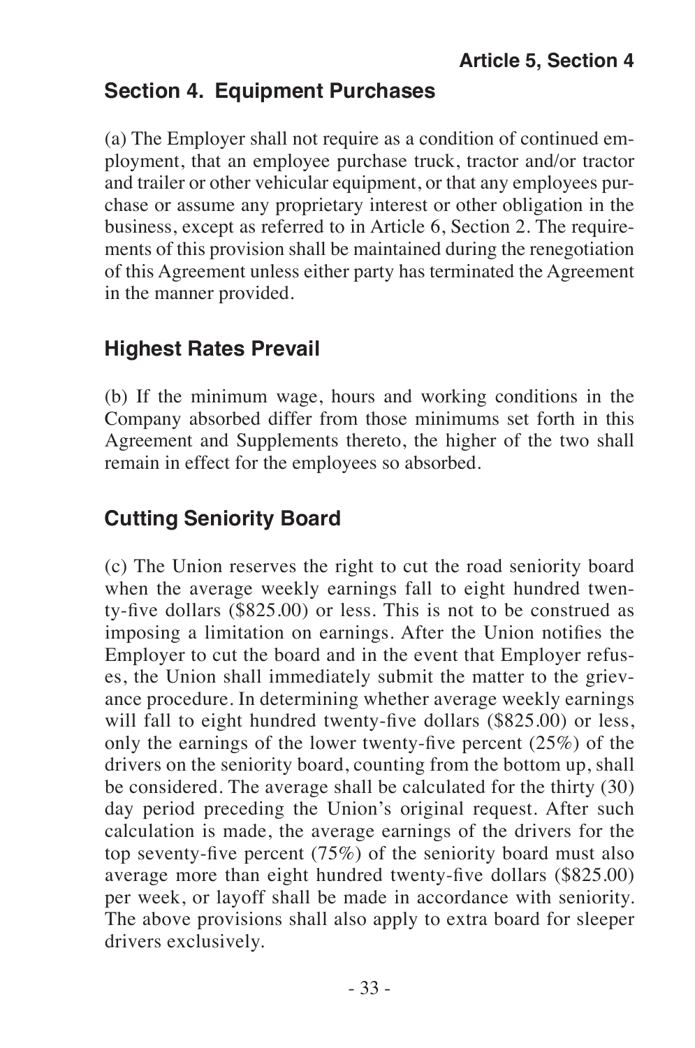## Section 4. Equipment Purchases

(a) The Employer shall not require as a condition of continued employment, that an employee purchase truck, tractor and/or tractor and trailer or other vehicular equipment, or that any employees purchase or assume any proprietary interest or other obligation in the business, except as referred to in Article 6, Section 2. The requirements of this provision shall be maintained during the renegotiation of this Agreement unless either party has terminated the Agreement in the manner provided.

## Highest Rates Prevail

(b) If the minimum wage, hours and working conditions in the Company absorbed differ from those minimums set forth in this Agreement and Supplements thereto, the higher of the two shall remain in effect for the employees so absorbed.

## Cutting Seniority Board

(c) The Union reserves the right to cut the road seniority board when the average weekly earnings fall to eight hundred twenty-five dollars ($825.00) or less. This is not to be construed as imposing a limitation on earnings. After the Union notifies the Employer to cut the board and in the event that Employer refuses, the Union shall immediately submit the matter to the grievance procedure. In determining whether average weekly earnings will fall to eight hundred twenty-five dollars ($825.00) or less, only the earnings of the lower twenty-five percent (25%) of the drivers on the seniority board, counting from the bottom up, shall be considered. The average shall be calculated for the thirty (30) day period preceding the Union's original request. After such calculation is made, the average earnings of the drivers for the top seventy-five percent (75%) of the seniority board must also average more than eight hundred twenty-five dollars ($825.00) per week, or layoff shall be made in accordance with seniority. The above provisions shall also apply to extra board for sleeper drivers exclusively.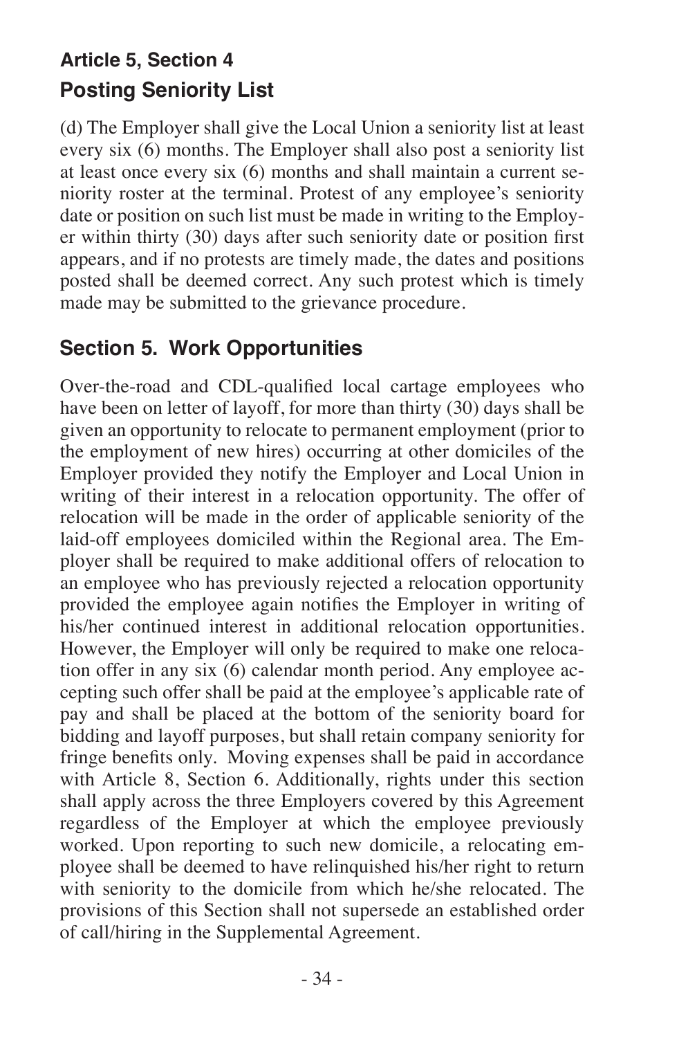### Article 5, Section 4
### Posting Seniority List

(d) The Employer shall give the Local Union a seniority list at least every six (6) months. The Employer shall also post a seniority list at least once every six (6) months and shall maintain a current seniority roster at the terminal. Protest of any employee's seniority date or position on such list must be made in writing to the Employer within thirty (30) days after such seniority date or position first appears, and if no protests are timely made, the dates and positions posted shall be deemed correct. Any such protest which is timely made may be submitted to the grievance procedure.

## Section 5. Work Opportunities

Over-the-road and CDL-qualified local cartage employees who have been on letter of layoff, for more than thirty (30) days shall be given an opportunity to relocate to permanent employment (prior to the employment of new hires) occurring at other domiciles of the Employer provided they notify the Employer and Local Union in writing of their interest in a relocation opportunity. The offer of relocation will be made in the order of applicable seniority of the laid-off employees domiciled within the Regional area. The Employer shall be required to make additional offers of relocation to an employee who has previously rejected a relocation opportunity provided the employee again notifies the Employer in writing of his/her continued interest in additional relocation opportunities. However, the Employer will only be required to make one relocation offer in any six (6) calendar month period. Any employee accepting such offer shall be paid at the employee's applicable rate of pay and shall be placed at the bottom of the seniority board for bidding and layoff purposes, but shall retain company seniority for fringe benefits only. Moving expenses shall be paid in accordance with Article 8, Section 6. Additionally, rights under this section shall apply across the three Employers covered by this Agreement regardless of the Employer at which the employee previously worked. Upon reporting to such new domicile, a relocating employee shall be deemed to have relinquished his/her right to return with seniority to the domicile from which he/she relocated. The provisions of this Section shall not supersede an established order of call/hiring in the Supplemental Agreement.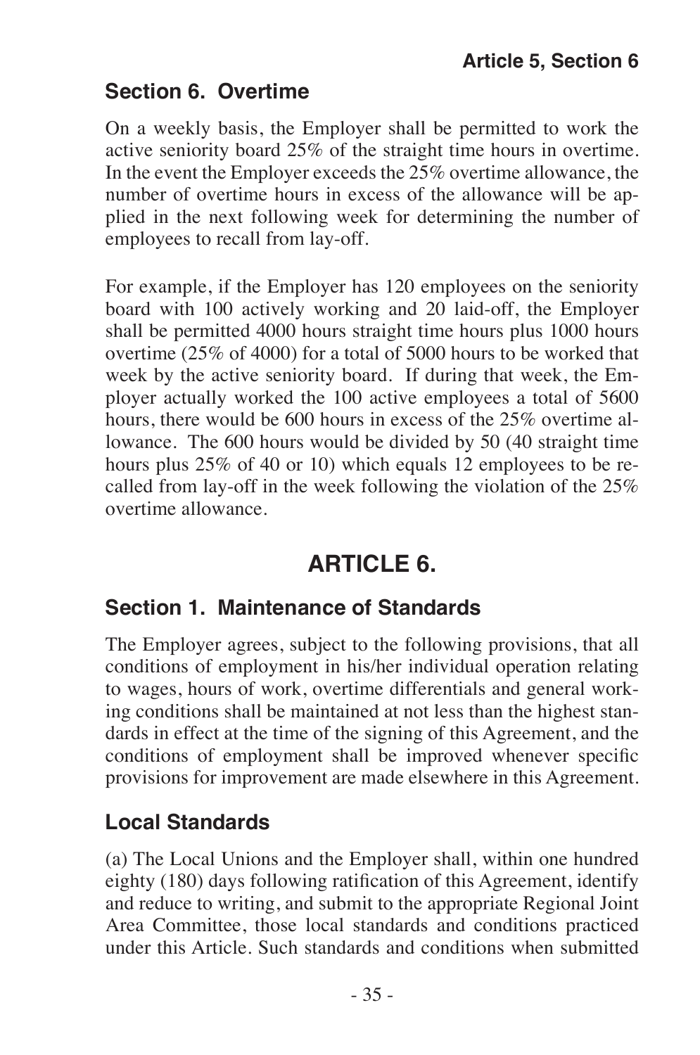### Section 6. Overtime

On a weekly basis, the Employer shall be permitted to work the active seniority board 25% of the straight time hours in overtime. In the event the Employer exceeds the 25% overtime allowance, the number of overtime hours in excess of the allowance will be applied in the next following week for determining the number of employees to recall from lay-off.

For example, if the Employer has 120 employees on the seniority board with 100 actively working and 20 laid-off, the Employer shall be permitted 4000 hours straight time hours plus 1000 hours overtime (25% of 4000) for a total of 5000 hours to be worked that week by the active seniority board. If during that week, the Employer actually worked the 100 active employees a total of 5600 hours, there would be 600 hours in excess of the 25% overtime allowance. The 600 hours would be divided by 50 (40 straight time hours plus 25% of 40 or 10) which equals 12 employees to be recalled from lay-off in the week following the violation of the 25% overtime allowance.

## ARTICLE 6.

### Section 1. Maintenance of Standards

The Employer agrees, subject to the following provisions, that all conditions of employment in his/her individual operation relating to wages, hours of work, overtime differentials and general working conditions shall be maintained at not less than the highest standards in effect at the time of the signing of this Agreement, and the conditions of employment shall be improved whenever specific provisions for improvement are made elsewhere in this Agreement.

### Local Standards

(a) The Local Unions and the Employer shall, within one hundred eighty (180) days following ratification of this Agreement, identify and reduce to writing, and submit to the appropriate Regional Joint Area Committee, those local standards and conditions practiced under this Article. Such standards and conditions when submitted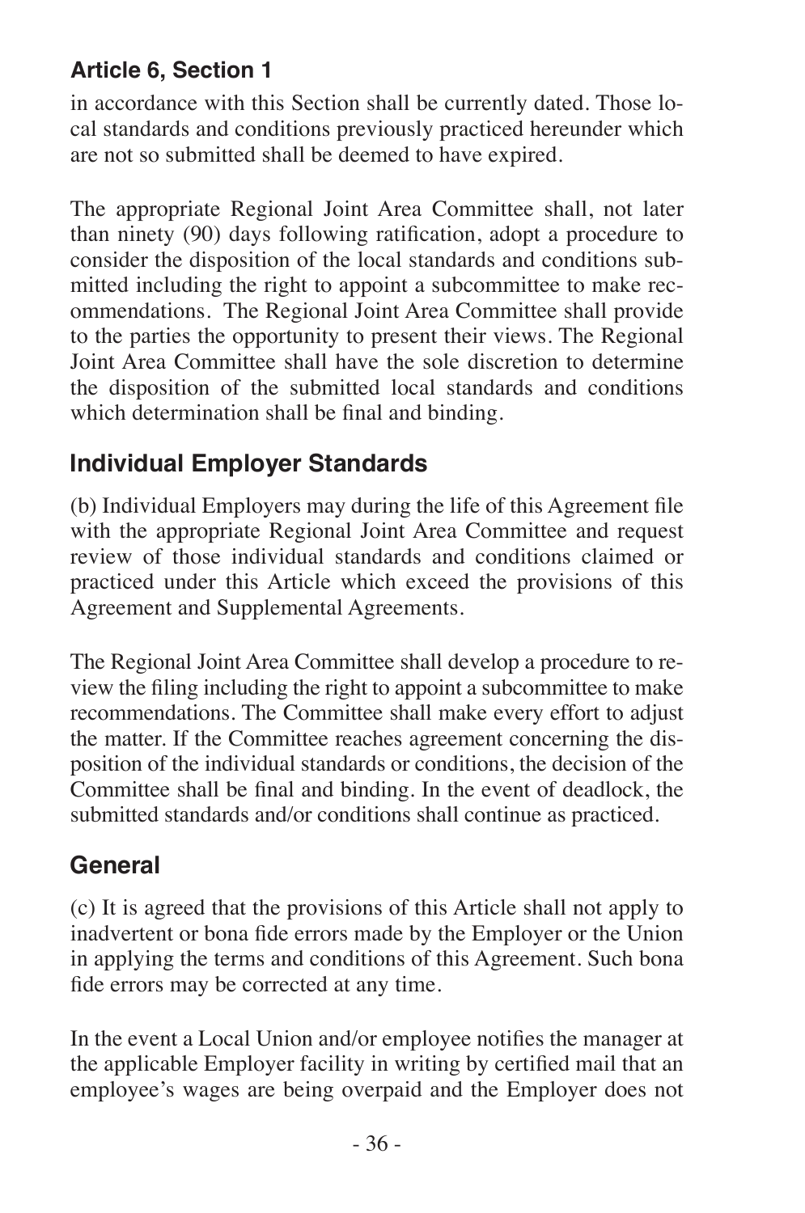in accordance with this Section shall be currently dated. Those local standards and conditions previously practiced hereunder which are not so submitted shall be deemed to have expired.

The appropriate Regional Joint Area Committee shall, not later than ninety (90) days following ratification, adopt a procedure to consider the disposition of the local standards and conditions submitted including the right to appoint a subcommittee to make recommendations. The Regional Joint Area Committee shall provide to the parties the opportunity to present their views. The Regional Joint Area Committee shall have the sole discretion to determine the disposition of the submitted local standards and conditions which determination shall be final and binding.

## Individual Employer Standards

(b) Individual Employers may during the life of this Agreement file with the appropriate Regional Joint Area Committee and request review of those individual standards and conditions claimed or practiced under this Article which exceed the provisions of this Agreement and Supplemental Agreements.

The Regional Joint Area Committee shall develop a procedure to review the filing including the right to appoint a subcommittee to make recommendations. The Committee shall make every effort to adjust the matter. If the Committee reaches agreement concerning the disposition of the individual standards or conditions, the decision of the Committee shall be final and binding. In the event of deadlock, the submitted standards and/or conditions shall continue as practiced.

## General

(c) It is agreed that the provisions of this Article shall not apply to inadvertent or bona fide errors made by the Employer or the Union in applying the terms and conditions of this Agreement. Such bona fide errors may be corrected at any time.

In the event a Local Union and/or employee notifies the manager at the applicable Employer facility in writing by certified mail that an employee's wages are being overpaid and the Employer does not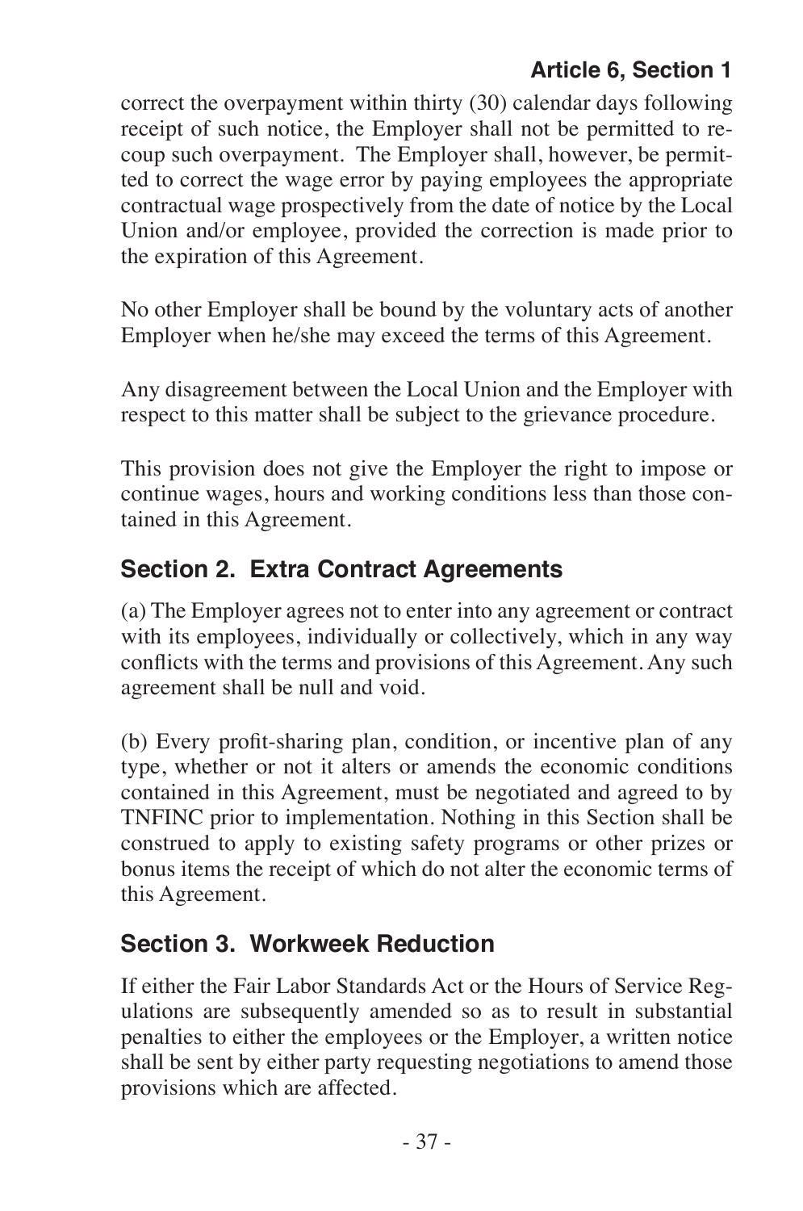correct the overpayment within thirty (30) calendar days following receipt of such notice, the Employer shall not be permitted to recoup such overpayment. The Employer shall, however, be permitted to correct the wage error by paying employees the appropriate contractual wage prospectively from the date of notice by the Local Union and/or employee, provided the correction is made prior to the expiration of this Agreement.

No other Employer shall be bound by the voluntary acts of another Employer when he/she may exceed the terms of this Agreement.

Any disagreement between the Local Union and the Employer with respect to this matter shall be subject to the grievance procedure.

This provision does not give the Employer the right to impose or continue wages, hours and working conditions less than those contained in this Agreement.

## Section 2. Extra Contract Agreements

(a) The Employer agrees not to enter into any agreement or contract with its employees, individually or collectively, which in any way conflicts with the terms and provisions of this Agreement. Any such agreement shall be null and void.

(b) Every profit-sharing plan, condition, or incentive plan of any type, whether or not it alters or amends the economic conditions contained in this Agreement, must be negotiated and agreed to by TNFINC prior to implementation. Nothing in this Section shall be construed to apply to existing safety programs or other prizes or bonus items the receipt of which do not alter the economic terms of this Agreement.

## Section 3. Workweek Reduction

If either the Fair Labor Standards Act or the Hours of Service Regulations are subsequently amended so as to result in substantial penalties to either the employees or the Employer, a written notice shall be sent by either party requesting negotiations to amend those provisions which are affected.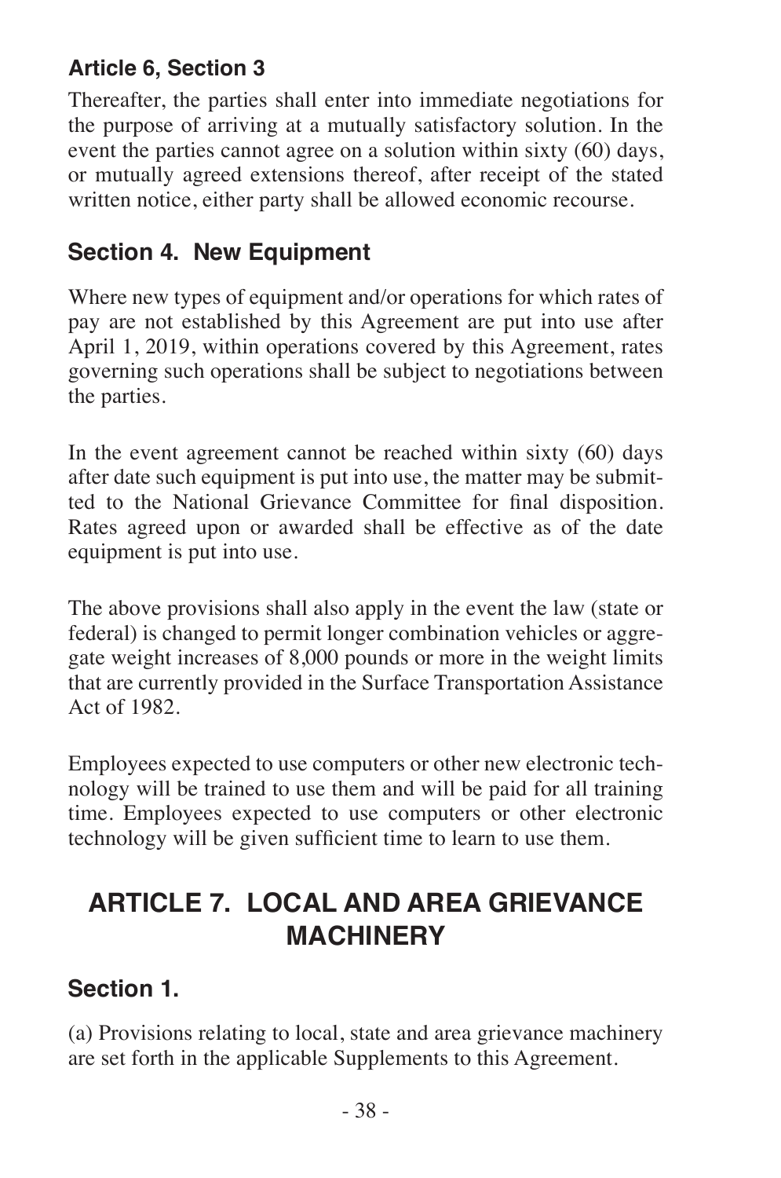#### Article 6, Section 3

Thereafter, the parties shall enter into immediate negotiations for the purpose of arriving at a mutually satisfactory solution. In the event the parties cannot agree on a solution within sixty (60) days, or mutually agreed extensions thereof, after receipt of the stated written notice, either party shall be allowed economic recourse.

### Section 4. New Equipment

Where new types of equipment and/or operations for which rates of pay are not established by this Agreement are put into use after April 1, 2019, within operations covered by this Agreement, rates governing such operations shall be subject to negotiations between the parties.

In the event agreement cannot be reached within sixty (60) days after date such equipment is put into use, the matter may be submitted to the National Grievance Committee for final disposition. Rates agreed upon or awarded shall be effective as of the date equipment is put into use.

The above provisions shall also apply in the event the law (state or federal) is changed to permit longer combination vehicles or aggregate weight increases of 8,000 pounds or more in the weight limits that are currently provided in the Surface Transportation Assistance Act of 1982.

Employees expected to use computers or other new electronic technology will be trained to use them and will be paid for all training time. Employees expected to use computers or other electronic technology will be given sufficient time to learn to use them.

## ARTICLE 7. LOCAL AND AREA GRIEVANCE MACHINERY

### Section 1.

(a) Provisions relating to local, state and area grievance machinery are set forth in the applicable Supplements to this Agreement.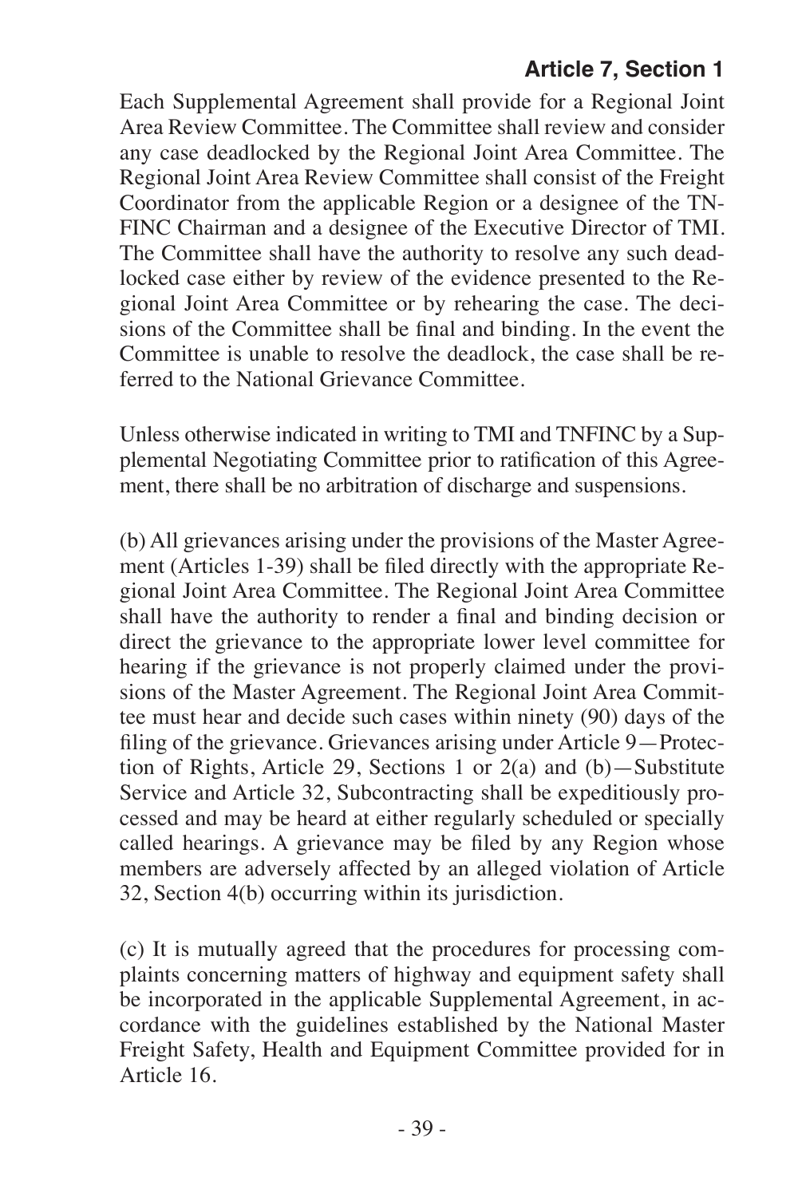Each Supplemental Agreement shall provide for a Regional Joint Area Review Committee. The Committee shall review and consider any case deadlocked by the Regional Joint Area Committee. The Regional Joint Area Review Committee shall consist of the Freight Coordinator from the applicable Region or a designee of the TNFINC Chairman and a designee of the Executive Director of TMI. The Committee shall have the authority to resolve any such deadlocked case either by review of the evidence presented to the Regional Joint Area Committee or by rehearing the case. The decisions of the Committee shall be final and binding. In the event the Committee is unable to resolve the deadlock, the case shall be referred to the National Grievance Committee.

Unless otherwise indicated in writing to TMI and TNFINC by a Supplemental Negotiating Committee prior to ratification of this Agreement, there shall be no arbitration of discharge and suspensions.

(b) All grievances arising under the provisions of the Master Agreement (Articles 1-39) shall be filed directly with the appropriate Regional Joint Area Committee. The Regional Joint Area Committee shall have the authority to render a final and binding decision or direct the grievance to the appropriate lower level committee for hearing if the grievance is not properly claimed under the provisions of the Master Agreement. The Regional Joint Area Committee must hear and decide such cases within ninety (90) days of the filing of the grievance. Grievances arising under Article 9—Protection of Rights, Article 29, Sections 1 or 2(a) and (b)—Substitute Service and Article 32, Subcontracting shall be expeditiously processed and may be heard at either regularly scheduled or specially called hearings. A grievance may be filed by any Region whose members are adversely affected by an alleged violation of Article 32, Section 4(b) occurring within its jurisdiction.

(c) It is mutually agreed that the procedures for processing complaints concerning matters of highway and equipment safety shall be incorporated in the applicable Supplemental Agreement, in accordance with the guidelines established by the National Master Freight Safety, Health and Equipment Committee provided for in Article 16.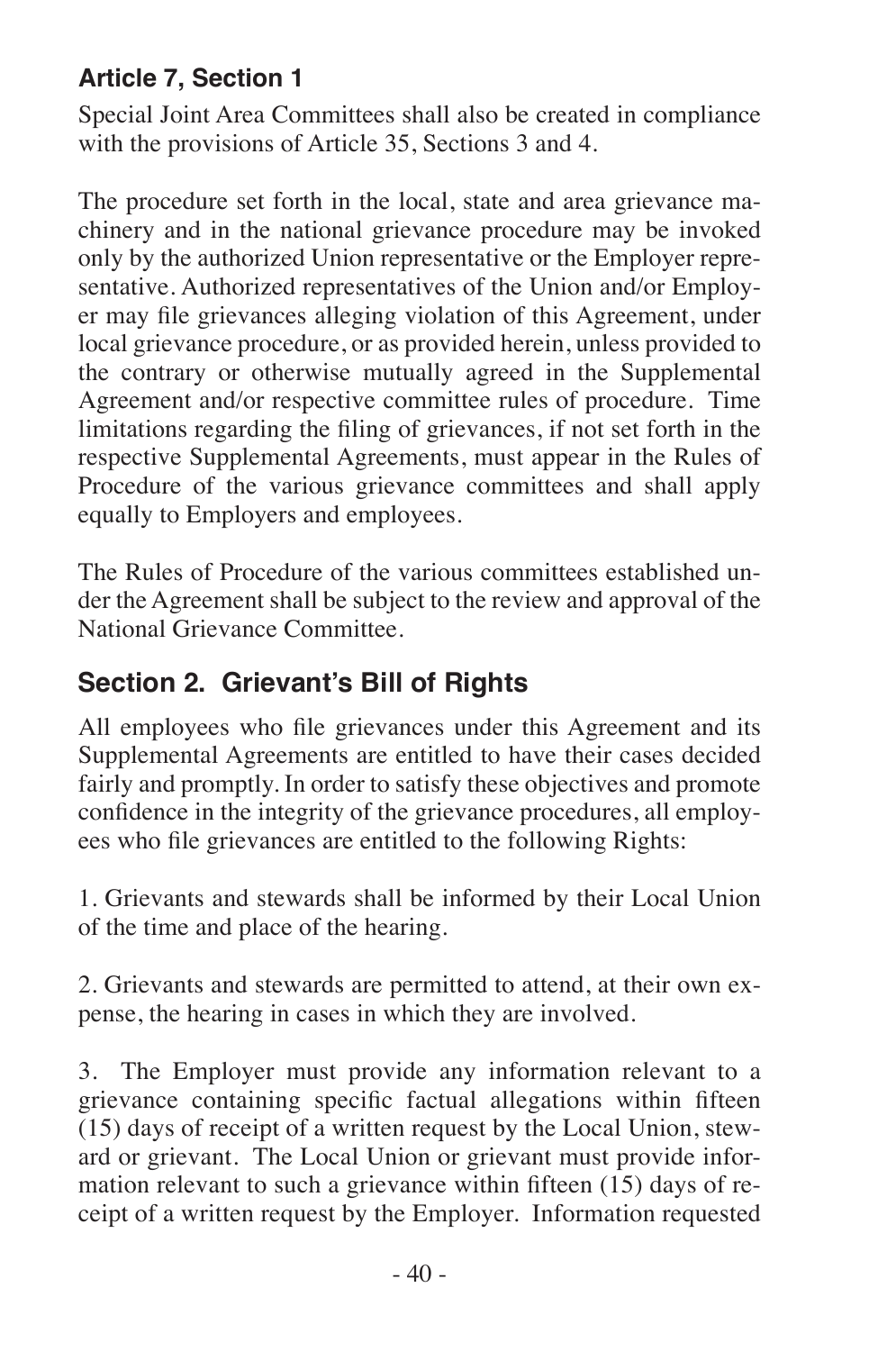**Article 7, Section 1**

Special Joint Area Committees shall also be created in compliance with the provisions of Article 35, Sections 3 and 4.

The procedure set forth in the local, state and area grievance machinery and in the national grievance procedure may be invoked only by the authorized Union representative or the Employer representative. Authorized representatives of the Union and/or Employer may file grievances alleging violation of this Agreement, under local grievance procedure, or as provided herein, unless provided to the contrary or otherwise mutually agreed in the Supplemental Agreement and/or respective committee rules of procedure. Time limitations regarding the filing of grievances, if not set forth in the respective Supplemental Agreements, must appear in the Rules of Procedure of the various grievance committees and shall apply equally to Employers and employees.

The Rules of Procedure of the various committees established under the Agreement shall be subject to the review and approval of the National Grievance Committee.

## Section 2. Grievant's Bill of Rights

All employees who file grievances under this Agreement and its Supplemental Agreements are entitled to have their cases decided fairly and promptly. In order to satisfy these objectives and promote confidence in the integrity of the grievance procedures, all employees who file grievances are entitled to the following Rights:

1. Grievants and stewards shall be informed by their Local Union of the time and place of the hearing.

2. Grievants and stewards are permitted to attend, at their own expense, the hearing in cases in which they are involved.

3. The Employer must provide any information relevant to a grievance containing specific factual allegations within fifteen (15) days of receipt of a written request by the Local Union, steward or grievant. The Local Union or grievant must provide information relevant to such a grievance within fifteen (15) days of receipt of a written request by the Employer. Information requested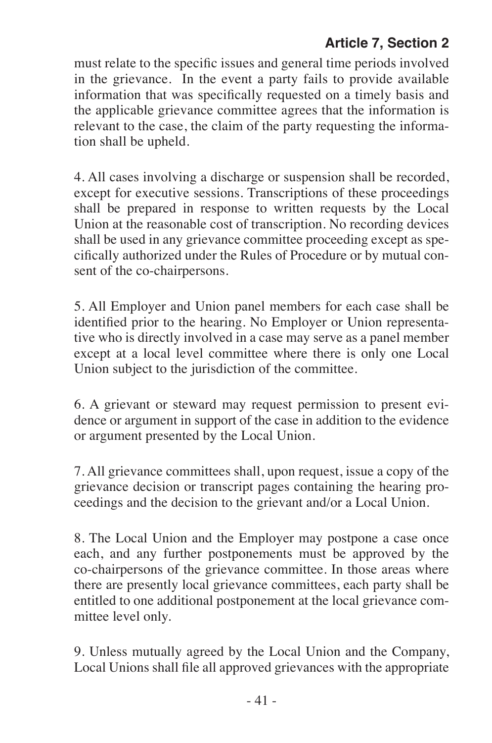must relate to the specific issues and general time periods involved in the grievance. In the event a party fails to provide available information that was specifically requested on a timely basis and the applicable grievance committee agrees that the information is relevant to the case, the claim of the party requesting the information shall be upheld.

4. All cases involving a discharge or suspension shall be recorded, except for executive sessions. Transcriptions of these proceedings shall be prepared in response to written requests by the Local Union at the reasonable cost of transcription. No recording devices shall be used in any grievance committee proceeding except as specifically authorized under the Rules of Procedure or by mutual consent of the co-chairpersons.

5. All Employer and Union panel members for each case shall be identified prior to the hearing. No Employer or Union representative who is directly involved in a case may serve as a panel member except at a local level committee where there is only one Local Union subject to the jurisdiction of the committee.

6. A grievant or steward may request permission to present evidence or argument in support of the case in addition to the evidence or argument presented by the Local Union.

7. All grievance committees shall, upon request, issue a copy of the grievance decision or transcript pages containing the hearing proceedings and the decision to the grievant and/or a Local Union.

8. The Local Union and the Employer may postpone a case once each, and any further postponements must be approved by the co-chairpersons of the grievance committee. In those areas where there are presently local grievance committees, each party shall be entitled to one additional postponement at the local grievance committee level only.

9. Unless mutually agreed by the Local Union and the Company, Local Unions shall file all approved grievances with the appropriate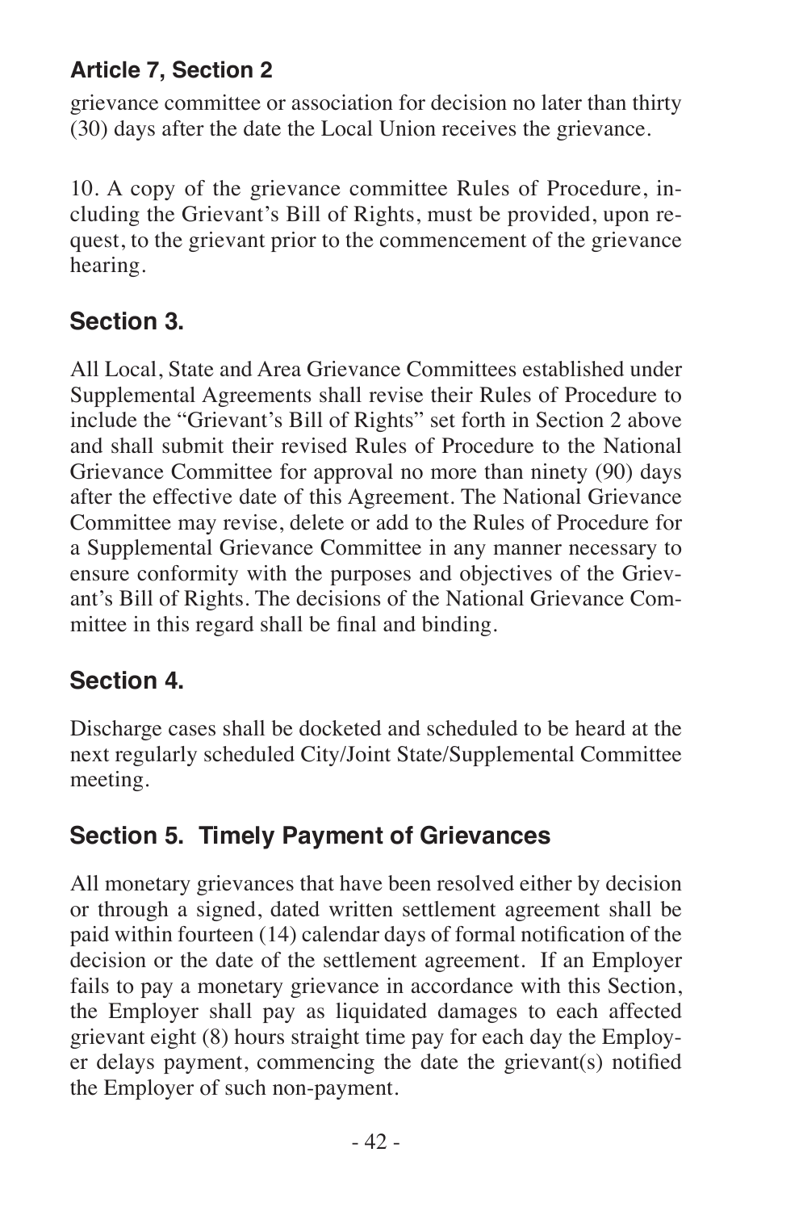grievance committee or association for decision no later than thirty (30) days after the date the Local Union receives the grievance.

10. A copy of the grievance committee Rules of Procedure, including the Grievant's Bill of Rights, must be provided, upon request, to the grievant prior to the commencement of the grievance hearing.

## Section 3.

All Local, State and Area Grievance Committees established under Supplemental Agreements shall revise their Rules of Procedure to include the "Grievant's Bill of Rights" set forth in Section 2 above and shall submit their revised Rules of Procedure to the National Grievance Committee for approval no more than ninety (90) days after the effective date of this Agreement. The National Grievance Committee may revise, delete or add to the Rules of Procedure for a Supplemental Grievance Committee in any manner necessary to ensure conformity with the purposes and objectives of the Grievant's Bill of Rights. The decisions of the National Grievance Committee in this regard shall be final and binding.

## Section 4.

Discharge cases shall be docketed and scheduled to be heard at the next regularly scheduled City/Joint State/Supplemental Committee meeting.

## Section 5. Timely Payment of Grievances

All monetary grievances that have been resolved either by decision or through a signed, dated written settlement agreement shall be paid within fourteen (14) calendar days of formal notification of the decision or the date of the settlement agreement. If an Employer fails to pay a monetary grievance in accordance with this Section, the Employer shall pay as liquidated damages to each affected grievant eight (8) hours straight time pay for each day the Employer delays payment, commencing the date the grievant(s) notified the Employer of such non-payment.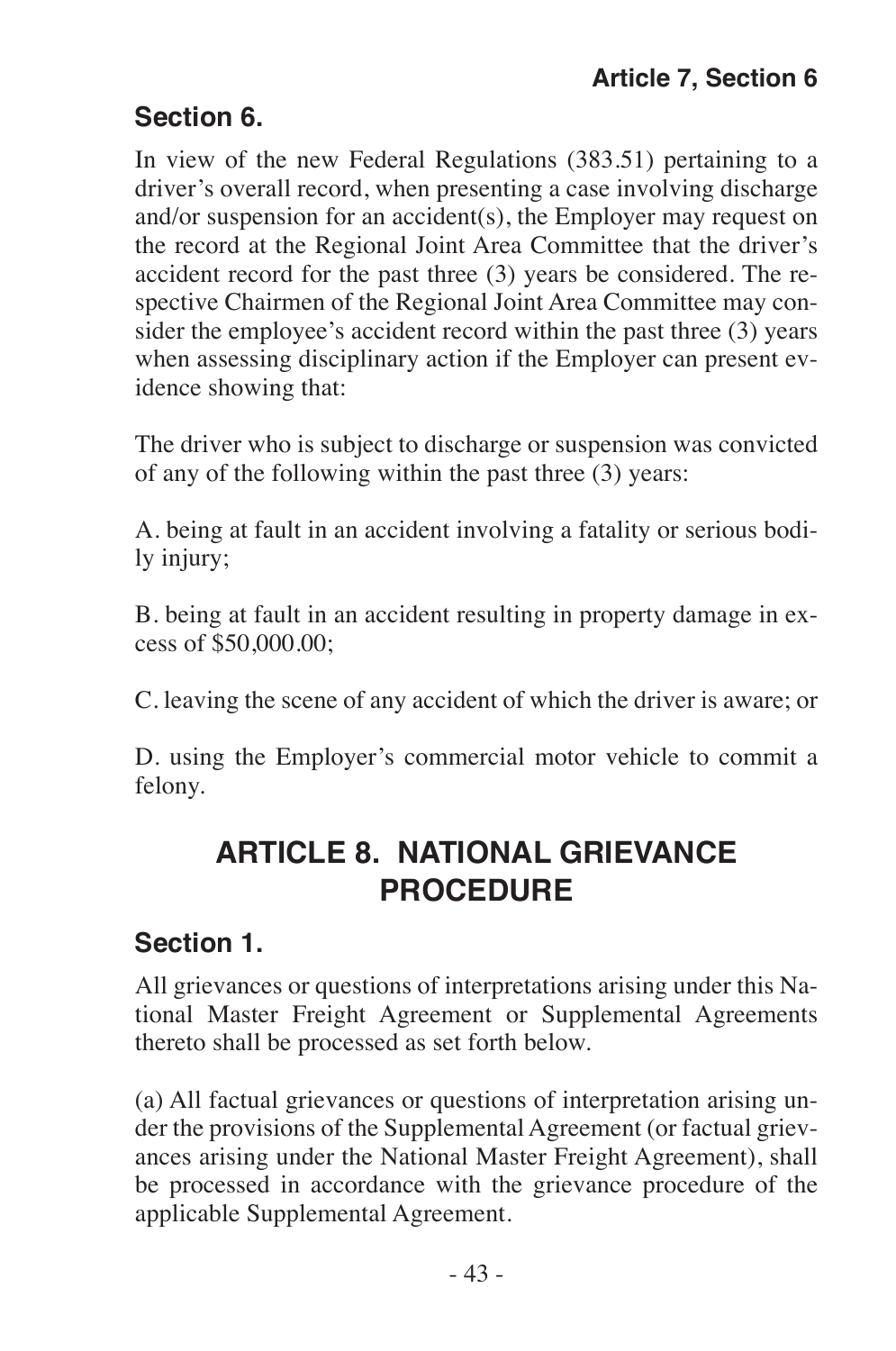## Section 6.

In view of the new Federal Regulations (383.51) pertaining to a driver's overall record, when presenting a case involving discharge and/or suspension for an accident(s), the Employer may request on the record at the Regional Joint Area Committee that the driver's accident record for the past three (3) years be considered. The respective Chairmen of the Regional Joint Area Committee may consider the employee's accident record within the past three (3) years when assessing disciplinary action if the Employer can present evidence showing that:

The driver who is subject to discharge or suspension was convicted of any of the following within the past three (3) years:

A. being at fault in an accident involving a fatality or serious bodily injury;

B. being at fault in an accident resulting in property damage in excess of $50,000.00;

C. leaving the scene of any accident of which the driver is aware; or

D. using the Employer's commercial motor vehicle to commit a felony.

# ARTICLE 8. NATIONAL GRIEVANCE PROCEDURE

## Section 1.

All grievances or questions of interpretations arising under this National Master Freight Agreement or Supplemental Agreements thereto shall be processed as set forth below.

(a) All factual grievances or questions of interpretation arising under the provisions of the Supplemental Agreement (or factual grievances arising under the National Master Freight Agreement), shall be processed in accordance with the grievance procedure of the applicable Supplemental Agreement.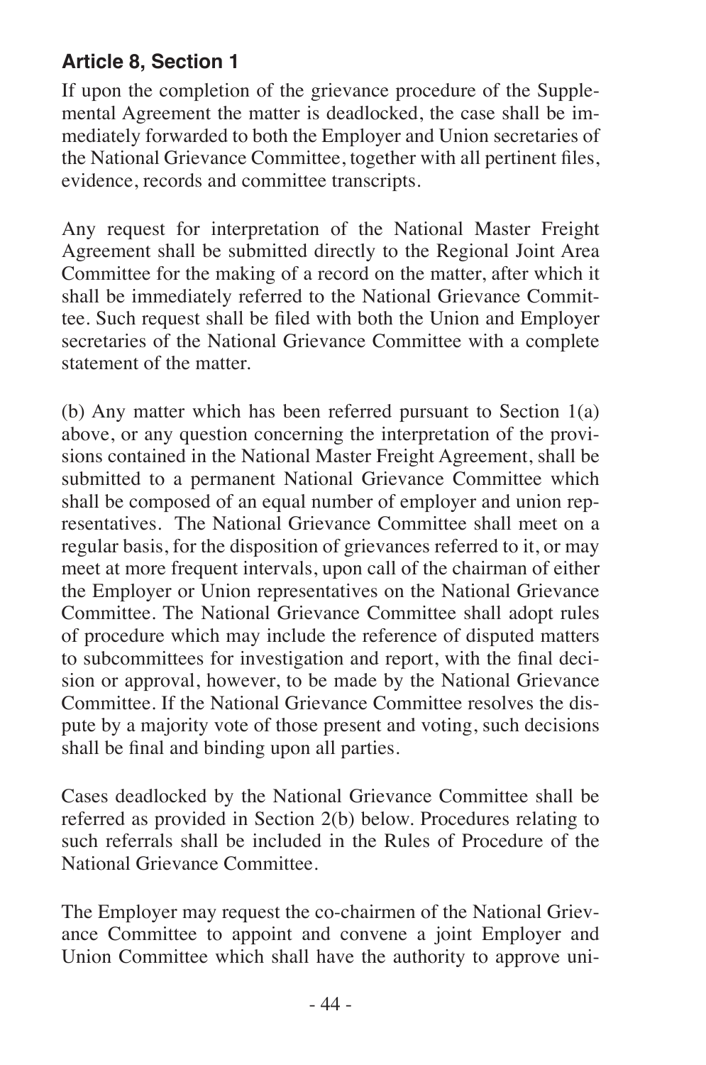## Article 8, Section 1

If upon the completion of the grievance procedure of the Supplemental Agreement the matter is deadlocked, the case shall be immediately forwarded to both the Employer and Union secretaries of the National Grievance Committee, together with all pertinent files, evidence, records and committee transcripts.

Any request for interpretation of the National Master Freight Agreement shall be submitted directly to the Regional Joint Area Committee for the making of a record on the matter, after which it shall be immediately referred to the National Grievance Committee. Such request shall be filed with both the Union and Employer secretaries of the National Grievance Committee with a complete statement of the matter.

(b) Any matter which has been referred pursuant to Section 1(a) above, or any question concerning the interpretation of the provisions contained in the National Master Freight Agreement, shall be submitted to a permanent National Grievance Committee which shall be composed of an equal number of employer and union representatives. The National Grievance Committee shall meet on a regular basis, for the disposition of grievances referred to it, or may meet at more frequent intervals, upon call of the chairman of either the Employer or Union representatives on the National Grievance Committee. The National Grievance Committee shall adopt rules of procedure which may include the reference of disputed matters to subcommittees for investigation and report, with the final decision or approval, however, to be made by the National Grievance Committee. If the National Grievance Committee resolves the dispute by a majority vote of those present and voting, such decisions shall be final and binding upon all parties.

Cases deadlocked by the National Grievance Committee shall be referred as provided in Section 2(b) below. Procedures relating to such referrals shall be included in the Rules of Procedure of the National Grievance Committee.

The Employer may request the co-chairmen of the National Grievance Committee to appoint and convene a joint Employer and Union Committee which shall have the authority to approve uni-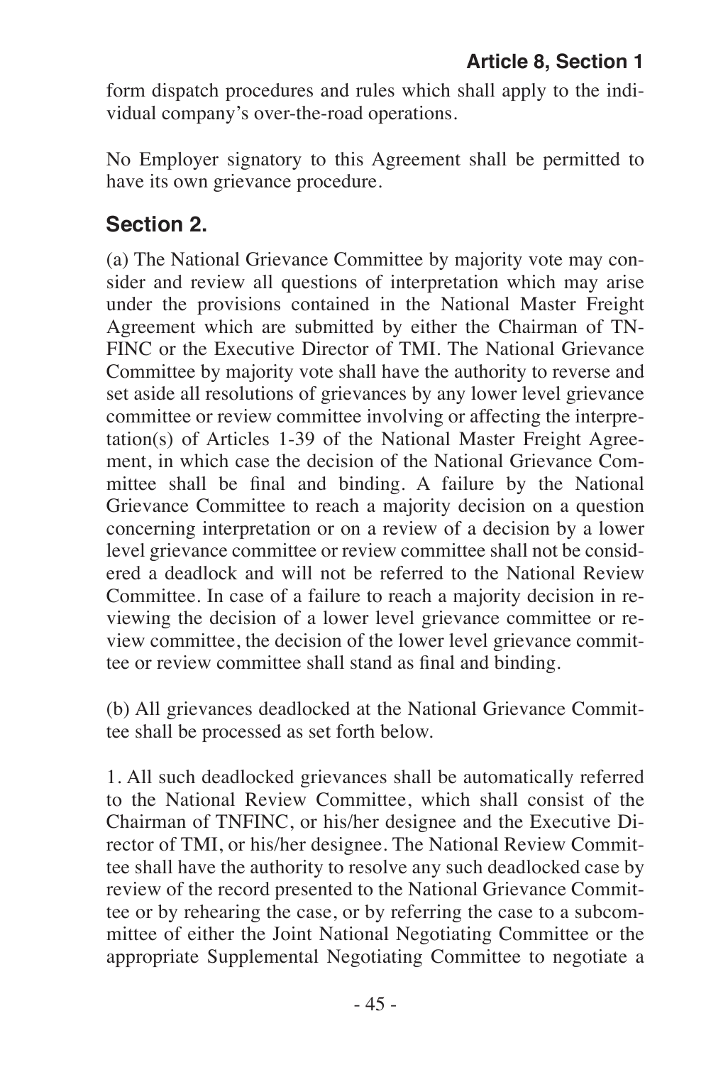form dispatch procedures and rules which shall apply to the individual company's over-the-road operations.

No Employer signatory to this Agreement shall be permitted to have its own grievance procedure.

## Section 2.

(a) The National Grievance Committee by majority vote may consider and review all questions of interpretation which may arise under the provisions contained in the National Master Freight Agreement which are submitted by either the Chairman of TNFINC or the Executive Director of TMI. The National Grievance Committee by majority vote shall have the authority to reverse and set aside all resolutions of grievances by any lower level grievance committee or review committee involving or affecting the interpretation(s) of Articles 1-39 of the National Master Freight Agreement, in which case the decision of the National Grievance Committee shall be final and binding. A failure by the National Grievance Committee to reach a majority decision on a question concerning interpretation or on a review of a decision by a lower level grievance committee or review committee shall not be considered a deadlock and will not be referred to the National Review Committee. In case of a failure to reach a majority decision in reviewing the decision of a lower level grievance committee or review committee, the decision of the lower level grievance committee or review committee shall stand as final and binding.

(b) All grievances deadlocked at the National Grievance Committee shall be processed as set forth below.

1. All such deadlocked grievances shall be automatically referred to the National Review Committee, which shall consist of the Chairman of TNFINC, or his/her designee and the Executive Director of TMI, or his/her designee. The National Review Committee shall have the authority to resolve any such deadlocked case by review of the record presented to the National Grievance Committee or by rehearing the case, or by referring the case to a subcommittee of either the Joint National Negotiating Committee or the appropriate Supplemental Negotiating Committee to negotiate a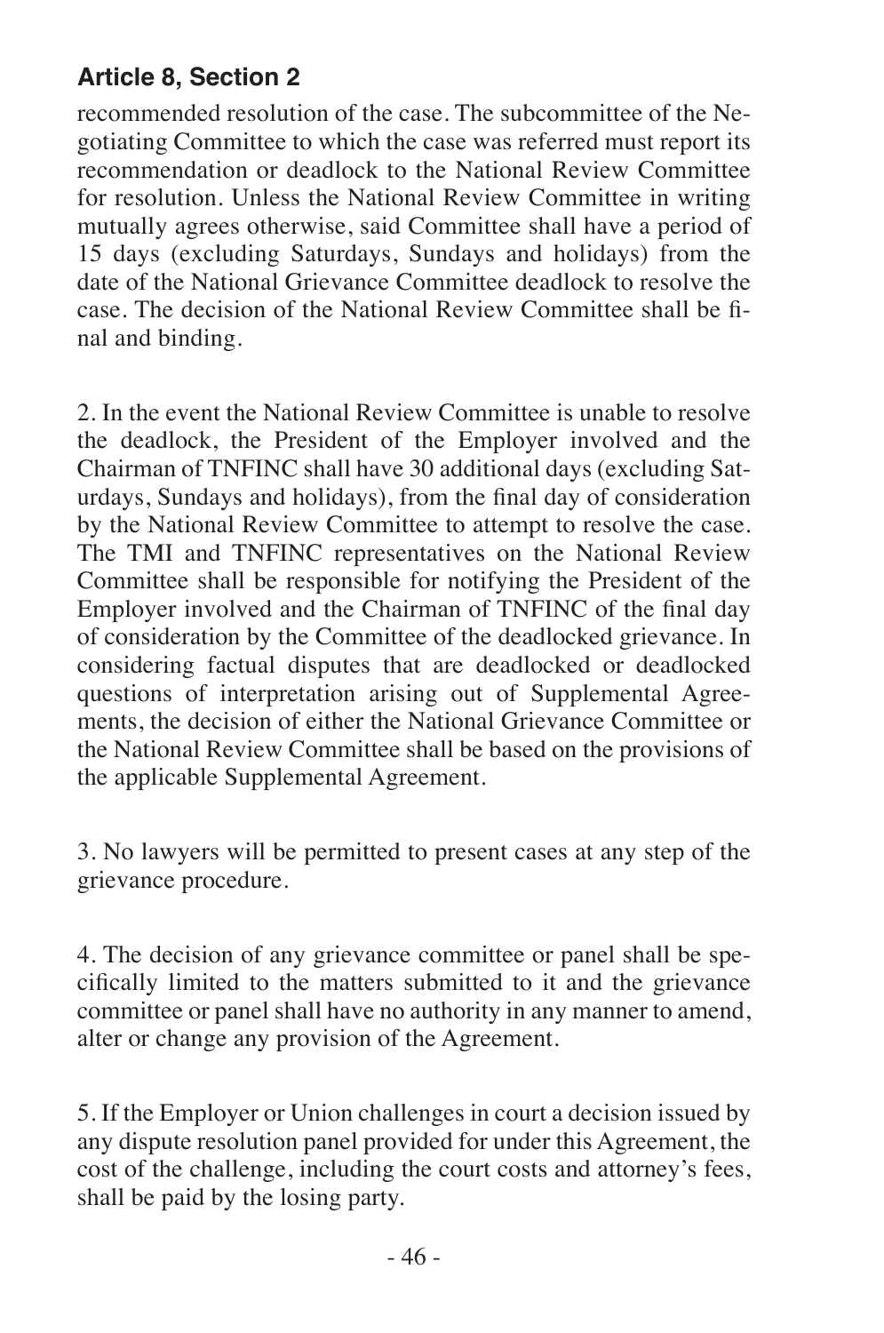## Article 8, Section 2

recommended resolution of the case. The subcommittee of the Negotiating Committee to which the case was referred must report its recommendation or deadlock to the National Review Committee for resolution. Unless the National Review Committee in writing mutually agrees otherwise, said Committee shall have a period of 15 days (excluding Saturdays, Sundays and holidays) from the date of the National Grievance Committee deadlock to resolve the case. The decision of the National Review Committee shall be final and binding.

2. In the event the National Review Committee is unable to resolve the deadlock, the President of the Employer involved and the Chairman of TNFINC shall have 30 additional days (excluding Saturdays, Sundays and holidays), from the final day of consideration by the National Review Committee to attempt to resolve the case. The TMI and TNFINC representatives on the National Review Committee shall be responsible for notifying the President of the Employer involved and the Chairman of TNFINC of the final day of consideration by the Committee of the deadlocked grievance. In considering factual disputes that are deadlocked or deadlocked questions of interpretation arising out of Supplemental Agreements, the decision of either the National Grievance Committee or the National Review Committee shall be based on the provisions of the applicable Supplemental Agreement.

3. No lawyers will be permitted to present cases at any step of the grievance procedure.

4. The decision of any grievance committee or panel shall be specifically limited to the matters submitted to it and the grievance committee or panel shall have no authority in any manner to amend, alter or change any provision of the Agreement.

5. If the Employer or Union challenges in court a decision issued by any dispute resolution panel provided for under this Agreement, the cost of the challenge, including the court costs and attorney's fees, shall be paid by the losing party.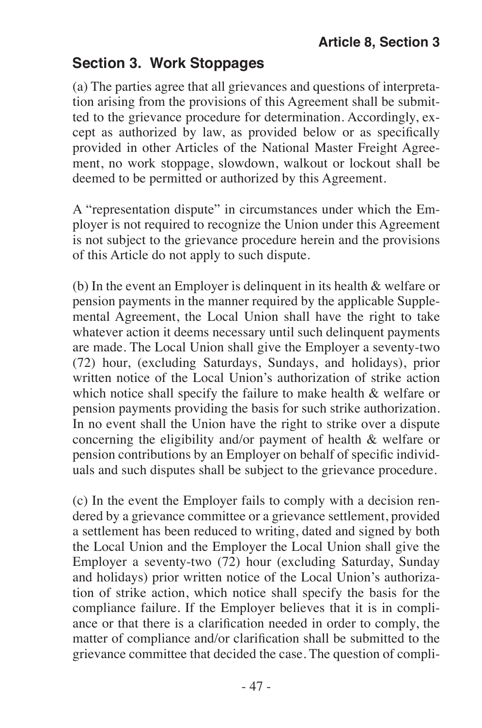## Section 3. Work Stoppages

(a) The parties agree that all grievances and questions of interpretation arising from the provisions of this Agreement shall be submitted to the grievance procedure for determination. Accordingly, except as authorized by law, as provided below or as specifically provided in other Articles of the National Master Freight Agreement, no work stoppage, slowdown, walkout or lockout shall be deemed to be permitted or authorized by this Agreement.

A "representation dispute" in circumstances under which the Employer is not required to recognize the Union under this Agreement is not subject to the grievance procedure herein and the provisions of this Article do not apply to such dispute.

(b) In the event an Employer is delinquent in its health & welfare or pension payments in the manner required by the applicable Supplemental Agreement, the Local Union shall have the right to take whatever action it deems necessary until such delinquent payments are made. The Local Union shall give the Employer a seventy-two (72) hour, (excluding Saturdays, Sundays, and holidays), prior written notice of the Local Union's authorization of strike action which notice shall specify the failure to make health & welfare or pension payments providing the basis for such strike authorization. In no event shall the Union have the right to strike over a dispute concerning the eligibility and/or payment of health & welfare or pension contributions by an Employer on behalf of specific individuals and such disputes shall be subject to the grievance procedure.

(c) In the event the Employer fails to comply with a decision rendered by a grievance committee or a grievance settlement, provided a settlement has been reduced to writing, dated and signed by both the Local Union and the Employer the Local Union shall give the Employer a seventy-two (72) hour (excluding Saturday, Sunday and holidays) prior written notice of the Local Union's authorization of strike action, which notice shall specify the basis for the compliance failure. If the Employer believes that it is in compliance or that there is a clarification needed in order to comply, the matter of compliance and/or clarification shall be submitted to the grievance committee that decided the case. The question of compli-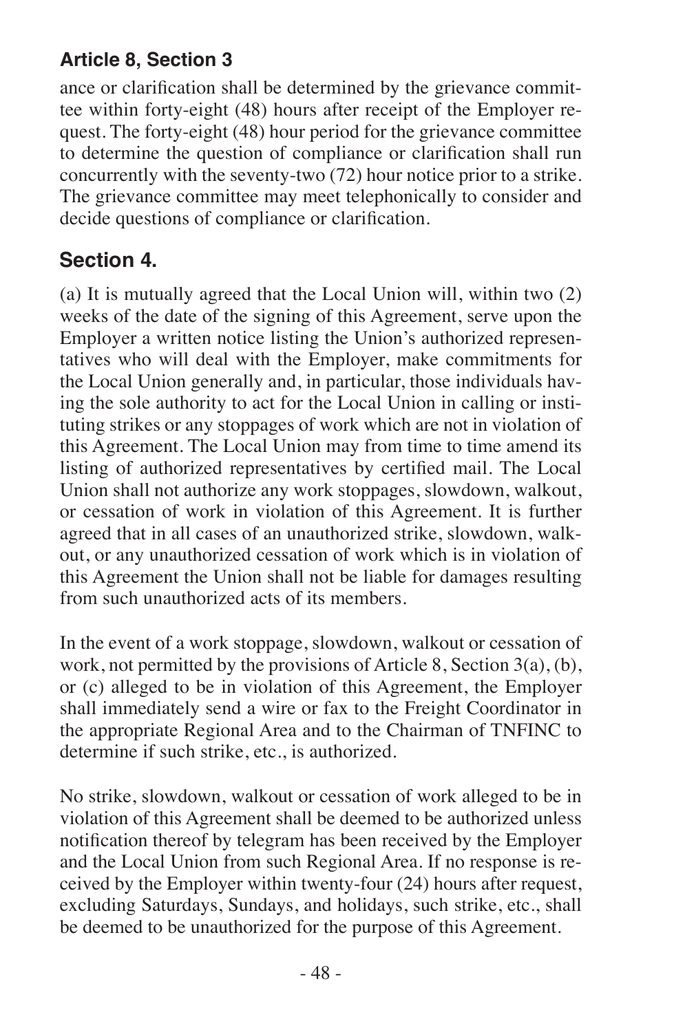**Article 8, Section 3**

ance or clarification shall be determined by the grievance committee within forty-eight (48) hours after receipt of the Employer request. The forty-eight (48) hour period for the grievance committee to determine the question of compliance or clarification shall run concurrently with the seventy-two (72) hour notice prior to a strike. The grievance committee may meet telephonically to consider and decide questions of compliance or clarification.

## Section 4.

(a) It is mutually agreed that the Local Union will, within two (2) weeks of the date of the signing of this Agreement, serve upon the Employer a written notice listing the Union's authorized representatives who will deal with the Employer, make commitments for the Local Union generally and, in particular, those individuals having the sole authority to act for the Local Union in calling or instituting strikes or any stoppages of work which are not in violation of this Agreement. The Local Union may from time to time amend its listing of authorized representatives by certified mail. The Local Union shall not authorize any work stoppages, slowdown, walkout, or cessation of work in violation of this Agreement. It is further agreed that in all cases of an unauthorized strike, slowdown, walkout, or any unauthorized cessation of work which is in violation of this Agreement the Union shall not be liable for damages resulting from such unauthorized acts of its members.

In the event of a work stoppage, slowdown, walkout or cessation of work, not permitted by the provisions of Article 8, Section 3(a), (b), or (c) alleged to be in violation of this Agreement, the Employer shall immediately send a wire or fax to the Freight Coordinator in the appropriate Regional Area and to the Chairman of TNFINC to determine if such strike, etc., is authorized.

No strike, slowdown, walkout or cessation of work alleged to be in violation of this Agreement shall be deemed to be authorized unless notification thereof by telegram has been received by the Employer and the Local Union from such Regional Area. If no response is received by the Employer within twenty-four (24) hours after request, excluding Saturdays, Sundays, and holidays, such strike, etc., shall be deemed to be unauthorized for the purpose of this Agreement.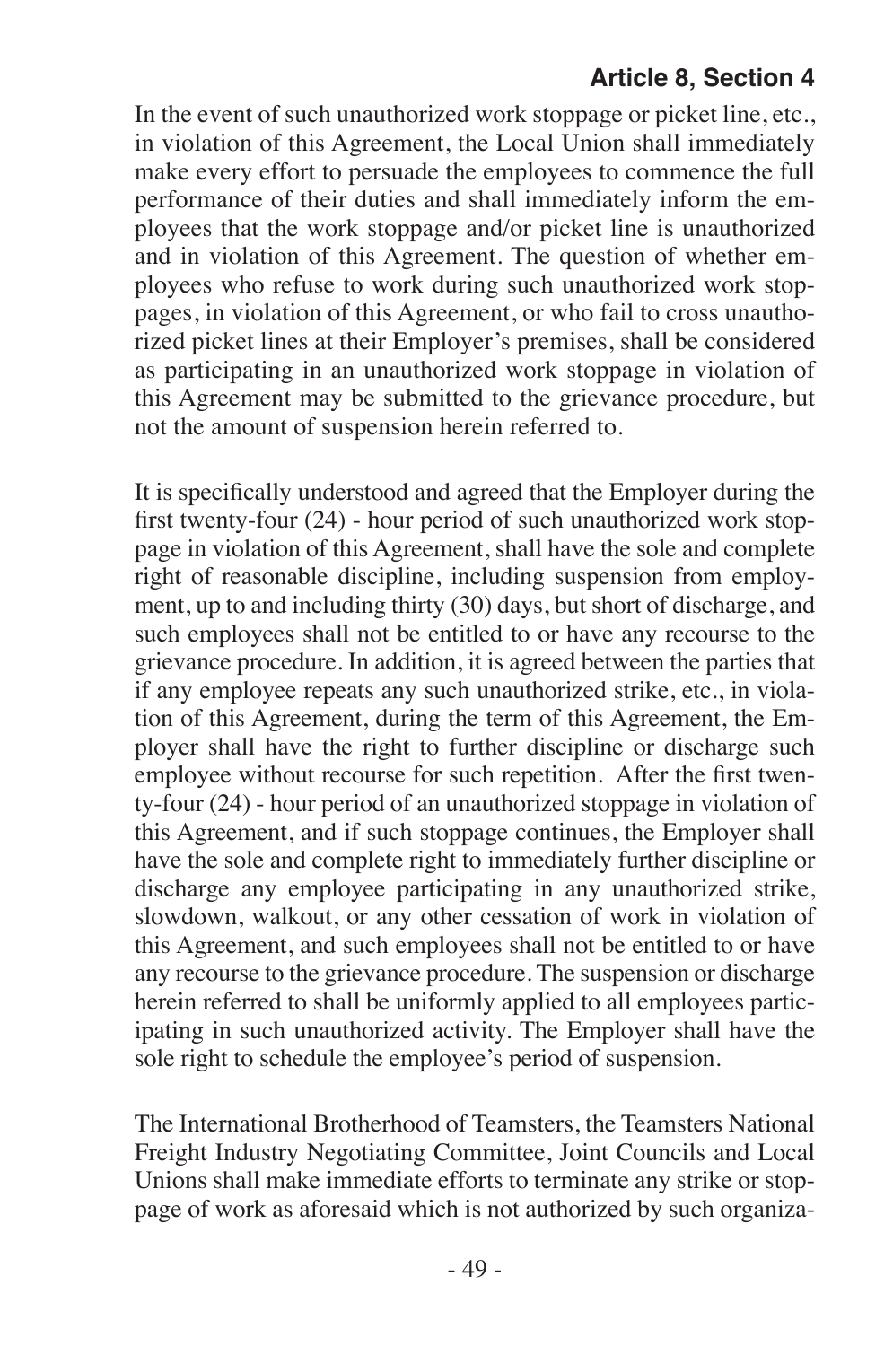In the event of such unauthorized work stoppage or picket line, etc., in violation of this Agreement, the Local Union shall immediately make every effort to persuade the employees to commence the full performance of their duties and shall immediately inform the employees that the work stoppage and/or picket line is unauthorized and in violation of this Agreement. The question of whether employees who refuse to work during such unauthorized work stoppages, in violation of this Agreement, or who fail to cross unauthorized picket lines at their Employer's premises, shall be considered as participating in an unauthorized work stoppage in violation of this Agreement may be submitted to the grievance procedure, but not the amount of suspension herein referred to.

It is specifically understood and agreed that the Employer during the first twenty-four (24) - hour period of such unauthorized work stoppage in violation of this Agreement, shall have the sole and complete right of reasonable discipline, including suspension from employment, up to and including thirty (30) days, but short of discharge, and such employees shall not be entitled to or have any recourse to the grievance procedure. In addition, it is agreed between the parties that if any employee repeats any such unauthorized strike, etc., in violation of this Agreement, during the term of this Agreement, the Employer shall have the right to further discipline or discharge such employee without recourse for such repetition. After the first twenty-four (24) - hour period of an unauthorized stoppage in violation of this Agreement, and if such stoppage continues, the Employer shall have the sole and complete right to immediately further discipline or discharge any employee participating in any unauthorized strike, slowdown, walkout, or any other cessation of work in violation of this Agreement, and such employees shall not be entitled to or have any recourse to the grievance procedure. The suspension or discharge herein referred to shall be uniformly applied to all employees participating in such unauthorized activity. The Employer shall have the sole right to schedule the employee's period of suspension.

The International Brotherhood of Teamsters, the Teamsters National Freight Industry Negotiating Committee, Joint Councils and Local Unions shall make immediate efforts to terminate any strike or stoppage of work as aforesaid which is not authorized by such organiza-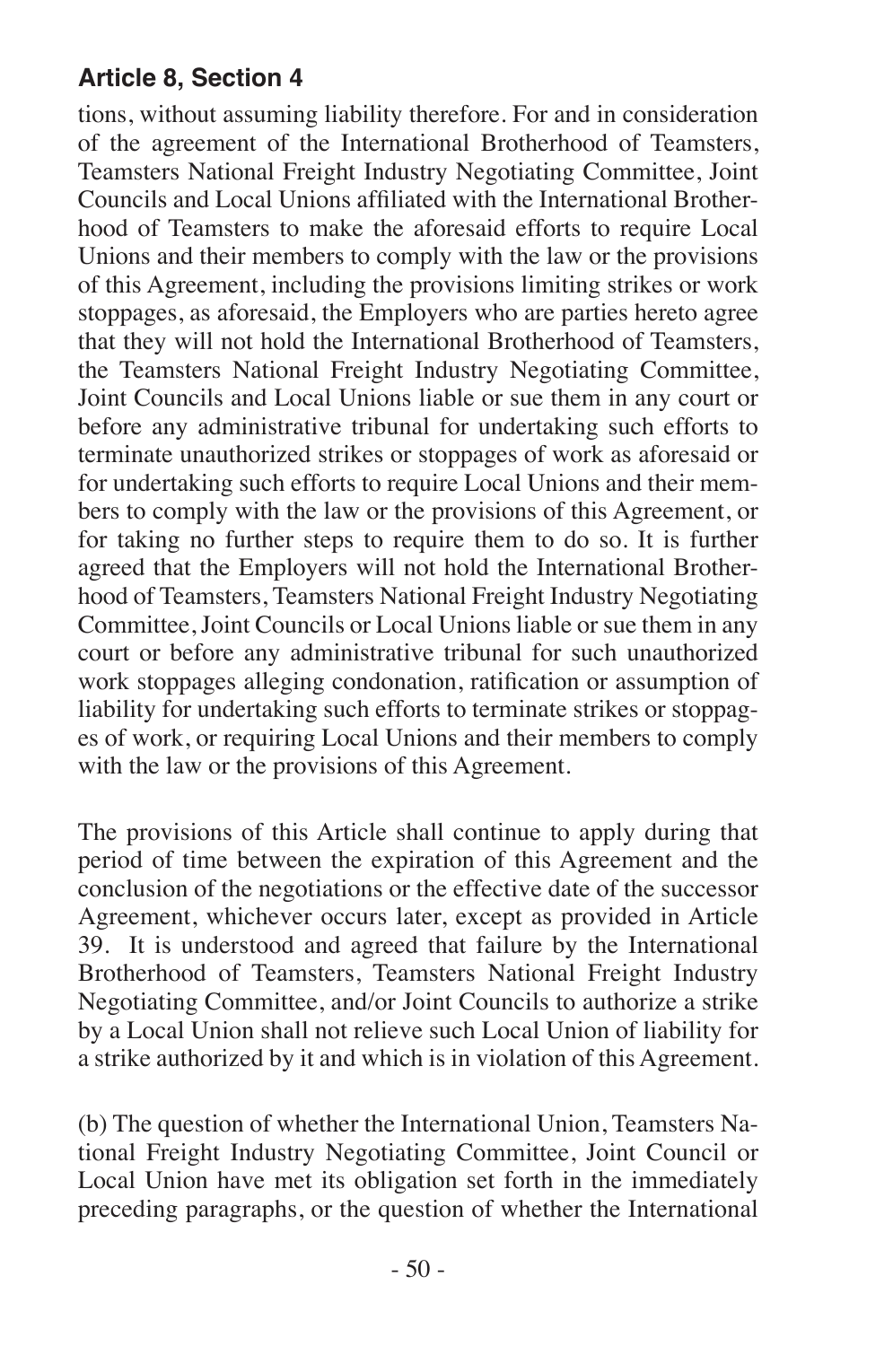## Article 8, Section 4

tions, without assuming liability therefore. For and in consideration of the agreement of the International Brotherhood of Teamsters, Teamsters National Freight Industry Negotiating Committee, Joint Councils and Local Unions affiliated with the International Brotherhood of Teamsters to make the aforesaid efforts to require Local Unions and their members to comply with the law or the provisions of this Agreement, including the provisions limiting strikes or work stoppages, as aforesaid, the Employers who are parties hereto agree that they will not hold the International Brotherhood of Teamsters, the Teamsters National Freight Industry Negotiating Committee, Joint Councils and Local Unions liable or sue them in any court or before any administrative tribunal for undertaking such efforts to terminate unauthorized strikes or stoppages of work as aforesaid or for undertaking such efforts to require Local Unions and their members to comply with the law or the provisions of this Agreement, or for taking no further steps to require them to do so. It is further agreed that the Employers will not hold the International Brotherhood of Teamsters, Teamsters National Freight Industry Negotiating Committee, Joint Councils or Local Unions liable or sue them in any court or before any administrative tribunal for such unauthorized work stoppages alleging condonation, ratification or assumption of liability for undertaking such efforts to terminate strikes or stoppages of work, or requiring Local Unions and their members to comply with the law or the provisions of this Agreement.

The provisions of this Article shall continue to apply during that period of time between the expiration of this Agreement and the conclusion of the negotiations or the effective date of the successor Agreement, whichever occurs later, except as provided in Article 39. It is understood and agreed that failure by the International Brotherhood of Teamsters, Teamsters National Freight Industry Negotiating Committee, and/or Joint Councils to authorize a strike by a Local Union shall not relieve such Local Union of liability for a strike authorized by it and which is in violation of this Agreement.

(b) The question of whether the International Union, Teamsters National Freight Industry Negotiating Committee, Joint Council or Local Union have met its obligation set forth in the immediately preceding paragraphs, or the question of whether the International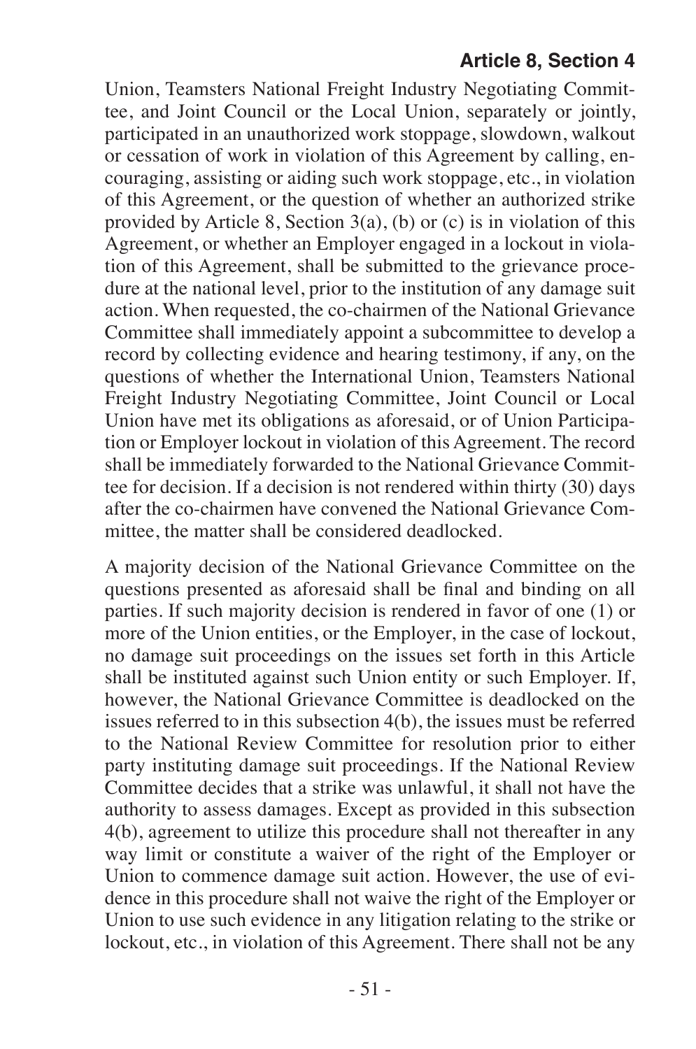Union, Teamsters National Freight Industry Negotiating Committee, and Joint Council or the Local Union, separately or jointly, participated in an unauthorized work stoppage, slowdown, walkout or cessation of work in violation of this Agreement by calling, encouraging, assisting or aiding such work stoppage, etc., in violation of this Agreement, or the question of whether an authorized strike provided by Article 8, Section 3(a), (b) or (c) is in violation of this Agreement, or whether an Employer engaged in a lockout in violation of this Agreement, shall be submitted to the grievance procedure at the national level, prior to the institution of any damage suit action. When requested, the co-chairmen of the National Grievance Committee shall immediately appoint a subcommittee to develop a record by collecting evidence and hearing testimony, if any, on the questions of whether the International Union, Teamsters National Freight Industry Negotiating Committee, Joint Council or Local Union have met its obligations as aforesaid, or of Union Participation or Employer lockout in violation of this Agreement. The record shall be immediately forwarded to the National Grievance Committee for decision. If a decision is not rendered within thirty (30) days after the co-chairmen have convened the National Grievance Committee, the matter shall be considered deadlocked.

A majority decision of the National Grievance Committee on the questions presented as aforesaid shall be final and binding on all parties. If such majority decision is rendered in favor of one (1) or more of the Union entities, or the Employer, in the case of lockout, no damage suit proceedings on the issues set forth in this Article shall be instituted against such Union entity or such Employer. If, however, the National Grievance Committee is deadlocked on the issues referred to in this subsection 4(b), the issues must be referred to the National Review Committee for resolution prior to either party instituting damage suit proceedings. If the National Review Committee decides that a strike was unlawful, it shall not have the authority to assess damages. Except as provided in this subsection 4(b), agreement to utilize this procedure shall not thereafter in any way limit or constitute a waiver of the right of the Employer or Union to commence damage suit action. However, the use of evidence in this procedure shall not waive the right of the Employer or Union to use such evidence in any litigation relating to the strike or lockout, etc., in violation of this Agreement. There shall not be any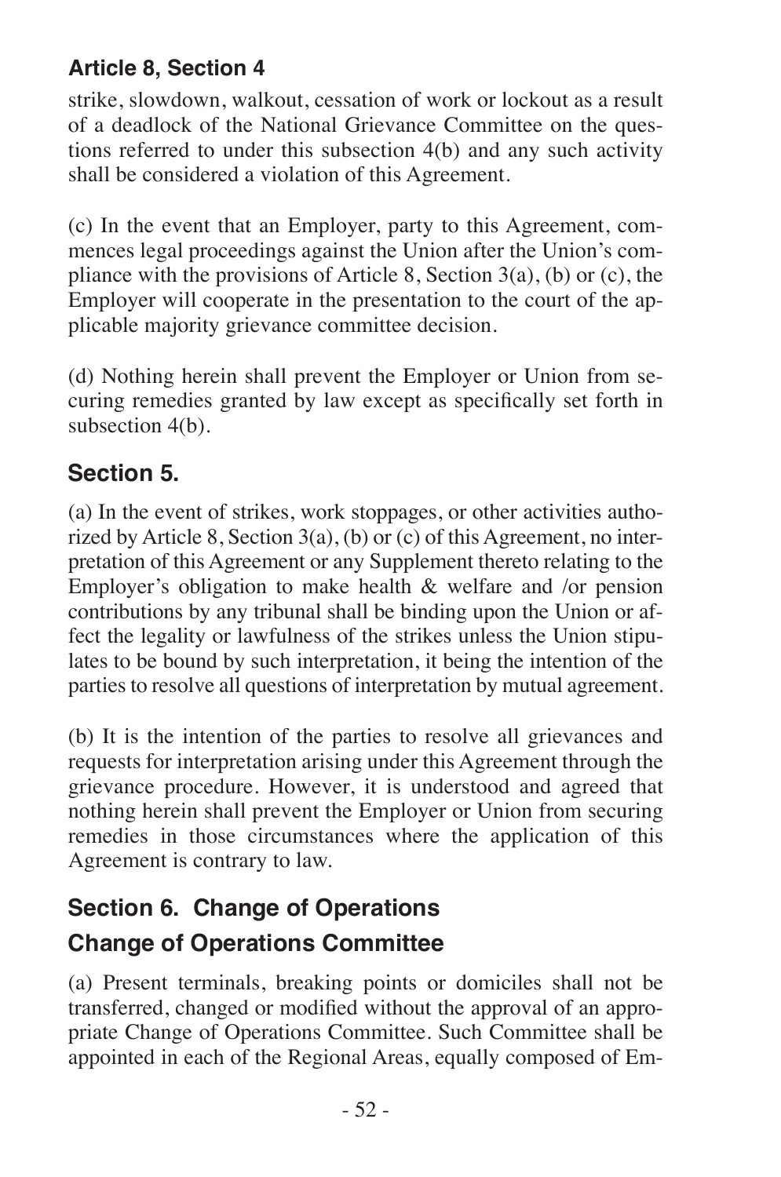## Article 8, Section 4

strike, slowdown, walkout, cessation of work or lockout as a result of a deadlock of the National Grievance Committee on the questions referred to under this subsection 4(b) and any such activity shall be considered a violation of this Agreement.

(c) In the event that an Employer, party to this Agreement, commences legal proceedings against the Union after the Union's compliance with the provisions of Article 8, Section 3(a), (b) or (c), the Employer will cooperate in the presentation to the court of the applicable majority grievance committee decision.

(d) Nothing herein shall prevent the Employer or Union from securing remedies granted by law except as specifically set forth in subsection 4(b).

## Section 5.

(a) In the event of strikes, work stoppages, or other activities authorized by Article 8, Section 3(a), (b) or (c) of this Agreement, no interpretation of this Agreement or any Supplement thereto relating to the Employer's obligation to make health & welfare and /or pension contributions by any tribunal shall be binding upon the Union or affect the legality or lawfulness of the strikes unless the Union stipulates to be bound by such interpretation, it being the intention of the parties to resolve all questions of interpretation by mutual agreement.

(b) It is the intention of the parties to resolve all grievances and requests for interpretation arising under this Agreement through the grievance procedure. However, it is understood and agreed that nothing herein shall prevent the Employer or Union from securing remedies in those circumstances where the application of this Agreement is contrary to law.

## Section 6. Change of Operations

## Change of Operations Committee

(a) Present terminals, breaking points or domiciles shall not be transferred, changed or modified without the approval of an appropriate Change of Operations Committee. Such Committee shall be appointed in each of the Regional Areas, equally composed of Em-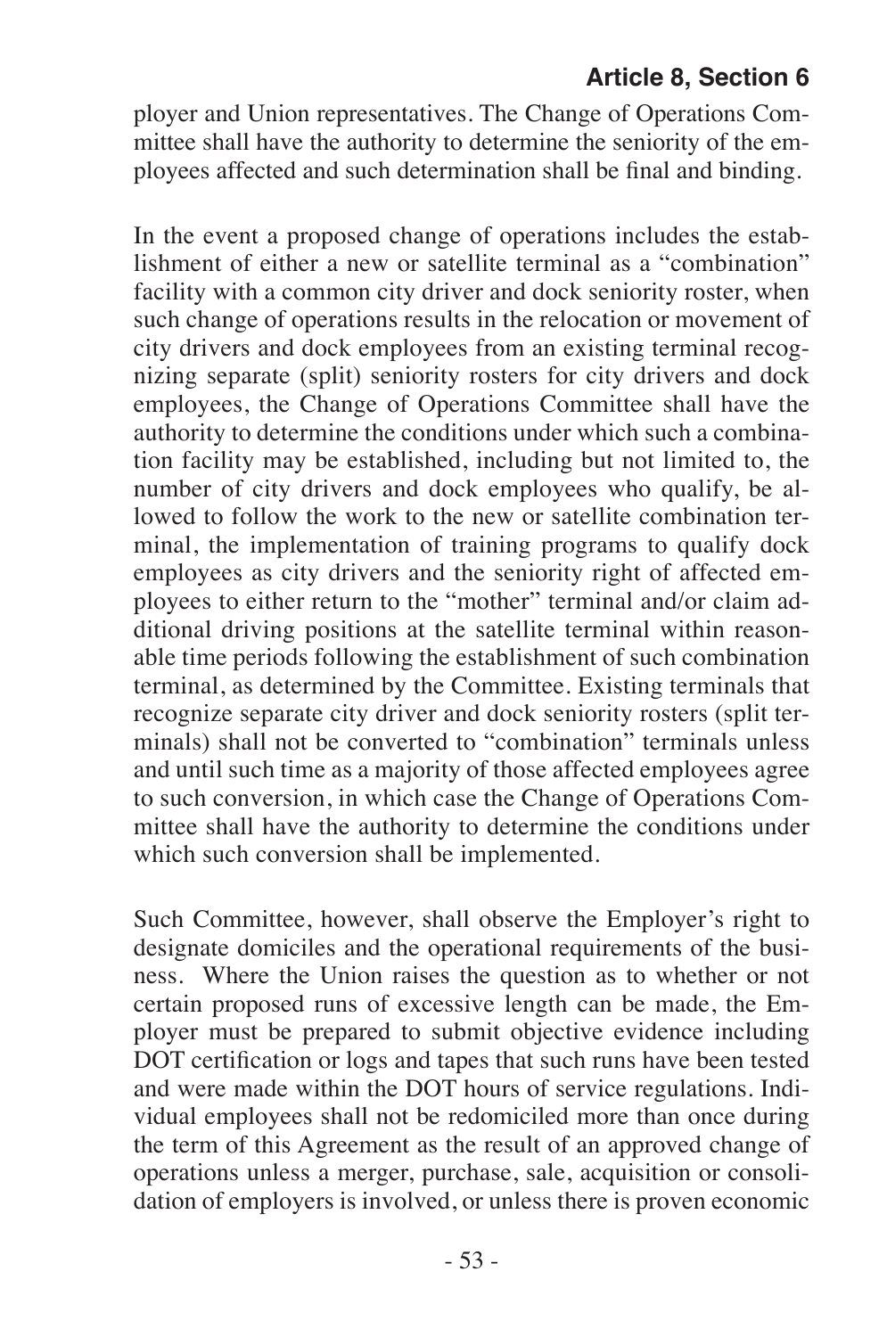ployer and Union representatives. The Change of Operations Committee shall have the authority to determine the seniority of the employees affected and such determination shall be final and binding.

In the event a proposed change of operations includes the establishment of either a new or satellite terminal as a "combination" facility with a common city driver and dock seniority roster, when such change of operations results in the relocation or movement of city drivers and dock employees from an existing terminal recognizing separate (split) seniority rosters for city drivers and dock employees, the Change of Operations Committee shall have the authority to determine the conditions under which such a combination facility may be established, including but not limited to, the number of city drivers and dock employees who qualify, be allowed to follow the work to the new or satellite combination terminal, the implementation of training programs to qualify dock employees as city drivers and the seniority right of affected employees to either return to the "mother" terminal and/or claim additional driving positions at the satellite terminal within reasonable time periods following the establishment of such combination terminal, as determined by the Committee. Existing terminals that recognize separate city driver and dock seniority rosters (split terminals) shall not be converted to "combination" terminals unless and until such time as a majority of those affected employees agree to such conversion, in which case the Change of Operations Committee shall have the authority to determine the conditions under which such conversion shall be implemented.

Such Committee, however, shall observe the Employer's right to designate domiciles and the operational requirements of the business. Where the Union raises the question as to whether or not certain proposed runs of excessive length can be made, the Employer must be prepared to submit objective evidence including DOT certification or logs and tapes that such runs have been tested and were made within the DOT hours of service regulations. Individual employees shall not be redomiciled more than once during the term of this Agreement as the result of an approved change of operations unless a merger, purchase, sale, acquisition or consolidation of employers is involved, or unless there is proven economic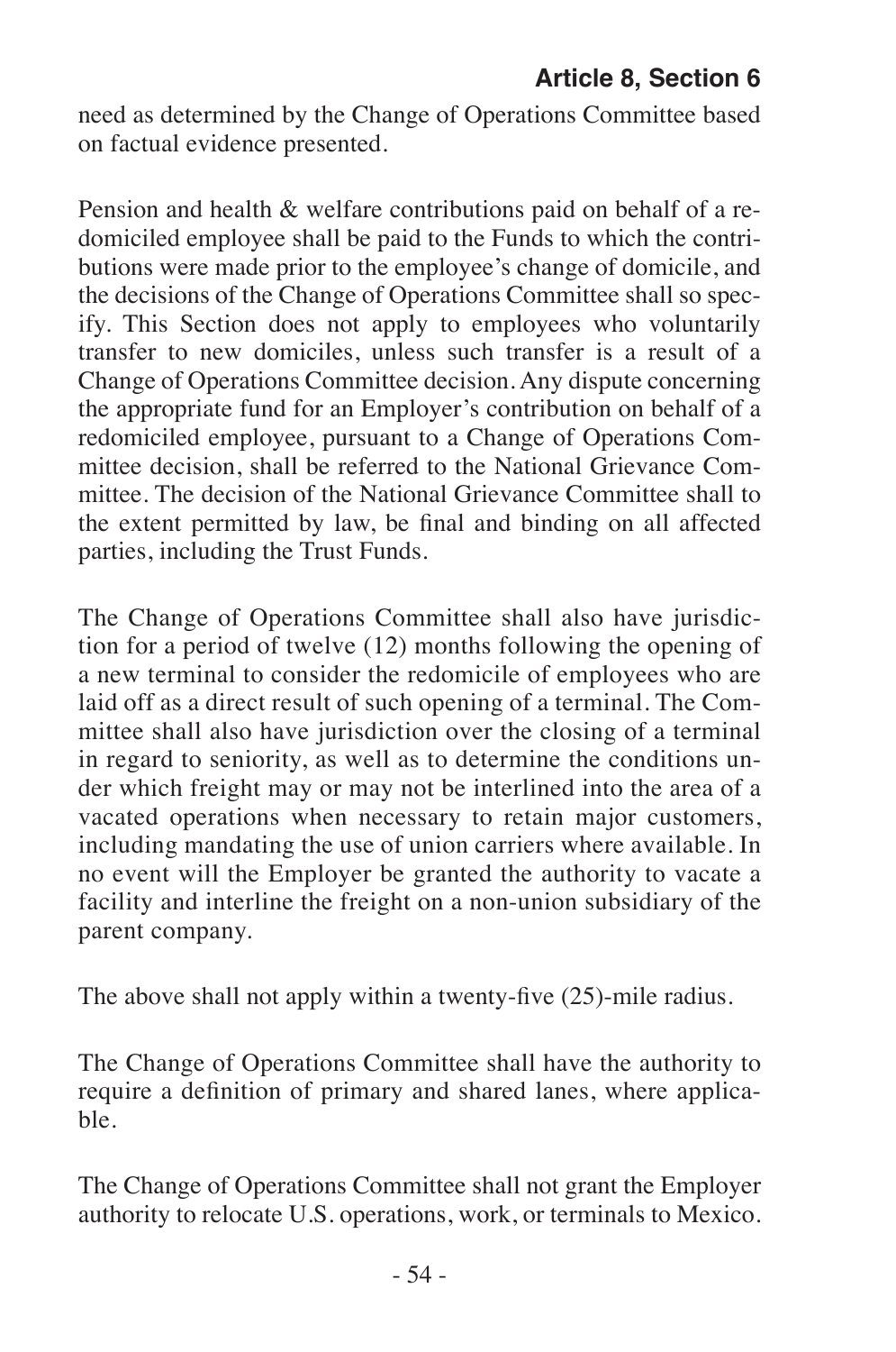need as determined by the Change of Operations Committee based on factual evidence presented.

Pension and health & welfare contributions paid on behalf of a redomiciled employee shall be paid to the Funds to which the contributions were made prior to the employee's change of domicile, and the decisions of the Change of Operations Committee shall so specify. This Section does not apply to employees who voluntarily transfer to new domiciles, unless such transfer is a result of a Change of Operations Committee decision. Any dispute concerning the appropriate fund for an Employer's contribution on behalf of a redomiciled employee, pursuant to a Change of Operations Committee decision, shall be referred to the National Grievance Committee. The decision of the National Grievance Committee shall to the extent permitted by law, be final and binding on all affected parties, including the Trust Funds.

The Change of Operations Committee shall also have jurisdiction for a period of twelve (12) months following the opening of a new terminal to consider the redomicile of employees who are laid off as a direct result of such opening of a terminal. The Committee shall also have jurisdiction over the closing of a terminal in regard to seniority, as well as to determine the conditions under which freight may or may not be interlined into the area of a vacated operations when necessary to retain major customers, including mandating the use of union carriers where available. In no event will the Employer be granted the authority to vacate a facility and interline the freight on a non-union subsidiary of the parent company.

The above shall not apply within a twenty-five (25)-mile radius.

The Change of Operations Committee shall have the authority to require a definition of primary and shared lanes, where applicable.

The Change of Operations Committee shall not grant the Employer authority to relocate U.S. operations, work, or terminals to Mexico.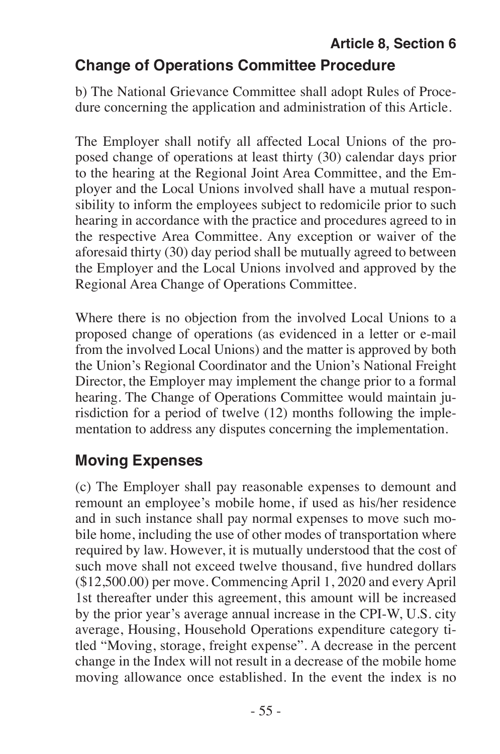## Change of Operations Committee Procedure

b) The National Grievance Committee shall adopt Rules of Procedure concerning the application and administration of this Article.

The Employer shall notify all affected Local Unions of the proposed change of operations at least thirty (30) calendar days prior to the hearing at the Regional Joint Area Committee, and the Employer and the Local Unions involved shall have a mutual responsibility to inform the employees subject to redomicile prior to such hearing in accordance with the practice and procedures agreed to in the respective Area Committee. Any exception or waiver of the aforesaid thirty (30) day period shall be mutually agreed to between the Employer and the Local Unions involved and approved by the Regional Area Change of Operations Committee.

Where there is no objection from the involved Local Unions to a proposed change of operations (as evidenced in a letter or e-mail from the involved Local Unions) and the matter is approved by both the Union's Regional Coordinator and the Union's National Freight Director, the Employer may implement the change prior to a formal hearing. The Change of Operations Committee would maintain jurisdiction for a period of twelve (12) months following the implementation to address any disputes concerning the implementation.

## Moving Expenses

(c) The Employer shall pay reasonable expenses to demount and remount an employee's mobile home, if used as his/her residence and in such instance shall pay normal expenses to move such mobile home, including the use of other modes of transportation where required by law. However, it is mutually understood that the cost of such move shall not exceed twelve thousand, five hundred dollars ($12,500.00) per move. Commencing April 1, 2020 and every April 1st thereafter under this agreement, this amount will be increased by the prior year's average annual increase in the CPI-W, U.S. city average, Housing, Household Operations expenditure category titled "Moving, storage, freight expense". A decrease in the percent change in the Index will not result in a decrease of the mobile home moving allowance once established. In the event the index is no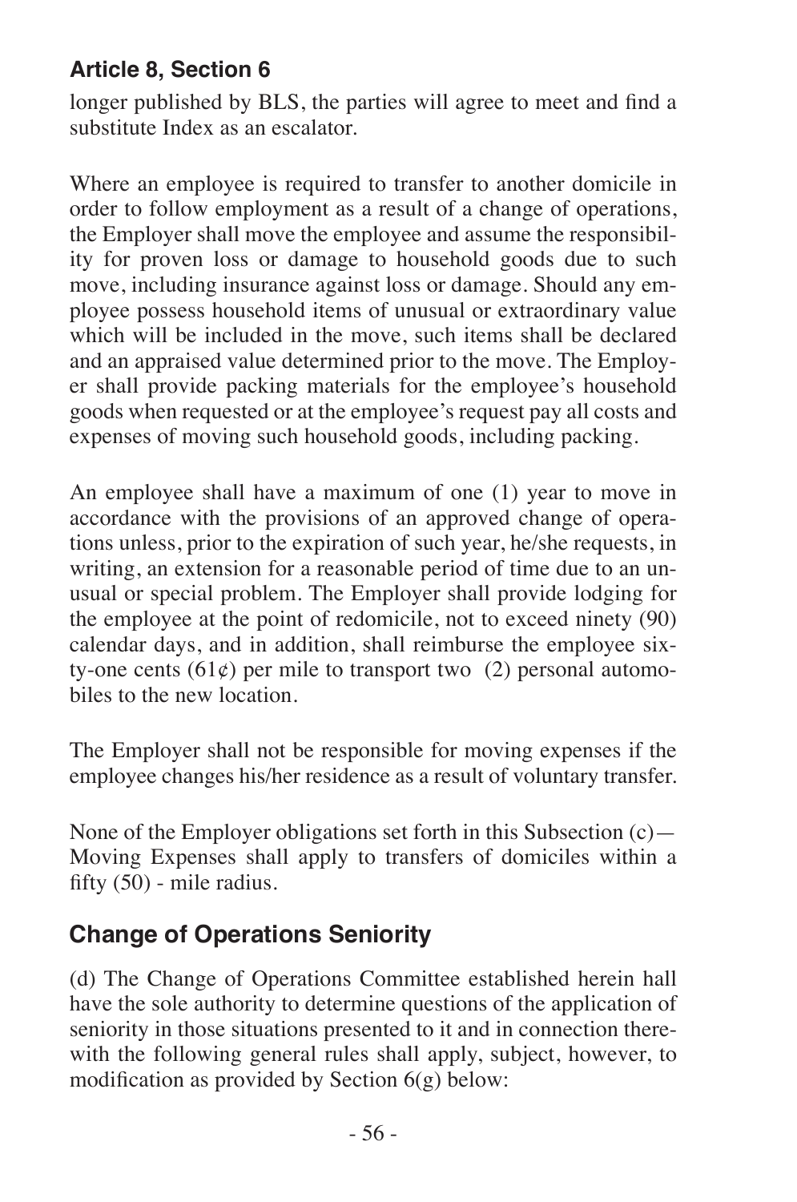longer published by BLS, the parties will agree to meet and find a substitute Index as an escalator.

Where an employee is required to transfer to another domicile in order to follow employment as a result of a change of operations, the Employer shall move the employee and assume the responsibility for proven loss or damage to household goods due to such move, including insurance against loss or damage. Should any employee possess household items of unusual or extraordinary value which will be included in the move, such items shall be declared and an appraised value determined prior to the move. The Employer shall provide packing materials for the employee's household goods when requested or at the employee's request pay all costs and expenses of moving such household goods, including packing.

An employee shall have a maximum of one (1) year to move in accordance with the provisions of an approved change of operations unless, prior to the expiration of such year, he/she requests, in writing, an extension for a reasonable period of time due to an unusual or special problem. The Employer shall provide lodging for the employee at the point of redomicile, not to exceed ninety (90) calendar days, and in addition, shall reimburse the employee sixty-one cents (61¢) per mile to transport two (2) personal automobiles to the new location.

The Employer shall not be responsible for moving expenses if the employee changes his/her residence as a result of voluntary transfer.

None of the Employer obligations set forth in this Subsection (c)—Moving Expenses shall apply to transfers of domiciles within a fifty (50) - mile radius.

## Change of Operations Seniority

(d) The Change of Operations Committee established herein hall have the sole authority to determine questions of the application of seniority in those situations presented to it and in connection therewith the following general rules shall apply, subject, however, to modification as provided by Section 6(g) below: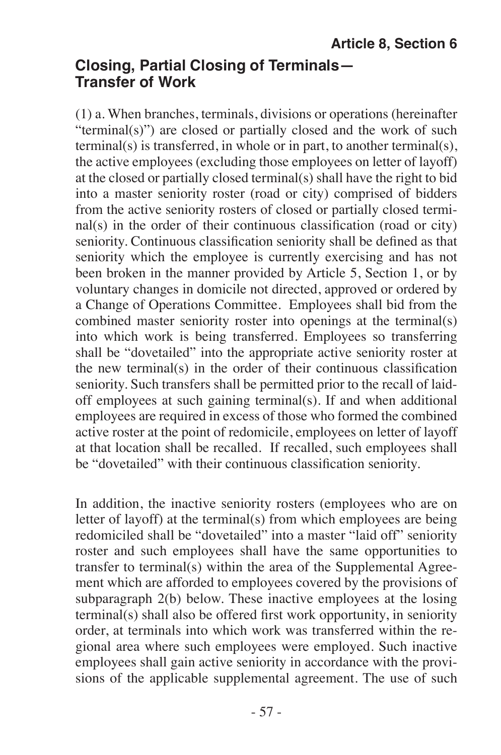## Article 8, Section 6

## Closing, Partial Closing of Terminals—Transfer of Work

(1) a. When branches, terminals, divisions or operations (hereinafter "terminal(s)") are closed or partially closed and the work of such terminal(s) is transferred, in whole or in part, to another terminal(s), the active employees (excluding those employees on letter of layoff) at the closed or partially closed terminal(s) shall have the right to bid into a master seniority roster (road or city) comprised of bidders from the active seniority rosters of closed or partially closed terminal(s) in the order of their continuous classification (road or city) seniority. Continuous classification seniority shall be defined as that seniority which the employee is currently exercising and has not been broken in the manner provided by Article 5, Section 1, or by voluntary changes in domicile not directed, approved or ordered by a Change of Operations Committee. Employees shall bid from the combined master seniority roster into openings at the terminal(s) into which work is being transferred. Employees so transferring shall be "dovetailed" into the appropriate active seniority roster at the new terminal(s) in the order of their continuous classification seniority. Such transfers shall be permitted prior to the recall of laid-off employees at such gaining terminal(s). If and when additional employees are required in excess of those who formed the combined active roster at the point of redomicile, employees on letter of layoff at that location shall be recalled. If recalled, such employees shall be "dovetailed" with their continuous classification seniority.

In addition, the inactive seniority rosters (employees who are on letter of layoff) at the terminal(s) from which employees are being redomiciled shall be "dovetailed" into a master "laid off" seniority roster and such employees shall have the same opportunities to transfer to terminal(s) within the area of the Supplemental Agreement which are afforded to employees covered by the provisions of subparagraph 2(b) below. These inactive employees at the losing terminal(s) shall also be offered first work opportunity, in seniority order, at terminals into which work was transferred within the regional area where such employees were employed. Such inactive employees shall gain active seniority in accordance with the provisions of the applicable supplemental agreement. The use of such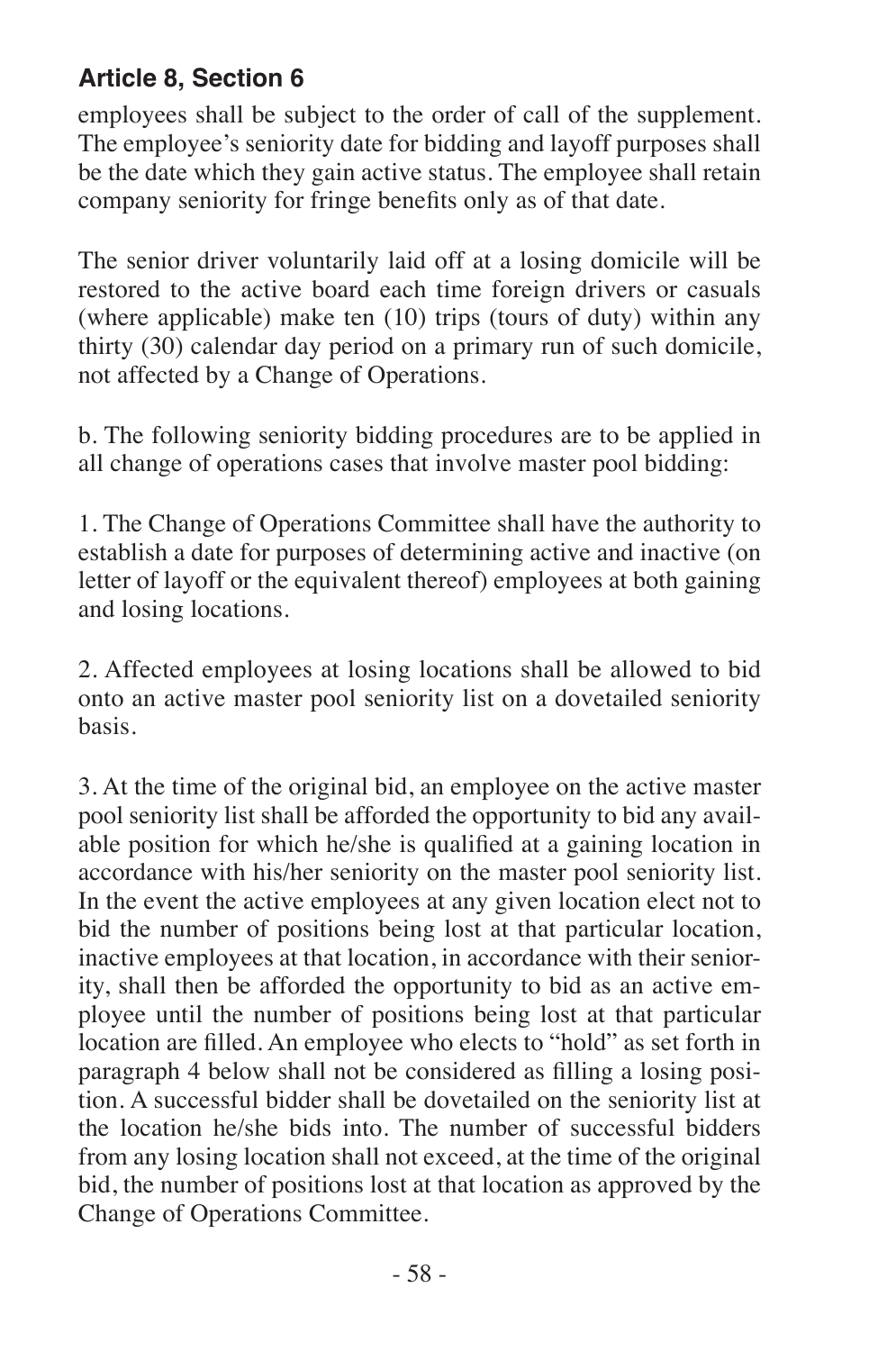## Article 8, Section 6

employees shall be subject to the order of call of the supplement. The employee's seniority date for bidding and layoff purposes shall be the date which they gain active status. The employee shall retain company seniority for fringe benefits only as of that date.

The senior driver voluntarily laid off at a losing domicile will be restored to the active board each time foreign drivers or casuals (where applicable) make ten (10) trips (tours of duty) within any thirty (30) calendar day period on a primary run of such domicile, not affected by a Change of Operations.

b. The following seniority bidding procedures are to be applied in all change of operations cases that involve master pool bidding:

1. The Change of Operations Committee shall have the authority to establish a date for purposes of determining active and inactive (on letter of layoff or the equivalent thereof) employees at both gaining and losing locations.

2. Affected employees at losing locations shall be allowed to bid onto an active master pool seniority list on a dovetailed seniority basis.

3. At the time of the original bid, an employee on the active master pool seniority list shall be afforded the opportunity to bid any available position for which he/she is qualified at a gaining location in accordance with his/her seniority on the master pool seniority list. In the event the active employees at any given location elect not to bid the number of positions being lost at that particular location, inactive employees at that location, in accordance with their seniority, shall then be afforded the opportunity to bid as an active employee until the number of positions being lost at that particular location are filled. An employee who elects to "hold" as set forth in paragraph 4 below shall not be considered as filling a losing position. A successful bidder shall be dovetailed on the seniority list at the location he/she bids into. The number of successful bidders from any losing location shall not exceed, at the time of the original bid, the number of positions lost at that location as approved by the Change of Operations Committee.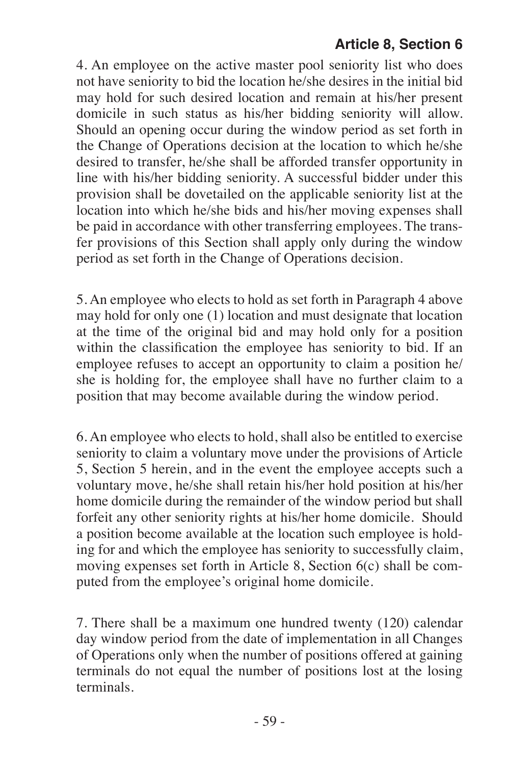4. An employee on the active master pool seniority list who does not have seniority to bid the location he/she desires in the initial bid may hold for such desired location and remain at his/her present domicile in such status as his/her bidding seniority will allow. Should an opening occur during the window period as set forth in the Change of Operations decision at the location to which he/she desired to transfer, he/she shall be afforded transfer opportunity in line with his/her bidding seniority. A successful bidder under this provision shall be dovetailed on the applicable seniority list at the location into which he/she bids and his/her moving expenses shall be paid in accordance with other transferring employees. The transfer provisions of this Section shall apply only during the window period as set forth in the Change of Operations decision.

5. An employee who elects to hold as set forth in Paragraph 4 above may hold for only one (1) location and must designate that location at the time of the original bid and may hold only for a position within the classification the employee has seniority to bid. If an employee refuses to accept an opportunity to claim a position he/she is holding for, the employee shall have no further claim to a position that may become available during the window period.

6. An employee who elects to hold, shall also be entitled to exercise seniority to claim a voluntary move under the provisions of Article 5, Section 5 herein, and in the event the employee accepts such a voluntary move, he/she shall retain his/her hold position at his/her home domicile during the remainder of the window period but shall forfeit any other seniority rights at his/her home domicile. Should a position become available at the location such employee is holding for and which the employee has seniority to successfully claim, moving expenses set forth in Article 8, Section 6(c) shall be computed from the employee's original home domicile.

7. There shall be a maximum one hundred twenty (120) calendar day window period from the date of implementation in all Changes of Operations only when the number of positions offered at gaining terminals do not equal the number of positions lost at the losing terminals.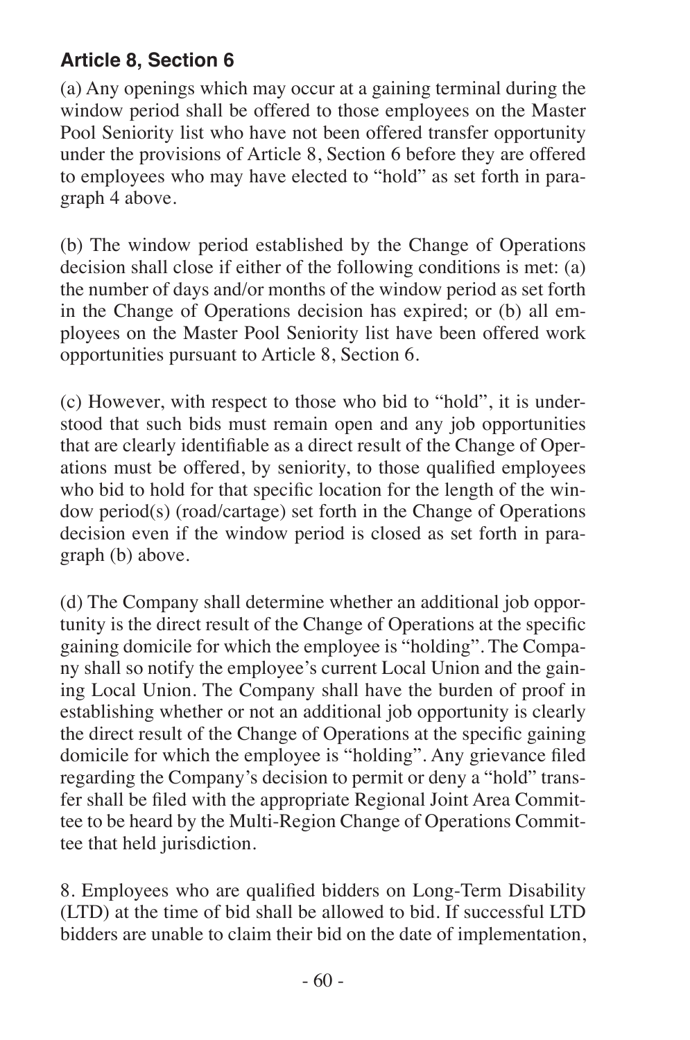## Article 8, Section 6

(a) Any openings which may occur at a gaining terminal during the window period shall be offered to those employees on the Master Pool Seniority list who have not been offered transfer opportunity under the provisions of Article 8, Section 6 before they are offered to employees who may have elected to "hold" as set forth in paragraph 4 above.

(b) The window period established by the Change of Operations decision shall close if either of the following conditions is met: (a) the number of days and/or months of the window period as set forth in the Change of Operations decision has expired; or (b) all employees on the Master Pool Seniority list have been offered work opportunities pursuant to Article 8, Section 6.

(c) However, with respect to those who bid to "hold", it is understood that such bids must remain open and any job opportunities that are clearly identifiable as a direct result of the Change of Operations must be offered, by seniority, to those qualified employees who bid to hold for that specific location for the length of the window period(s) (road/cartage) set forth in the Change of Operations decision even if the window period is closed as set forth in paragraph (b) above.

(d) The Company shall determine whether an additional job opportunity is the direct result of the Change of Operations at the specific gaining domicile for which the employee is "holding". The Company shall so notify the employee's current Local Union and the gaining Local Union. The Company shall have the burden of proof in establishing whether or not an additional job opportunity is clearly the direct result of the Change of Operations at the specific gaining domicile for which the employee is "holding". Any grievance filed regarding the Company's decision to permit or deny a "hold" transfer shall be filed with the appropriate Regional Joint Area Committee to be heard by the Multi-Region Change of Operations Committee that held jurisdiction.

8. Employees who are qualified bidders on Long-Term Disability (LTD) at the time of bid shall be allowed to bid. If successful LTD bidders are unable to claim their bid on the date of implementation,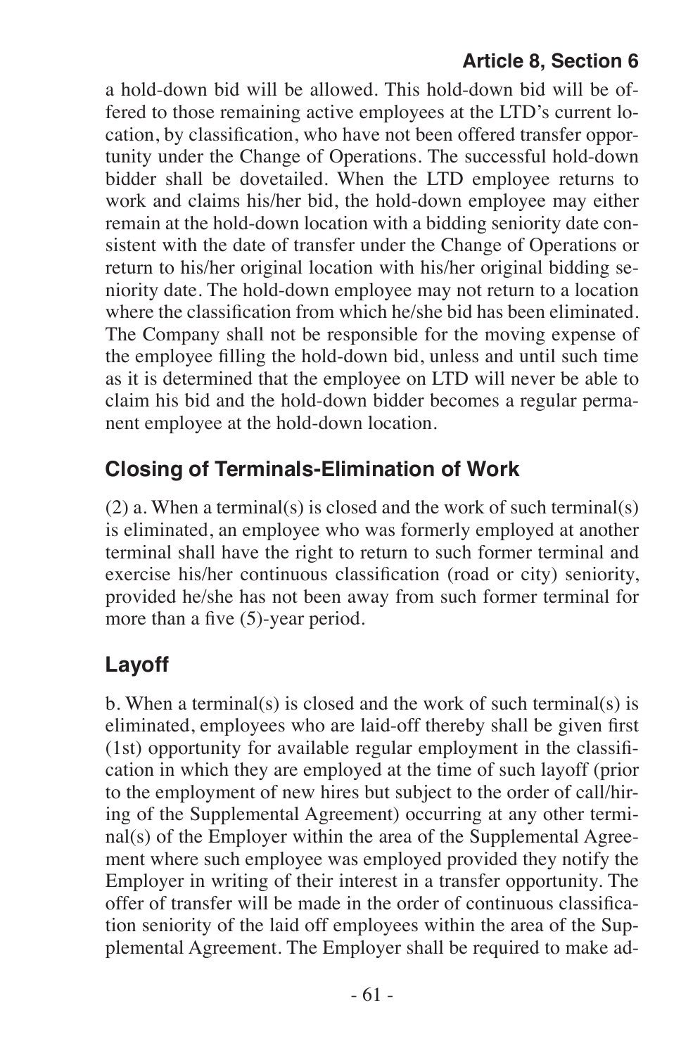a hold-down bid will be allowed. This hold-down bid will be offered to those remaining active employees at the LTD's current location, by classification, who have not been offered transfer opportunity under the Change of Operations. The successful hold-down bidder shall be dovetailed. When the LTD employee returns to work and claims his/her bid, the hold-down employee may either remain at the hold-down location with a bidding seniority date consistent with the date of transfer under the Change of Operations or return to his/her original location with his/her original bidding seniority date. The hold-down employee may not return to a location where the classification from which he/she bid has been eliminated. The Company shall not be responsible for the moving expense of the employee filling the hold-down bid, unless and until such time as it is determined that the employee on LTD will never be able to claim his bid and the hold-down bidder becomes a regular permanent employee at the hold-down location.

## Closing of Terminals-Elimination of Work

(2) a. When a terminal(s) is closed and the work of such terminal(s) is eliminated, an employee who was formerly employed at another terminal shall have the right to return to such former terminal and exercise his/her continuous classification (road or city) seniority, provided he/she has not been away from such former terminal for more than a five (5)-year period.

## Layoff

b. When a terminal(s) is closed and the work of such terminal(s) is eliminated, employees who are laid-off thereby shall be given first (1st) opportunity for available regular employment in the classification in which they are employed at the time of such layoff (prior to the employment of new hires but subject to the order of call/hiring of the Supplemental Agreement) occurring at any other terminal(s) of the Employer within the area of the Supplemental Agreement where such employee was employed provided they notify the Employer in writing of their interest in a transfer opportunity. The offer of transfer will be made in the order of continuous classification seniority of the laid off employees within the area of the Supplemental Agreement. The Employer shall be required to make ad-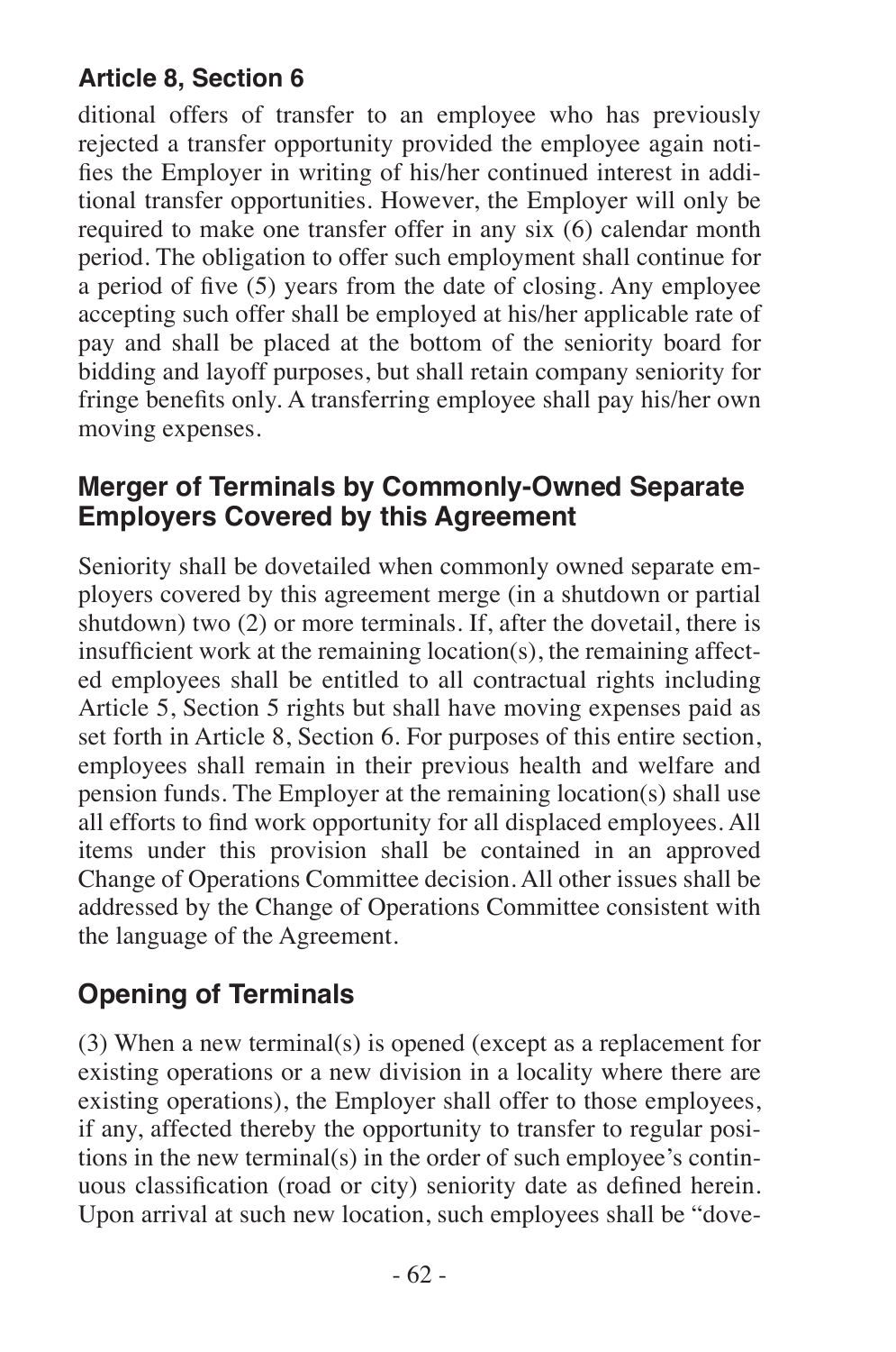**Article 8, Section 6**

ditional offers of transfer to an employee who has previously rejected a transfer opportunity provided the employee again notifies the Employer in writing of his/her continued interest in additional transfer opportunities. However, the Employer will only be required to make one transfer offer in any six (6) calendar month period. The obligation to offer such employment shall continue for a period of five (5) years from the date of closing. Any employee accepting such offer shall be employed at his/her applicable rate of pay and shall be placed at the bottom of the seniority board for bidding and layoff purposes, but shall retain company seniority for fringe benefits only. A transferring employee shall pay his/her own moving expenses.

## Merger of Terminals by Commonly-Owned Separate Employers Covered by this Agreement

Seniority shall be dovetailed when commonly owned separate employers covered by this agreement merge (in a shutdown or partial shutdown) two (2) or more terminals. If, after the dovetail, there is insufficient work at the remaining location(s), the remaining affected employees shall be entitled to all contractual rights including Article 5, Section 5 rights but shall have moving expenses paid as set forth in Article 8, Section 6. For purposes of this entire section, employees shall remain in their previous health and welfare and pension funds. The Employer at the remaining location(s) shall use all efforts to find work opportunity for all displaced employees. All items under this provision shall be contained in an approved Change of Operations Committee decision. All other issues shall be addressed by the Change of Operations Committee consistent with the language of the Agreement.

## Opening of Terminals

(3) When a new terminal(s) is opened (except as a replacement for existing operations or a new division in a locality where there are existing operations), the Employer shall offer to those employees, if any, affected thereby the opportunity to transfer to regular positions in the new terminal(s) in the order of such employee's continuous classification (road or city) seniority date as defined herein. Upon arrival at such new location, such employees shall be "dove-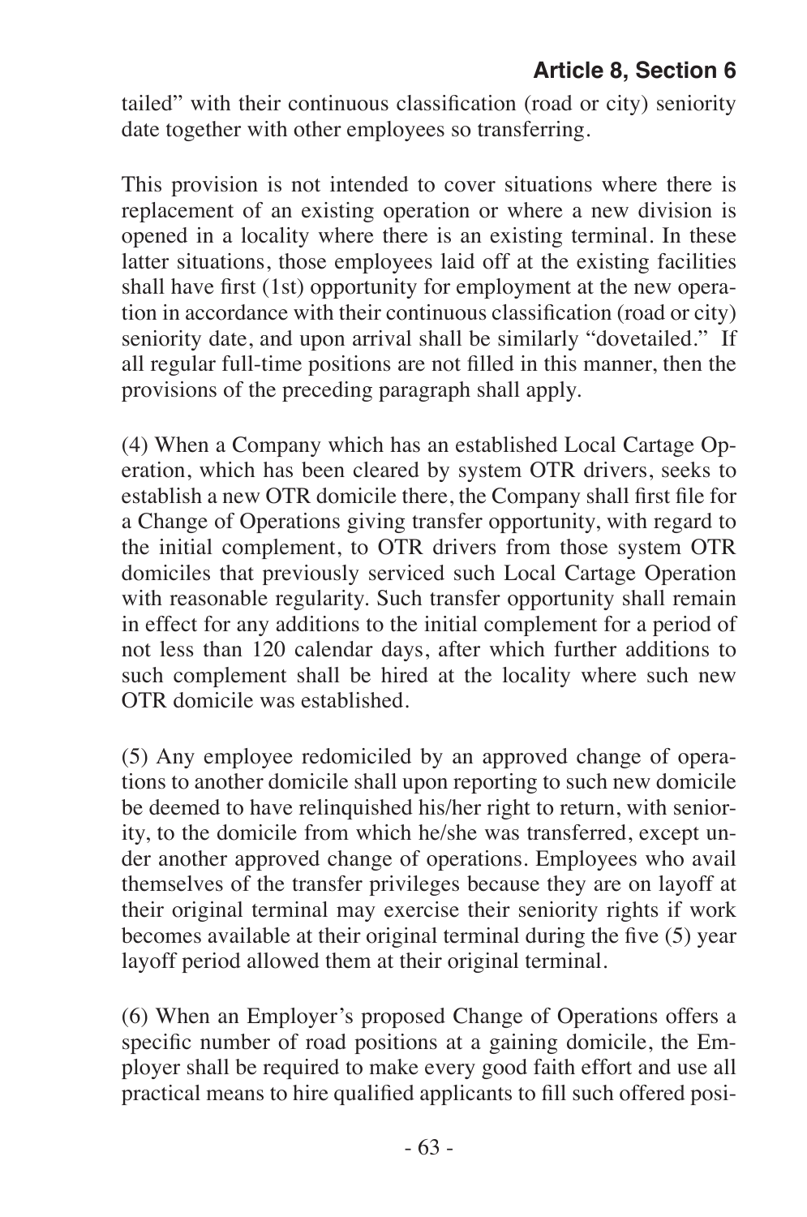tailed" with their continuous classification (road or city) seniority date together with other employees so transferring.

This provision is not intended to cover situations where there is replacement of an existing operation or where a new division is opened in a locality where there is an existing terminal. In these latter situations, those employees laid off at the existing facilities shall have first (1st) opportunity for employment at the new operation in accordance with their continuous classification (road or city) seniority date, and upon arrival shall be similarly "dovetailed." If all regular full-time positions are not filled in this manner, then the provisions of the preceding paragraph shall apply.

(4) When a Company which has an established Local Cartage Operation, which has been cleared by system OTR drivers, seeks to establish a new OTR domicile there, the Company shall first file for a Change of Operations giving transfer opportunity, with regard to the initial complement, to OTR drivers from those system OTR domiciles that previously serviced such Local Cartage Operation with reasonable regularity. Such transfer opportunity shall remain in effect for any additions to the initial complement for a period of not less than 120 calendar days, after which further additions to such complement shall be hired at the locality where such new OTR domicile was established.

(5) Any employee redomiciled by an approved change of operations to another domicile shall upon reporting to such new domicile be deemed to have relinquished his/her right to return, with seniority, to the domicile from which he/she was transferred, except under another approved change of operations. Employees who avail themselves of the transfer privileges because they are on layoff at their original terminal may exercise their seniority rights if work becomes available at their original terminal during the five (5) year layoff period allowed them at their original terminal.

(6) When an Employer's proposed Change of Operations offers a specific number of road positions at a gaining domicile, the Employer shall be required to make every good faith effort and use all practical means to hire qualified applicants to fill such offered posi-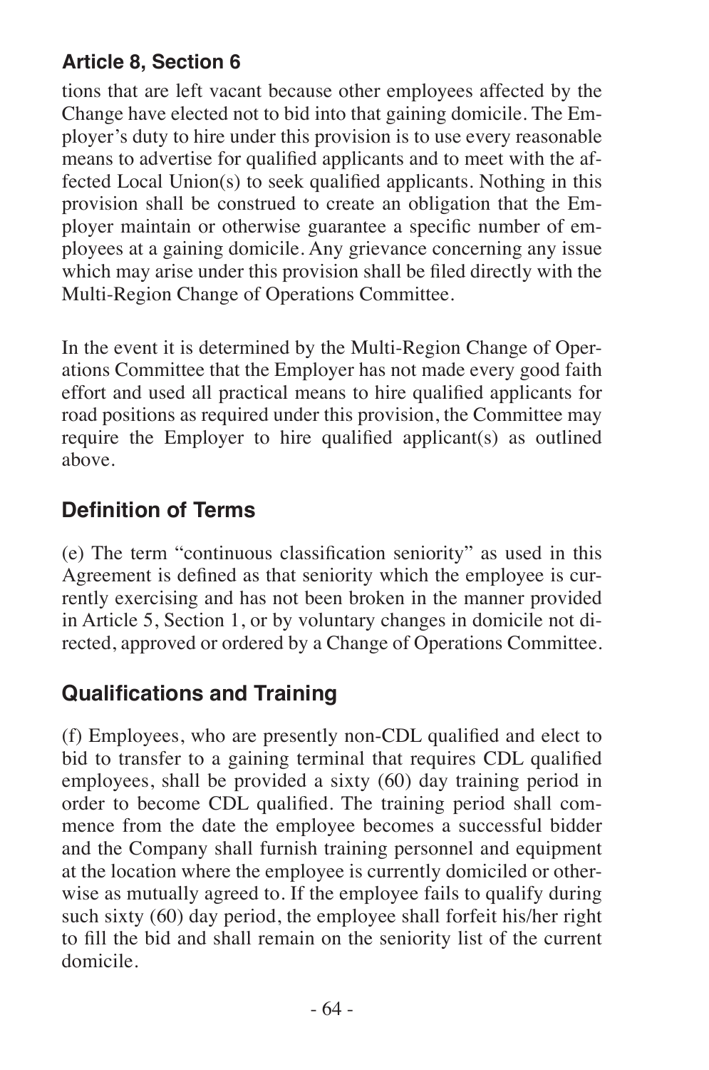**Article 8, Section 6**

tions that are left vacant because other employees affected by the Change have elected not to bid into that gaining domicile. The Employer's duty to hire under this provision is to use every reasonable means to advertise for qualified applicants and to meet with the affected Local Union(s) to seek qualified applicants. Nothing in this provision shall be construed to create an obligation that the Employer maintain or otherwise guarantee a specific number of employees at a gaining domicile. Any grievance concerning any issue which may arise under this provision shall be filed directly with the Multi-Region Change of Operations Committee.

In the event it is determined by the Multi-Region Change of Operations Committee that the Employer has not made every good faith effort and used all practical means to hire qualified applicants for road positions as required under this provision, the Committee may require the Employer to hire qualified applicant(s) as outlined above.

## Definition of Terms

(e) The term "continuous classification seniority" as used in this Agreement is defined as that seniority which the employee is currently exercising and has not been broken in the manner provided in Article 5, Section 1, or by voluntary changes in domicile not directed, approved or ordered by a Change of Operations Committee.

## Qualifications and Training

(f) Employees, who are presently non-CDL qualified and elect to bid to transfer to a gaining terminal that requires CDL qualified employees, shall be provided a sixty (60) day training period in order to become CDL qualified. The training period shall commence from the date the employee becomes a successful bidder and the Company shall furnish training personnel and equipment at the location where the employee is currently domiciled or otherwise as mutually agreed to. If the employee fails to qualify during such sixty (60) day period, the employee shall forfeit his/her right to fill the bid and shall remain on the seniority list of the current domicile.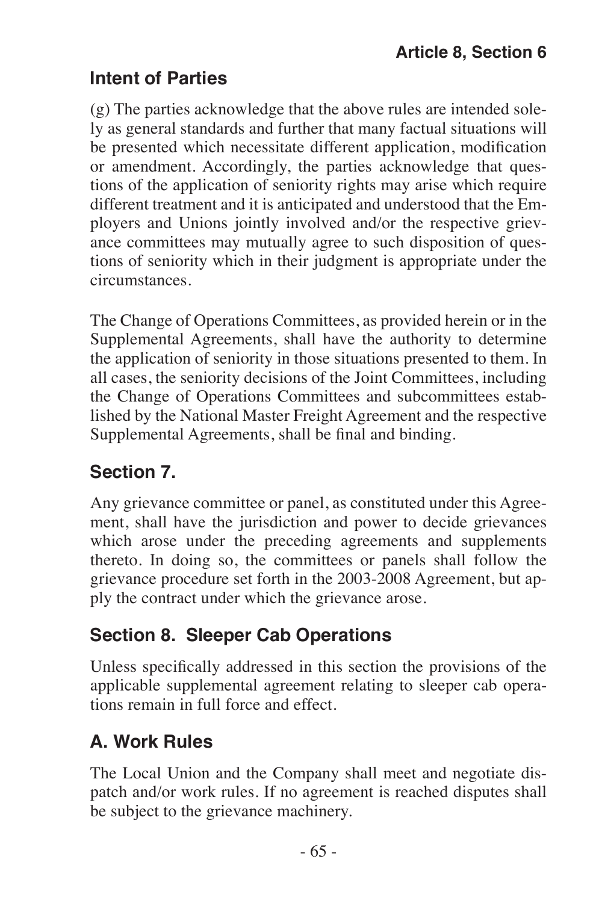## Intent of Parties

(g) The parties acknowledge that the above rules are intended solely as general standards and further that many factual situations will be presented which necessitate different application, modification or amendment. Accordingly, the parties acknowledge that questions of the application of seniority rights may arise which require different treatment and it is anticipated and understood that the Employers and Unions jointly involved and/or the respective grievance committees may mutually agree to such disposition of questions of seniority which in their judgment is appropriate under the circumstances.

The Change of Operations Committees, as provided herein or in the Supplemental Agreements, shall have the authority to determine the application of seniority in those situations presented to them. In all cases, the seniority decisions of the Joint Committees, including the Change of Operations Committees and subcommittees established by the National Master Freight Agreement and the respective Supplemental Agreements, shall be final and binding.

## Section 7.

Any grievance committee or panel, as constituted under this Agreement, shall have the jurisdiction and power to decide grievances which arose under the preceding agreements and supplements thereto. In doing so, the committees or panels shall follow the grievance procedure set forth in the 2003-2008 Agreement, but apply the contract under which the grievance arose.

## Section 8. Sleeper Cab Operations

Unless specifically addressed in this section the provisions of the applicable supplemental agreement relating to sleeper cab operations remain in full force and effect.

## A. Work Rules

The Local Union and the Company shall meet and negotiate dispatch and/or work rules. If no agreement is reached disputes shall be subject to the grievance machinery.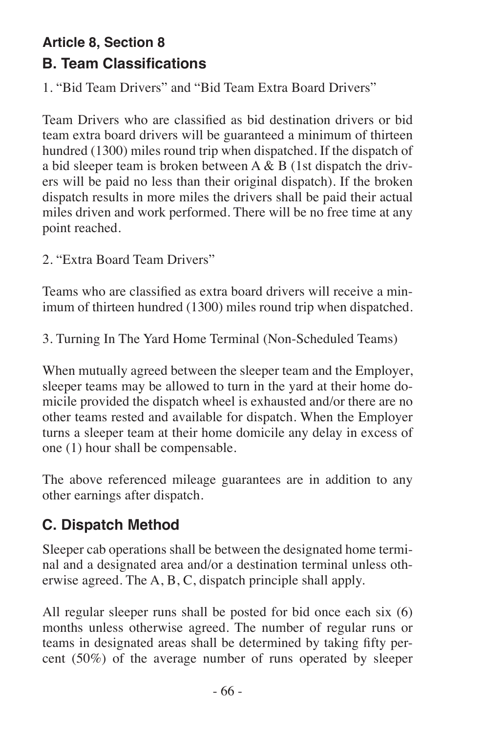**Article 8, Section 8**

## B. Team Classifications

1. "Bid Team Drivers" and "Bid Team Extra Board Drivers"

Team Drivers who are classified as bid destination drivers or bid team extra board drivers will be guaranteed a minimum of thirteen hundred (1300) miles round trip when dispatched. If the dispatch of a bid sleeper team is broken between A & B (1st dispatch the drivers will be paid no less than their original dispatch). If the broken dispatch results in more miles the drivers shall be paid their actual miles driven and work performed. There will be no free time at any point reached.

2. "Extra Board Team Drivers"

Teams who are classified as extra board drivers will receive a minimum of thirteen hundred (1300) miles round trip when dispatched.

3. Turning In The Yard Home Terminal (Non-Scheduled Teams)

When mutually agreed between the sleeper team and the Employer, sleeper teams may be allowed to turn in the yard at their home domicile provided the dispatch wheel is exhausted and/or there are no other teams rested and available for dispatch. When the Employer turns a sleeper team at their home domicile any delay in excess of one (1) hour shall be compensable.

The above referenced mileage guarantees are in addition to any other earnings after dispatch.

## C. Dispatch Method

Sleeper cab operations shall be between the designated home terminal and a designated area and/or a destination terminal unless otherwise agreed. The A, B, C, dispatch principle shall apply.

All regular sleeper runs shall be posted for bid once each six (6) months unless otherwise agreed. The number of regular runs or teams in designated areas shall be determined by taking fifty percent (50%) of the average number of runs operated by sleeper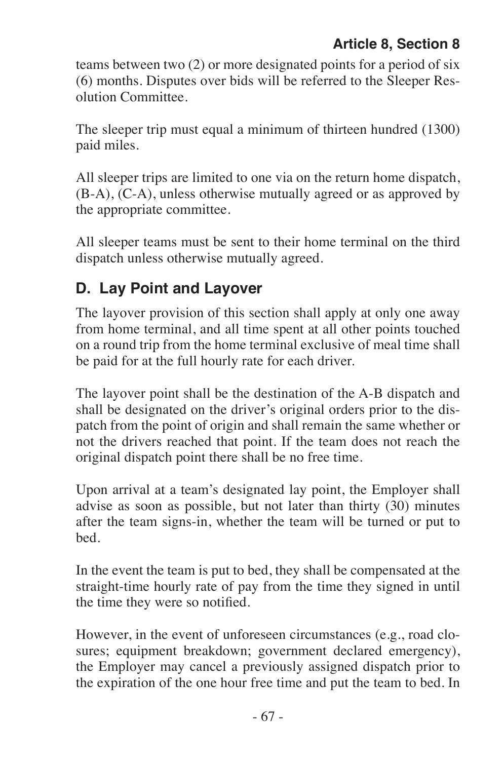teams between two (2) or more designated points for a period of six (6) months. Disputes over bids will be referred to the Sleeper Resolution Committee.

The sleeper trip must equal a minimum of thirteen hundred (1300) paid miles.

All sleeper trips are limited to one via on the return home dispatch, (B-A), (C-A), unless otherwise mutually agreed or as approved by the appropriate committee.

All sleeper teams must be sent to their home terminal on the third dispatch unless otherwise mutually agreed.

## D. Lay Point and Layover

The layover provision of this section shall apply at only one away from home terminal, and all time spent at all other points touched on a round trip from the home terminal exclusive of meal time shall be paid for at the full hourly rate for each driver.

The layover point shall be the destination of the A-B dispatch and shall be designated on the driver's original orders prior to the dispatch from the point of origin and shall remain the same whether or not the drivers reached that point. If the team does not reach the original dispatch point there shall be no free time.

Upon arrival at a team's designated lay point, the Employer shall advise as soon as possible, but not later than thirty (30) minutes after the team signs-in, whether the team will be turned or put to bed.

In the event the team is put to bed, they shall be compensated at the straight-time hourly rate of pay from the time they signed in until the time they were so notified.

However, in the event of unforeseen circumstances (e.g., road closures; equipment breakdown; government declared emergency), the Employer may cancel a previously assigned dispatch prior to the expiration of the one hour free time and put the team to bed. In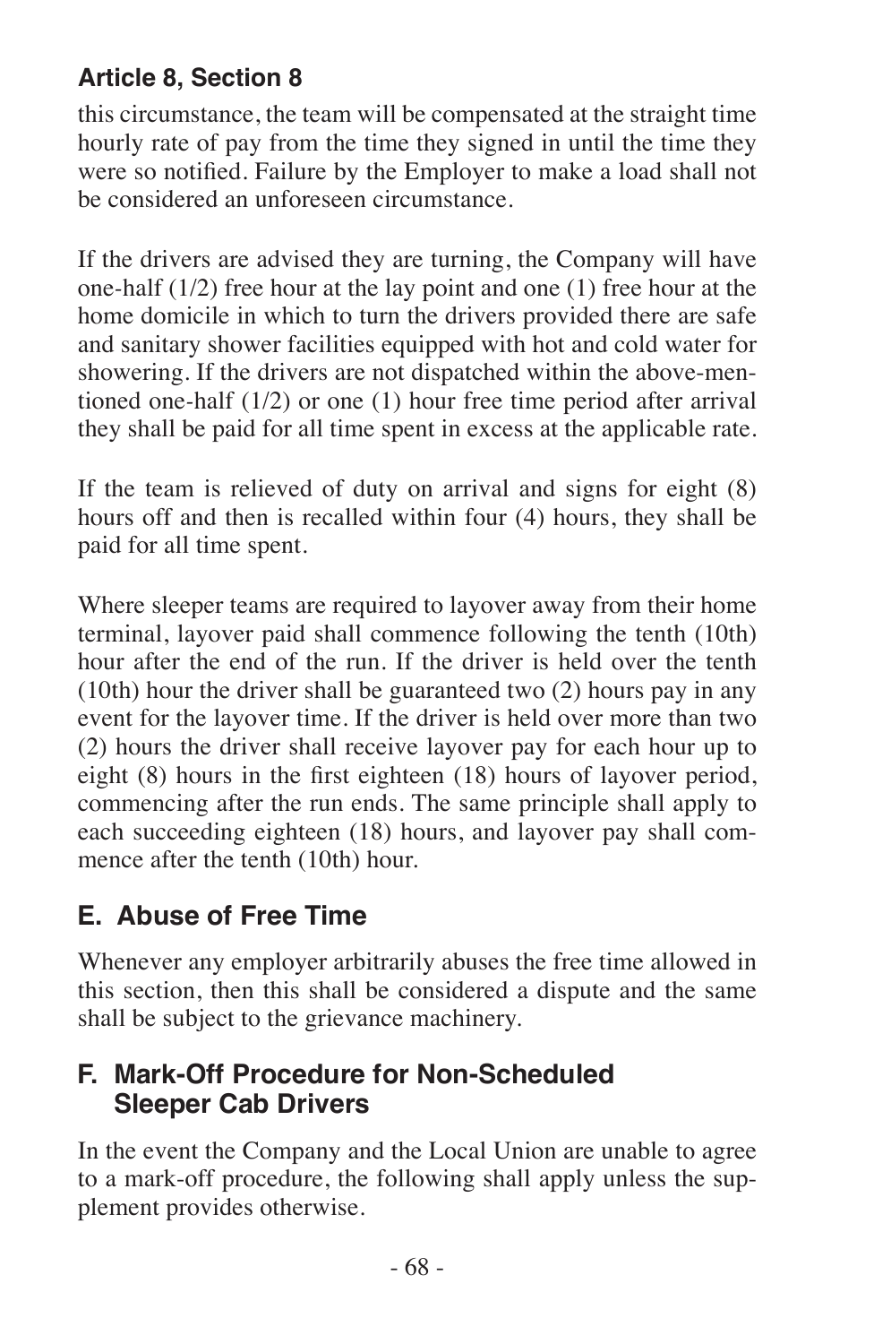this circumstance, the team will be compensated at the straight time hourly rate of pay from the time they signed in until the time they were so notified. Failure by the Employer to make a load shall not be considered an unforeseen circumstance.

If the drivers are advised they are turning, the Company will have one-half (1/2) free hour at the lay point and one (1) free hour at the home domicile in which to turn the drivers provided there are safe and sanitary shower facilities equipped with hot and cold water for showering. If the drivers are not dispatched within the above-mentioned one-half (1/2) or one (1) hour free time period after arrival they shall be paid for all time spent in excess at the applicable rate.

If the team is relieved of duty on arrival and signs for eight (8) hours off and then is recalled within four (4) hours, they shall be paid for all time spent.

Where sleeper teams are required to layover away from their home terminal, layover paid shall commence following the tenth (10th) hour after the end of the run. If the driver is held over the tenth (10th) hour the driver shall be guaranteed two (2) hours pay in any event for the layover time. If the driver is held over more than two (2) hours the driver shall receive layover pay for each hour up to eight (8) hours in the first eighteen (18) hours of layover period, commencing after the run ends. The same principle shall apply to each succeeding eighteen (18) hours, and layover pay shall commence after the tenth (10th) hour.

## E. Abuse of Free Time

Whenever any employer arbitrarily abuses the free time allowed in this section, then this shall be considered a dispute and the same shall be subject to the grievance machinery.

## F. Mark-Off Procedure for Non-Scheduled Sleeper Cab Drivers

In the event the Company and the Local Union are unable to agree to a mark-off procedure, the following shall apply unless the supplement provides otherwise.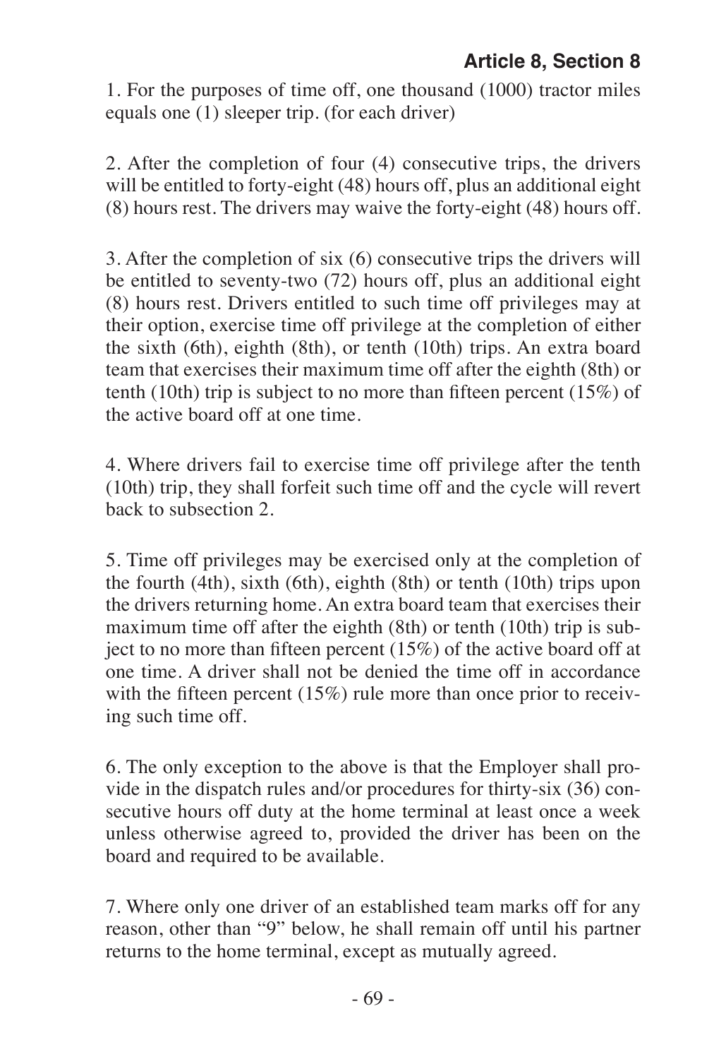## Article 8, Section 8

1. For the purposes of time off, one thousand (1000) tractor miles equals one (1) sleeper trip. (for each driver)

2. After the completion of four (4) consecutive trips, the drivers will be entitled to forty-eight (48) hours off, plus an additional eight (8) hours rest. The drivers may waive the forty-eight (48) hours off.

3. After the completion of six (6) consecutive trips the drivers will be entitled to seventy-two (72) hours off, plus an additional eight (8) hours rest. Drivers entitled to such time off privileges may at their option, exercise time off privilege at the completion of either the sixth (6th), eighth (8th), or tenth (10th) trips. An extra board team that exercises their maximum time off after the eighth (8th) or tenth (10th) trip is subject to no more than fifteen percent (15%) of the active board off at one time.

4. Where drivers fail to exercise time off privilege after the tenth (10th) trip, they shall forfeit such time off and the cycle will revert back to subsection 2.

5. Time off privileges may be exercised only at the completion of the fourth (4th), sixth (6th), eighth (8th) or tenth (10th) trips upon the drivers returning home. An extra board team that exercises their maximum time off after the eighth (8th) or tenth (10th) trip is subject to no more than fifteen percent (15%) of the active board off at one time. A driver shall not be denied the time off in accordance with the fifteen percent (15%) rule more than once prior to receiving such time off.

6. The only exception to the above is that the Employer shall provide in the dispatch rules and/or procedures for thirty-six (36) consecutive hours off duty at the home terminal at least once a week unless otherwise agreed to, provided the driver has been on the board and required to be available.

7. Where only one driver of an established team marks off for any reason, other than "9" below, he shall remain off until his partner returns to the home terminal, except as mutually agreed.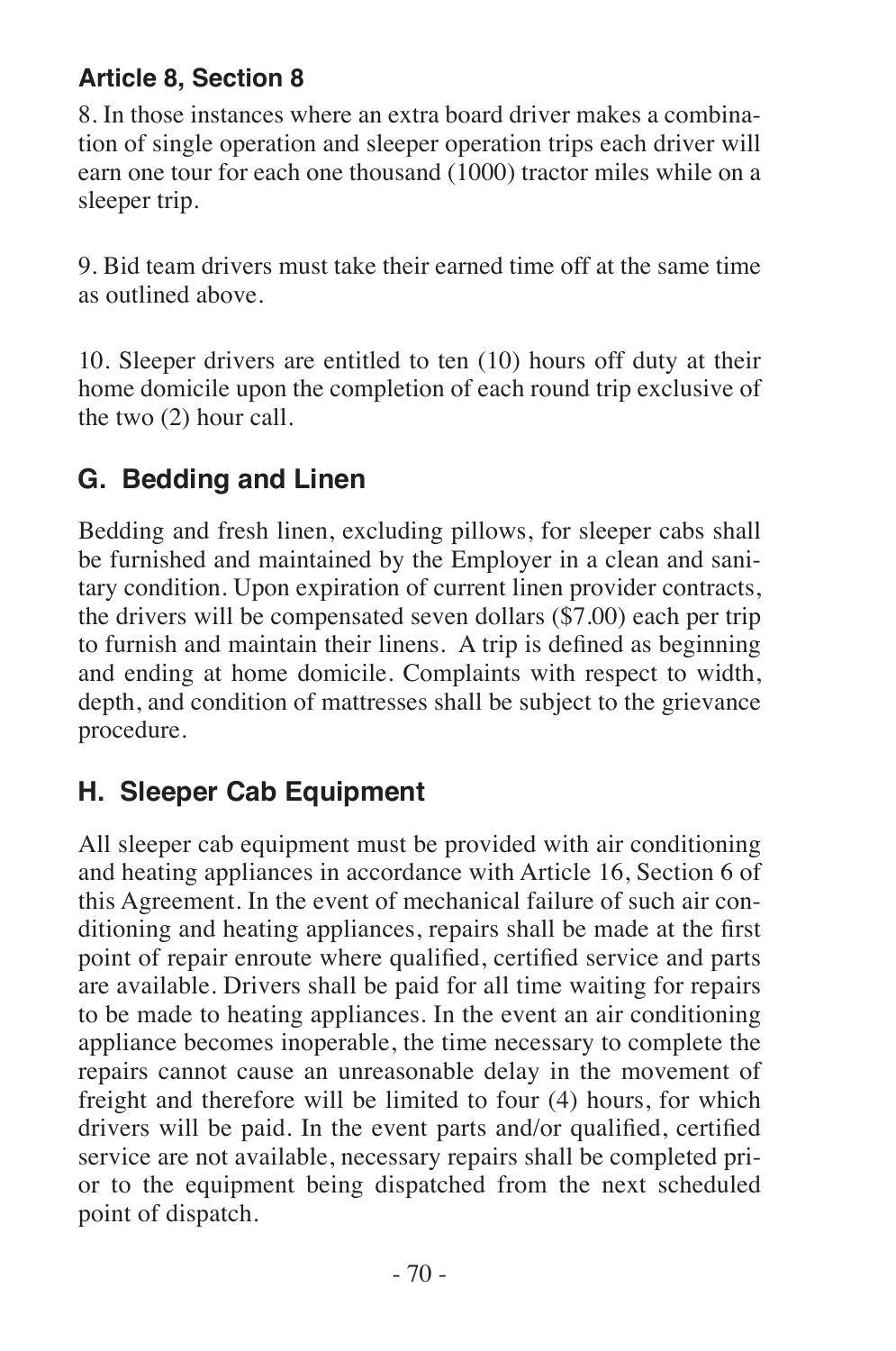**Article 8, Section 8**

8. In those instances where an extra board driver makes a combination of single operation and sleeper operation trips each driver will earn one tour for each one thousand (1000) tractor miles while on a sleeper trip.

9. Bid team drivers must take their earned time off at the same time as outlined above.

10. Sleeper drivers are entitled to ten (10) hours off duty at their home domicile upon the completion of each round trip exclusive of the two (2) hour call.

## G. Bedding and Linen

Bedding and fresh linen, excluding pillows, for sleeper cabs shall be furnished and maintained by the Employer in a clean and sanitary condition. Upon expiration of current linen provider contracts, the drivers will be compensated seven dollars ($7.00) each per trip to furnish and maintain their linens. A trip is defined as beginning and ending at home domicile. Complaints with respect to width, depth, and condition of mattresses shall be subject to the grievance procedure.

## H. Sleeper Cab Equipment

All sleeper cab equipment must be provided with air conditioning and heating appliances in accordance with Article 16, Section 6 of this Agreement. In the event of mechanical failure of such air conditioning and heating appliances, repairs shall be made at the first point of repair enroute where qualified, certified service and parts are available. Drivers shall be paid for all time waiting for repairs to be made to heating appliances. In the event an air conditioning appliance becomes inoperable, the time necessary to complete the repairs cannot cause an unreasonable delay in the movement of freight and therefore will be limited to four (4) hours, for which drivers will be paid. In the event parts and/or qualified, certified service are not available, necessary repairs shall be completed prior to the equipment being dispatched from the next scheduled point of dispatch.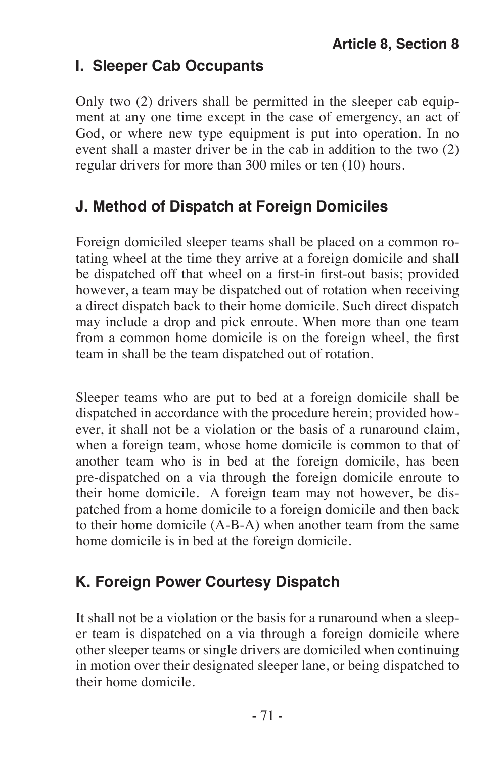## I. Sleeper Cab Occupants

Only two (2) drivers shall be permitted in the sleeper cab equipment at any one time except in the case of emergency, an act of God, or where new type equipment is put into operation. In no event shall a master driver be in the cab in addition to the two (2) regular drivers for more than 300 miles or ten (10) hours.

## J. Method of Dispatch at Foreign Domiciles

Foreign domiciled sleeper teams shall be placed on a common rotating wheel at the time they arrive at a foreign domicile and shall be dispatched off that wheel on a first-in first-out basis; provided however, a team may be dispatched out of rotation when receiving a direct dispatch back to their home domicile. Such direct dispatch may include a drop and pick enroute. When more than one team from a common home domicile is on the foreign wheel, the first team in shall be the team dispatched out of rotation.

Sleeper teams who are put to bed at a foreign domicile shall be dispatched in accordance with the procedure herein; provided however, it shall not be a violation or the basis of a runaround claim, when a foreign team, whose home domicile is common to that of another team who is in bed at the foreign domicile, has been pre-dispatched on a via through the foreign domicile enroute to their home domicile. A foreign team may not however, be dispatched from a home domicile to a foreign domicile and then back to their home domicile (A-B-A) when another team from the same home domicile is in bed at the foreign domicile.

## K. Foreign Power Courtesy Dispatch

It shall not be a violation or the basis for a runaround when a sleeper team is dispatched on a via through a foreign domicile where other sleeper teams or single drivers are domiciled when continuing in motion over their designated sleeper lane, or being dispatched to their home domicile.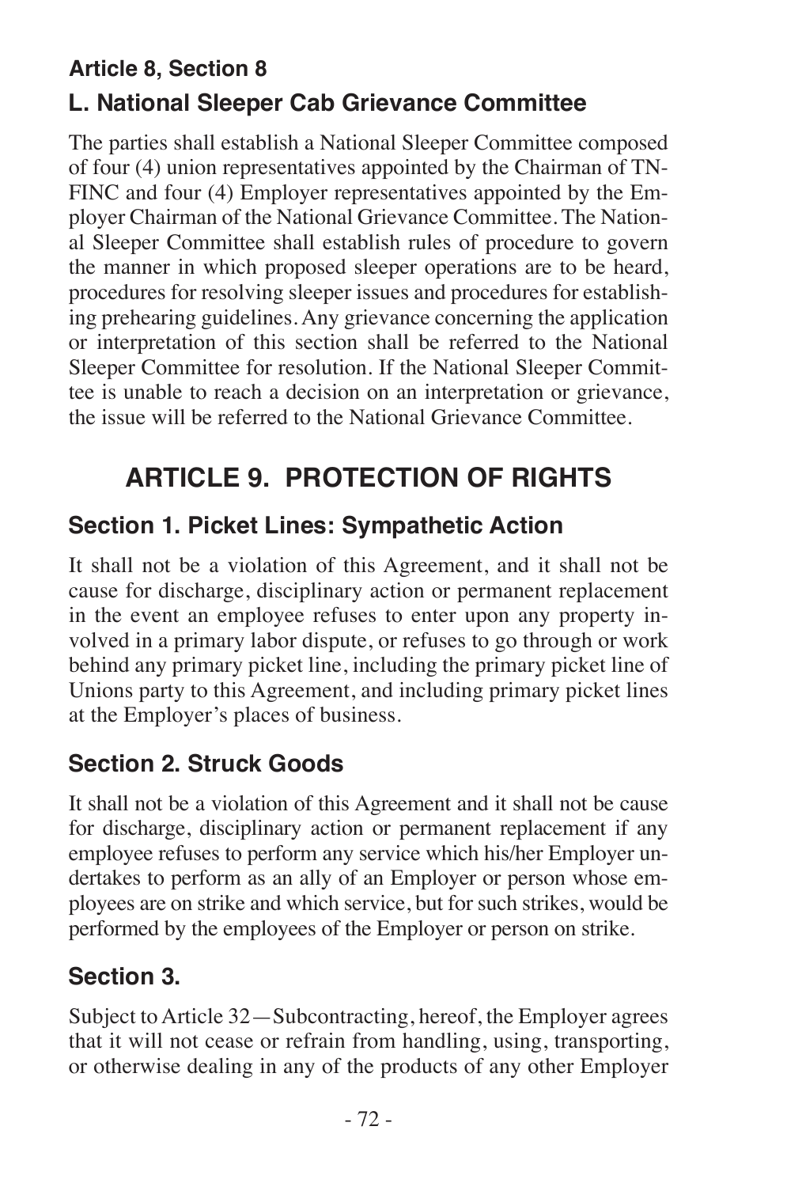**Article 8, Section 8**

### L. National Sleeper Cab Grievance Committee

The parties shall establish a National Sleeper Committee composed of four (4) union representatives appointed by the Chairman of TN-FINC and four (4) Employer representatives appointed by the Employer Chairman of the National Grievance Committee. The National Sleeper Committee shall establish rules of procedure to govern the manner in which proposed sleeper operations are to be heard, procedures for resolving sleeper issues and procedures for establishing prehearing guidelines. Any grievance concerning the application or interpretation of this section shall be referred to the National Sleeper Committee for resolution. If the National Sleeper Committee is unable to reach a decision on an interpretation or grievance, the issue will be referred to the National Grievance Committee.

# ARTICLE 9. PROTECTION OF RIGHTS

### Section 1. Picket Lines: Sympathetic Action

It shall not be a violation of this Agreement, and it shall not be cause for discharge, disciplinary action or permanent replacement in the event an employee refuses to enter upon any property involved in a primary labor dispute, or refuses to go through or work behind any primary picket line, including the primary picket line of Unions party to this Agreement, and including primary picket lines at the Employer's places of business.

### Section 2. Struck Goods

It shall not be a violation of this Agreement and it shall not be cause for discharge, disciplinary action or permanent replacement if any employee refuses to perform any service which his/her Employer undertakes to perform as an ally of an Employer or person whose employees are on strike and which service, but for such strikes, would be performed by the employees of the Employer or person on strike.

### Section 3.

Subject to Article 32—Subcontracting, hereof, the Employer agrees that it will not cease or refrain from handling, using, transporting, or otherwise dealing in any of the products of any other Employer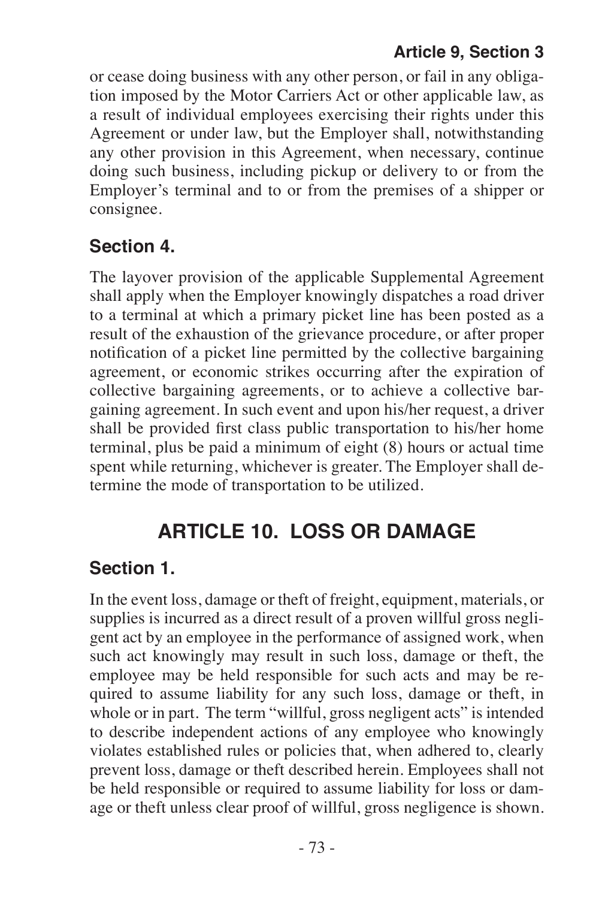or cease doing business with any other person, or fail in any obligation imposed by the Motor Carriers Act or other applicable law, as a result of individual employees exercising their rights under this Agreement or under law, but the Employer shall, notwithstanding any other provision in this Agreement, when necessary, continue doing such business, including pickup or delivery to or from the Employer's terminal and to or from the premises of a shipper or consignee.

### Section 4.

The layover provision of the applicable Supplemental Agreement shall apply when the Employer knowingly dispatches a road driver to a terminal at which a primary picket line has been posted as a result of the exhaustion of the grievance procedure, or after proper notification of a picket line permitted by the collective bargaining agreement, or economic strikes occurring after the expiration of collective bargaining agreements, or to achieve a collective bargaining agreement. In such event and upon his/her request, a driver shall be provided first class public transportation to his/her home terminal, plus be paid a minimum of eight (8) hours or actual time spent while returning, whichever is greater. The Employer shall determine the mode of transportation to be utilized.

## ARTICLE 10. LOSS OR DAMAGE

### Section 1.

In the event loss, damage or theft of freight, equipment, materials, or supplies is incurred as a direct result of a proven willful gross negligent act by an employee in the performance of assigned work, when such act knowingly may result in such loss, damage or theft, the employee may be held responsible for such acts and may be required to assume liability for any such loss, damage or theft, in whole or in part. The term "willful, gross negligent acts" is intended to describe independent actions of any employee who knowingly violates established rules or policies that, when adhered to, clearly prevent loss, damage or theft described herein. Employees shall not be held responsible or required to assume liability for loss or damage or theft unless clear proof of willful, gross negligence is shown.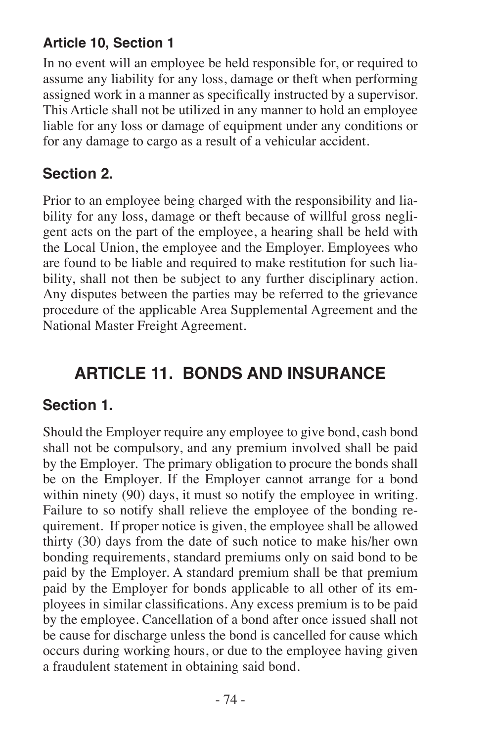### Article 10, Section 1

In no event will an employee be held responsible for, or required to assume any liability for any loss, damage or theft when performing assigned work in a manner as specifically instructed by a supervisor. This Article shall not be utilized in any manner to hold an employee liable for any loss or damage of equipment under any conditions or for any damage to cargo as a result of a vehicular accident.

### Section 2.

Prior to an employee being charged with the responsibility and liability for any loss, damage or theft because of willful gross negligent acts on the part of the employee, a hearing shall be held with the Local Union, the employee and the Employer. Employees who are found to be liable and required to make restitution for such liability, shall not then be subject to any further disciplinary action. Any disputes between the parties may be referred to the grievance procedure of the applicable Area Supplemental Agreement and the National Master Freight Agreement.

## ARTICLE 11. BONDS AND INSURANCE

### Section 1.

Should the Employer require any employee to give bond, cash bond shall not be compulsory, and any premium involved shall be paid by the Employer. The primary obligation to procure the bonds shall be on the Employer. If the Employer cannot arrange for a bond within ninety (90) days, it must so notify the employee in writing. Failure to so notify shall relieve the employee of the bonding requirement. If proper notice is given, the employee shall be allowed thirty (30) days from the date of such notice to make his/her own bonding requirements, standard premiums only on said bond to be paid by the Employer. A standard premium shall be that premium paid by the Employer for bonds applicable to all other of its employees in similar classifications. Any excess premium is to be paid by the employee. Cancellation of a bond after once issued shall not be cause for discharge unless the bond is cancelled for cause which occurs during working hours, or due to the employee having given a fraudulent statement in obtaining said bond.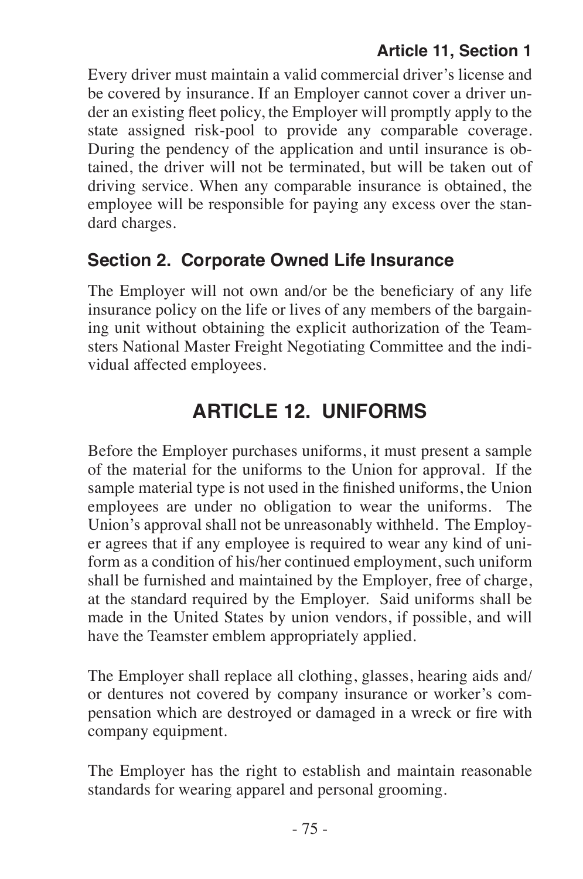### Article 11, Section 1

Every driver must maintain a valid commercial driver's license and be covered by insurance. If an Employer cannot cover a driver under an existing fleet policy, the Employer will promptly apply to the state assigned risk-pool to provide any comparable coverage. During the pendency of the application and until insurance is obtained, the driver will not be terminated, but will be taken out of driving service. When any comparable insurance is obtained, the employee will be responsible for paying any excess over the standard charges.

### Section 2. Corporate Owned Life Insurance

The Employer will not own and/or be the beneficiary of any life insurance policy on the life or lives of any members of the bargaining unit without obtaining the explicit authorization of the Teamsters National Master Freight Negotiating Committee and the individual affected employees.

## ARTICLE 12. UNIFORMS

Before the Employer purchases uniforms, it must present a sample of the material for the uniforms to the Union for approval. If the sample material type is not used in the finished uniforms, the Union employees are under no obligation to wear the uniforms. The Union's approval shall not be unreasonably withheld. The Employer agrees that if any employee is required to wear any kind of uniform as a condition of his/her continued employment, such uniform shall be furnished and maintained by the Employer, free of charge, at the standard required by the Employer. Said uniforms shall be made in the United States by union vendors, if possible, and will have the Teamster emblem appropriately applied.

The Employer shall replace all clothing, glasses, hearing aids and/or dentures not covered by company insurance or worker's compensation which are destroyed or damaged in a wreck or fire with company equipment.

The Employer has the right to establish and maintain reasonable standards for wearing apparel and personal grooming.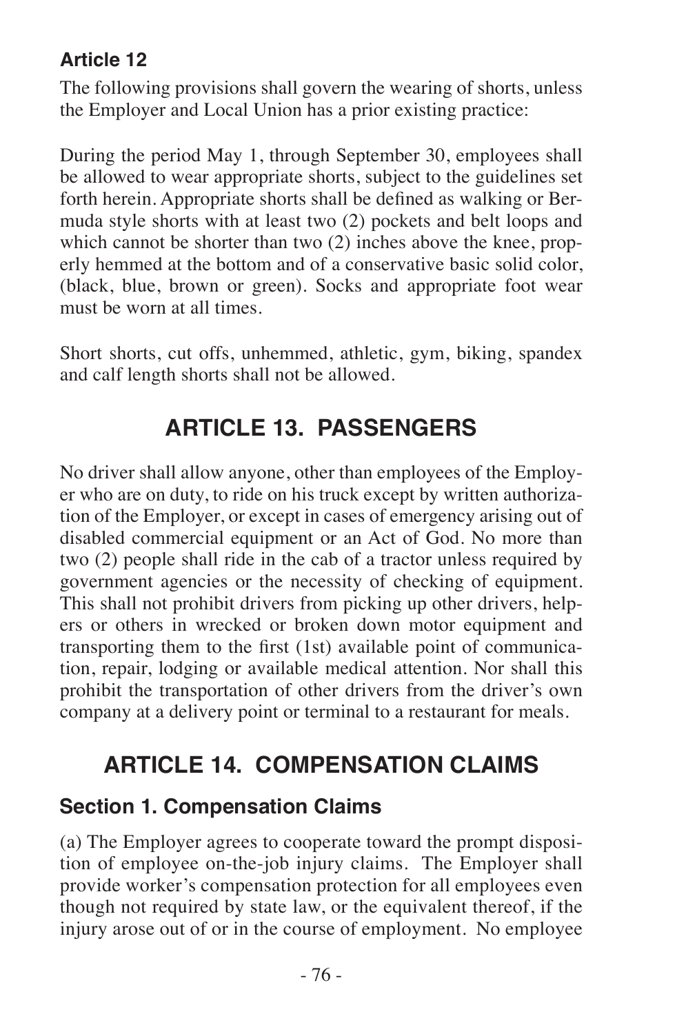### Article 12

The following provisions shall govern the wearing of shorts, unless the Employer and Local Union has a prior existing practice:

During the period May 1, through September 30, employees shall be allowed to wear appropriate shorts, subject to the guidelines set forth herein. Appropriate shorts shall be defined as walking or Bermuda style shorts with at least two (2) pockets and belt loops and which cannot be shorter than two (2) inches above the knee, properly hemmed at the bottom and of a conservative basic solid color, (black, blue, brown or green). Socks and appropriate foot wear must be worn at all times.

Short shorts, cut offs, unhemmed, athletic, gym, biking, spandex and calf length shorts shall not be allowed.

## ARTICLE 13. PASSENGERS

No driver shall allow anyone, other than employees of the Employer who are on duty, to ride on his truck except by written authorization of the Employer, or except in cases of emergency arising out of disabled commercial equipment or an Act of God. No more than two (2) people shall ride in the cab of a tractor unless required by government agencies or the necessity of checking of equipment. This shall not prohibit drivers from picking up other drivers, helpers or others in wrecked or broken down motor equipment and transporting them to the first (1st) available point of communication, repair, lodging or available medical attention. Nor shall this prohibit the transportation of other drivers from the driver's own company at a delivery point or terminal to a restaurant for meals.

## ARTICLE 14. COMPENSATION CLAIMS

### Section 1. Compensation Claims

(a) The Employer agrees to cooperate toward the prompt disposition of employee on-the-job injury claims. The Employer shall provide worker's compensation protection for all employees even though not required by state law, or the equivalent thereof, if the injury arose out of or in the course of employment. No employee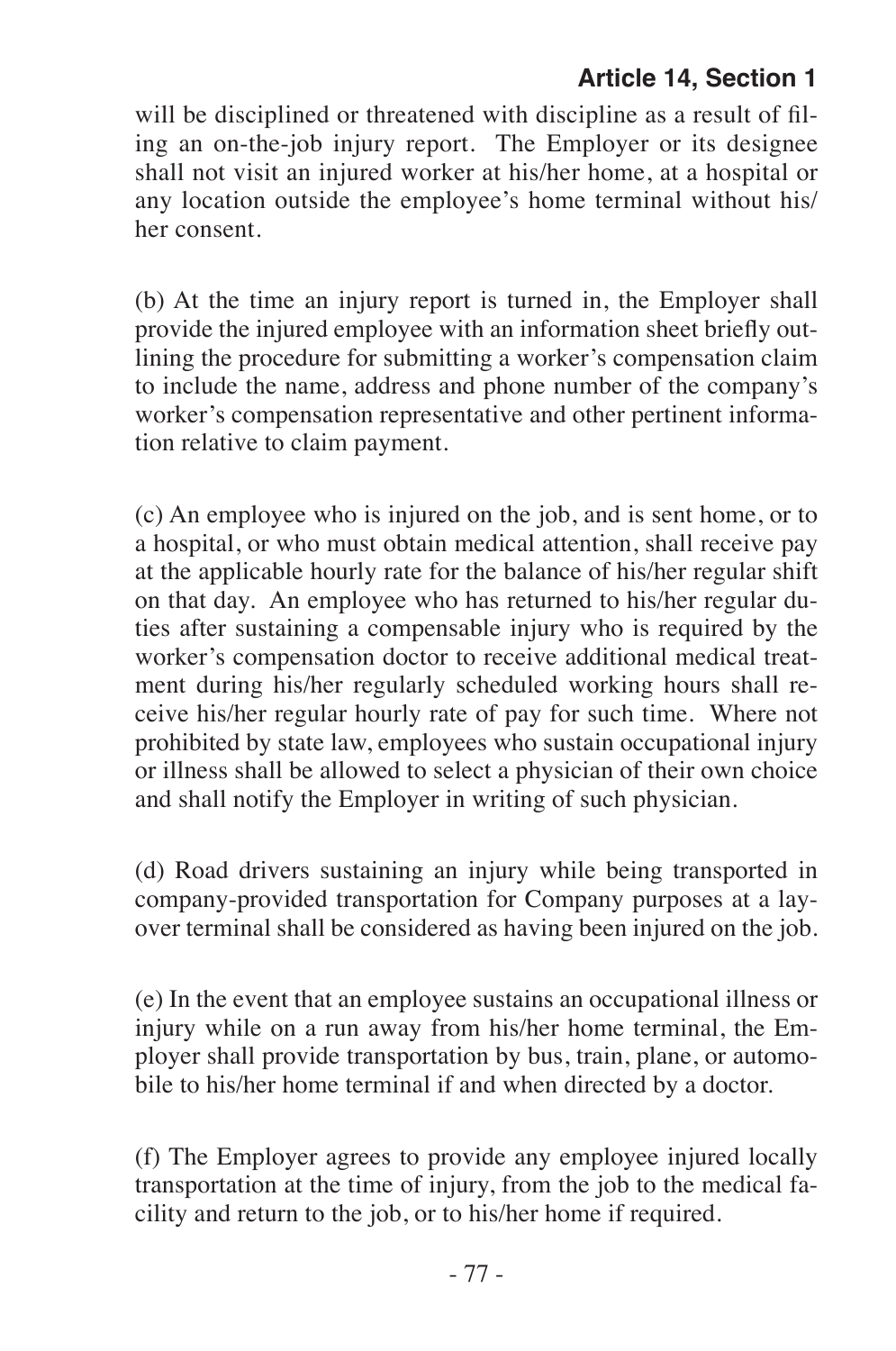will be disciplined or threatened with discipline as a result of filing an on-the-job injury report. The Employer or its designee shall not visit an injured worker at his/her home, at a hospital or any location outside the employee's home terminal without his/her consent.

(b) At the time an injury report is turned in, the Employer shall provide the injured employee with an information sheet briefly outlining the procedure for submitting a worker's compensation claim to include the name, address and phone number of the company's worker's compensation representative and other pertinent information relative to claim payment.

(c) An employee who is injured on the job, and is sent home, or to a hospital, or who must obtain medical attention, shall receive pay at the applicable hourly rate for the balance of his/her regular shift on that day. An employee who has returned to his/her regular duties after sustaining a compensable injury who is required by the worker's compensation doctor to receive additional medical treatment during his/her regularly scheduled working hours shall receive his/her regular hourly rate of pay for such time. Where not prohibited by state law, employees who sustain occupational injury or illness shall be allowed to select a physician of their own choice and shall notify the Employer in writing of such physician.

(d) Road drivers sustaining an injury while being transported in company-provided transportation for Company purposes at a layover terminal shall be considered as having been injured on the job.

(e) In the event that an employee sustains an occupational illness or injury while on a run away from his/her home terminal, the Employer shall provide transportation by bus, train, plane, or automobile to his/her home terminal if and when directed by a doctor.

(f) The Employer agrees to provide any employee injured locally transportation at the time of injury, from the job to the medical facility and return to the job, or to his/her home if required.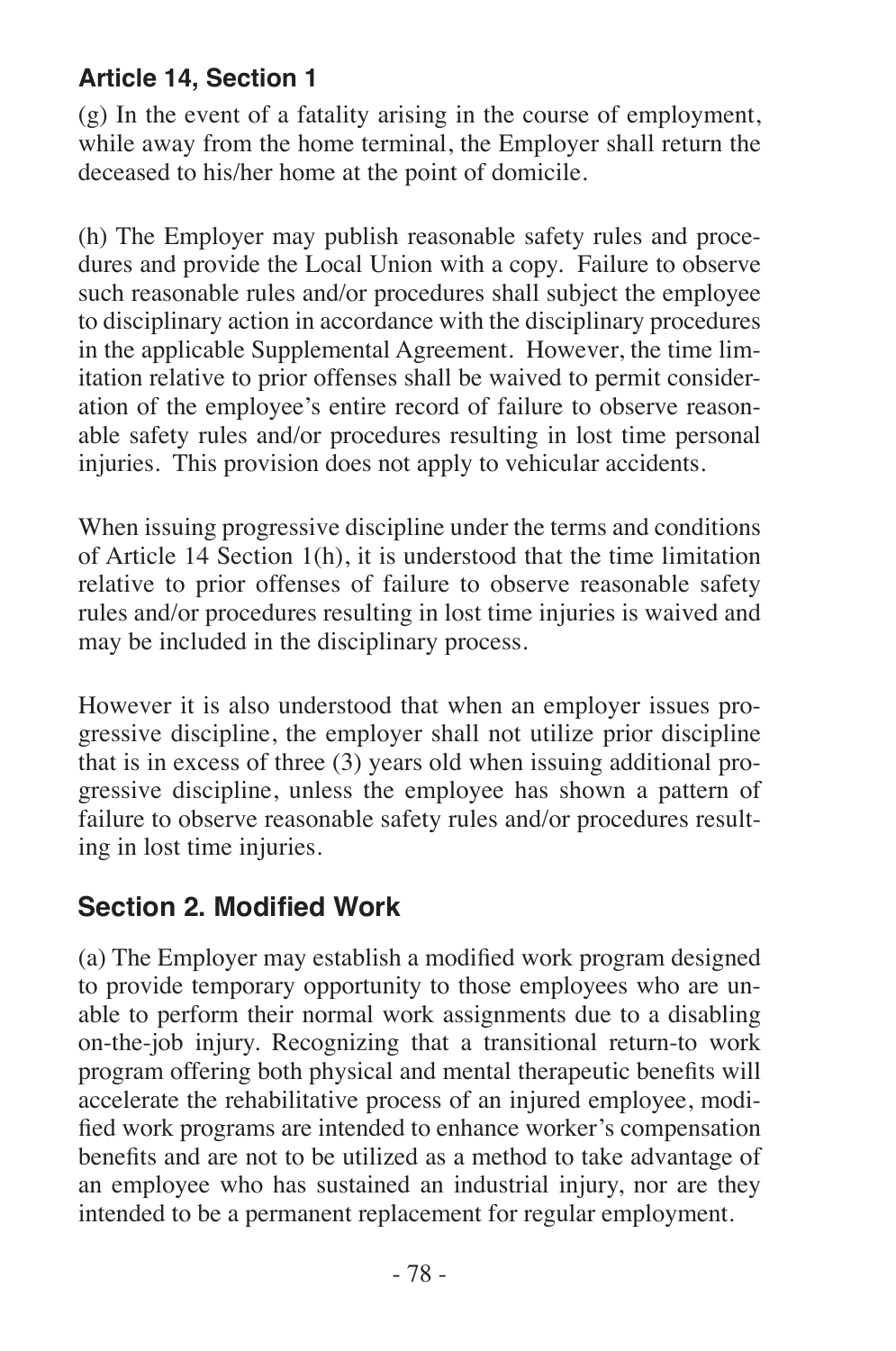### Article 14, Section 1

(g) In the event of a fatality arising in the course of employment, while away from the home terminal, the Employer shall return the deceased to his/her home at the point of domicile.

(h) The Employer may publish reasonable safety rules and procedures and provide the Local Union with a copy. Failure to observe such reasonable rules and/or procedures shall subject the employee to disciplinary action in accordance with the disciplinary procedures in the applicable Supplemental Agreement. However, the time limitation relative to prior offenses shall be waived to permit consideration of the employee's entire record of failure to observe reasonable safety rules and/or procedures resulting in lost time personal injuries. This provision does not apply to vehicular accidents.

When issuing progressive discipline under the terms and conditions of Article 14 Section 1(h), it is understood that the time limitation relative to prior offenses of failure to observe reasonable safety rules and/or procedures resulting in lost time injuries is waived and may be included in the disciplinary process.

However it is also understood that when an employer issues progressive discipline, the employer shall not utilize prior discipline that is in excess of three (3) years old when issuing additional progressive discipline, unless the employee has shown a pattern of failure to observe reasonable safety rules and/or procedures resulting in lost time injuries.

## Section 2. Modified Work

(a) The Employer may establish a modified work program designed to provide temporary opportunity to those employees who are unable to perform their normal work assignments due to a disabling on-the-job injury. Recognizing that a transitional return-to work program offering both physical and mental therapeutic benefits will accelerate the rehabilitative process of an injured employee, modified work programs are intended to enhance worker's compensation benefits and are not to be utilized as a method to take advantage of an employee who has sustained an industrial injury, nor are they intended to be a permanent replacement for regular employment.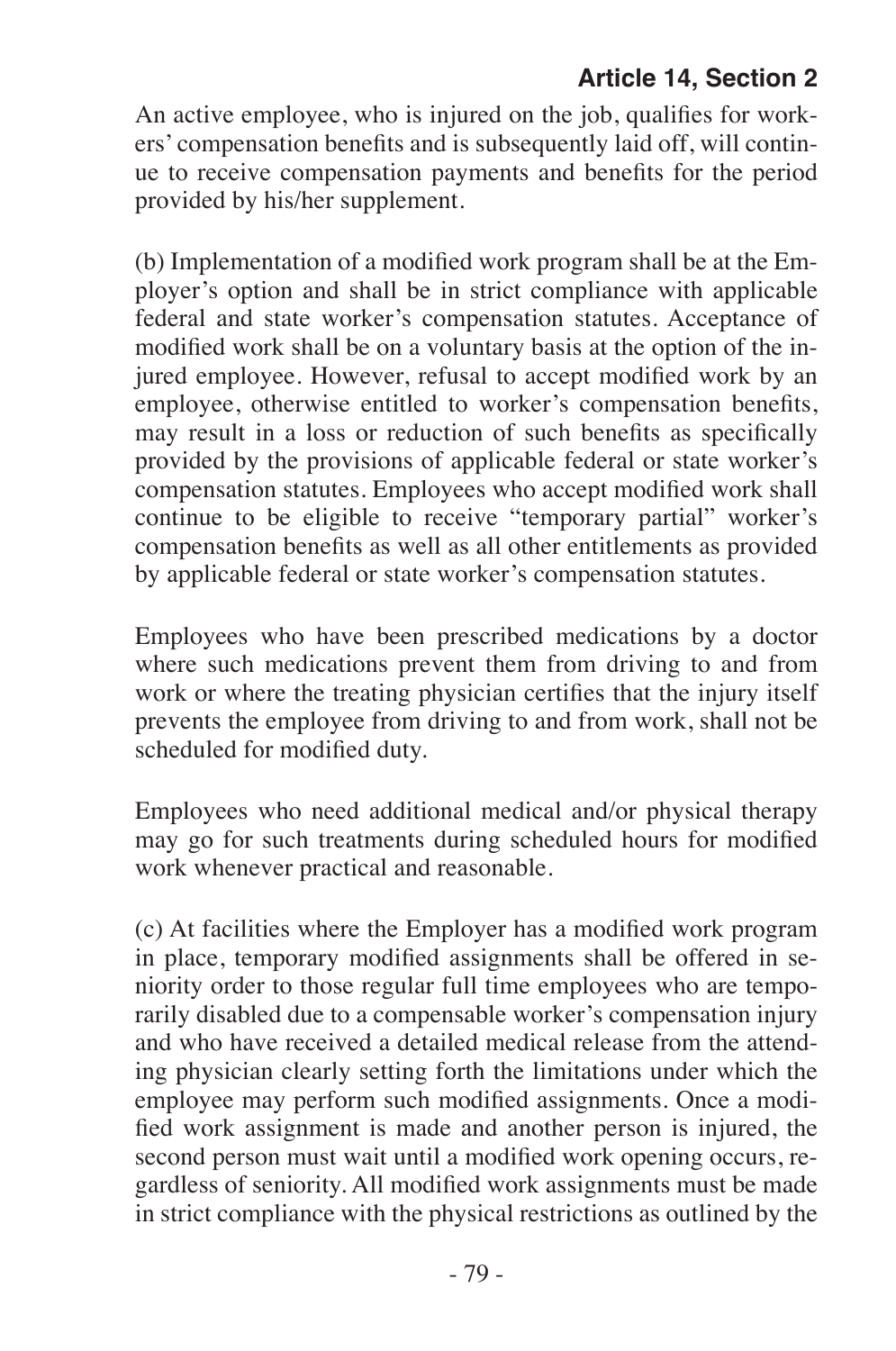An active employee, who is injured on the job, qualifies for workers' compensation benefits and is subsequently laid off, will continue to receive compensation payments and benefits for the period provided by his/her supplement.

(b) Implementation of a modified work program shall be at the Employer's option and shall be in strict compliance with applicable federal and state worker's compensation statutes. Acceptance of modified work shall be on a voluntary basis at the option of the injured employee. However, refusal to accept modified work by an employee, otherwise entitled to worker's compensation benefits, may result in a loss or reduction of such benefits as specifically provided by the provisions of applicable federal or state worker's compensation statutes. Employees who accept modified work shall continue to be eligible to receive "temporary partial" worker's compensation benefits as well as all other entitlements as provided by applicable federal or state worker's compensation statutes.

Employees who have been prescribed medications by a doctor where such medications prevent them from driving to and from work or where the treating physician certifies that the injury itself prevents the employee from driving to and from work, shall not be scheduled for modified duty.

Employees who need additional medical and/or physical therapy may go for such treatments during scheduled hours for modified work whenever practical and reasonable.

(c) At facilities where the Employer has a modified work program in place, temporary modified assignments shall be offered in seniority order to those regular full time employees who are temporarily disabled due to a compensable worker's compensation injury and who have received a detailed medical release from the attending physician clearly setting forth the limitations under which the employee may perform such modified assignments. Once a modified work assignment is made and another person is injured, the second person must wait until a modified work opening occurs, regardless of seniority. All modified work assignments must be made in strict compliance with the physical restrictions as outlined by the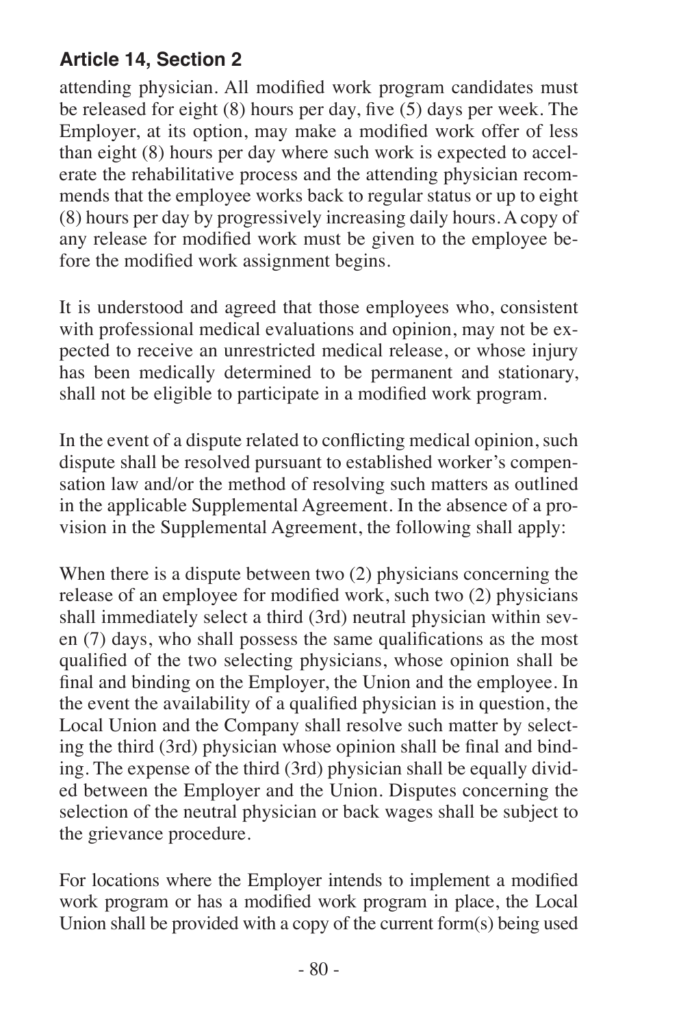## Article 14, Section 2

attending physician. All modified work program candidates must be released for eight (8) hours per day, five (5) days per week. The Employer, at its option, may make a modified work offer of less than eight (8) hours per day where such work is expected to accelerate the rehabilitative process and the attending physician recommends that the employee works back to regular status or up to eight (8) hours per day by progressively increasing daily hours. A copy of any release for modified work must be given to the employee before the modified work assignment begins.

It is understood and agreed that those employees who, consistent with professional medical evaluations and opinion, may not be expected to receive an unrestricted medical release, or whose injury has been medically determined to be permanent and stationary, shall not be eligible to participate in a modified work program.

In the event of a dispute related to conflicting medical opinion, such dispute shall be resolved pursuant to established worker's compensation law and/or the method of resolving such matters as outlined in the applicable Supplemental Agreement. In the absence of a provision in the Supplemental Agreement, the following shall apply:

When there is a dispute between two (2) physicians concerning the release of an employee for modified work, such two (2) physicians shall immediately select a third (3rd) neutral physician within seven (7) days, who shall possess the same qualifications as the most qualified of the two selecting physicians, whose opinion shall be final and binding on the Employer, the Union and the employee. In the event the availability of a qualified physician is in question, the Local Union and the Company shall resolve such matter by selecting the third (3rd) physician whose opinion shall be final and binding. The expense of the third (3rd) physician shall be equally divided between the Employer and the Union. Disputes concerning the selection of the neutral physician or back wages shall be subject to the grievance procedure.

For locations where the Employer intends to implement a modified work program or has a modified work program in place, the Local Union shall be provided with a copy of the current form(s) being used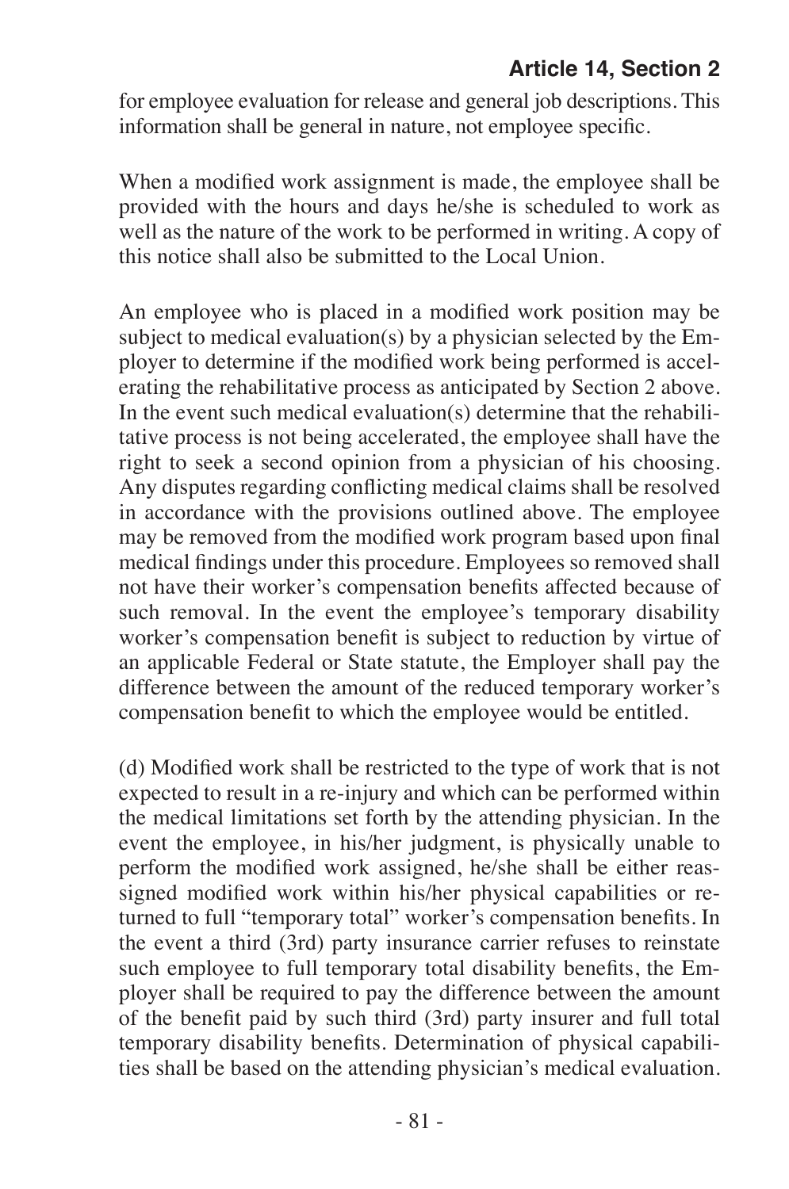for employee evaluation for release and general job descriptions. This information shall be general in nature, not employee specific.

When a modified work assignment is made, the employee shall be provided with the hours and days he/she is scheduled to work as well as the nature of the work to be performed in writing. A copy of this notice shall also be submitted to the Local Union.

An employee who is placed in a modified work position may be subject to medical evaluation(s) by a physician selected by the Employer to determine if the modified work being performed is accelerating the rehabilitative process as anticipated by Section 2 above. In the event such medical evaluation(s) determine that the rehabilitative process is not being accelerated, the employee shall have the right to seek a second opinion from a physician of his choosing. Any disputes regarding conflicting medical claims shall be resolved in accordance with the provisions outlined above. The employee may be removed from the modified work program based upon final medical findings under this procedure. Employees so removed shall not have their worker's compensation benefits affected because of such removal. In the event the employee's temporary disability worker's compensation benefit is subject to reduction by virtue of an applicable Federal or State statute, the Employer shall pay the difference between the amount of the reduced temporary worker's compensation benefit to which the employee would be entitled.

(d) Modified work shall be restricted to the type of work that is not expected to result in a re-injury and which can be performed within the medical limitations set forth by the attending physician. In the event the employee, in his/her judgment, is physically unable to perform the modified work assigned, he/she shall be either reassigned modified work within his/her physical capabilities or returned to full "temporary total" worker's compensation benefits. In the event a third (3rd) party insurance carrier refuses to reinstate such employee to full temporary total disability benefits, the Employer shall be required to pay the difference between the amount of the benefit paid by such third (3rd) party insurer and full total temporary disability benefits. Determination of physical capabilities shall be based on the attending physician's medical evaluation.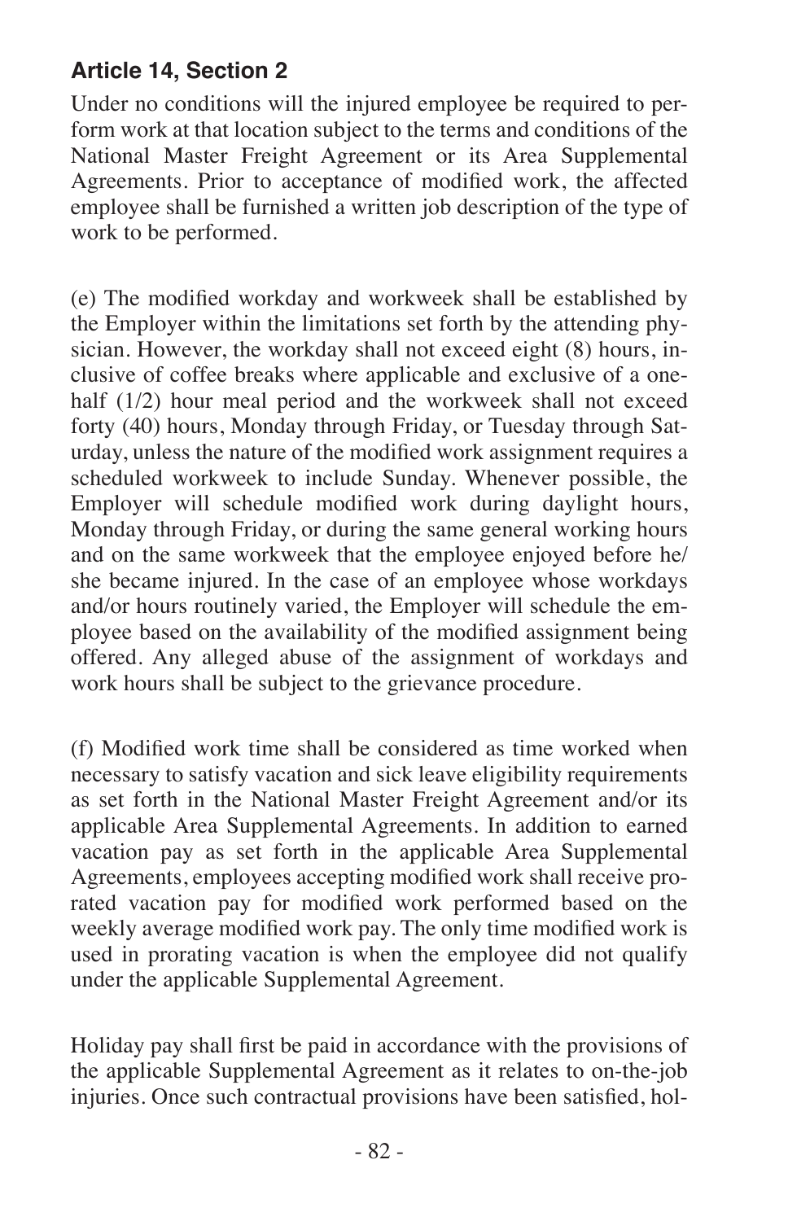## Article 14, Section 2

Under no conditions will the injured employee be required to perform work at that location subject to the terms and conditions of the National Master Freight Agreement or its Area Supplemental Agreements. Prior to acceptance of modified work, the affected employee shall be furnished a written job description of the type of work to be performed.

(e) The modified workday and workweek shall be established by the Employer within the limitations set forth by the attending physician. However, the workday shall not exceed eight (8) hours, inclusive of coffee breaks where applicable and exclusive of a one-half (1/2) hour meal period and the workweek shall not exceed forty (40) hours, Monday through Friday, or Tuesday through Saturday, unless the nature of the modified work assignment requires a scheduled workweek to include Sunday. Whenever possible, the Employer will schedule modified work during daylight hours, Monday through Friday, or during the same general working hours and on the same workweek that the employee enjoyed before he/she became injured. In the case of an employee whose workdays and/or hours routinely varied, the Employer will schedule the employee based on the availability of the modified assignment being offered. Any alleged abuse of the assignment of workdays and work hours shall be subject to the grievance procedure.

(f) Modified work time shall be considered as time worked when necessary to satisfy vacation and sick leave eligibility requirements as set forth in the National Master Freight Agreement and/or its applicable Area Supplemental Agreements. In addition to earned vacation pay as set forth in the applicable Area Supplemental Agreements, employees accepting modified work shall receive prorated vacation pay for modified work performed based on the weekly average modified work pay. The only time modified work is used in prorating vacation is when the employee did not qualify under the applicable Supplemental Agreement.

Holiday pay shall first be paid in accordance with the provisions of the applicable Supplemental Agreement as it relates to on-the-job injuries. Once such contractual provisions have been satisfied, hol-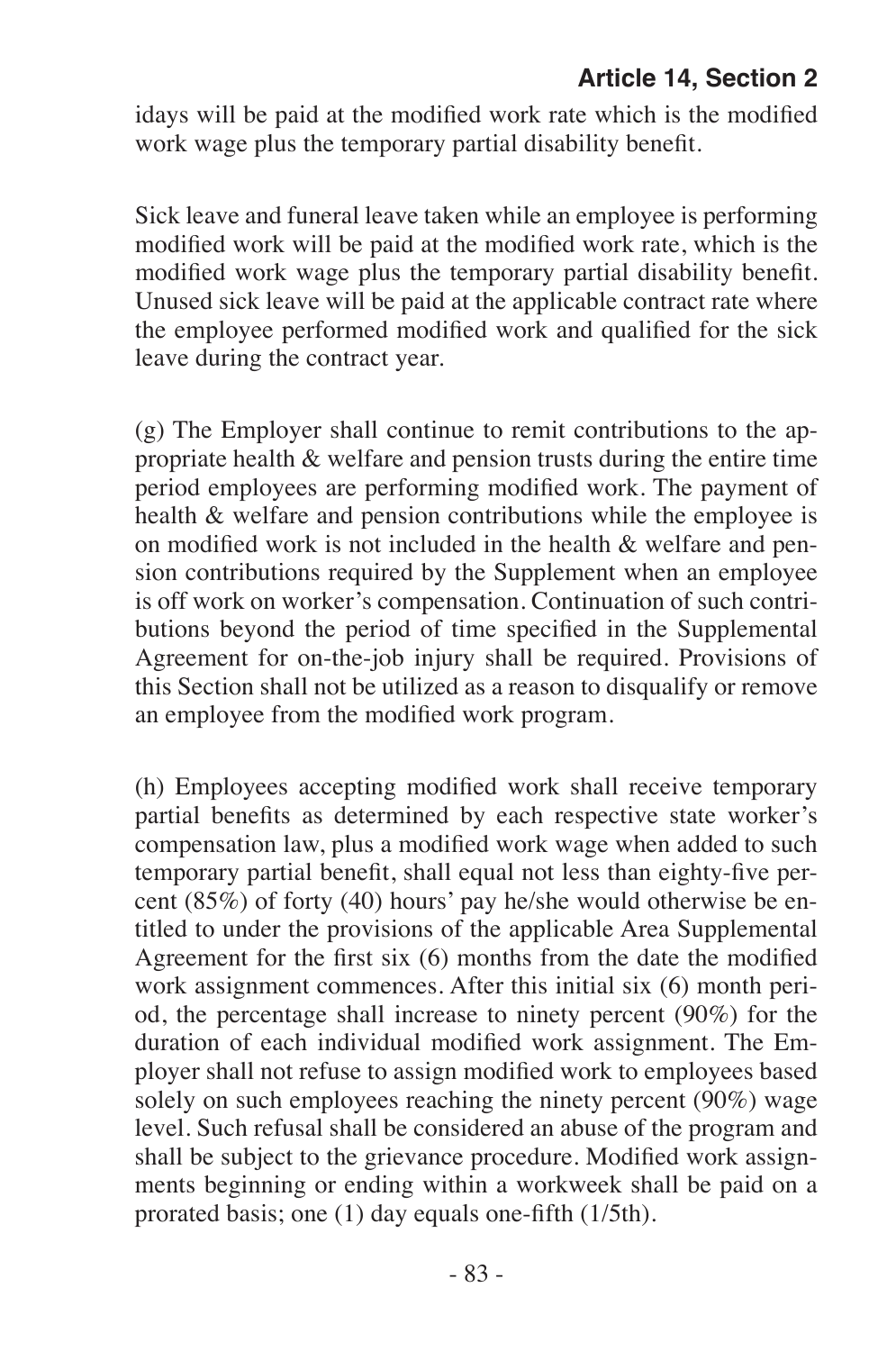idays will be paid at the modified work rate which is the modified work wage plus the temporary partial disability benefit.

Sick leave and funeral leave taken while an employee is performing modified work will be paid at the modified work rate, which is the modified work wage plus the temporary partial disability benefit. Unused sick leave will be paid at the applicable contract rate where the employee performed modified work and qualified for the sick leave during the contract year.

(g) The Employer shall continue to remit contributions to the appropriate health & welfare and pension trusts during the entire time period employees are performing modified work. The payment of health & welfare and pension contributions while the employee is on modified work is not included in the health & welfare and pension contributions required by the Supplement when an employee is off work on worker's compensation. Continuation of such contributions beyond the period of time specified in the Supplemental Agreement for on-the-job injury shall be required. Provisions of this Section shall not be utilized as a reason to disqualify or remove an employee from the modified work program.

(h) Employees accepting modified work shall receive temporary partial benefits as determined by each respective state worker's compensation law, plus a modified work wage when added to such temporary partial benefit, shall equal not less than eighty-five percent (85%) of forty (40) hours' pay he/she would otherwise be entitled to under the provisions of the applicable Area Supplemental Agreement for the first six (6) months from the date the modified work assignment commences. After this initial six (6) month period, the percentage shall increase to ninety percent (90%) for the duration of each individual modified work assignment. The Employer shall not refuse to assign modified work to employees based solely on such employees reaching the ninety percent (90%) wage level. Such refusal shall be considered an abuse of the program and shall be subject to the grievance procedure. Modified work assignments beginning or ending within a workweek shall be paid on a prorated basis; one (1) day equals one-fifth (1/5th).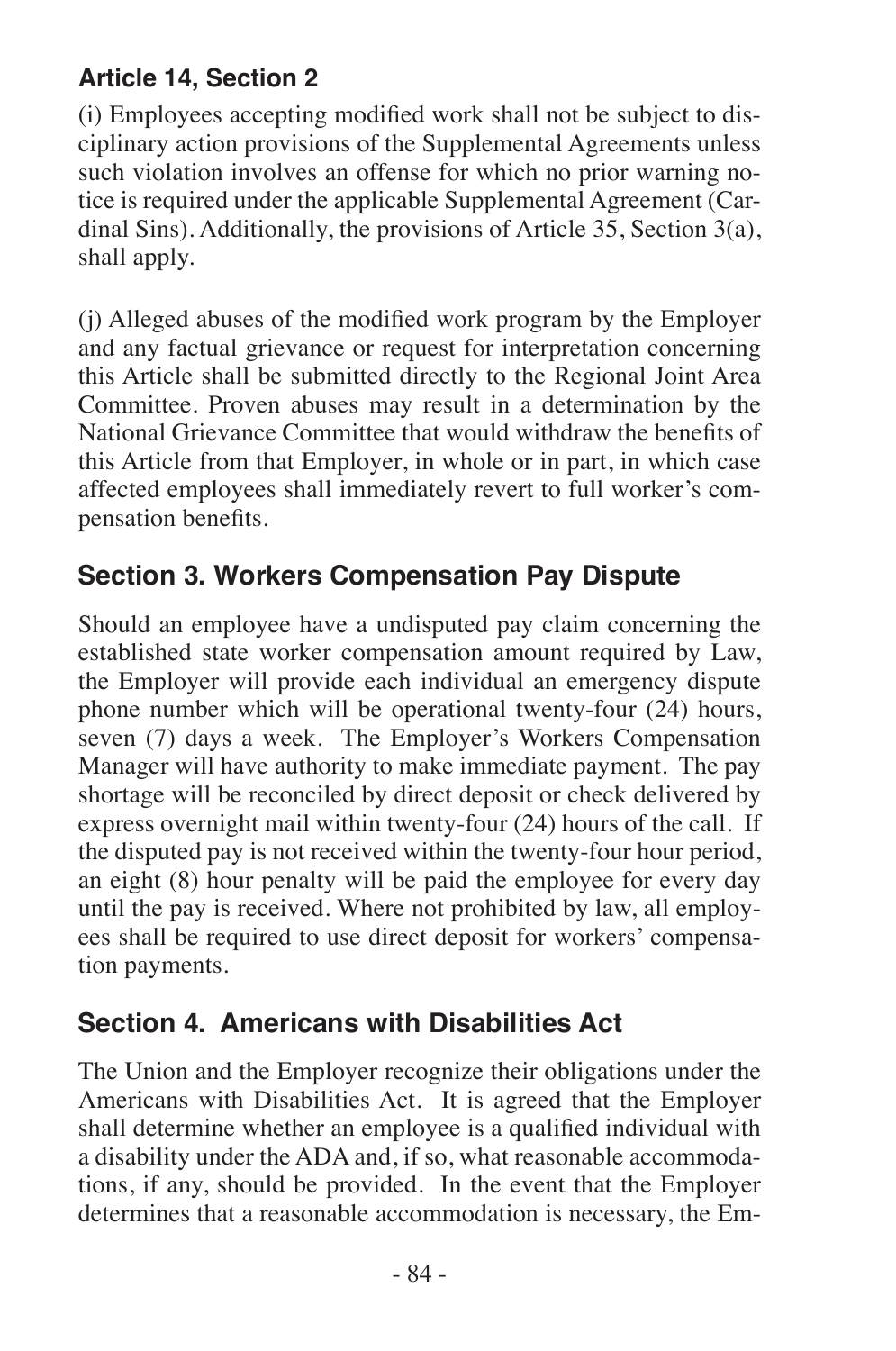### Article 14, Section 2

(i) Employees accepting modified work shall not be subject to disciplinary action provisions of the Supplemental Agreements unless such violation involves an offense for which no prior warning notice is required under the applicable Supplemental Agreement (Cardinal Sins). Additionally, the provisions of Article 35, Section 3(a), shall apply.

(j) Alleged abuses of the modified work program by the Employer and any factual grievance or request for interpretation concerning this Article shall be submitted directly to the Regional Joint Area Committee. Proven abuses may result in a determination by the National Grievance Committee that would withdraw the benefits of this Article from that Employer, in whole or in part, in which case affected employees shall immediately revert to full worker's compensation benefits.

## Section 3. Workers Compensation Pay Dispute

Should an employee have a undisputed pay claim concerning the established state worker compensation amount required by Law, the Employer will provide each individual an emergency dispute phone number which will be operational twenty-four (24) hours, seven (7) days a week. The Employer's Workers Compensation Manager will have authority to make immediate payment. The pay shortage will be reconciled by direct deposit or check delivered by express overnight mail within twenty-four (24) hours of the call. If the disputed pay is not received within the twenty-four hour period, an eight (8) hour penalty will be paid the employee for every day until the pay is received. Where not prohibited by law, all employees shall be required to use direct deposit for workers' compensation payments.

## Section 4. Americans with Disabilities Act

The Union and the Employer recognize their obligations under the Americans with Disabilities Act. It is agreed that the Employer shall determine whether an employee is a qualified individual with a disability under the ADA and, if so, what reasonable accommodations, if any, should be provided. In the event that the Employer determines that a reasonable accommodation is necessary, the Em-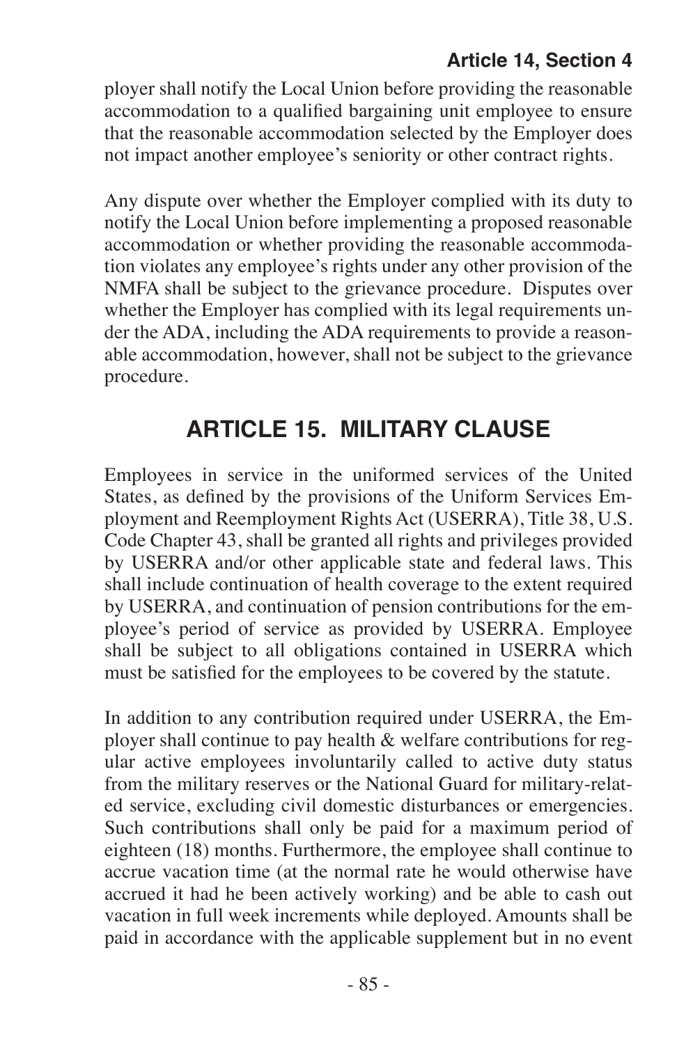ployer shall notify the Local Union before providing the reasonable accommodation to a qualified bargaining unit employee to ensure that the reasonable accommodation selected by the Employer does not impact another employee's seniority or other contract rights.

Any dispute over whether the Employer complied with its duty to notify the Local Union before implementing a proposed reasonable accommodation or whether providing the reasonable accommodation violates any employee's rights under any other provision of the NMFA shall be subject to the grievance procedure. Disputes over whether the Employer has complied with its legal requirements under the ADA, including the ADA requirements to provide a reasonable accommodation, however, shall not be subject to the grievance procedure.

# ARTICLE 15. MILITARY CLAUSE

Employees in service in the uniformed services of the United States, as defined by the provisions of the Uniform Services Employment and Reemployment Rights Act (USERRA), Title 38, U.S. Code Chapter 43, shall be granted all rights and privileges provided by USERRA and/or other applicable state and federal laws. This shall include continuation of health coverage to the extent required by USERRA, and continuation of pension contributions for the employee's period of service as provided by USERRA. Employee shall be subject to all obligations contained in USERRA which must be satisfied for the employees to be covered by the statute.

In addition to any contribution required under USERRA, the Employer shall continue to pay health & welfare contributions for regular active employees involuntarily called to active duty status from the military reserves or the National Guard for military-related service, excluding civil domestic disturbances or emergencies. Such contributions shall only be paid for a maximum period of eighteen (18) months. Furthermore, the employee shall continue to accrue vacation time (at the normal rate he would otherwise have accrued it had he been actively working) and be able to cash out vacation in full week increments while deployed. Amounts shall be paid in accordance with the applicable supplement but in no event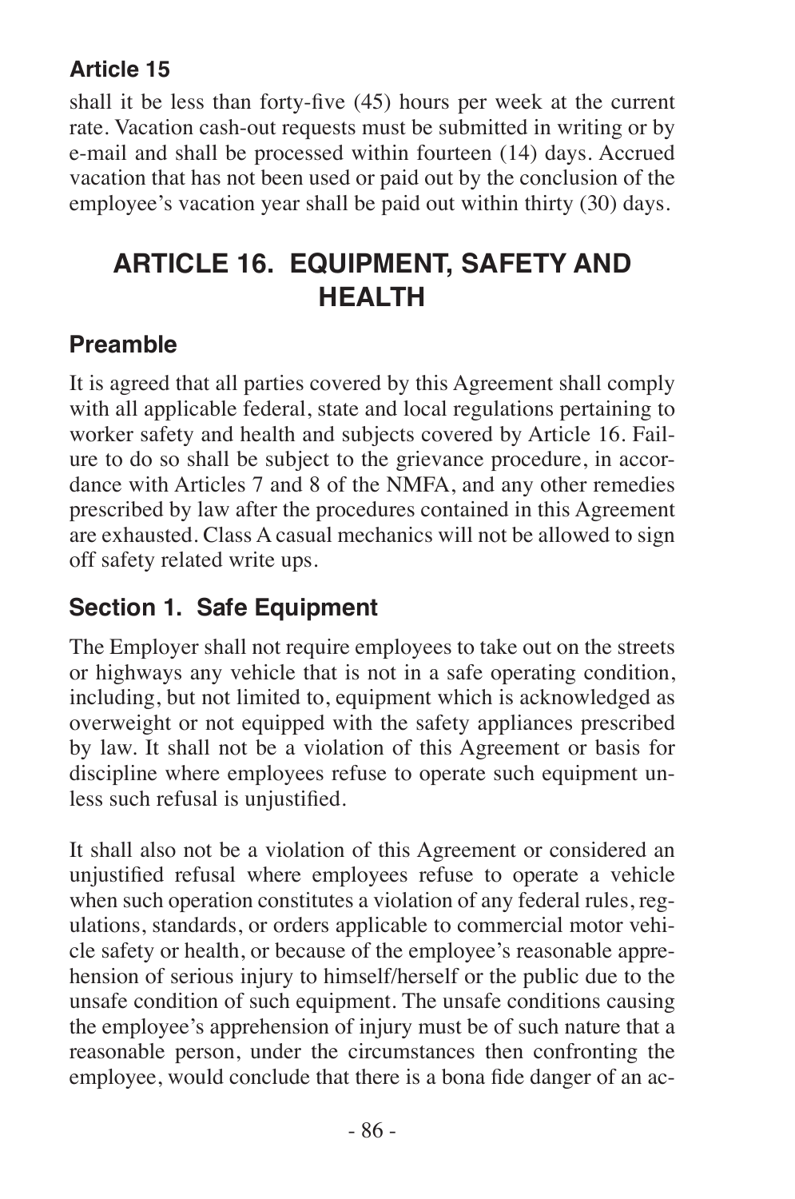shall it be less than forty-five (45) hours per week at the current rate. Vacation cash-out requests must be submitted in writing or by e-mail and shall be processed within fourteen (14) days. Accrued vacation that has not been used or paid out by the conclusion of the employee's vacation year shall be paid out within thirty (30) days.

# ARTICLE 16. EQUIPMENT, SAFETY AND HEALTH

## Preamble

It is agreed that all parties covered by this Agreement shall comply with all applicable federal, state and local regulations pertaining to worker safety and health and subjects covered by Article 16. Failure to do so shall be subject to the grievance procedure, in accordance with Articles 7 and 8 of the NMFA, and any other remedies prescribed by law after the procedures contained in this Agreement are exhausted. Class A casual mechanics will not be allowed to sign off safety related write ups.

## Section 1. Safe Equipment

The Employer shall not require employees to take out on the streets or highways any vehicle that is not in a safe operating condition, including, but not limited to, equipment which is acknowledged as overweight or not equipped with the safety appliances prescribed by law. It shall not be a violation of this Agreement or basis for discipline where employees refuse to operate such equipment unless such refusal is unjustified.

It shall also not be a violation of this Agreement or considered an unjustified refusal where employees refuse to operate a vehicle when such operation constitutes a violation of any federal rules, regulations, standards, or orders applicable to commercial motor vehicle safety or health, or because of the employee's reasonable apprehension of serious injury to himself/herself or the public due to the unsafe condition of such equipment. The unsafe conditions causing the employee's apprehension of injury must be of such nature that a reasonable person, under the circumstances then confronting the employee, would conclude that there is a bona fide danger of an ac-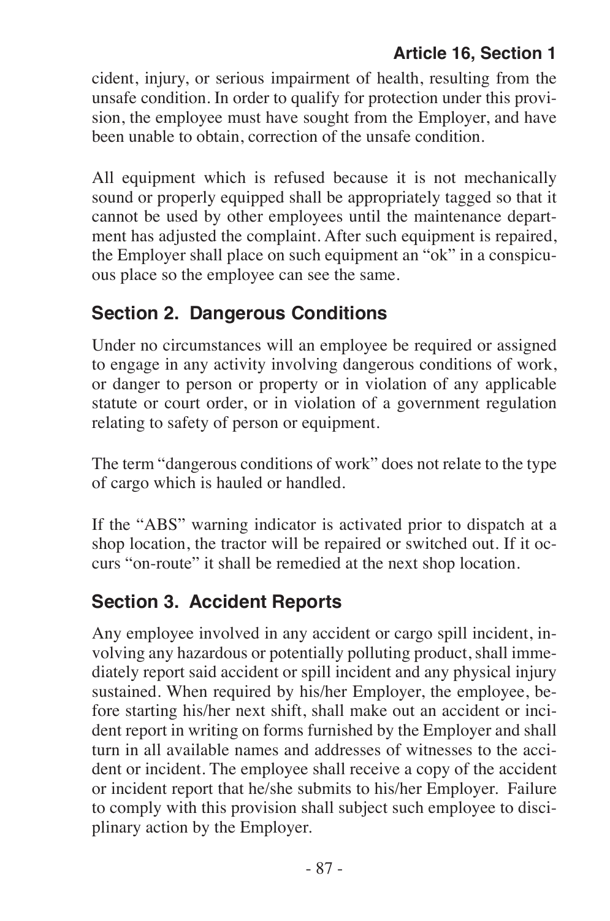cident, injury, or serious impairment of health, resulting from the unsafe condition. In order to qualify for protection under this provision, the employee must have sought from the Employer, and have been unable to obtain, correction of the unsafe condition.

All equipment which is refused because it is not mechanically sound or properly equipped shall be appropriately tagged so that it cannot be used by other employees until the maintenance department has adjusted the complaint. After such equipment is repaired, the Employer shall place on such equipment an "ok" in a conspicuous place so the employee can see the same.

## Section 2. Dangerous Conditions

Under no circumstances will an employee be required or assigned to engage in any activity involving dangerous conditions of work, or danger to person or property or in violation of any applicable statute or court order, or in violation of a government regulation relating to safety of person or equipment.

The term "dangerous conditions of work" does not relate to the type of cargo which is hauled or handled.

If the "ABS" warning indicator is activated prior to dispatch at a shop location, the tractor will be repaired or switched out. If it occurs "on-route" it shall be remedied at the next shop location.

## Section 3. Accident Reports

Any employee involved in any accident or cargo spill incident, involving any hazardous or potentially polluting product, shall immediately report said accident or spill incident and any physical injury sustained. When required by his/her Employer, the employee, before starting his/her next shift, shall make out an accident or incident report in writing on forms furnished by the Employer and shall turn in all available names and addresses of witnesses to the accident or incident. The employee shall receive a copy of the accident or incident report that he/she submits to his/her Employer. Failure to comply with this provision shall subject such employee to disciplinary action by the Employer.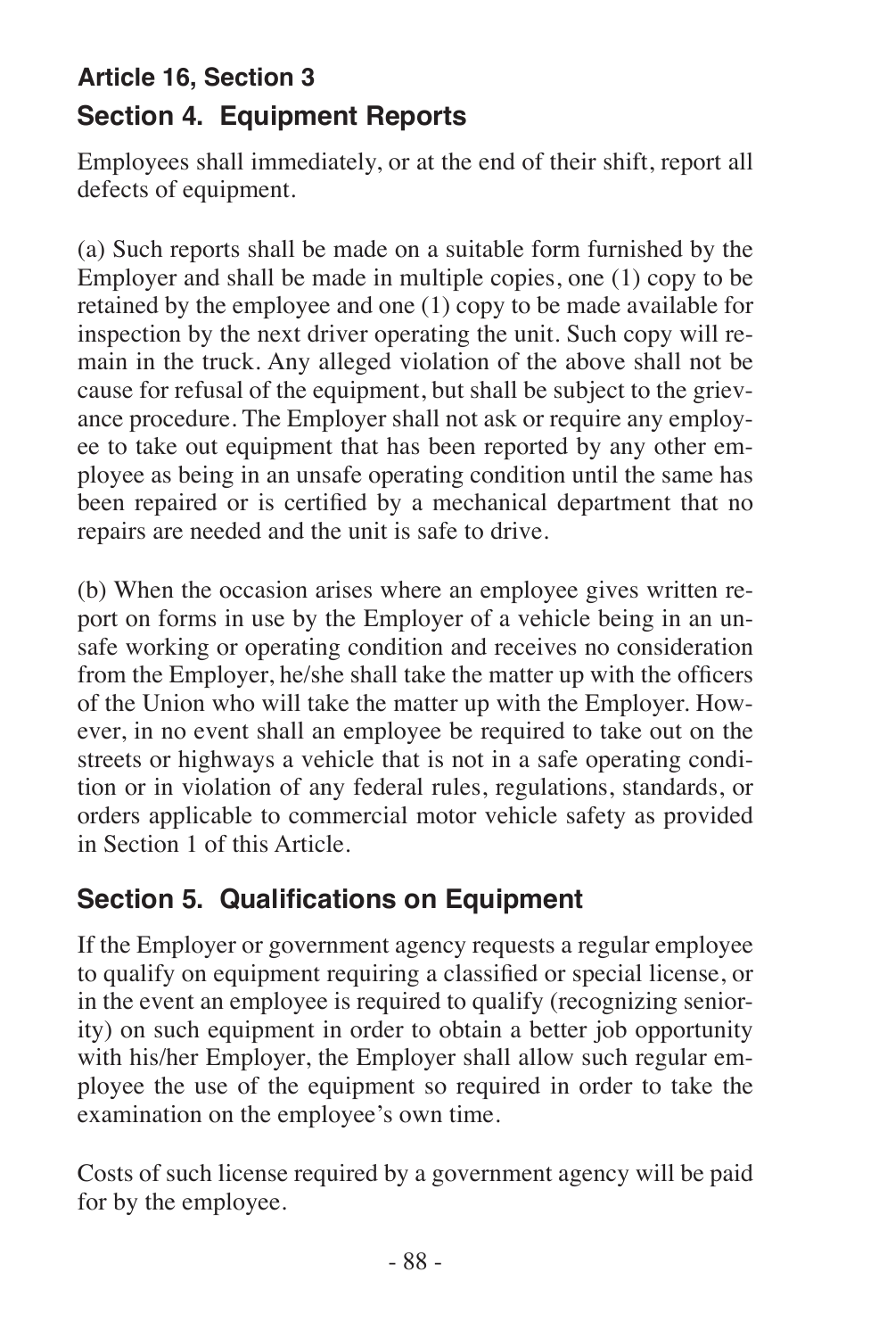**Article 16, Section 3**

## Section 4. Equipment Reports

Employees shall immediately, or at the end of their shift, report all defects of equipment.

(a) Such reports shall be made on a suitable form furnished by the Employer and shall be made in multiple copies, one (1) copy to be retained by the employee and one (1) copy to be made available for inspection by the next driver operating the unit. Such copy will remain in the truck. Any alleged violation of the above shall not be cause for refusal of the equipment, but shall be subject to the grievance procedure. The Employer shall not ask or require any employee to take out equipment that has been reported by any other employee as being in an unsafe operating condition until the same has been repaired or is certified by a mechanical department that no repairs are needed and the unit is safe to drive.

(b) When the occasion arises where an employee gives written report on forms in use by the Employer of a vehicle being in an unsafe working or operating condition and receives no consideration from the Employer, he/she shall take the matter up with the officers of the Union who will take the matter up with the Employer. However, in no event shall an employee be required to take out on the streets or highways a vehicle that is not in a safe operating condition or in violation of any federal rules, regulations, standards, or orders applicable to commercial motor vehicle safety as provided in Section 1 of this Article.

## Section 5. Qualifications on Equipment

If the Employer or government agency requests a regular employee to qualify on equipment requiring a classified or special license, or in the event an employee is required to qualify (recognizing seniority) on such equipment in order to obtain a better job opportunity with his/her Employer, the Employer shall allow such regular employee the use of the equipment so required in order to take the examination on the employee's own time.

Costs of such license required by a government agency will be paid for by the employee.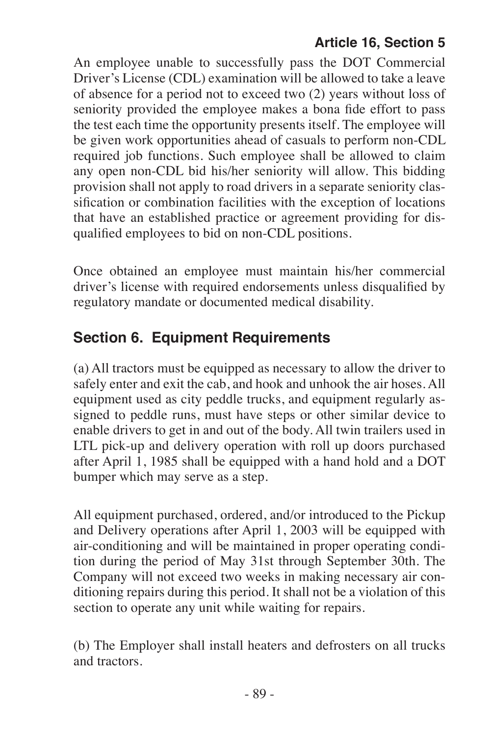An employee unable to successfully pass the DOT Commercial Driver's License (CDL) examination will be allowed to take a leave of absence for a period not to exceed two (2) years without loss of seniority provided the employee makes a bona fide effort to pass the test each time the opportunity presents itself. The employee will be given work opportunities ahead of casuals to perform non-CDL required job functions. Such employee shall be allowed to claim any open non-CDL bid his/her seniority will allow. This bidding provision shall not apply to road drivers in a separate seniority classification or combination facilities with the exception of locations that have an established practice or agreement providing for disqualified employees to bid on non-CDL positions.

Once obtained an employee must maintain his/her commercial driver's license with required endorsements unless disqualified by regulatory mandate or documented medical disability.

## Section 6. Equipment Requirements

(a) All tractors must be equipped as necessary to allow the driver to safely enter and exit the cab, and hook and unhook the air hoses. All equipment used as city peddle trucks, and equipment regularly assigned to peddle runs, must have steps or other similar device to enable drivers to get in and out of the body. All twin trailers used in LTL pick-up and delivery operation with roll up doors purchased after April 1, 1985 shall be equipped with a hand hold and a DOT bumper which may serve as a step.

All equipment purchased, ordered, and/or introduced to the Pickup and Delivery operations after April 1, 2003 will be equipped with air-conditioning and will be maintained in proper operating condition during the period of May 31st through September 30th. The Company will not exceed two weeks in making necessary air conditioning repairs during this period. It shall not be a violation of this section to operate any unit while waiting for repairs.

(b) The Employer shall install heaters and defrosters on all trucks and tractors.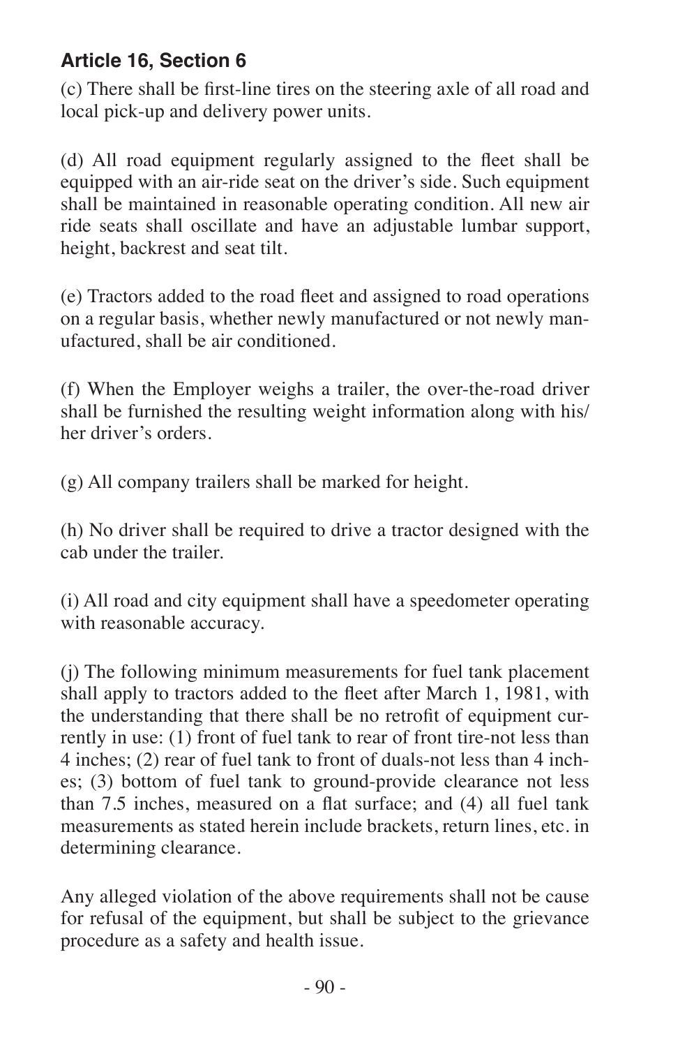## Article 16, Section 6

(c) There shall be first-line tires on the steering axle of all road and local pick-up and delivery power units.

(d) All road equipment regularly assigned to the fleet shall be equipped with an air-ride seat on the driver's side. Such equipment shall be maintained in reasonable operating condition. All new air ride seats shall oscillate and have an adjustable lumbar support, height, backrest and seat tilt.

(e) Tractors added to the road fleet and assigned to road operations on a regular basis, whether newly manufactured or not newly manufactured, shall be air conditioned.

(f) When the Employer weighs a trailer, the over-the-road driver shall be furnished the resulting weight information along with his/her driver's orders.

(g) All company trailers shall be marked for height.

(h) No driver shall be required to drive a tractor designed with the cab under the trailer.

(i) All road and city equipment shall have a speedometer operating with reasonable accuracy.

(j) The following minimum measurements for fuel tank placement shall apply to tractors added to the fleet after March 1, 1981, with the understanding that there shall be no retrofit of equipment currently in use: (1) front of fuel tank to rear of front tire-not less than 4 inches; (2) rear of fuel tank to front of duals-not less than 4 inches; (3) bottom of fuel tank to ground-provide clearance not less than 7.5 inches, measured on a flat surface; and (4) all fuel tank measurements as stated herein include brackets, return lines, etc. in determining clearance.

Any alleged violation of the above requirements shall not be cause for refusal of the equipment, but shall be subject to the grievance procedure as a safety and health issue.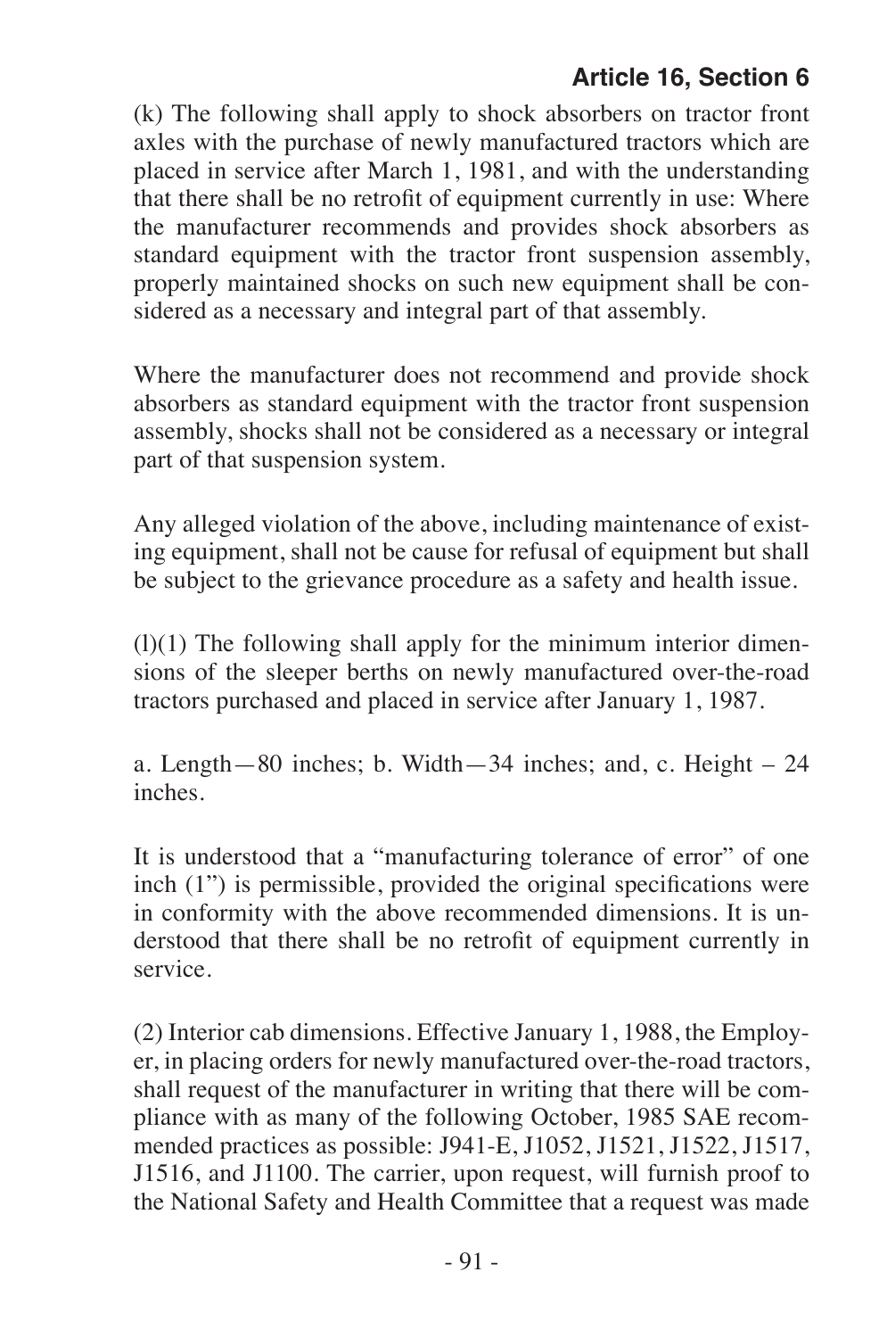(k) The following shall apply to shock absorbers on tractor front axles with the purchase of newly manufactured tractors which are placed in service after March 1, 1981, and with the understanding that there shall be no retrofit of equipment currently in use: Where the manufacturer recommends and provides shock absorbers as standard equipment with the tractor front suspension assembly, properly maintained shocks on such new equipment shall be considered as a necessary and integral part of that assembly.

Where the manufacturer does not recommend and provide shock absorbers as standard equipment with the tractor front suspension assembly, shocks shall not be considered as a necessary or integral part of that suspension system.

Any alleged violation of the above, including maintenance of existing equipment, shall not be cause for refusal of equipment but shall be subject to the grievance procedure as a safety and health issue.

(l)(1) The following shall apply for the minimum interior dimensions of the sleeper berths on newly manufactured over-the-road tractors purchased and placed in service after January 1, 1987.

a. Length—80 inches; b. Width—34 inches; and, c. Height – 24 inches.

It is understood that a "manufacturing tolerance of error" of one inch (1") is permissible, provided the original specifications were in conformity with the above recommended dimensions. It is understood that there shall be no retrofit of equipment currently in service.

(2) Interior cab dimensions. Effective January 1, 1988, the Employer, in placing orders for newly manufactured over-the-road tractors, shall request of the manufacturer in writing that there will be compliance with as many of the following October, 1985 SAE recommended practices as possible: J941-E, J1052, J1521, J1522, J1517, J1516, and J1100. The carrier, upon request, will furnish proof to the National Safety and Health Committee that a request was made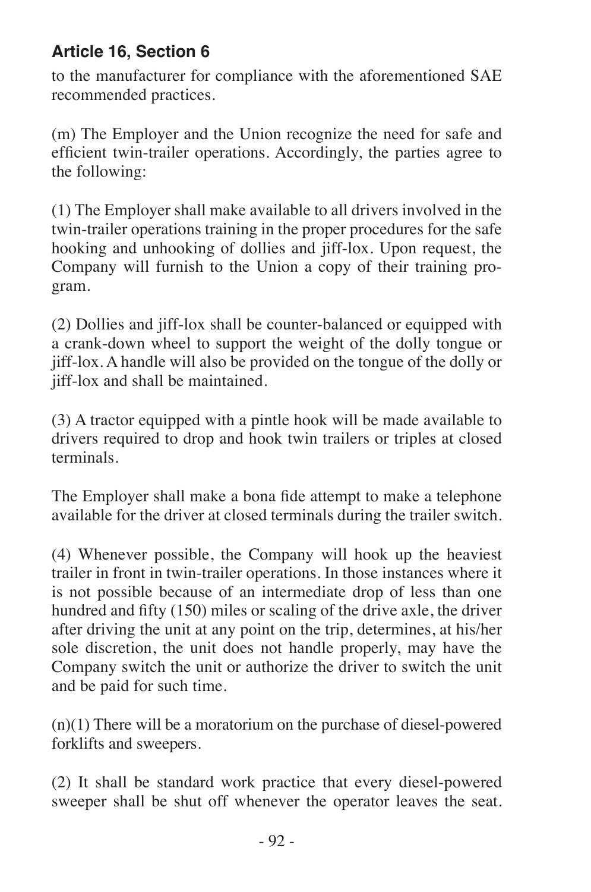to the manufacturer for compliance with the aforementioned SAE recommended practices.

(m) The Employer and the Union recognize the need for safe and efficient twin-trailer operations. Accordingly, the parties agree to the following:

(1) The Employer shall make available to all drivers involved in the twin-trailer operations training in the proper procedures for the safe hooking and unhooking of dollies and jiff-lox. Upon request, the Company will furnish to the Union a copy of their training program.

(2) Dollies and jiff-lox shall be counter-balanced or equipped with a crank-down wheel to support the weight of the dolly tongue or jiff-lox. A handle will also be provided on the tongue of the dolly or jiff-lox and shall be maintained.

(3) A tractor equipped with a pintle hook will be made available to drivers required to drop and hook twin trailers or triples at closed terminals.

The Employer shall make a bona fide attempt to make a telephone available for the driver at closed terminals during the trailer switch.

(4) Whenever possible, the Company will hook up the heaviest trailer in front in twin-trailer operations. In those instances where it is not possible because of an intermediate drop of less than one hundred and fifty (150) miles or scaling of the drive axle, the driver after driving the unit at any point on the trip, determines, at his/her sole discretion, the unit does not handle properly, may have the Company switch the unit or authorize the driver to switch the unit and be paid for such time.

(n)(1) There will be a moratorium on the purchase of diesel-powered forklifts and sweepers.

(2) It shall be standard work practice that every diesel-powered sweeper shall be shut off whenever the operator leaves the seat.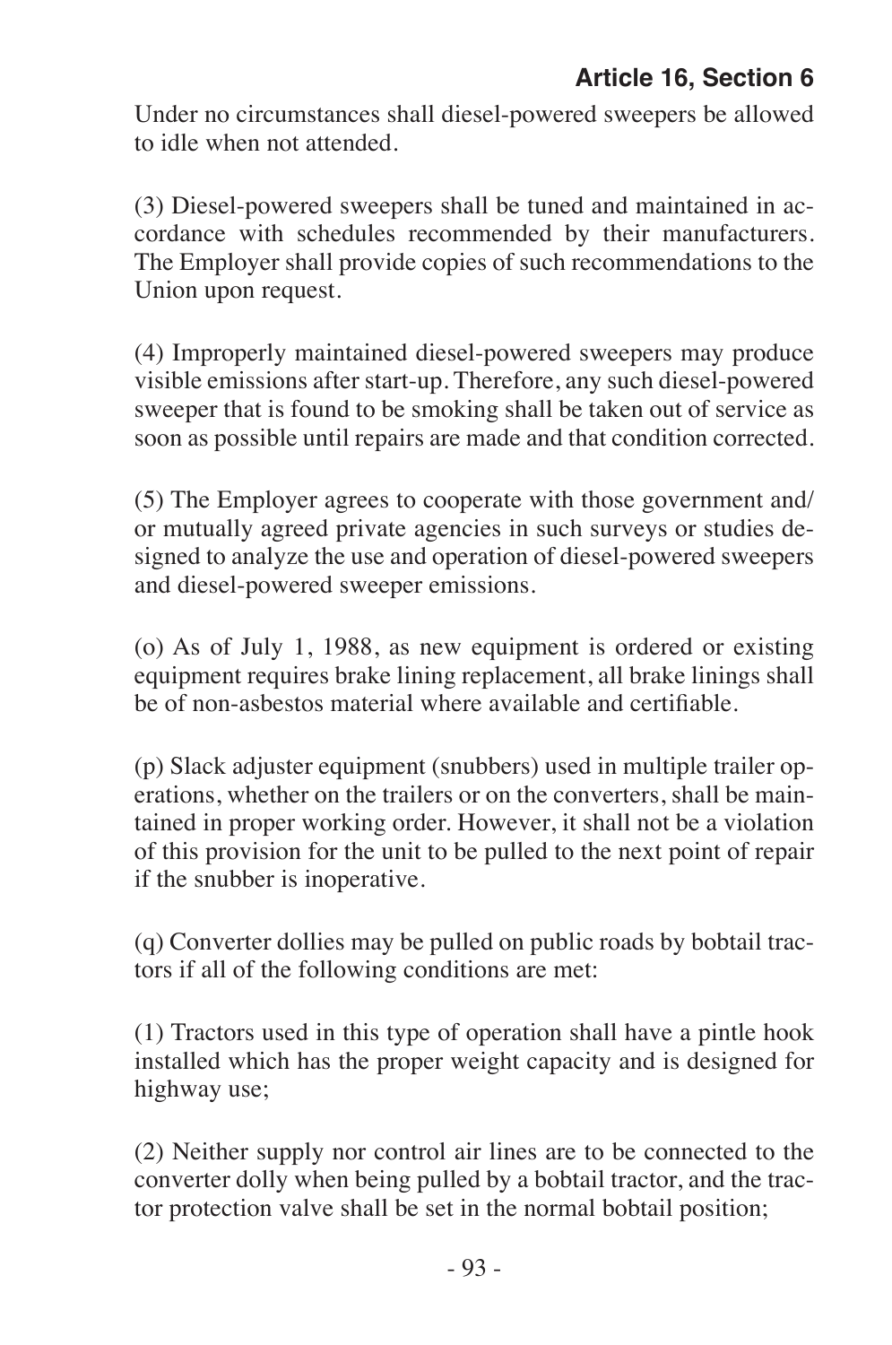Under no circumstances shall diesel-powered sweepers be allowed to idle when not attended.

(3) Diesel-powered sweepers shall be tuned and maintained in accordance with schedules recommended by their manufacturers. The Employer shall provide copies of such recommendations to the Union upon request.

(4) Improperly maintained diesel-powered sweepers may produce visible emissions after start-up. Therefore, any such diesel-powered sweeper that is found to be smoking shall be taken out of service as soon as possible until repairs are made and that condition corrected.

(5) The Employer agrees to cooperate with those government and/or mutually agreed private agencies in such surveys or studies designed to analyze the use and operation of diesel-powered sweepers and diesel-powered sweeper emissions.

(o) As of July 1, 1988, as new equipment is ordered or existing equipment requires brake lining replacement, all brake linings shall be of non-asbestos material where available and certifiable.

(p) Slack adjuster equipment (snubbers) used in multiple trailer operations, whether on the trailers or on the converters, shall be maintained in proper working order. However, it shall not be a violation of this provision for the unit to be pulled to the next point of repair if the snubber is inoperative.

(q) Converter dollies may be pulled on public roads by bobtail tractors if all of the following conditions are met:

(1) Tractors used in this type of operation shall have a pintle hook installed which has the proper weight capacity and is designed for highway use;

(2) Neither supply nor control air lines are to be connected to the converter dolly when being pulled by a bobtail tractor, and the tractor protection valve shall be set in the normal bobtail position;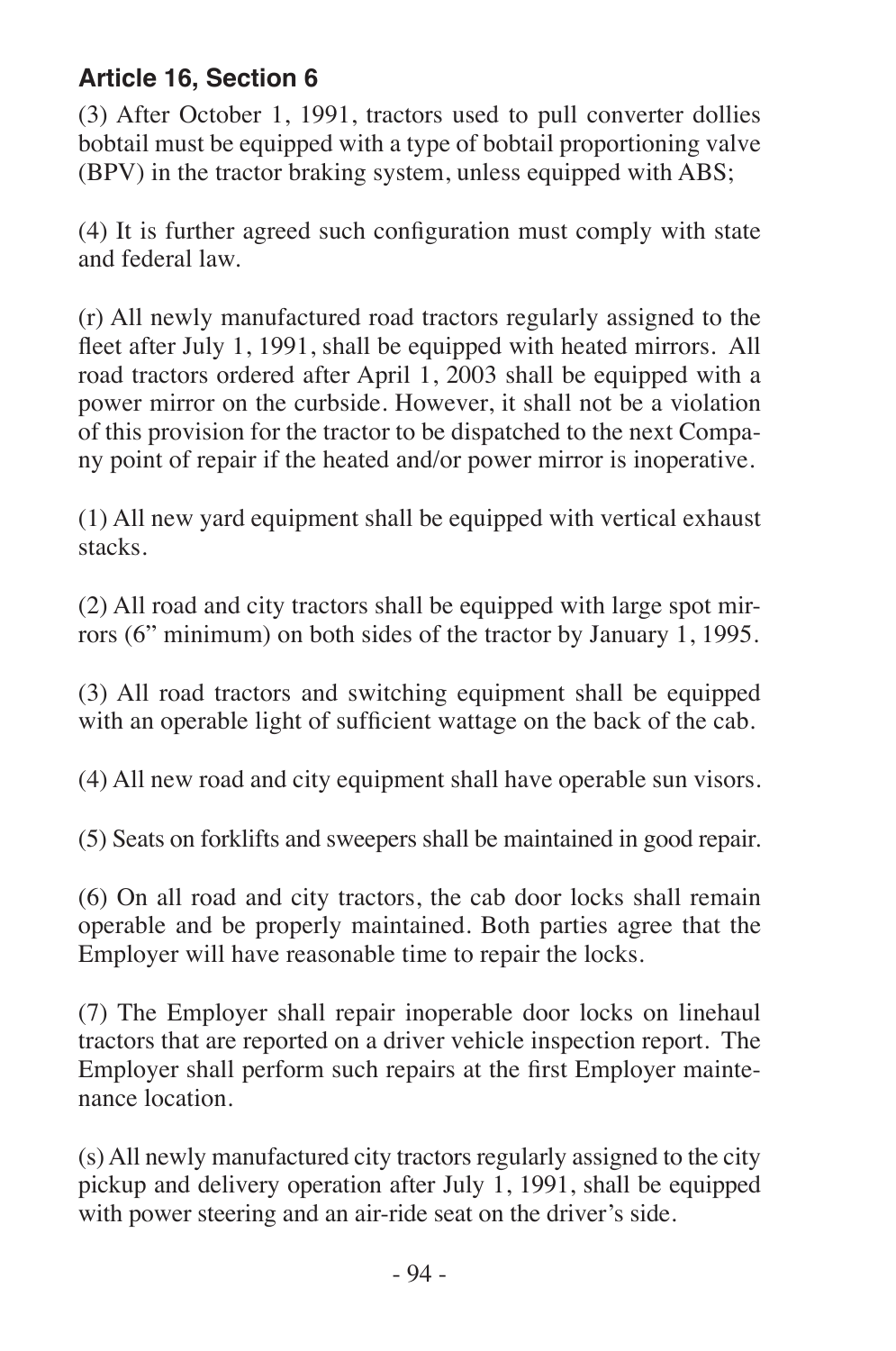**Article 16, Section 6**

(3) After October 1, 1991, tractors used to pull converter dollies bobtail must be equipped with a type of bobtail proportioning valve (BPV) in the tractor braking system, unless equipped with ABS;

(4) It is further agreed such configuration must comply with state and federal law.

(r) All newly manufactured road tractors regularly assigned to the fleet after July 1, 1991, shall be equipped with heated mirrors. All road tractors ordered after April 1, 2003 shall be equipped with a power mirror on the curbside. However, it shall not be a violation of this provision for the tractor to be dispatched to the next Company point of repair if the heated and/or power mirror is inoperative.

(1) All new yard equipment shall be equipped with vertical exhaust stacks.

(2) All road and city tractors shall be equipped with large spot mirrors (6" minimum) on both sides of the tractor by January 1, 1995.

(3) All road tractors and switching equipment shall be equipped with an operable light of sufficient wattage on the back of the cab.

(4) All new road and city equipment shall have operable sun visors.

(5) Seats on forklifts and sweepers shall be maintained in good repair.

(6) On all road and city tractors, the cab door locks shall remain operable and be properly maintained. Both parties agree that the Employer will have reasonable time to repair the locks.

(7) The Employer shall repair inoperable door locks on linehaul tractors that are reported on a driver vehicle inspection report. The Employer shall perform such repairs at the first Employer maintenance location.

(s) All newly manufactured city tractors regularly assigned to the city pickup and delivery operation after July 1, 1991, shall be equipped with power steering and an air-ride seat on the driver's side.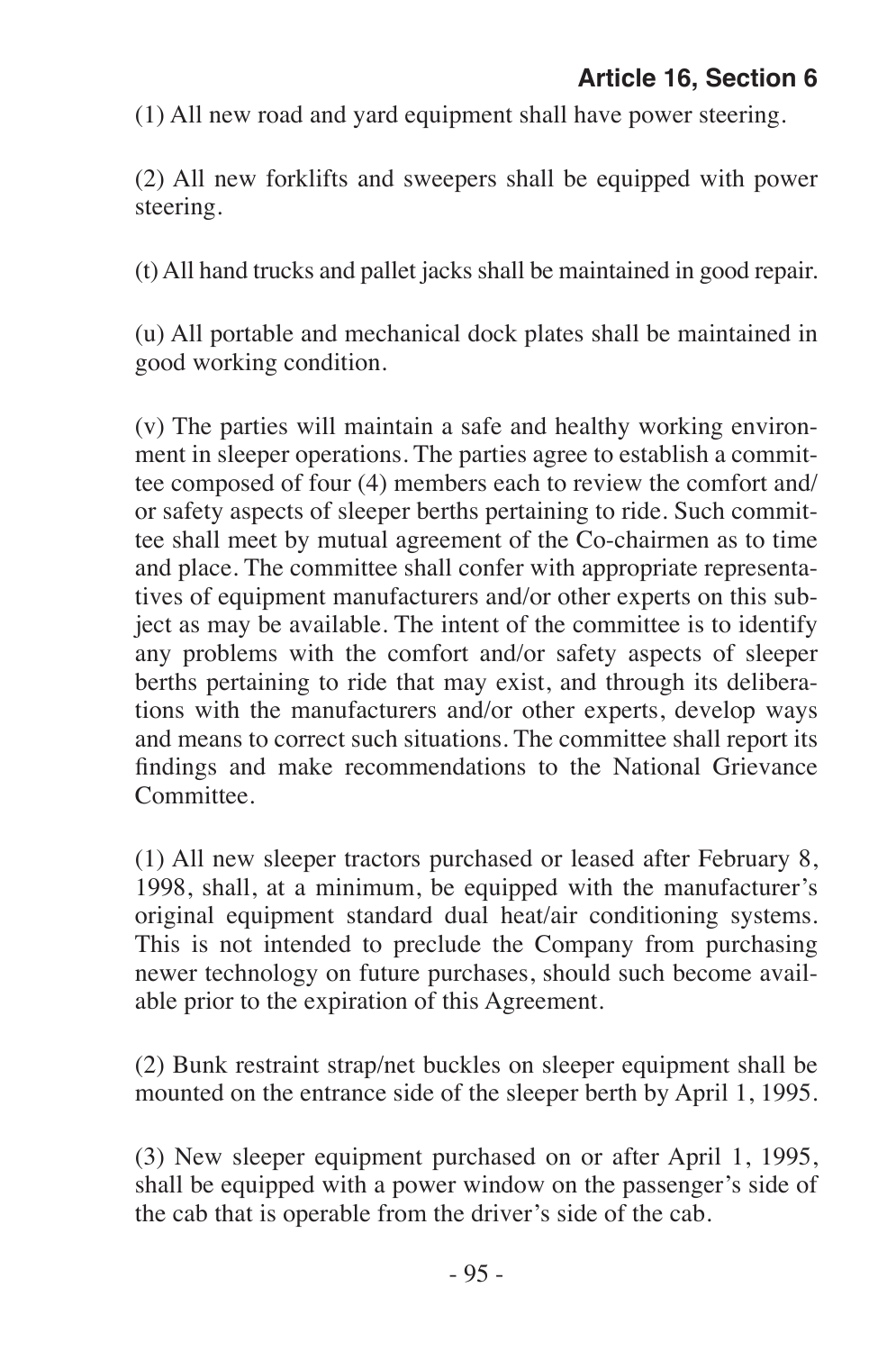(1) All new road and yard equipment shall have power steering.

(2) All new forklifts and sweepers shall be equipped with power steering.

(t) All hand trucks and pallet jacks shall be maintained in good repair.

(u) All portable and mechanical dock plates shall be maintained in good working condition.

(v) The parties will maintain a safe and healthy working environment in sleeper operations. The parties agree to establish a committee composed of four (4) members each to review the comfort and/or safety aspects of sleeper berths pertaining to ride. Such committee shall meet by mutual agreement of the Co-chairmen as to time and place. The committee shall confer with appropriate representatives of equipment manufacturers and/or other experts on this subject as may be available. The intent of the committee is to identify any problems with the comfort and/or safety aspects of sleeper berths pertaining to ride that may exist, and through its deliberations with the manufacturers and/or other experts, develop ways and means to correct such situations. The committee shall report its findings and make recommendations to the National Grievance Committee.

(1) All new sleeper tractors purchased or leased after February 8, 1998, shall, at a minimum, be equipped with the manufacturer's original equipment standard dual heat/air conditioning systems. This is not intended to preclude the Company from purchasing newer technology on future purchases, should such become available prior to the expiration of this Agreement.

(2) Bunk restraint strap/net buckles on sleeper equipment shall be mounted on the entrance side of the sleeper berth by April 1, 1995.

(3) New sleeper equipment purchased on or after April 1, 1995, shall be equipped with a power window on the passenger's side of the cab that is operable from the driver's side of the cab.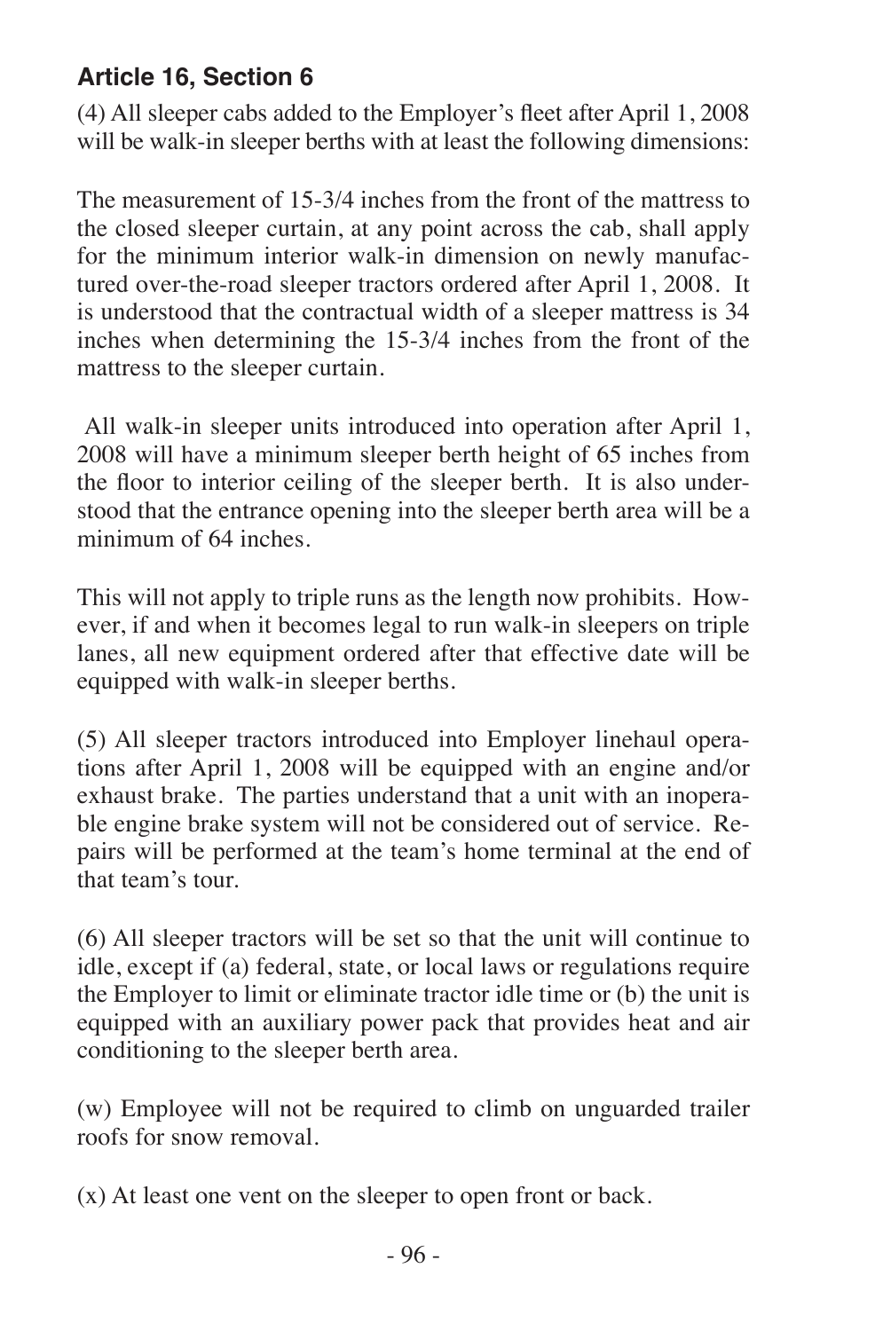## Article 16, Section 6

(4) All sleeper cabs added to the Employer's fleet after April 1, 2008 will be walk-in sleeper berths with at least the following dimensions:

The measurement of 15-3/4 inches from the front of the mattress to the closed sleeper curtain, at any point across the cab, shall apply for the minimum interior walk-in dimension on newly manufactured over-the-road sleeper tractors ordered after April 1, 2008. It is understood that the contractual width of a sleeper mattress is 34 inches when determining the 15-3/4 inches from the front of the mattress to the sleeper curtain.

All walk-in sleeper units introduced into operation after April 1, 2008 will have a minimum sleeper berth height of 65 inches from the floor to interior ceiling of the sleeper berth. It is also understood that the entrance opening into the sleeper berth area will be a minimum of 64 inches.

This will not apply to triple runs as the length now prohibits. However, if and when it becomes legal to run walk-in sleepers on triple lanes, all new equipment ordered after that effective date will be equipped with walk-in sleeper berths.

(5) All sleeper tractors introduced into Employer linehaul operations after April 1, 2008 will be equipped with an engine and/or exhaust brake. The parties understand that a unit with an inoperable engine brake system will not be considered out of service. Repairs will be performed at the team's home terminal at the end of that team's tour.

(6) All sleeper tractors will be set so that the unit will continue to idle, except if (a) federal, state, or local laws or regulations require the Employer to limit or eliminate tractor idle time or (b) the unit is equipped with an auxiliary power pack that provides heat and air conditioning to the sleeper berth area.

(w) Employee will not be required to climb on unguarded trailer roofs for snow removal.

(x) At least one vent on the sleeper to open front or back.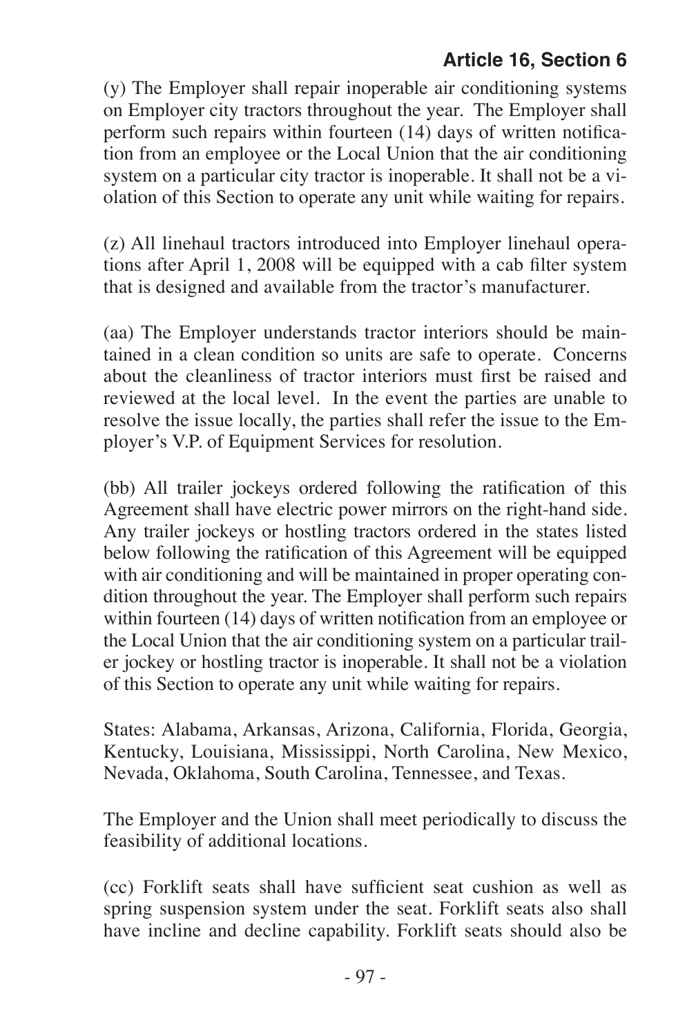(y) The Employer shall repair inoperable air conditioning systems on Employer city tractors throughout the year. The Employer shall perform such repairs within fourteen (14) days of written notification from an employee or the Local Union that the air conditioning system on a particular city tractor is inoperable. It shall not be a violation of this Section to operate any unit while waiting for repairs.

(z) All linehaul tractors introduced into Employer linehaul operations after April 1, 2008 will be equipped with a cab filter system that is designed and available from the tractor's manufacturer.

(aa) The Employer understands tractor interiors should be maintained in a clean condition so units are safe to operate. Concerns about the cleanliness of tractor interiors must first be raised and reviewed at the local level. In the event the parties are unable to resolve the issue locally, the parties shall refer the issue to the Employer's V.P. of Equipment Services for resolution.

(bb) All trailer jockeys ordered following the ratification of this Agreement shall have electric power mirrors on the right-hand side. Any trailer jockeys or hostling tractors ordered in the states listed below following the ratification of this Agreement will be equipped with air conditioning and will be maintained in proper operating condition throughout the year. The Employer shall perform such repairs within fourteen (14) days of written notification from an employee or the Local Union that the air conditioning system on a particular trailer jockey or hostling tractor is inoperable. It shall not be a violation of this Section to operate any unit while waiting for repairs.

States: Alabama, Arkansas, Arizona, California, Florida, Georgia, Kentucky, Louisiana, Mississippi, North Carolina, New Mexico, Nevada, Oklahoma, South Carolina, Tennessee, and Texas.

The Employer and the Union shall meet periodically to discuss the feasibility of additional locations.

(cc) Forklift seats shall have sufficient seat cushion as well as spring suspension system under the seat. Forklift seats also shall have incline and decline capability. Forklift seats should also be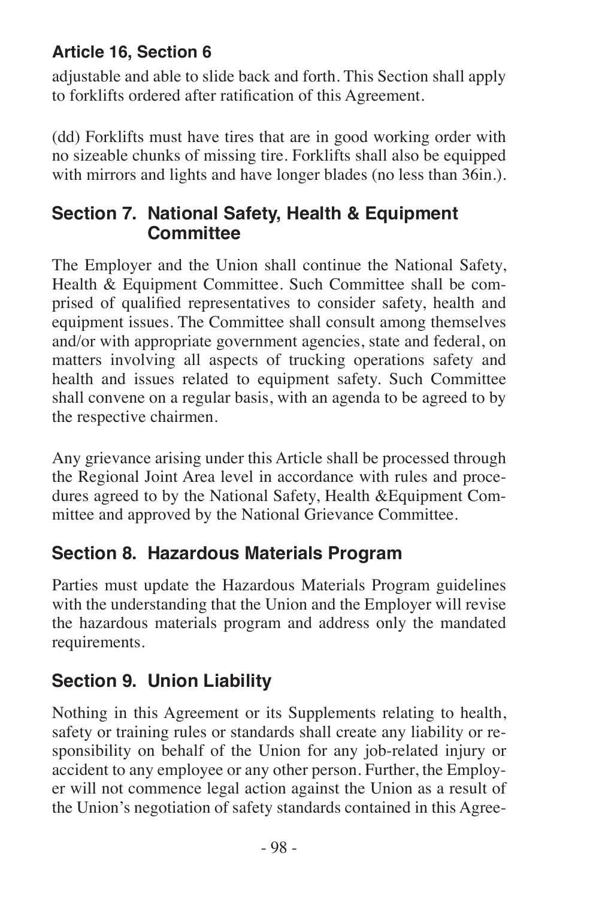adjustable and able to slide back and forth. This Section shall apply to forklifts ordered after ratification of this Agreement.

(dd) Forklifts must have tires that are in good working order with no sizeable chunks of missing tire. Forklifts shall also be equipped with mirrors and lights and have longer blades (no less than 36in.).

## Section 7. National Safety, Health & Equipment Committee

The Employer and the Union shall continue the National Safety, Health & Equipment Committee. Such Committee shall be comprised of qualified representatives to consider safety, health and equipment issues. The Committee shall consult among themselves and/or with appropriate government agencies, state and federal, on matters involving all aspects of trucking operations safety and health and issues related to equipment safety. Such Committee shall convene on a regular basis, with an agenda to be agreed to by the respective chairmen.

Any grievance arising under this Article shall be processed through the Regional Joint Area level in accordance with rules and procedures agreed to by the National Safety, Health &Equipment Committee and approved by the National Grievance Committee.

## Section 8. Hazardous Materials Program

Parties must update the Hazardous Materials Program guidelines with the understanding that the Union and the Employer will revise the hazardous materials program and address only the mandated requirements.

## Section 9. Union Liability

Nothing in this Agreement or its Supplements relating to health, safety or training rules or standards shall create any liability or responsibility on behalf of the Union for any job-related injury or accident to any employee or any other person. Further, the Employer will not commence legal action against the Union as a result of the Union's negotiation of safety standards contained in this Agree-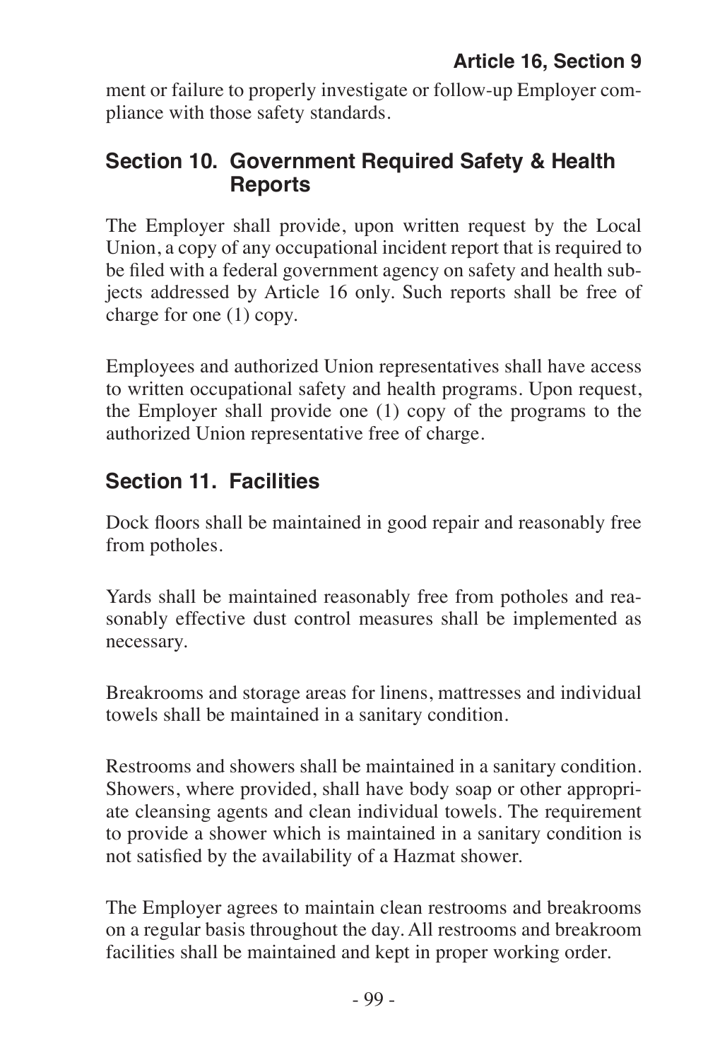ment or failure to properly investigate or follow-up Employer compliance with those safety standards.

## Section 10. Government Required Safety & Health Reports

The Employer shall provide, upon written request by the Local Union, a copy of any occupational incident report that is required to be filed with a federal government agency on safety and health subjects addressed by Article 16 only. Such reports shall be free of charge for one (1) copy.

Employees and authorized Union representatives shall have access to written occupational safety and health programs. Upon request, the Employer shall provide one (1) copy of the programs to the authorized Union representative free of charge.

## Section 11. Facilities

Dock floors shall be maintained in good repair and reasonably free from potholes.

Yards shall be maintained reasonably free from potholes and reasonably effective dust control measures shall be implemented as necessary.

Breakrooms and storage areas for linens, mattresses and individual towels shall be maintained in a sanitary condition.

Restrooms and showers shall be maintained in a sanitary condition. Showers, where provided, shall have body soap or other appropriate cleansing agents and clean individual towels. The requirement to provide a shower which is maintained in a sanitary condition is not satisfied by the availability of a Hazmat shower.

The Employer agrees to maintain clean restrooms and breakrooms on a regular basis throughout the day. All restrooms and breakroom facilities shall be maintained and kept in proper working order.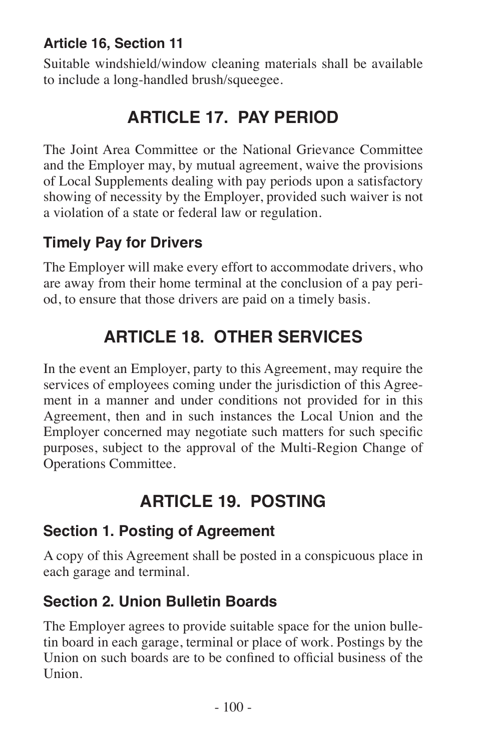### Article 16, Section 11

Suitable windshield/window cleaning materials shall be available to include a long-handled brush/squeegee.

## ARTICLE 17. PAY PERIOD

The Joint Area Committee or the National Grievance Committee and the Employer may, by mutual agreement, waive the provisions of Local Supplements dealing with pay periods upon a satisfactory showing of necessity by the Employer, provided such waiver is not a violation of a state or federal law or regulation.

### Timely Pay for Drivers

The Employer will make every effort to accommodate drivers, who are away from their home terminal at the conclusion of a pay period, to ensure that those drivers are paid on a timely basis.

## ARTICLE 18. OTHER SERVICES

In the event an Employer, party to this Agreement, may require the services of employees coming under the jurisdiction of this Agreement in a manner and under conditions not provided for in this Agreement, then and in such instances the Local Union and the Employer concerned may negotiate such matters for such specific purposes, subject to the approval of the Multi-Region Change of Operations Committee.

## ARTICLE 19. POSTING

### Section 1. Posting of Agreement

A copy of this Agreement shall be posted in a conspicuous place in each garage and terminal.

### Section 2. Union Bulletin Boards

The Employer agrees to provide suitable space for the union bulletin board in each garage, terminal or place of work. Postings by the Union on such boards are to be confined to official business of the Union.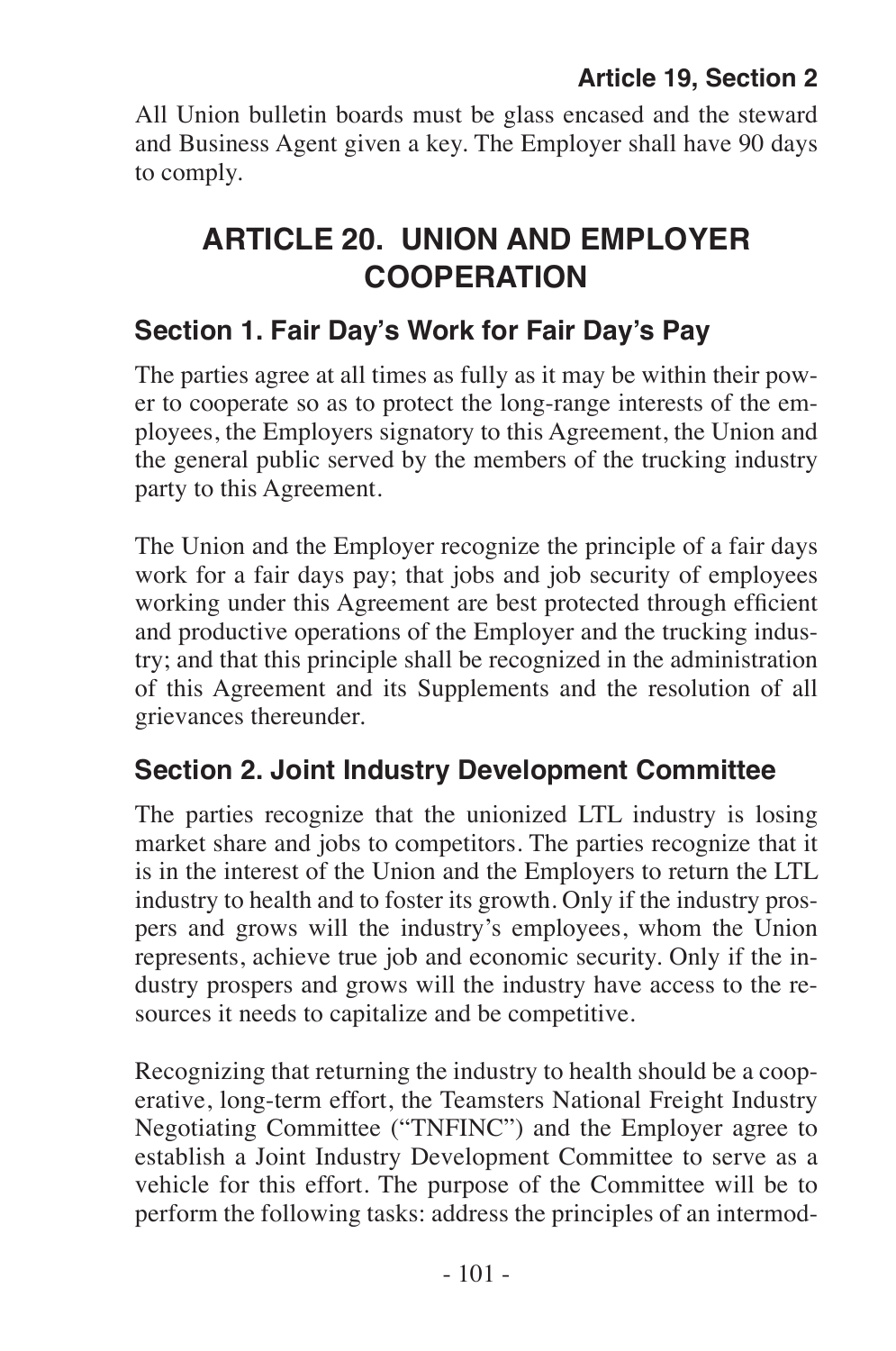All Union bulletin boards must be glass encased and the steward and Business Agent given a key. The Employer shall have 90 days to comply.

# ARTICLE 20. UNION AND EMPLOYER COOPERATION

## Section 1. Fair Day's Work for Fair Day's Pay

The parties agree at all times as fully as it may be within their power to cooperate so as to protect the long-range interests of the employees, the Employers signatory to this Agreement, the Union and the general public served by the members of the trucking industry party to this Agreement.

The Union and the Employer recognize the principle of a fair days work for a fair days pay; that jobs and job security of employees working under this Agreement are best protected through efficient and productive operations of the Employer and the trucking industry; and that this principle shall be recognized in the administration of this Agreement and its Supplements and the resolution of all grievances thereunder.

## Section 2. Joint Industry Development Committee

The parties recognize that the unionized LTL industry is losing market share and jobs to competitors. The parties recognize that it is in the interest of the Union and the Employers to return the LTL industry to health and to foster its growth. Only if the industry prospers and grows will the industry's employees, whom the Union represents, achieve true job and economic security. Only if the industry prospers and grows will the industry have access to the resources it needs to capitalize and be competitive.

Recognizing that returning the industry to health should be a cooperative, long-term effort, the Teamsters National Freight Industry Negotiating Committee ("TNFINC") and the Employer agree to establish a Joint Industry Development Committee to serve as a vehicle for this effort. The purpose of the Committee will be to perform the following tasks: address the principles of an intermod-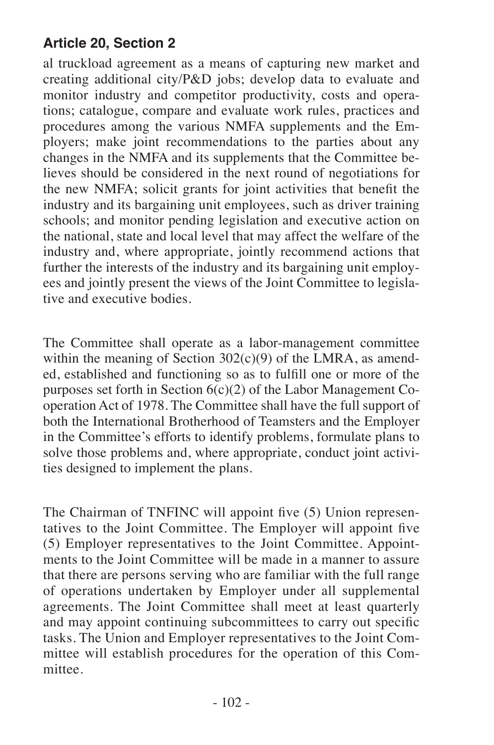al truckload agreement as a means of capturing new market and creating additional city/P&D jobs; develop data to evaluate and monitor industry and competitor productivity, costs and operations; catalogue, compare and evaluate work rules, practices and procedures among the various NMFA supplements and the Employers; make joint recommendations to the parties about any changes in the NMFA and its supplements that the Committee believes should be considered in the next round of negotiations for the new NMFA; solicit grants for joint activities that benefit the industry and its bargaining unit employees, such as driver training schools; and monitor pending legislation and executive action on the national, state and local level that may affect the welfare of the industry and, where appropriate, jointly recommend actions that further the interests of the industry and its bargaining unit employees and jointly present the views of the Joint Committee to legislative and executive bodies.

The Committee shall operate as a labor-management committee within the meaning of Section 302(c)(9) of the LMRA, as amended, established and functioning so as to fulfill one or more of the purposes set forth in Section 6(c)(2) of the Labor Management Cooperation Act of 1978. The Committee shall have the full support of both the International Brotherhood of Teamsters and the Employer in the Committee's efforts to identify problems, formulate plans to solve those problems and, where appropriate, conduct joint activities designed to implement the plans.

The Chairman of TNFINC will appoint five (5) Union representatives to the Joint Committee. The Employer will appoint five (5) Employer representatives to the Joint Committee. Appointments to the Joint Committee will be made in a manner to assure that there are persons serving who are familiar with the full range of operations undertaken by Employer under all supplemental agreements. The Joint Committee shall meet at least quarterly and may appoint continuing subcommittees to carry out specific tasks. The Union and Employer representatives to the Joint Committee will establish procedures for the operation of this Committee.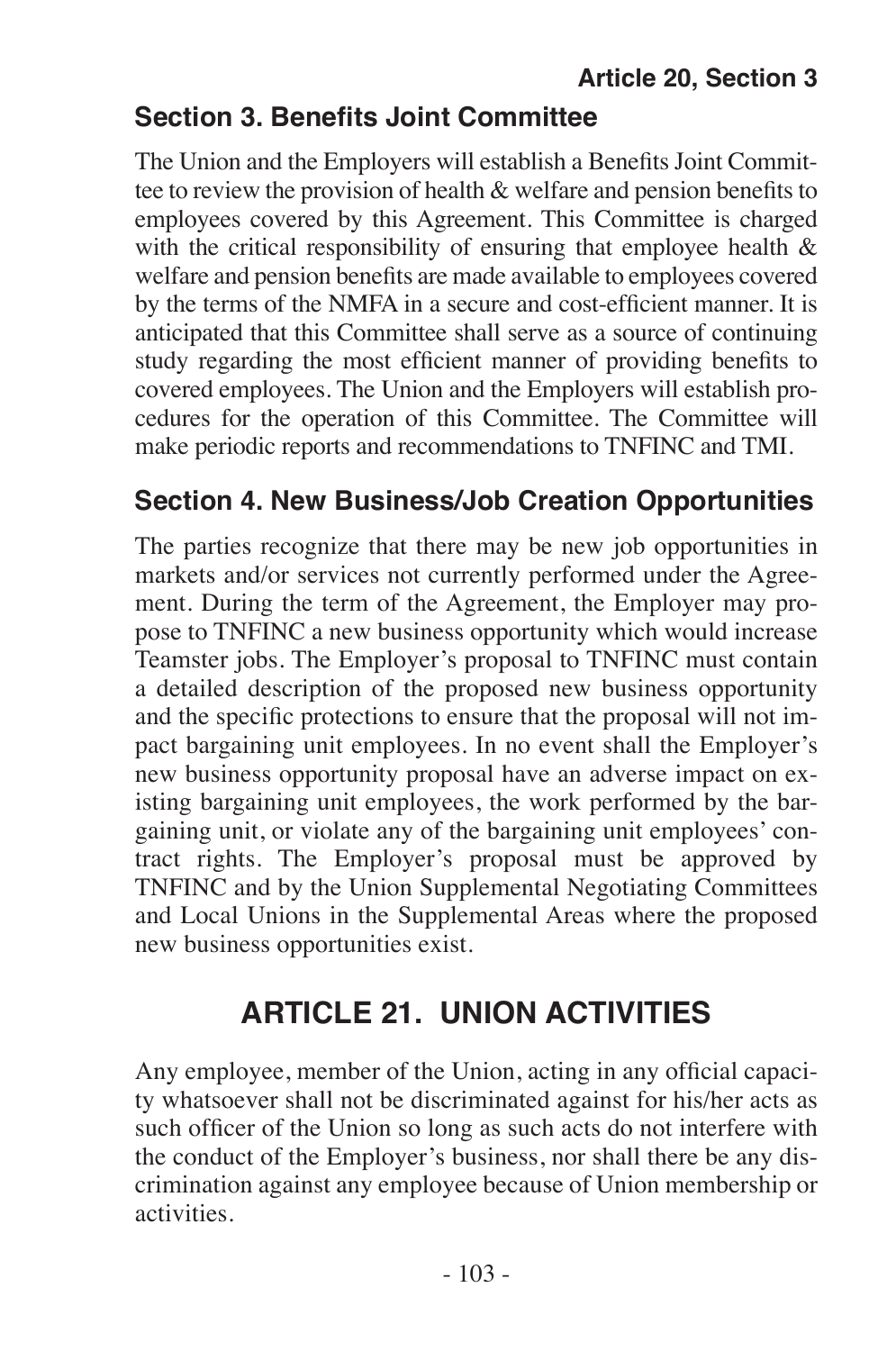## Section 3. Benefits Joint Committee

The Union and the Employers will establish a Benefits Joint Committee to review the provision of health & welfare and pension benefits to employees covered by this Agreement. This Committee is charged with the critical responsibility of ensuring that employee health & welfare and pension benefits are made available to employees covered by the terms of the NMFA in a secure and cost-efficient manner. It is anticipated that this Committee shall serve as a source of continuing study regarding the most efficient manner of providing benefits to covered employees. The Union and the Employers will establish procedures for the operation of this Committee. The Committee will make periodic reports and recommendations to TNFINC and TMI.

## Section 4. New Business/Job Creation Opportunities

The parties recognize that there may be new job opportunities in markets and/or services not currently performed under the Agreement. During the term of the Agreement, the Employer may propose to TNFINC a new business opportunity which would increase Teamster jobs. The Employer's proposal to TNFINC must contain a detailed description of the proposed new business opportunity and the specific protections to ensure that the proposal will not impact bargaining unit employees. In no event shall the Employer's new business opportunity proposal have an adverse impact on existing bargaining unit employees, the work performed by the bargaining unit, or violate any of the bargaining unit employees' contract rights. The Employer's proposal must be approved by TNFINC and by the Union Supplemental Negotiating Committees and Local Unions in the Supplemental Areas where the proposed new business opportunities exist.

# ARTICLE 21. UNION ACTIVITIES

Any employee, member of the Union, acting in any official capacity whatsoever shall not be discriminated against for his/her acts as such officer of the Union so long as such acts do not interfere with the conduct of the Employer's business, nor shall there be any discrimination against any employee because of Union membership or activities.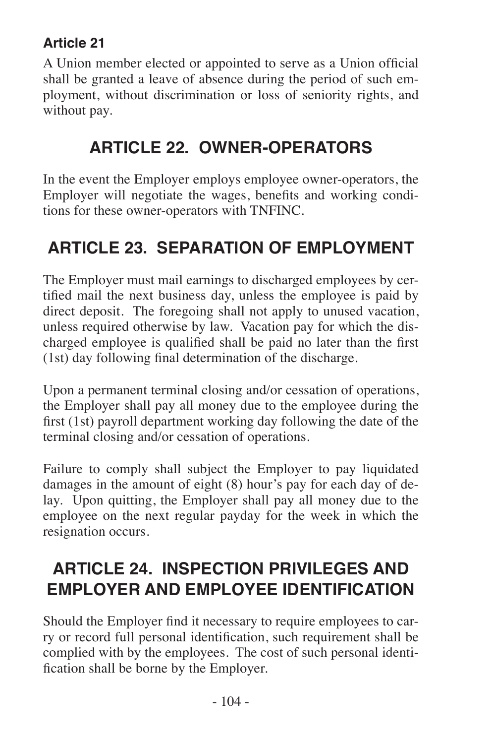**Article 21**

A Union member elected or appointed to serve as a Union official shall be granted a leave of absence during the period of such employment, without discrimination or loss of seniority rights, and without pay.

## ARTICLE 22. OWNER-OPERATORS

In the event the Employer employs employee owner-operators, the Employer will negotiate the wages, benefits and working conditions for these owner-operators with TNFINC.

## ARTICLE 23. SEPARATION OF EMPLOYMENT

The Employer must mail earnings to discharged employees by certified mail the next business day, unless the employee is paid by direct deposit. The foregoing shall not apply to unused vacation, unless required otherwise by law. Vacation pay for which the discharged employee is qualified shall be paid no later than the first (1st) day following final determination of the discharge.

Upon a permanent terminal closing and/or cessation of operations, the Employer shall pay all money due to the employee during the first (1st) payroll department working day following the date of the terminal closing and/or cessation of operations.

Failure to comply shall subject the Employer to pay liquidated damages in the amount of eight (8) hour's pay for each day of delay. Upon quitting, the Employer shall pay all money due to the employee on the next regular payday for the week in which the resignation occurs.

## ARTICLE 24. INSPECTION PRIVILEGES AND EMPLOYER AND EMPLOYEE IDENTIFICATION

Should the Employer find it necessary to require employees to carry or record full personal identification, such requirement shall be complied with by the employees. The cost of such personal identification shall be borne by the Employer.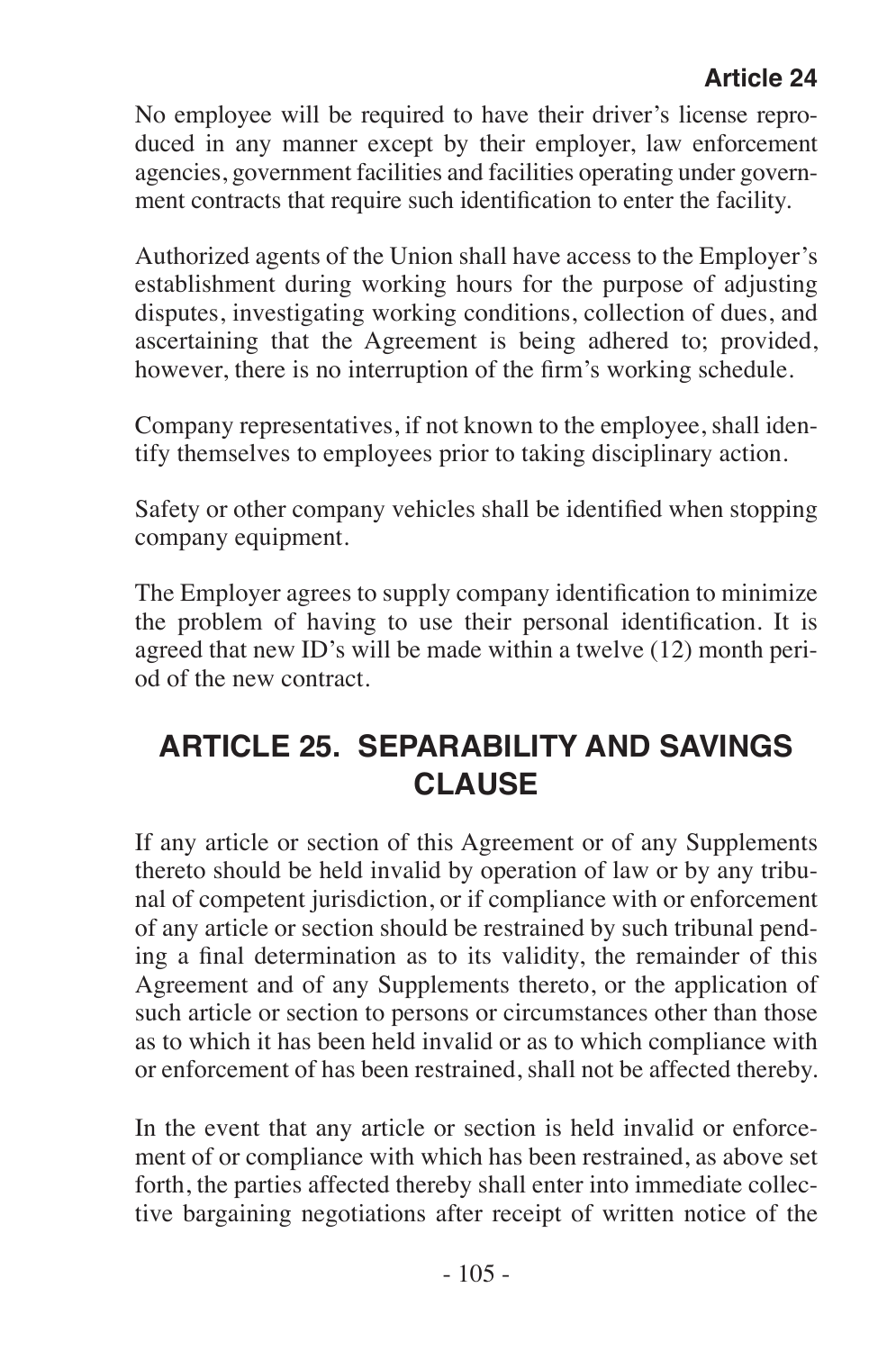No employee will be required to have their driver's license reproduced in any manner except by their employer, law enforcement agencies, government facilities and facilities operating under government contracts that require such identification to enter the facility.

Authorized agents of the Union shall have access to the Employer's establishment during working hours for the purpose of adjusting disputes, investigating working conditions, collection of dues, and ascertaining that the Agreement is being adhered to; provided, however, there is no interruption of the firm's working schedule.

Company representatives, if not known to the employee, shall identify themselves to employees prior to taking disciplinary action.

Safety or other company vehicles shall be identified when stopping company equipment.

The Employer agrees to supply company identification to minimize the problem of having to use their personal identification. It is agreed that new ID's will be made within a twelve (12) month period of the new contract.

## ARTICLE 25. SEPARABILITY AND SAVINGS CLAUSE

If any article or section of this Agreement or of any Supplements thereto should be held invalid by operation of law or by any tribunal of competent jurisdiction, or if compliance with or enforcement of any article or section should be restrained by such tribunal pending a final determination as to its validity, the remainder of this Agreement and of any Supplements thereto, or the application of such article or section to persons or circumstances other than those as to which it has been held invalid or as to which compliance with or enforcement of has been restrained, shall not be affected thereby.

In the event that any article or section is held invalid or enforcement of or compliance with which has been restrained, as above set forth, the parties affected thereby shall enter into immediate collective bargaining negotiations after receipt of written notice of the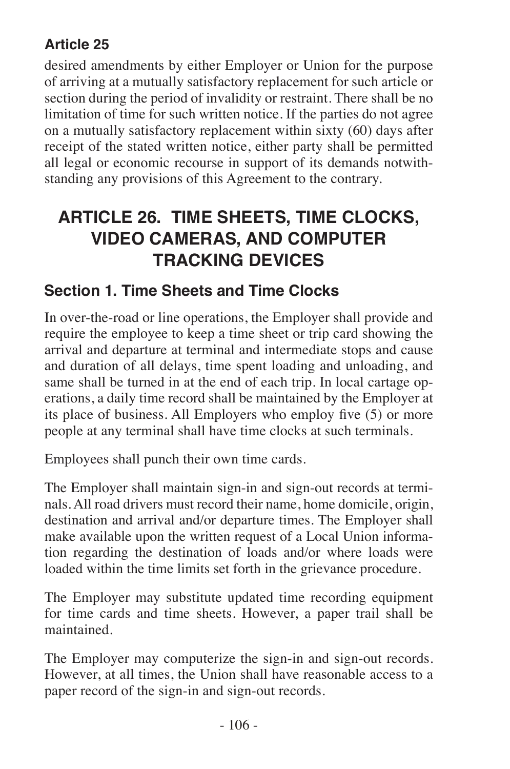desired amendments by either Employer or Union for the purpose of arriving at a mutually satisfactory replacement for such article or section during the period of invalidity or restraint. There shall be no limitation of time for such written notice. If the parties do not agree on a mutually satisfactory replacement within sixty (60) days after receipt of the stated written notice, either party shall be permitted all legal or economic recourse in support of its demands notwithstanding any provisions of this Agreement to the contrary.

## ARTICLE 26. TIME SHEETS, TIME CLOCKS, VIDEO CAMERAS, AND COMPUTER TRACKING DEVICES

### Section 1. Time Sheets and Time Clocks

In over-the-road or line operations, the Employer shall provide and require the employee to keep a time sheet or trip card showing the arrival and departure at terminal and intermediate stops and cause and duration of all delays, time spent loading and unloading, and same shall be turned in at the end of each trip. In local cartage operations, a daily time record shall be maintained by the Employer at its place of business. All Employers who employ five (5) or more people at any terminal shall have time clocks at such terminals.

Employees shall punch their own time cards.

The Employer shall maintain sign-in and sign-out records at terminals. All road drivers must record their name, home domicile, origin, destination and arrival and/or departure times. The Employer shall make available upon the written request of a Local Union information regarding the destination of loads and/or where loads were loaded within the time limits set forth in the grievance procedure.

The Employer may substitute updated time recording equipment for time cards and time sheets. However, a paper trail shall be maintained.

The Employer may computerize the sign-in and sign-out records. However, at all times, the Union shall have reasonable access to a paper record of the sign-in and sign-out records.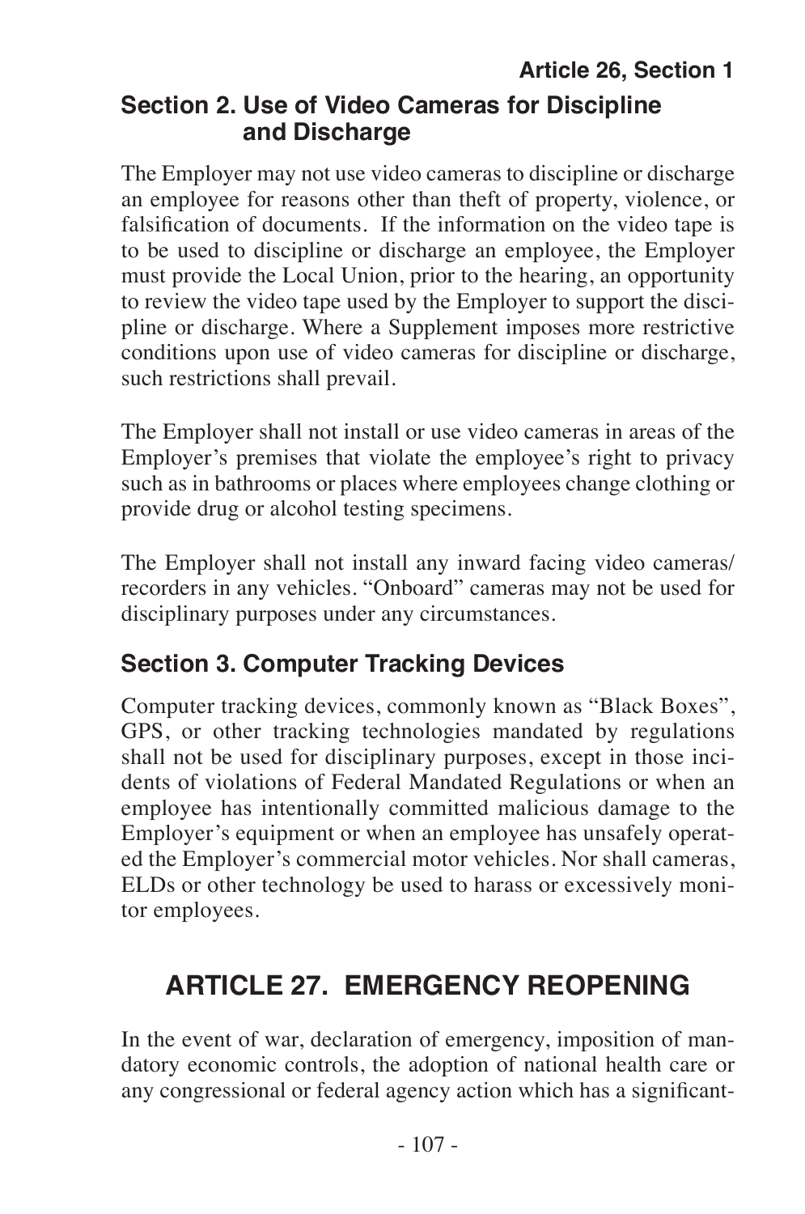## Section 2. Use of Video Cameras for Discipline and Discharge

The Employer may not use video cameras to discipline or discharge an employee for reasons other than theft of property, violence, or falsification of documents. If the information on the video tape is to be used to discipline or discharge an employee, the Employer must provide the Local Union, prior to the hearing, an opportunity to review the video tape used by the Employer to support the discipline or discharge. Where a Supplement imposes more restrictive conditions upon use of video cameras for discipline or discharge, such restrictions shall prevail.

The Employer shall not install or use video cameras in areas of the Employer's premises that violate the employee's right to privacy such as in bathrooms or places where employees change clothing or provide drug or alcohol testing specimens.

The Employer shall not install any inward facing video cameras/recorders in any vehicles. "Onboard" cameras may not be used for disciplinary purposes under any circumstances.

## Section 3. Computer Tracking Devices

Computer tracking devices, commonly known as "Black Boxes", GPS, or other tracking technologies mandated by regulations shall not be used for disciplinary purposes, except in those incidents of violations of Federal Mandated Regulations or when an employee has intentionally committed malicious damage to the Employer's equipment or when an employee has unsafely operated the Employer's commercial motor vehicles. Nor shall cameras, ELDs or other technology be used to harass or excessively monitor employees.

# ARTICLE 27. EMERGENCY REOPENING

In the event of war, declaration of emergency, imposition of mandatory economic controls, the adoption of national health care or any congressional or federal agency action which has a significant-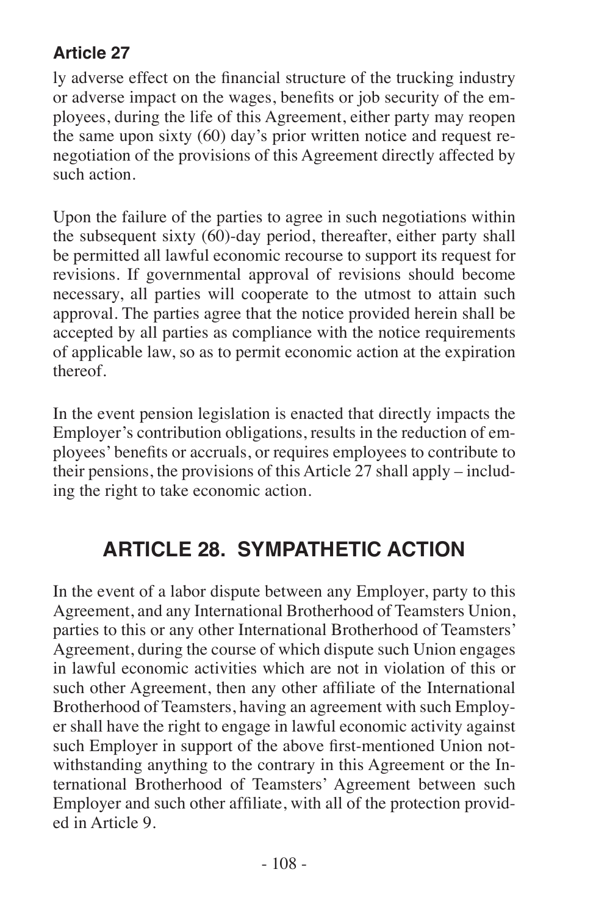ly adverse effect on the financial structure of the trucking industry or adverse impact on the wages, benefits or job security of the employees, during the life of this Agreement, either party may reopen the same upon sixty (60) day's prior written notice and request renegotiation of the provisions of this Agreement directly affected by such action.

Upon the failure of the parties to agree in such negotiations within the subsequent sixty (60)-day period, thereafter, either party shall be permitted all lawful economic recourse to support its request for revisions. If governmental approval of revisions should become necessary, all parties will cooperate to the utmost to attain such approval. The parties agree that the notice provided herein shall be accepted by all parties as compliance with the notice requirements of applicable law, so as to permit economic action at the expiration thereof.

In the event pension legislation is enacted that directly impacts the Employer's contribution obligations, results in the reduction of employees' benefits or accruals, or requires employees to contribute to their pensions, the provisions of this Article 27 shall apply – including the right to take economic action.

## ARTICLE 28. SYMPATHETIC ACTION

In the event of a labor dispute between any Employer, party to this Agreement, and any International Brotherhood of Teamsters Union, parties to this or any other International Brotherhood of Teamsters' Agreement, during the course of which dispute such Union engages in lawful economic activities which are not in violation of this or such other Agreement, then any other affiliate of the International Brotherhood of Teamsters, having an agreement with such Employer shall have the right to engage in lawful economic activity against such Employer in support of the above first-mentioned Union notwithstanding anything to the contrary in this Agreement or the International Brotherhood of Teamsters' Agreement between such Employer and such other affiliate, with all of the protection provided in Article 9.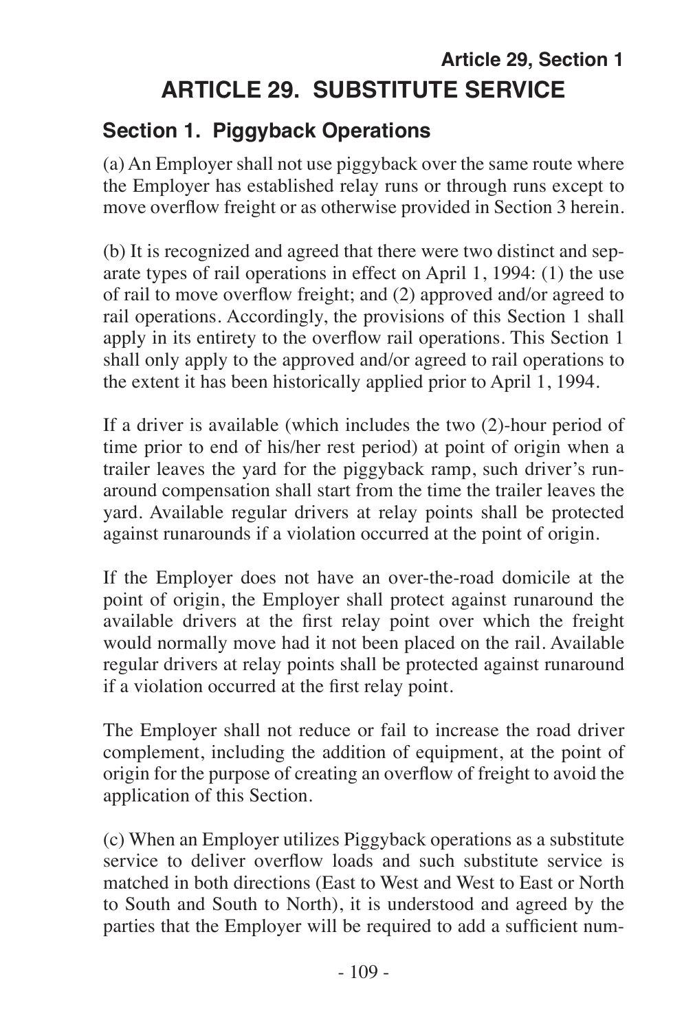# ARTICLE 29. SUBSTITUTE SERVICE

## Section 1. Piggyback Operations

(a) An Employer shall not use piggyback over the same route where the Employer has established relay runs or through runs except to move overflow freight or as otherwise provided in Section 3 herein.

(b) It is recognized and agreed that there were two distinct and separate types of rail operations in effect on April 1, 1994: (1) the use of rail to move overflow freight; and (2) approved and/or agreed to rail operations. Accordingly, the provisions of this Section 1 shall apply in its entirety to the overflow rail operations. This Section 1 shall only apply to the approved and/or agreed to rail operations to the extent it has been historically applied prior to April 1, 1994.

If a driver is available (which includes the two (2)-hour period of time prior to end of his/her rest period) at point of origin when a trailer leaves the yard for the piggyback ramp, such driver's runaround compensation shall start from the time the trailer leaves the yard. Available regular drivers at relay points shall be protected against runarounds if a violation occurred at the point of origin.

If the Employer does not have an over-the-road domicile at the point of origin, the Employer shall protect against runaround the available drivers at the first relay point over which the freight would normally move had it not been placed on the rail. Available regular drivers at relay points shall be protected against runaround if a violation occurred at the first relay point.

The Employer shall not reduce or fail to increase the road driver complement, including the addition of equipment, at the point of origin for the purpose of creating an overflow of freight to avoid the application of this Section.

(c) When an Employer utilizes Piggyback operations as a substitute service to deliver overflow loads and such substitute service is matched in both directions (East to West and West to East or North to South and South to North), it is understood and agreed by the parties that the Employer will be required to add a sufficient num-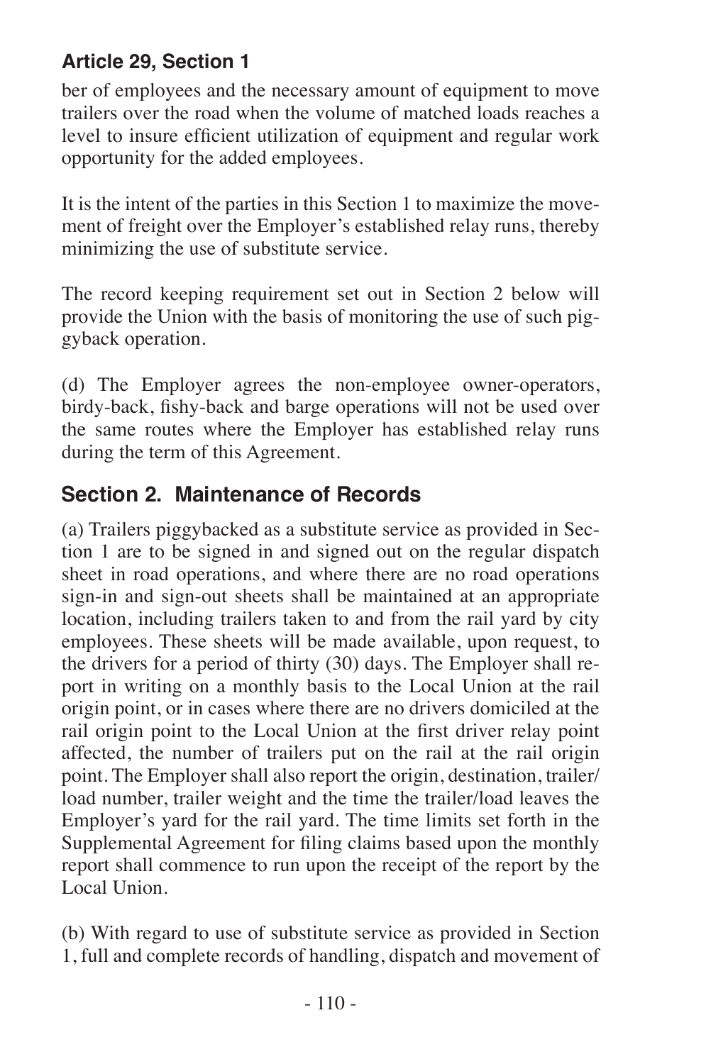ber of employees and the necessary amount of equipment to move trailers over the road when the volume of matched loads reaches a level to insure efficient utilization of equipment and regular work opportunity for the added employees.

It is the intent of the parties in this Section 1 to maximize the movement of freight over the Employer's established relay runs, thereby minimizing the use of substitute service.

The record keeping requirement set out in Section 2 below will provide the Union with the basis of monitoring the use of such piggyback operation.

(d) The Employer agrees the non-employee owner-operators, birdy-back, fishy-back and barge operations will not be used over the same routes where the Employer has established relay runs during the term of this Agreement.

## Section 2. Maintenance of Records

(a) Trailers piggybacked as a substitute service as provided in Section 1 are to be signed in and signed out on the regular dispatch sheet in road operations, and where there are no road operations sign-in and sign-out sheets shall be maintained at an appropriate location, including trailers taken to and from the rail yard by city employees. These sheets will be made available, upon request, to the drivers for a period of thirty (30) days. The Employer shall report in writing on a monthly basis to the Local Union at the rail origin point, or in cases where there are no drivers domiciled at the rail origin point to the Local Union at the first driver relay point affected, the number of trailers put on the rail at the rail origin point. The Employer shall also report the origin, destination, trailer/load number, trailer weight and the time the trailer/load leaves the Employer's yard for the rail yard. The time limits set forth in the Supplemental Agreement for filing claims based upon the monthly report shall commence to run upon the receipt of the report by the Local Union.

(b) With regard to use of substitute service as provided in Section 1, full and complete records of handling, dispatch and movement of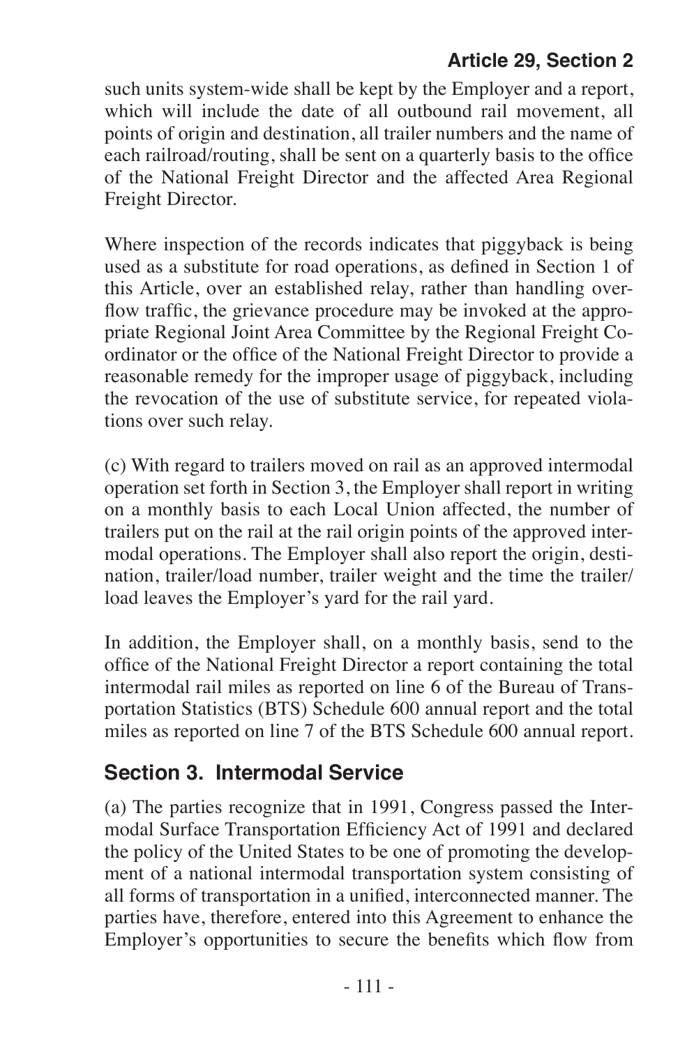such units system-wide shall be kept by the Employer and a report, which will include the date of all outbound rail movement, all points of origin and destination, all trailer numbers and the name of each railroad/routing, shall be sent on a quarterly basis to the office of the National Freight Director and the affected Area Regional Freight Director.

Where inspection of the records indicates that piggyback is being used as a substitute for road operations, as defined in Section 1 of this Article, over an established relay, rather than handling overflow traffic, the grievance procedure may be invoked at the appropriate Regional Joint Area Committee by the Regional Freight Coordinator or the office of the National Freight Director to provide a reasonable remedy for the improper usage of piggyback, including the revocation of the use of substitute service, for repeated violations over such relay.

(c) With regard to trailers moved on rail as an approved intermodal operation set forth in Section 3, the Employer shall report in writing on a monthly basis to each Local Union affected, the number of trailers put on the rail at the rail origin points of the approved intermodal operations. The Employer shall also report the origin, destination, trailer/load number, trailer weight and the time the trailer/load leaves the Employer's yard for the rail yard.

In addition, the Employer shall, on a monthly basis, send to the office of the National Freight Director a report containing the total intermodal rail miles as reported on line 6 of the Bureau of Transportation Statistics (BTS) Schedule 600 annual report and the total miles as reported on line 7 of the BTS Schedule 600 annual report.

## Section 3. Intermodal Service

(a) The parties recognize that in 1991, Congress passed the Intermodal Surface Transportation Efficiency Act of 1991 and declared the policy of the United States to be one of promoting the development of a national intermodal transportation system consisting of all forms of transportation in a unified, interconnected manner. The parties have, therefore, entered into this Agreement to enhance the Employer's opportunities to secure the benefits which flow from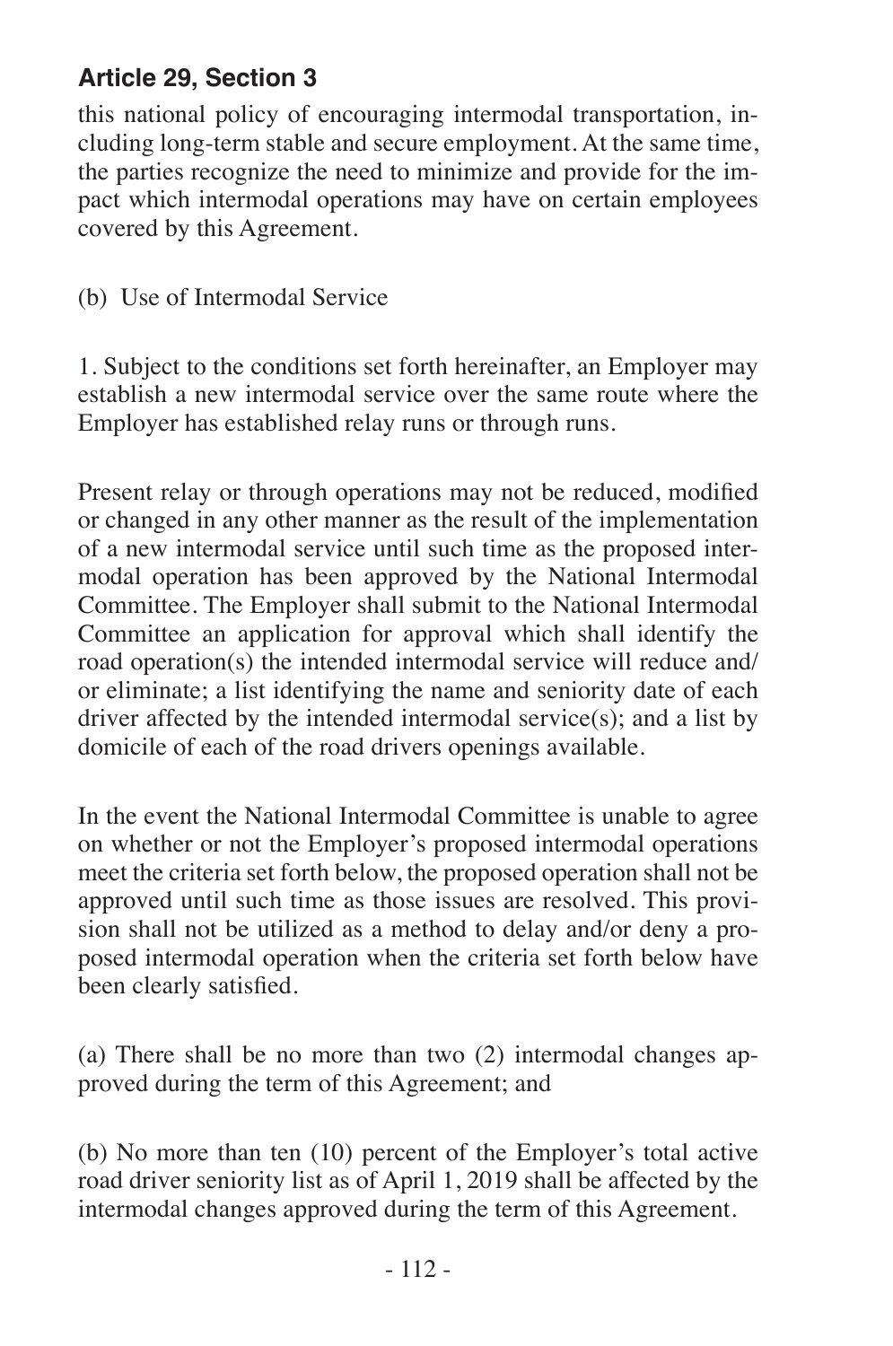this national policy of encouraging intermodal transportation, including long-term stable and secure employment. At the same time, the parties recognize the need to minimize and provide for the impact which intermodal operations may have on certain employees covered by this Agreement.

(b) Use of Intermodal Service

1. Subject to the conditions set forth hereinafter, an Employer may establish a new intermodal service over the same route where the Employer has established relay runs or through runs.

Present relay or through operations may not be reduced, modified or changed in any other manner as the result of the implementation of a new intermodal service until such time as the proposed intermodal operation has been approved by the National Intermodal Committee. The Employer shall submit to the National Intermodal Committee an application for approval which shall identify the road operation(s) the intended intermodal service will reduce and/or eliminate; a list identifying the name and seniority date of each driver affected by the intended intermodal service(s); and a list by domicile of each of the road drivers openings available.

In the event the National Intermodal Committee is unable to agree on whether or not the Employer's proposed intermodal operations meet the criteria set forth below, the proposed operation shall not be approved until such time as those issues are resolved. This provision shall not be utilized as a method to delay and/or deny a proposed intermodal operation when the criteria set forth below have been clearly satisfied.

(a) There shall be no more than two (2) intermodal changes approved during the term of this Agreement; and

(b) No more than ten (10) percent of the Employer's total active road driver seniority list as of April 1, 2019 shall be affected by the intermodal changes approved during the term of this Agreement.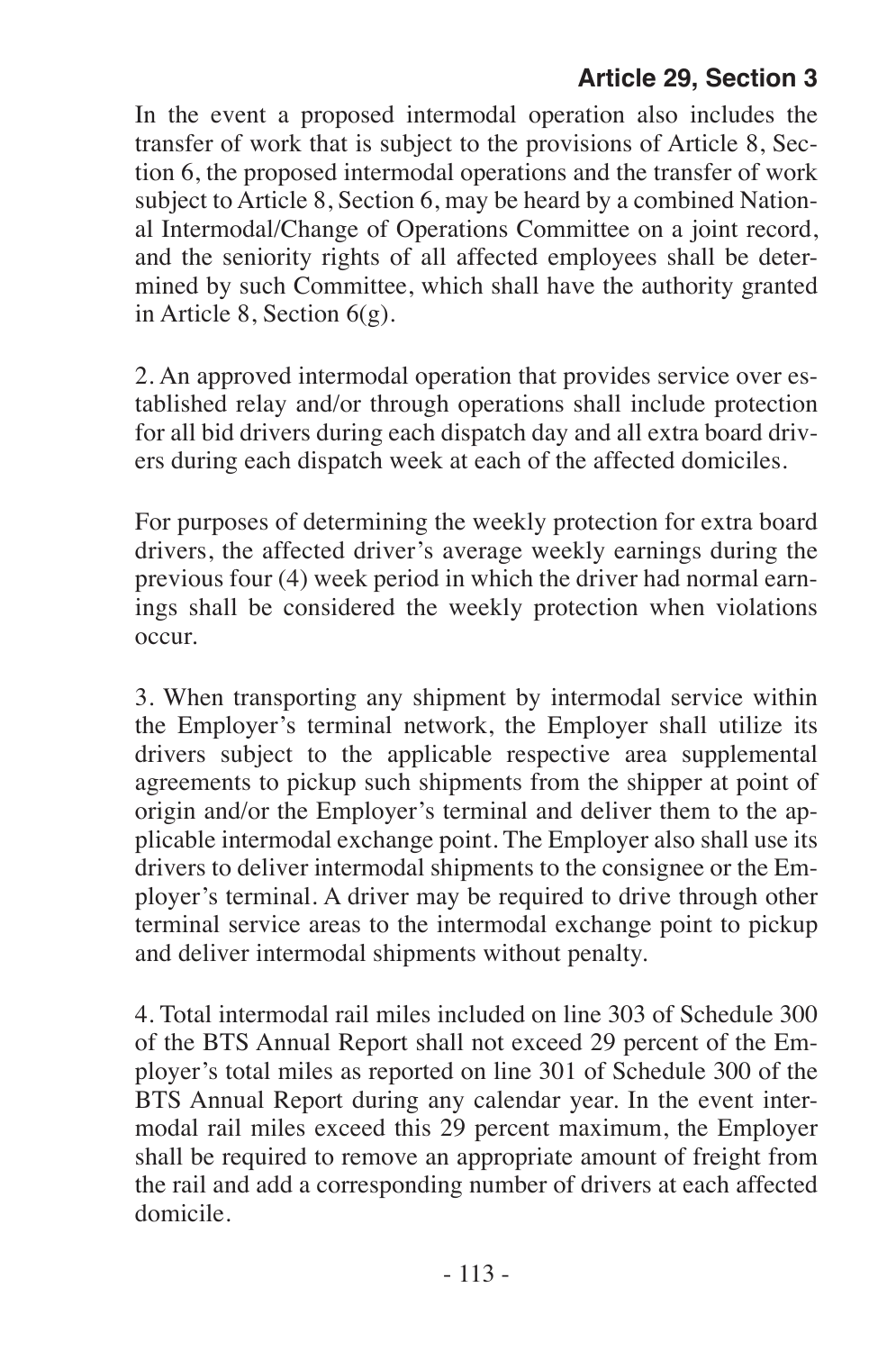In the event a proposed intermodal operation also includes the transfer of work that is subject to the provisions of Article 8, Section 6, the proposed intermodal operations and the transfer of work subject to Article 8, Section 6, may be heard by a combined National Intermodal/Change of Operations Committee on a joint record, and the seniority rights of all affected employees shall be determined by such Committee, which shall have the authority granted in Article 8, Section 6(g).

2. An approved intermodal operation that provides service over established relay and/or through operations shall include protection for all bid drivers during each dispatch day and all extra board drivers during each dispatch week at each of the affected domiciles.

For purposes of determining the weekly protection for extra board drivers, the affected driver's average weekly earnings during the previous four (4) week period in which the driver had normal earnings shall be considered the weekly protection when violations occur.

3. When transporting any shipment by intermodal service within the Employer's terminal network, the Employer shall utilize its drivers subject to the applicable respective area supplemental agreements to pickup such shipments from the shipper at point of origin and/or the Employer's terminal and deliver them to the applicable intermodal exchange point. The Employer also shall use its drivers to deliver intermodal shipments to the consignee or the Employer's terminal. A driver may be required to drive through other terminal service areas to the intermodal exchange point to pickup and deliver intermodal shipments without penalty.

4. Total intermodal rail miles included on line 303 of Schedule 300 of the BTS Annual Report shall not exceed 29 percent of the Employer's total miles as reported on line 301 of Schedule 300 of the BTS Annual Report during any calendar year. In the event intermodal rail miles exceed this 29 percent maximum, the Employer shall be required to remove an appropriate amount of freight from the rail and add a corresponding number of drivers at each affected domicile.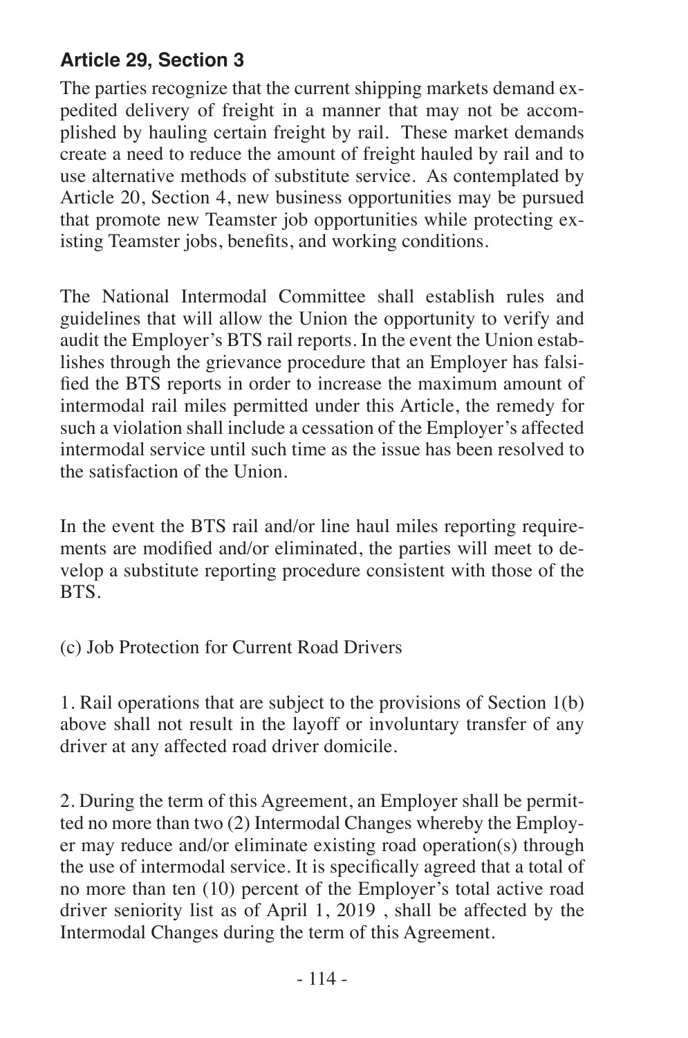## Article 29, Section 3

The parties recognize that the current shipping markets demand expedited delivery of freight in a manner that may not be accomplished by hauling certain freight by rail. These market demands create a need to reduce the amount of freight hauled by rail and to use alternative methods of substitute service. As contemplated by Article 20, Section 4, new business opportunities may be pursued that promote new Teamster job opportunities while protecting existing Teamster jobs, benefits, and working conditions.

The National Intermodal Committee shall establish rules and guidelines that will allow the Union the opportunity to verify and audit the Employer's BTS rail reports. In the event the Union establishes through the grievance procedure that an Employer has falsified the BTS reports in order to increase the maximum amount of intermodal rail miles permitted under this Article, the remedy for such a violation shall include a cessation of the Employer's affected intermodal service until such time as the issue has been resolved to the satisfaction of the Union.

In the event the BTS rail and/or line haul miles reporting requirements are modified and/or eliminated, the parties will meet to develop a substitute reporting procedure consistent with those of the BTS.

(c) Job Protection for Current Road Drivers

1. Rail operations that are subject to the provisions of Section 1(b) above shall not result in the layoff or involuntary transfer of any driver at any affected road driver domicile.

2. During the term of this Agreement, an Employer shall be permitted no more than two (2) Intermodal Changes whereby the Employer may reduce and/or eliminate existing road operation(s) through the use of intermodal service. It is specifically agreed that a total of no more than ten (10) percent of the Employer's total active road driver seniority list as of April 1, 2019 , shall be affected by the Intermodal Changes during the term of this Agreement.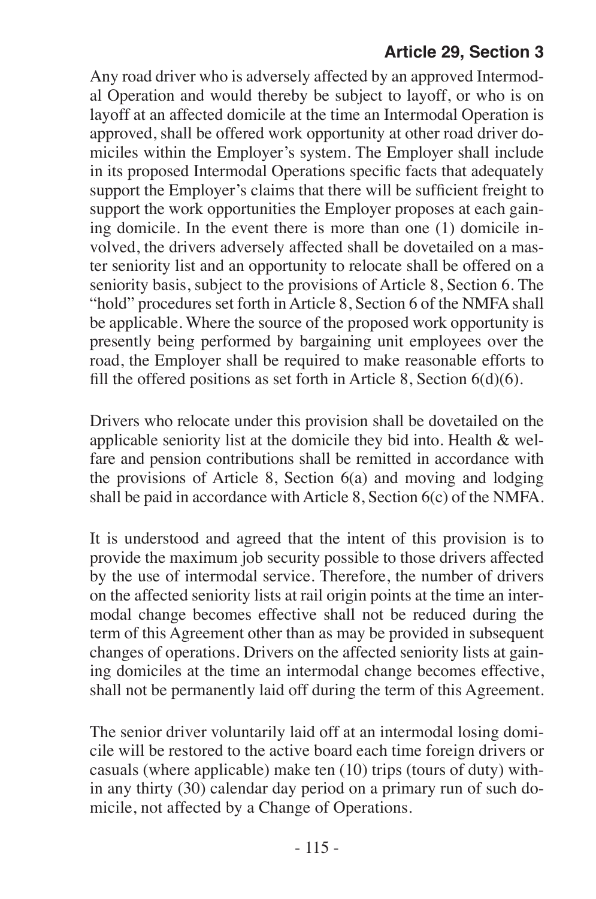## Article 29, Section 3

Any road driver who is adversely affected by an approved Intermodal Operation and would thereby be subject to layoff, or who is on layoff at an affected domicile at the time an Intermodal Operation is approved, shall be offered work opportunity at other road driver domiciles within the Employer's system. The Employer shall include in its proposed Intermodal Operations specific facts that adequately support the Employer's claims that there will be sufficient freight to support the work opportunities the Employer proposes at each gaining domicile. In the event there is more than one (1) domicile involved, the drivers adversely affected shall be dovetailed on a master seniority list and an opportunity to relocate shall be offered on a seniority basis, subject to the provisions of Article 8, Section 6. The "hold" procedures set forth in Article 8, Section 6 of the NMFA shall be applicable. Where the source of the proposed work opportunity is presently being performed by bargaining unit employees over the road, the Employer shall be required to make reasonable efforts to fill the offered positions as set forth in Article 8, Section 6(d)(6).

Drivers who relocate under this provision shall be dovetailed on the applicable seniority list at the domicile they bid into. Health & welfare and pension contributions shall be remitted in accordance with the provisions of Article 8, Section 6(a) and moving and lodging shall be paid in accordance with Article 8, Section 6(c) of the NMFA.

It is understood and agreed that the intent of this provision is to provide the maximum job security possible to those drivers affected by the use of intermodal service. Therefore, the number of drivers on the affected seniority lists at rail origin points at the time an intermodal change becomes effective shall not be reduced during the term of this Agreement other than as may be provided in subsequent changes of operations. Drivers on the affected seniority lists at gaining domiciles at the time an intermodal change becomes effective, shall not be permanently laid off during the term of this Agreement.

The senior driver voluntarily laid off at an intermodal losing domicile will be restored to the active board each time foreign drivers or casuals (where applicable) make ten (10) trips (tours of duty) within any thirty (30) calendar day period on a primary run of such domicile, not affected by a Change of Operations.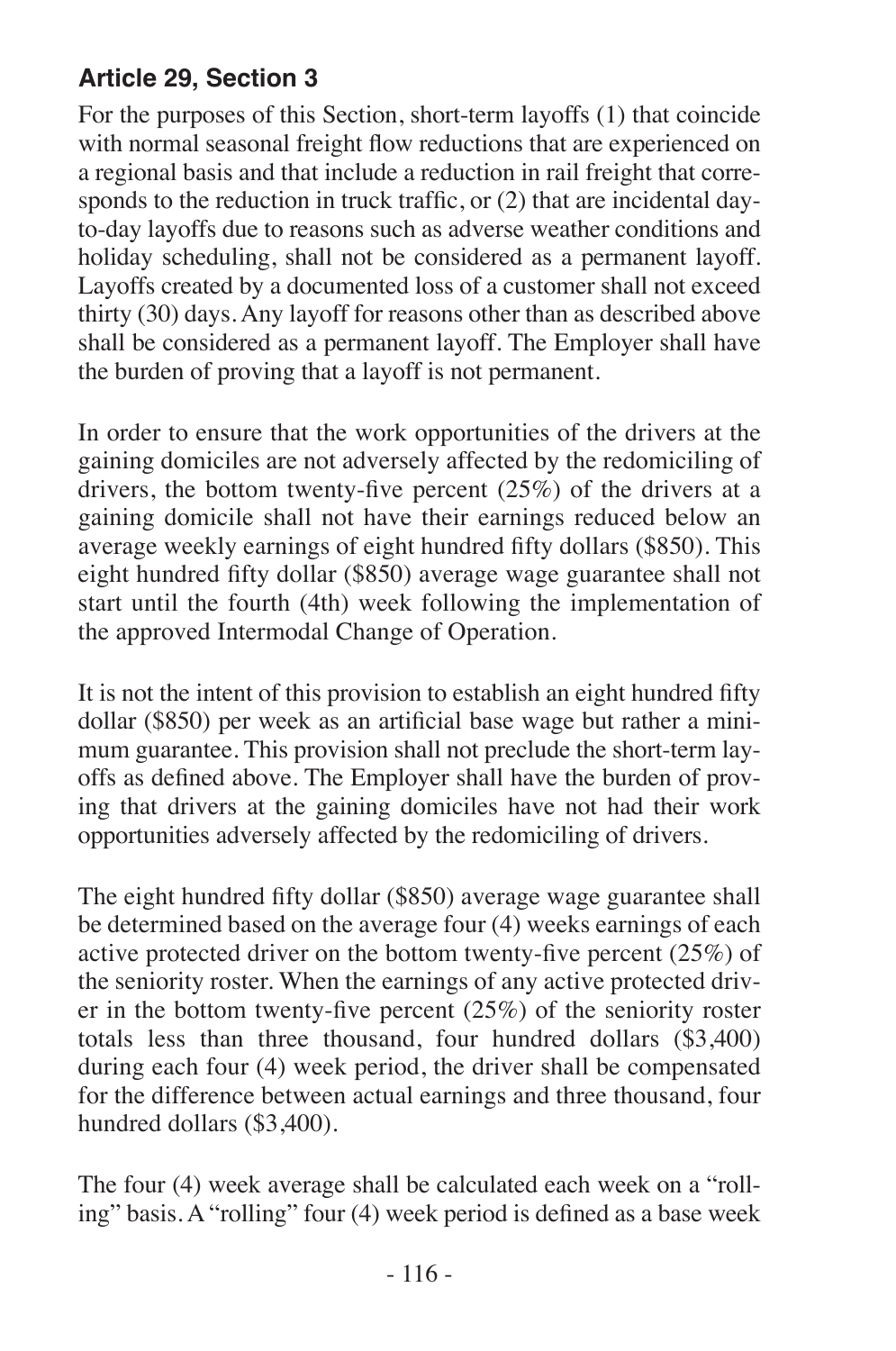### Article 29, Section 3

For the purposes of this Section, short-term layoffs (1) that coincide with normal seasonal freight flow reductions that are experienced on a regional basis and that include a reduction in rail freight that corresponds to the reduction in truck traffic, or (2) that are incidental day-to-day layoffs due to reasons such as adverse weather conditions and holiday scheduling, shall not be considered as a permanent layoff. Layoffs created by a documented loss of a customer shall not exceed thirty (30) days. Any layoff for reasons other than as described above shall be considered as a permanent layoff. The Employer shall have the burden of proving that a layoff is not permanent.

In order to ensure that the work opportunities of the drivers at the gaining domiciles are not adversely affected by the redomiciling of drivers, the bottom twenty-five percent (25%) of the drivers at a gaining domicile shall not have their earnings reduced below an average weekly earnings of eight hundred fifty dollars ($850). This eight hundred fifty dollar ($850) average wage guarantee shall not start until the fourth (4th) week following the implementation of the approved Intermodal Change of Operation.

It is not the intent of this provision to establish an eight hundred fifty dollar ($850) per week as an artificial base wage but rather a minimum guarantee. This provision shall not preclude the short-term layoffs as defined above. The Employer shall have the burden of proving that drivers at the gaining domiciles have not had their work opportunities adversely affected by the redomiciling of drivers.

The eight hundred fifty dollar ($850) average wage guarantee shall be determined based on the average four (4) weeks earnings of each active protected driver on the bottom twenty-five percent (25%) of the seniority roster. When the earnings of any active protected driver in the bottom twenty-five percent (25%) of the seniority roster totals less than three thousand, four hundred dollars ($3,400) during each four (4) week period, the driver shall be compensated for the difference between actual earnings and three thousand, four hundred dollars ($3,400).

The four (4) week average shall be calculated each week on a "rolling" basis. A "rolling" four (4) week period is defined as a base week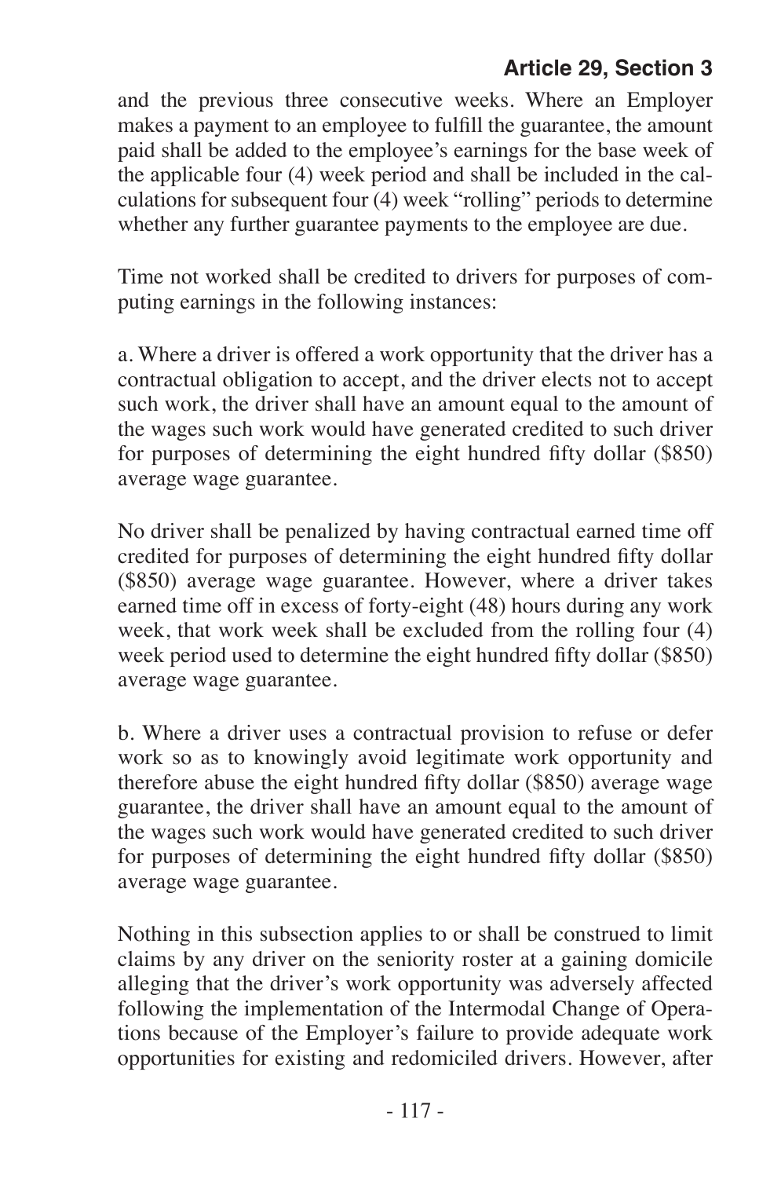and the previous three consecutive weeks. Where an Employer makes a payment to an employee to fulfill the guarantee, the amount paid shall be added to the employee's earnings for the base week of the applicable four (4) week period and shall be included in the calculations for subsequent four (4) week "rolling" periods to determine whether any further guarantee payments to the employee are due.

Time not worked shall be credited to drivers for purposes of computing earnings in the following instances:

a. Where a driver is offered a work opportunity that the driver has a contractual obligation to accept, and the driver elects not to accept such work, the driver shall have an amount equal to the amount of the wages such work would have generated credited to such driver for purposes of determining the eight hundred fifty dollar ($850) average wage guarantee.

No driver shall be penalized by having contractual earned time off credited for purposes of determining the eight hundred fifty dollar ($850) average wage guarantee. However, where a driver takes earned time off in excess of forty-eight (48) hours during any work week, that work week shall be excluded from the rolling four (4) week period used to determine the eight hundred fifty dollar ($850) average wage guarantee.

b. Where a driver uses a contractual provision to refuse or defer work so as to knowingly avoid legitimate work opportunity and therefore abuse the eight hundred fifty dollar ($850) average wage guarantee, the driver shall have an amount equal to the amount of the wages such work would have generated credited to such driver for purposes of determining the eight hundred fifty dollar ($850) average wage guarantee.

Nothing in this subsection applies to or shall be construed to limit claims by any driver on the seniority roster at a gaining domicile alleging that the driver's work opportunity was adversely affected following the implementation of the Intermodal Change of Operations because of the Employer's failure to provide adequate work opportunities for existing and redomiciled drivers. However, after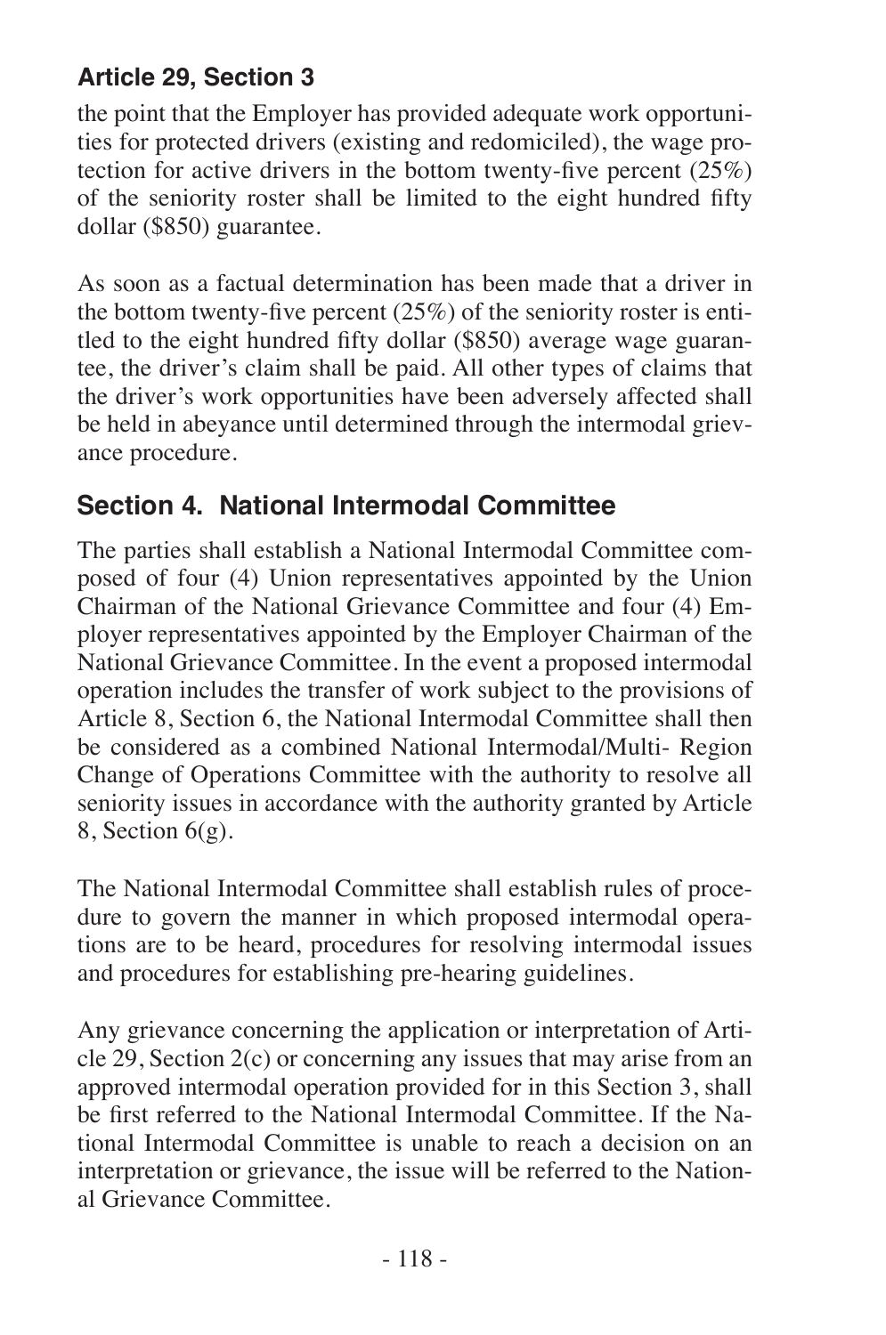**Article 29, Section 3**

the point that the Employer has provided adequate work opportunities for protected drivers (existing and redomiciled), the wage protection for active drivers in the bottom twenty-five percent (25%) of the seniority roster shall be limited to the eight hundred fifty dollar ($850) guarantee.

As soon as a factual determination has been made that a driver in the bottom twenty-five percent (25%) of the seniority roster is entitled to the eight hundred fifty dollar ($850) average wage guarantee, the driver's claim shall be paid. All other types of claims that the driver's work opportunities have been adversely affected shall be held in abeyance until determined through the intermodal grievance procedure.

## Section 4. National Intermodal Committee

The parties shall establish a National Intermodal Committee composed of four (4) Union representatives appointed by the Union Chairman of the National Grievance Committee and four (4) Employer representatives appointed by the Employer Chairman of the National Grievance Committee. In the event a proposed intermodal operation includes the transfer of work subject to the provisions of Article 8, Section 6, the National Intermodal Committee shall then be considered as a combined National Intermodal/Multi- Region Change of Operations Committee with the authority to resolve all seniority issues in accordance with the authority granted by Article 8, Section 6(g).

The National Intermodal Committee shall establish rules of procedure to govern the manner in which proposed intermodal operations are to be heard, procedures for resolving intermodal issues and procedures for establishing pre-hearing guidelines.

Any grievance concerning the application or interpretation of Article 29, Section 2(c) or concerning any issues that may arise from an approved intermodal operation provided for in this Section 3, shall be first referred to the National Intermodal Committee. If the National Intermodal Committee is unable to reach a decision on an interpretation or grievance, the issue will be referred to the National Grievance Committee.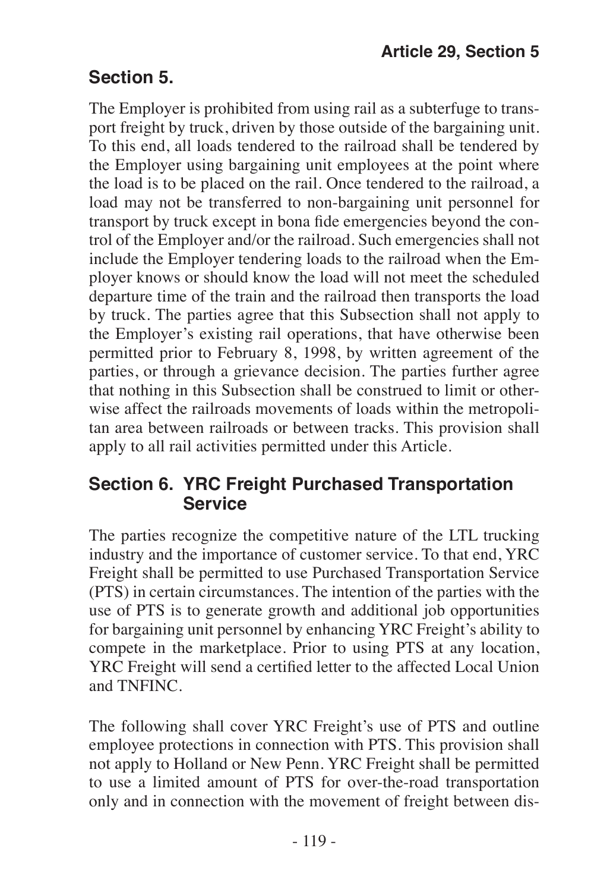## Section 5.

The Employer is prohibited from using rail as a subterfuge to transport freight by truck, driven by those outside of the bargaining unit. To this end, all loads tendered to the railroad shall be tendered by the Employer using bargaining unit employees at the point where the load is to be placed on the rail. Once tendered to the railroad, a load may not be transferred to non-bargaining unit personnel for transport by truck except in bona fide emergencies beyond the control of the Employer and/or the railroad. Such emergencies shall not include the Employer tendering loads to the railroad when the Employer knows or should know the load will not meet the scheduled departure time of the train and the railroad then transports the load by truck. The parties agree that this Subsection shall not apply to the Employer's existing rail operations, that have otherwise been permitted prior to February 8, 1998, by written agreement of the parties, or through a grievance decision. The parties further agree that nothing in this Subsection shall be construed to limit or otherwise affect the railroads movements of loads within the metropolitan area between railroads or between tracks. This provision shall apply to all rail activities permitted under this Article.

## Section 6. YRC Freight Purchased Transportation Service

The parties recognize the competitive nature of the LTL trucking industry and the importance of customer service. To that end, YRC Freight shall be permitted to use Purchased Transportation Service (PTS) in certain circumstances. The intention of the parties with the use of PTS is to generate growth and additional job opportunities for bargaining unit personnel by enhancing YRC Freight's ability to compete in the marketplace. Prior to using PTS at any location, YRC Freight will send a certified letter to the affected Local Union and TNFINC.

The following shall cover YRC Freight's use of PTS and outline employee protections in connection with PTS. This provision shall not apply to Holland or New Penn. YRC Freight shall be permitted to use a limited amount of PTS for over-the-road transportation only and in connection with the movement of freight between dis-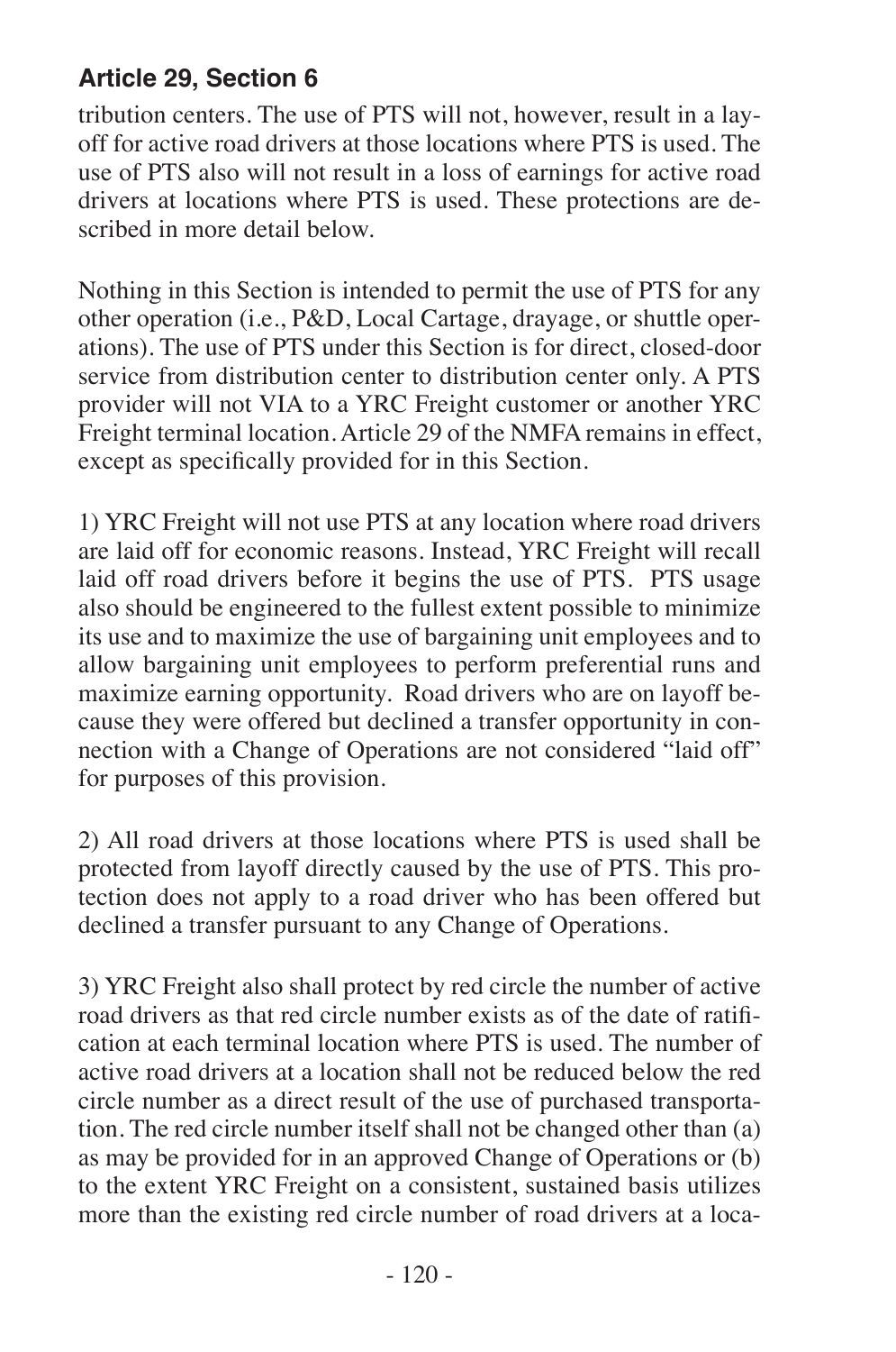## Article 29, Section 6

tribution centers. The use of PTS will not, however, result in a lay-off for active road drivers at those locations where PTS is used. The use of PTS also will not result in a loss of earnings for active road drivers at locations where PTS is used. These protections are described in more detail below.

Nothing in this Section is intended to permit the use of PTS for any other operation (i.e., P&D, Local Cartage, drayage, or shuttle operations). The use of PTS under this Section is for direct, closed-door service from distribution center to distribution center only. A PTS provider will not VIA to a YRC Freight customer or another YRC Freight terminal location. Article 29 of the NMFA remains in effect, except as specifically provided for in this Section.

1) YRC Freight will not use PTS at any location where road drivers are laid off for economic reasons. Instead, YRC Freight will recall laid off road drivers before it begins the use of PTS. PTS usage also should be engineered to the fullest extent possible to minimize its use and to maximize the use of bargaining unit employees and to allow bargaining unit employees to perform preferential runs and maximize earning opportunity. Road drivers who are on layoff because they were offered but declined a transfer opportunity in connection with a Change of Operations are not considered "laid off" for purposes of this provision.

2) All road drivers at those locations where PTS is used shall be protected from layoff directly caused by the use of PTS. This protection does not apply to a road driver who has been offered but declined a transfer pursuant to any Change of Operations.

3) YRC Freight also shall protect by red circle the number of active road drivers as that red circle number exists as of the date of ratification at each terminal location where PTS is used. The number of active road drivers at a location shall not be reduced below the red circle number as a direct result of the use of purchased transportation. The red circle number itself shall not be changed other than (a) as may be provided for in an approved Change of Operations or (b) to the extent YRC Freight on a consistent, sustained basis utilizes more than the existing red circle number of road drivers at a loca-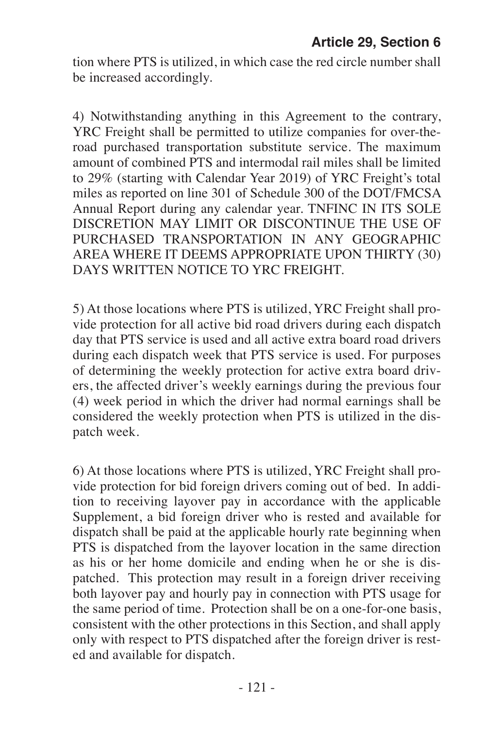tion where PTS is utilized, in which case the red circle number shall be increased accordingly.

4) Notwithstanding anything in this Agreement to the contrary, YRC Freight shall be permitted to utilize companies for over-the-road purchased transportation substitute service. The maximum amount of combined PTS and intermodal rail miles shall be limited to 29% (starting with Calendar Year 2019) of YRC Freight's total miles as reported on line 301 of Schedule 300 of the DOT/FMCSA Annual Report during any calendar year. TNFINC IN ITS SOLE DISCRETION MAY LIMIT OR DISCONTINUE THE USE OF PURCHASED TRANSPORTATION IN ANY GEOGRAPHIC AREA WHERE IT DEEMS APPROPRIATE UPON THIRTY (30) DAYS WRITTEN NOTICE TO YRC FREIGHT.

5) At those locations where PTS is utilized, YRC Freight shall provide protection for all active bid road drivers during each dispatch day that PTS service is used and all active extra board road drivers during each dispatch week that PTS service is used. For purposes of determining the weekly protection for active extra board drivers, the affected driver's weekly earnings during the previous four (4) week period in which the driver had normal earnings shall be considered the weekly protection when PTS is utilized in the dispatch week.

6) At those locations where PTS is utilized, YRC Freight shall provide protection for bid foreign drivers coming out of bed. In addition to receiving layover pay in accordance with the applicable Supplement, a bid foreign driver who is rested and available for dispatch shall be paid at the applicable hourly rate beginning when PTS is dispatched from the layover location in the same direction as his or her home domicile and ending when he or she is dispatched. This protection may result in a foreign driver receiving both layover pay and hourly pay in connection with PTS usage for the same period of time. Protection shall be on a one-for-one basis, consistent with the other protections in this Section, and shall apply only with respect to PTS dispatched after the foreign driver is rested and available for dispatch.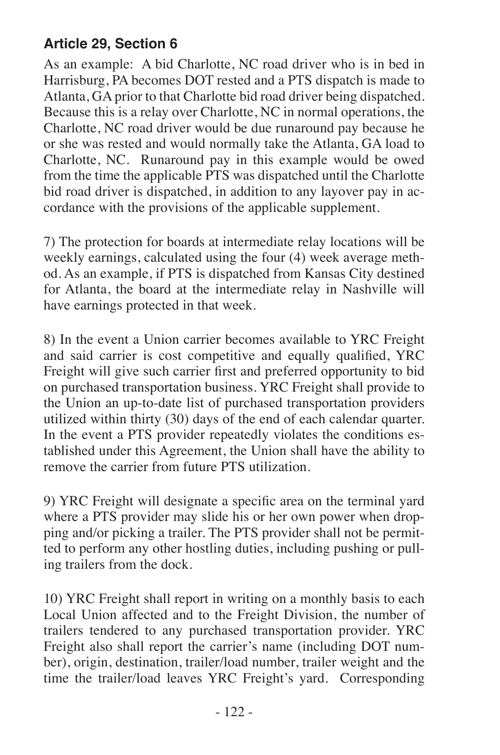## Article 29, Section 6

As an example: A bid Charlotte, NC road driver who is in bed in Harrisburg, PA becomes DOT rested and a PTS dispatch is made to Atlanta, GA prior to that Charlotte bid road driver being dispatched. Because this is a relay over Charlotte, NC in normal operations, the Charlotte, NC road driver would be due runaround pay because he or she was rested and would normally take the Atlanta, GA load to Charlotte, NC. Runaround pay in this example would be owed from the time the applicable PTS was dispatched until the Charlotte bid road driver is dispatched, in addition to any layover pay in accordance with the provisions of the applicable supplement.

7) The protection for boards at intermediate relay locations will be weekly earnings, calculated using the four (4) week average method. As an example, if PTS is dispatched from Kansas City destined for Atlanta, the board at the intermediate relay in Nashville will have earnings protected in that week.

8) In the event a Union carrier becomes available to YRC Freight and said carrier is cost competitive and equally qualified, YRC Freight will give such carrier first and preferred opportunity to bid on purchased transportation business. YRC Freight shall provide to the Union an up-to-date list of purchased transportation providers utilized within thirty (30) days of the end of each calendar quarter. In the event a PTS provider repeatedly violates the conditions established under this Agreement, the Union shall have the ability to remove the carrier from future PTS utilization.

9) YRC Freight will designate a specific area on the terminal yard where a PTS provider may slide his or her own power when dropping and/or picking a trailer. The PTS provider shall not be permitted to perform any other hostling duties, including pushing or pulling trailers from the dock.

10) YRC Freight shall report in writing on a monthly basis to each Local Union affected and to the Freight Division, the number of trailers tendered to any purchased transportation provider. YRC Freight also shall report the carrier's name (including DOT number), origin, destination, trailer/load number, trailer weight and the time the trailer/load leaves YRC Freight's yard. Corresponding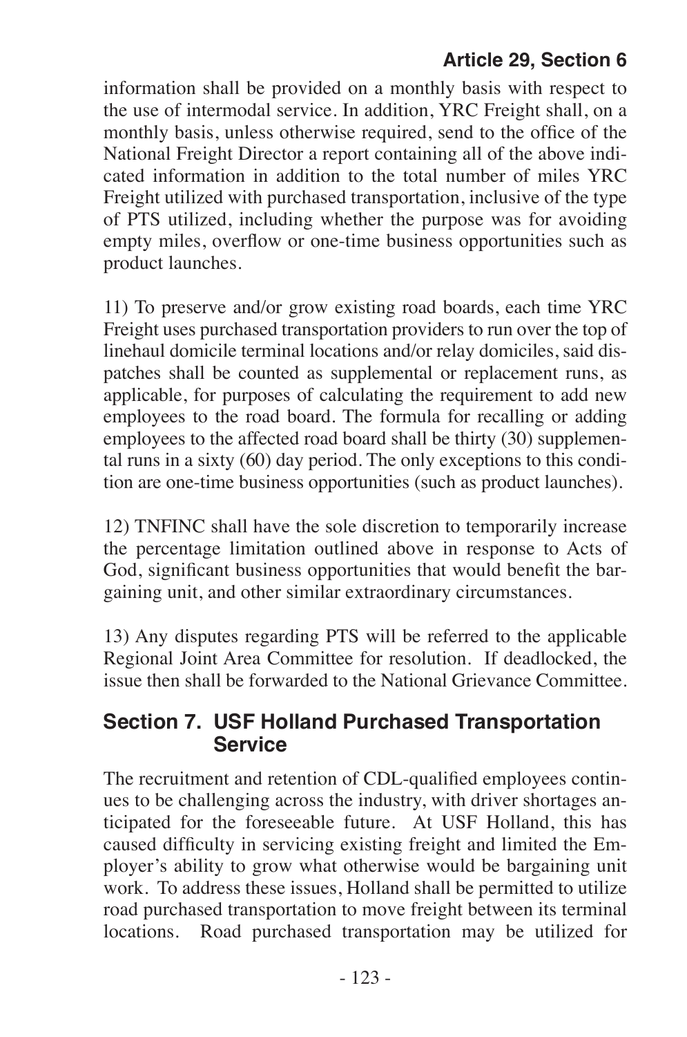information shall be provided on a monthly basis with respect to the use of intermodal service. In addition, YRC Freight shall, on a monthly basis, unless otherwise required, send to the office of the National Freight Director a report containing all of the above indicated information in addition to the total number of miles YRC Freight utilized with purchased transportation, inclusive of the type of PTS utilized, including whether the purpose was for avoiding empty miles, overflow or one-time business opportunities such as product launches.

11) To preserve and/or grow existing road boards, each time YRC Freight uses purchased transportation providers to run over the top of linehaul domicile terminal locations and/or relay domiciles, said dispatches shall be counted as supplemental or replacement runs, as applicable, for purposes of calculating the requirement to add new employees to the road board. The formula for recalling or adding employees to the affected road board shall be thirty (30) supplemental runs in a sixty (60) day period. The only exceptions to this condition are one-time business opportunities (such as product launches).

12) TNFINC shall have the sole discretion to temporarily increase the percentage limitation outlined above in response to Acts of God, significant business opportunities that would benefit the bargaining unit, and other similar extraordinary circumstances.

13) Any disputes regarding PTS will be referred to the applicable Regional Joint Area Committee for resolution. If deadlocked, the issue then shall be forwarded to the National Grievance Committee.

## Section 7. USF Holland Purchased Transportation Service

The recruitment and retention of CDL-qualified employees continues to be challenging across the industry, with driver shortages anticipated for the foreseeable future. At USF Holland, this has caused difficulty in servicing existing freight and limited the Employer's ability to grow what otherwise would be bargaining unit work. To address these issues, Holland shall be permitted to utilize road purchased transportation to move freight between its terminal locations. Road purchased transportation may be utilized for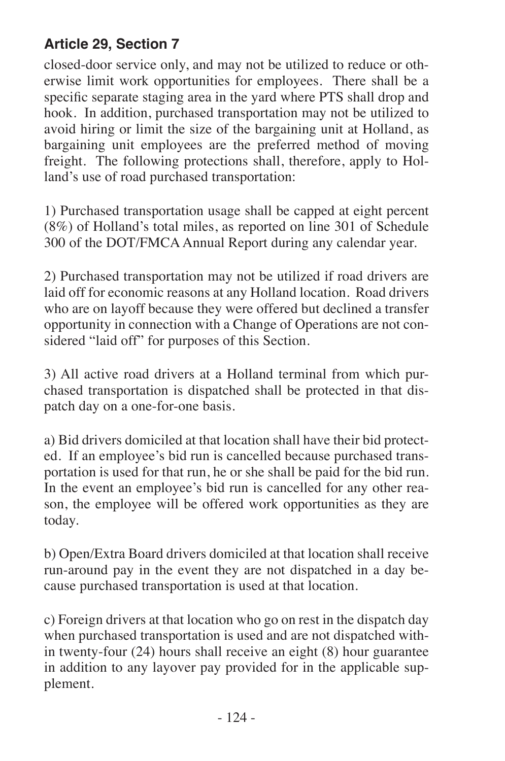## Article 29, Section 7

closed-door service only, and may not be utilized to reduce or otherwise limit work opportunities for employees. There shall be a specific separate staging area in the yard where PTS shall drop and hook. In addition, purchased transportation may not be utilized to avoid hiring or limit the size of the bargaining unit at Holland, as bargaining unit employees are the preferred method of moving freight. The following protections shall, therefore, apply to Holland's use of road purchased transportation:

1) Purchased transportation usage shall be capped at eight percent (8%) of Holland's total miles, as reported on line 301 of Schedule 300 of the DOT/FMCA Annual Report during any calendar year.

2) Purchased transportation may not be utilized if road drivers are laid off for economic reasons at any Holland location. Road drivers who are on layoff because they were offered but declined a transfer opportunity in connection with a Change of Operations are not considered "laid off" for purposes of this Section.

3) All active road drivers at a Holland terminal from which purchased transportation is dispatched shall be protected in that dispatch day on a one-for-one basis.

a) Bid drivers domiciled at that location shall have their bid protected. If an employee's bid run is cancelled because purchased transportation is used for that run, he or she shall be paid for the bid run. In the event an employee's bid run is cancelled for any other reason, the employee will be offered work opportunities as they are today.

b) Open/Extra Board drivers domiciled at that location shall receive run-around pay in the event they are not dispatched in a day because purchased transportation is used at that location.

c) Foreign drivers at that location who go on rest in the dispatch day when purchased transportation is used and are not dispatched within twenty-four (24) hours shall receive an eight (8) hour guarantee in addition to any layover pay provided for in the applicable supplement.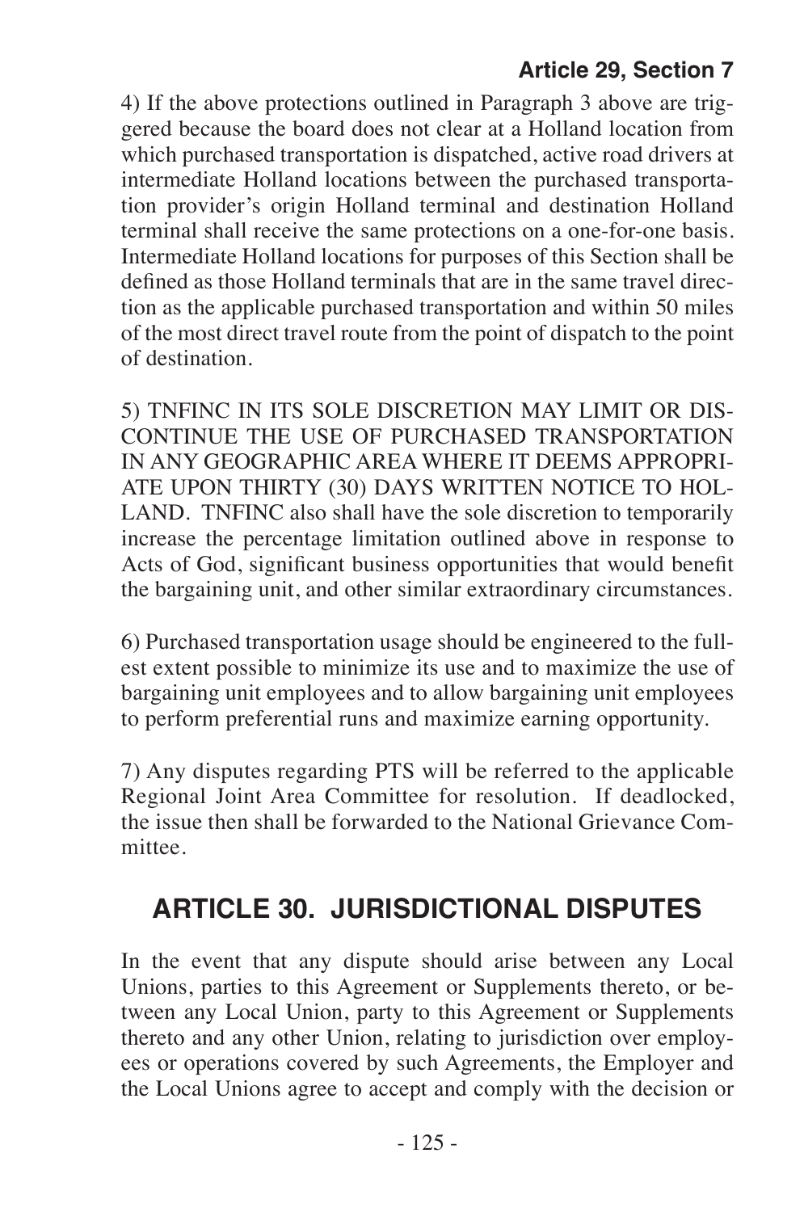4) If the above protections outlined in Paragraph 3 above are triggered because the board does not clear at a Holland location from which purchased transportation is dispatched, active road drivers at intermediate Holland locations between the purchased transportation provider's origin Holland terminal and destination Holland terminal shall receive the same protections on a one-for-one basis. Intermediate Holland locations for purposes of this Section shall be defined as those Holland terminals that are in the same travel direction as the applicable purchased transportation and within 50 miles of the most direct travel route from the point of dispatch to the point of destination.

5) TNFINC IN ITS SOLE DISCRETION MAY LIMIT OR DISCONTINUE THE USE OF PURCHASED TRANSPORTATION IN ANY GEOGRAPHIC AREA WHERE IT DEEMS APPROPRIATE UPON THIRTY (30) DAYS WRITTEN NOTICE TO HOLLAND. TNFINC also shall have the sole discretion to temporarily increase the percentage limitation outlined above in response to Acts of God, significant business opportunities that would benefit the bargaining unit, and other similar extraordinary circumstances.

6) Purchased transportation usage should be engineered to the fullest extent possible to minimize its use and to maximize the use of bargaining unit employees and to allow bargaining unit employees to perform preferential runs and maximize earning opportunity.

7) Any disputes regarding PTS will be referred to the applicable Regional Joint Area Committee for resolution. If deadlocked, the issue then shall be forwarded to the National Grievance Committee.

## ARTICLE 30. JURISDICTIONAL DISPUTES

In the event that any dispute should arise between any Local Unions, parties to this Agreement or Supplements thereto, or between any Local Union, party to this Agreement or Supplements thereto and any other Union, relating to jurisdiction over employees or operations covered by such Agreements, the Employer and the Local Unions agree to accept and comply with the decision or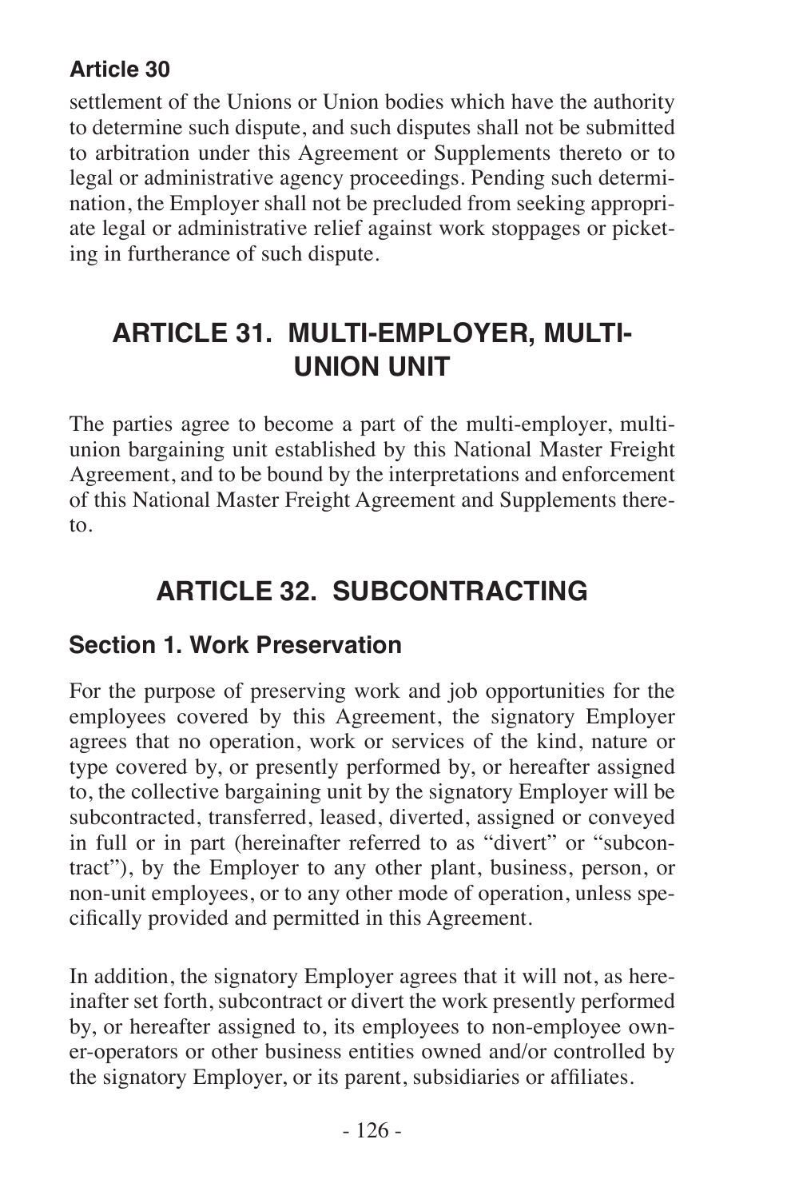settlement of the Unions or Union bodies which have the authority to determine such dispute, and such disputes shall not be submitted to arbitration under this Agreement or Supplements thereto or to legal or administrative agency proceedings. Pending such determination, the Employer shall not be precluded from seeking appropriate legal or administrative relief against work stoppages or picketing in furtherance of such dispute.

## ARTICLE 31. MULTI-EMPLOYER, MULTI-UNION UNIT

The parties agree to become a part of the multi-employer, multi-union bargaining unit established by this National Master Freight Agreement, and to be bound by the interpretations and enforcement of this National Master Freight Agreement and Supplements thereto.

## ARTICLE 32. SUBCONTRACTING

### Section 1. Work Preservation

For the purpose of preserving work and job opportunities for the employees covered by this Agreement, the signatory Employer agrees that no operation, work or services of the kind, nature or type covered by, or presently performed by, or hereafter assigned to, the collective bargaining unit by the signatory Employer will be subcontracted, transferred, leased, diverted, assigned or conveyed in full or in part (hereinafter referred to as "divert" or "subcontract"), by the Employer to any other plant, business, person, or non-unit employees, or to any other mode of operation, unless specifically provided and permitted in this Agreement.

In addition, the signatory Employer agrees that it will not, as hereinafter set forth, subcontract or divert the work presently performed by, or hereafter assigned to, its employees to non-employee owner-operators or other business entities owned and/or controlled by the signatory Employer, or its parent, subsidiaries or affiliates.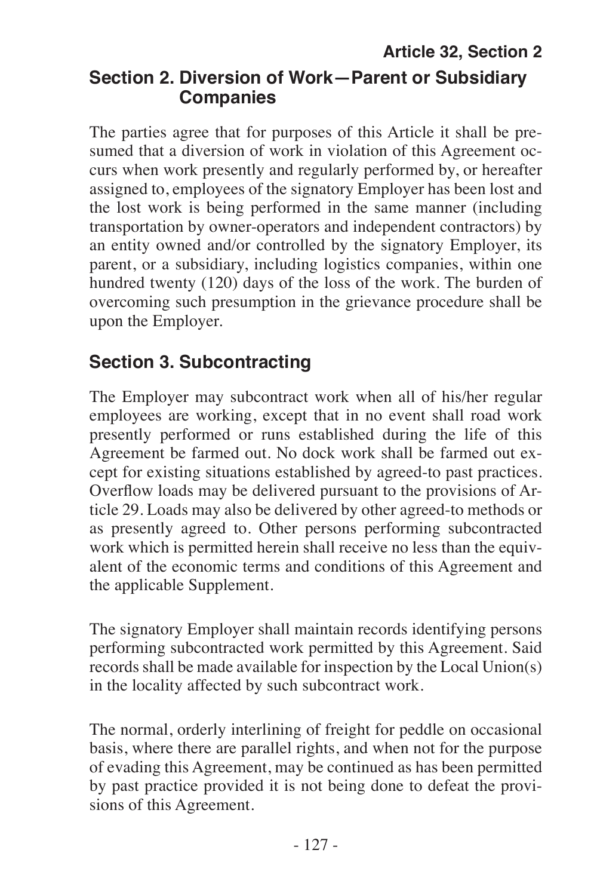## Section 2. Diversion of Work—Parent or Subsidiary Companies

The parties agree that for purposes of this Article it shall be presumed that a diversion of work in violation of this Agreement occurs when work presently and regularly performed by, or hereafter assigned to, employees of the signatory Employer has been lost and the lost work is being performed in the same manner (including transportation by owner-operators and independent contractors) by an entity owned and/or controlled by the signatory Employer, its parent, or a subsidiary, including logistics companies, within one hundred twenty (120) days of the loss of the work. The burden of overcoming such presumption in the grievance procedure shall be upon the Employer.

## Section 3. Subcontracting

The Employer may subcontract work when all of his/her regular employees are working, except that in no event shall road work presently performed or runs established during the life of this Agreement be farmed out. No dock work shall be farmed out except for existing situations established by agreed-to past practices. Overflow loads may be delivered pursuant to the provisions of Article 29. Loads may also be delivered by other agreed-to methods or as presently agreed to. Other persons performing subcontracted work which is permitted herein shall receive no less than the equivalent of the economic terms and conditions of this Agreement and the applicable Supplement.

The signatory Employer shall maintain records identifying persons performing subcontracted work permitted by this Agreement. Said records shall be made available for inspection by the Local Union(s) in the locality affected by such subcontract work.

The normal, orderly interlining of freight for peddle on occasional basis, where there are parallel rights, and when not for the purpose of evading this Agreement, may be continued as has been permitted by past practice provided it is not being done to defeat the provisions of this Agreement.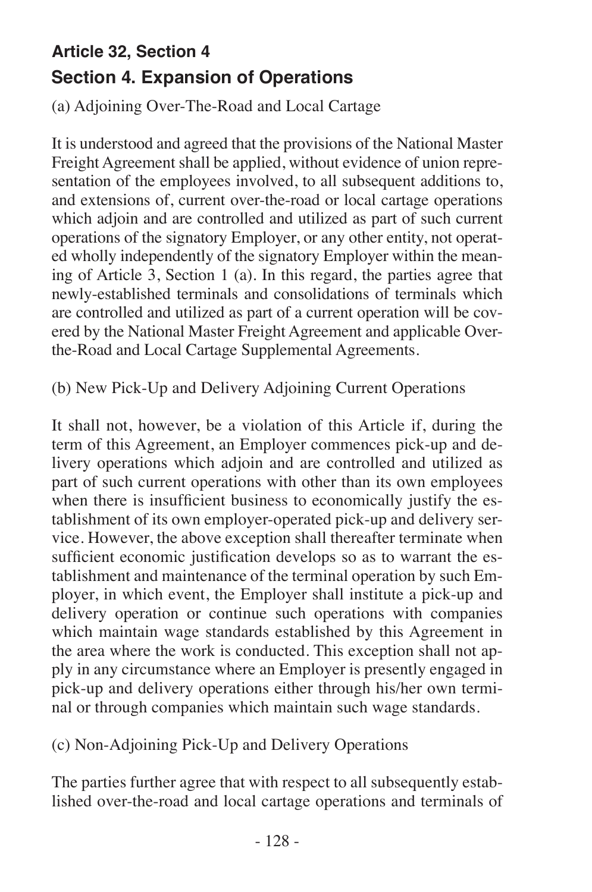## Article 32, Section 4

## Section 4. Expansion of Operations

(a) Adjoining Over-The-Road and Local Cartage

It is understood and agreed that the provisions of the National Master Freight Agreement shall be applied, without evidence of union representation of the employees involved, to all subsequent additions to, and extensions of, current over-the-road or local cartage operations which adjoin and are controlled and utilized as part of such current operations of the signatory Employer, or any other entity, not operated wholly independently of the signatory Employer within the meaning of Article 3, Section 1 (a). In this regard, the parties agree that newly-established terminals and consolidations of terminals which are controlled and utilized as part of a current operation will be covered by the National Master Freight Agreement and applicable Over-the-Road and Local Cartage Supplemental Agreements.

(b) New Pick-Up and Delivery Adjoining Current Operations

It shall not, however, be a violation of this Article if, during the term of this Agreement, an Employer commences pick-up and delivery operations which adjoin and are controlled and utilized as part of such current operations with other than its own employees when there is insufficient business to economically justify the establishment of its own employer-operated pick-up and delivery service. However, the above exception shall thereafter terminate when sufficient economic justification develops so as to warrant the establishment and maintenance of the terminal operation by such Employer, in which event, the Employer shall institute a pick-up and delivery operation or continue such operations with companies which maintain wage standards established by this Agreement in the area where the work is conducted. This exception shall not apply in any circumstance where an Employer is presently engaged in pick-up and delivery operations either through his/her own terminal or through companies which maintain such wage standards.

(c) Non-Adjoining Pick-Up and Delivery Operations

The parties further agree that with respect to all subsequently established over-the-road and local cartage operations and terminals of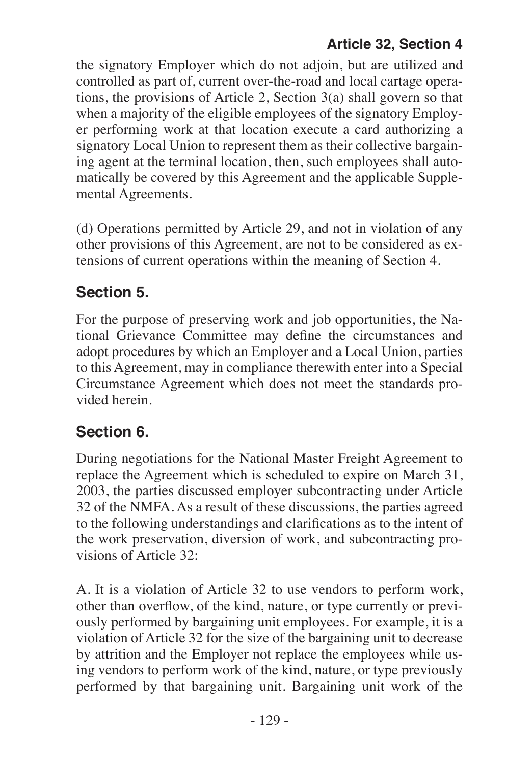the signatory Employer which do not adjoin, but are utilized and controlled as part of, current over-the-road and local cartage operations, the provisions of Article 2, Section 3(a) shall govern so that when a majority of the eligible employees of the signatory Employer performing work at that location execute a card authorizing a signatory Local Union to represent them as their collective bargaining agent at the terminal location, then, such employees shall automatically be covered by this Agreement and the applicable Supplemental Agreements.

(d) Operations permitted by Article 29, and not in violation of any other provisions of this Agreement, are not to be considered as extensions of current operations within the meaning of Section 4.

## Section 5.

For the purpose of preserving work and job opportunities, the National Grievance Committee may define the circumstances and adopt procedures by which an Employer and a Local Union, parties to this Agreement, may in compliance therewith enter into a Special Circumstance Agreement which does not meet the standards provided herein.

## Section 6.

During negotiations for the National Master Freight Agreement to replace the Agreement which is scheduled to expire on March 31, 2003, the parties discussed employer subcontracting under Article 32 of the NMFA. As a result of these discussions, the parties agreed to the following understandings and clarifications as to the intent of the work preservation, diversion of work, and subcontracting provisions of Article 32:

A. It is a violation of Article 32 to use vendors to perform work, other than overflow, of the kind, nature, or type currently or previously performed by bargaining unit employees. For example, it is a violation of Article 32 for the size of the bargaining unit to decrease by attrition and the Employer not replace the employees while using vendors to perform work of the kind, nature, or type previously performed by that bargaining unit. Bargaining unit work of the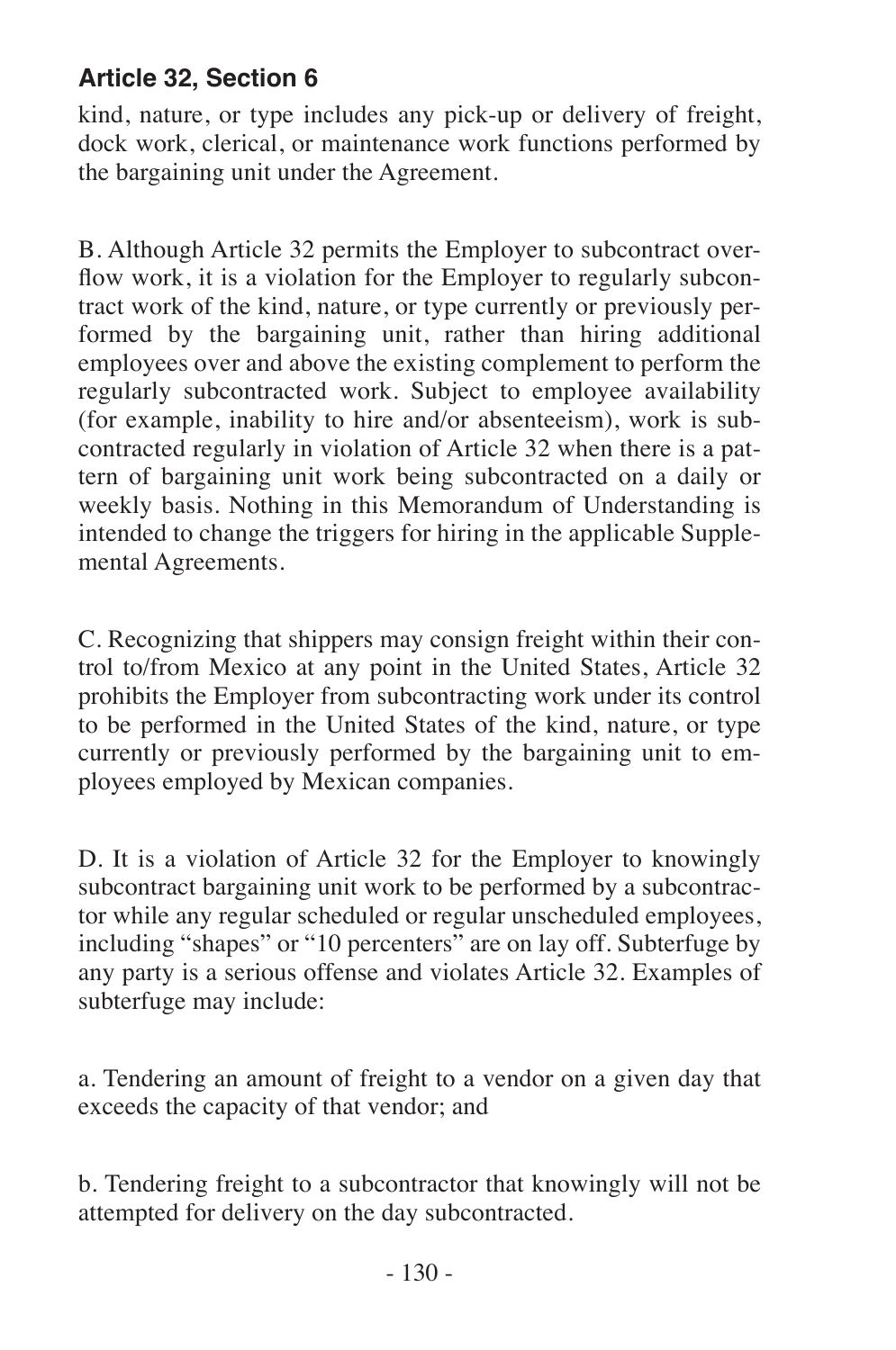**Article 32, Section 6**

kind, nature, or type includes any pick-up or delivery of freight, dock work, clerical, or maintenance work functions performed by the bargaining unit under the Agreement.

B. Although Article 32 permits the Employer to subcontract overflow work, it is a violation for the Employer to regularly subcontract work of the kind, nature, or type currently or previously performed by the bargaining unit, rather than hiring additional employees over and above the existing complement to perform the regularly subcontracted work. Subject to employee availability (for example, inability to hire and/or absenteeism), work is subcontracted regularly in violation of Article 32 when there is a pattern of bargaining unit work being subcontracted on a daily or weekly basis. Nothing in this Memorandum of Understanding is intended to change the triggers for hiring in the applicable Supplemental Agreements.

C. Recognizing that shippers may consign freight within their control to/from Mexico at any point in the United States, Article 32 prohibits the Employer from subcontracting work under its control to be performed in the United States of the kind, nature, or type currently or previously performed by the bargaining unit to employees employed by Mexican companies.

D. It is a violation of Article 32 for the Employer to knowingly subcontract bargaining unit work to be performed by a subcontractor while any regular scheduled or regular unscheduled employees, including "shapes" or "10 percenters" are on lay off. Subterfuge by any party is a serious offense and violates Article 32. Examples of subterfuge may include:

a. Tendering an amount of freight to a vendor on a given day that exceeds the capacity of that vendor; and

b. Tendering freight to a subcontractor that knowingly will not be attempted for delivery on the day subcontracted.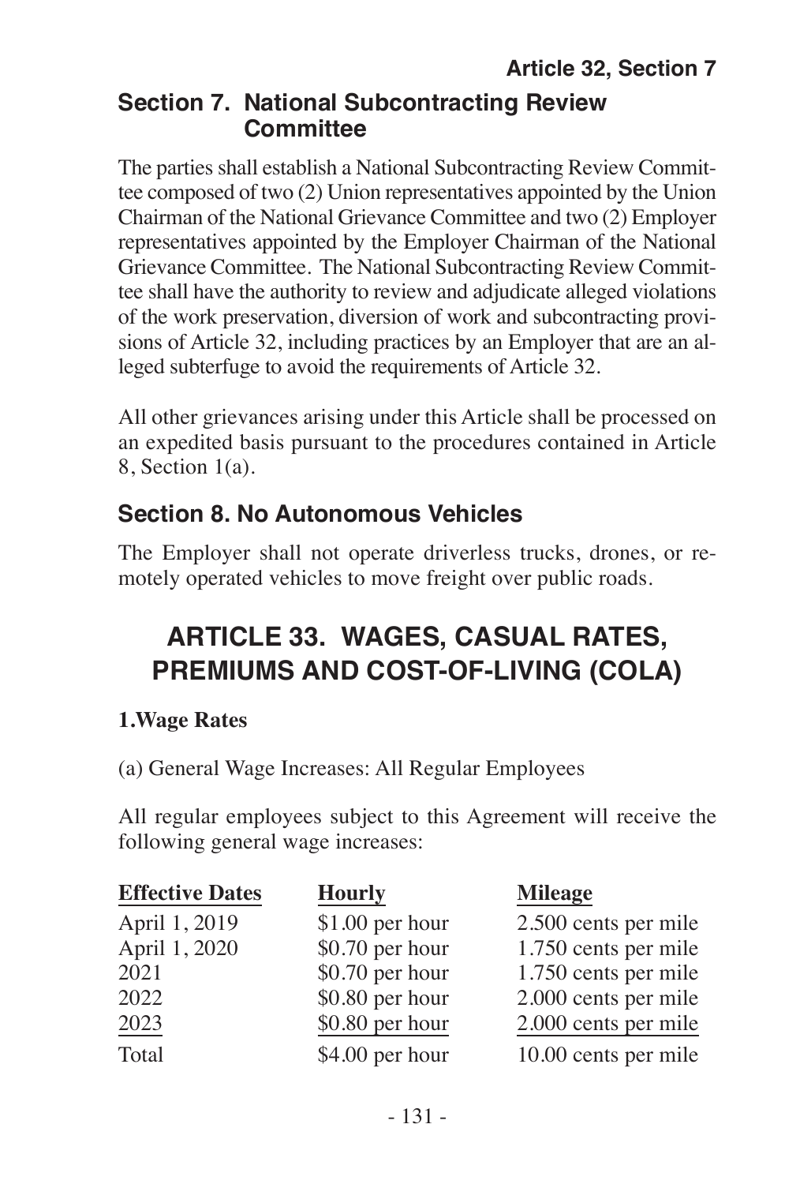### Section 7. National Subcontracting Review Committee

The parties shall establish a National Subcontracting Review Committee composed of two (2) Union representatives appointed by the Union Chairman of the National Grievance Committee and two (2) Employer representatives appointed by the Employer Chairman of the National Grievance Committee. The National Subcontracting Review Committee shall have the authority to review and adjudicate alleged violations of the work preservation, diversion of work and subcontracting provisions of Article 32, including practices by an Employer that are an alleged subterfuge to avoid the requirements of Article 32.

All other grievances arising under this Article shall be processed on an expedited basis pursuant to the procedures contained in Article 8, Section 1(a).

### Section 8. No Autonomous Vehicles

The Employer shall not operate driverless trucks, drones, or remotely operated vehicles to move freight over public roads.

## ARTICLE 33. WAGES, CASUAL RATES, PREMIUMS AND COST-OF-LIVING (COLA)

**1.Wage Rates**

(a) General Wage Increases: All Regular Employees

All regular employees subject to this Agreement will receive the following general wage increases:

| Effective Dates | Hourly | Mileage |
|---|---|---|
| April 1, 2019 | \$1.00 per hour | 2.500 cents per mile |
| April 1, 2020 | \$0.70 per hour | 1.750 cents per mile |
| 2021 | \$0.70 per hour | 1.750 cents per mile |
| 2022 | \$0.80 per hour | 2.000 cents per mile |
| 2023 | \$0.80 per hour | 2.000 cents per mile |
| Total | \$4.00 per hour | 10.00 cents per mile |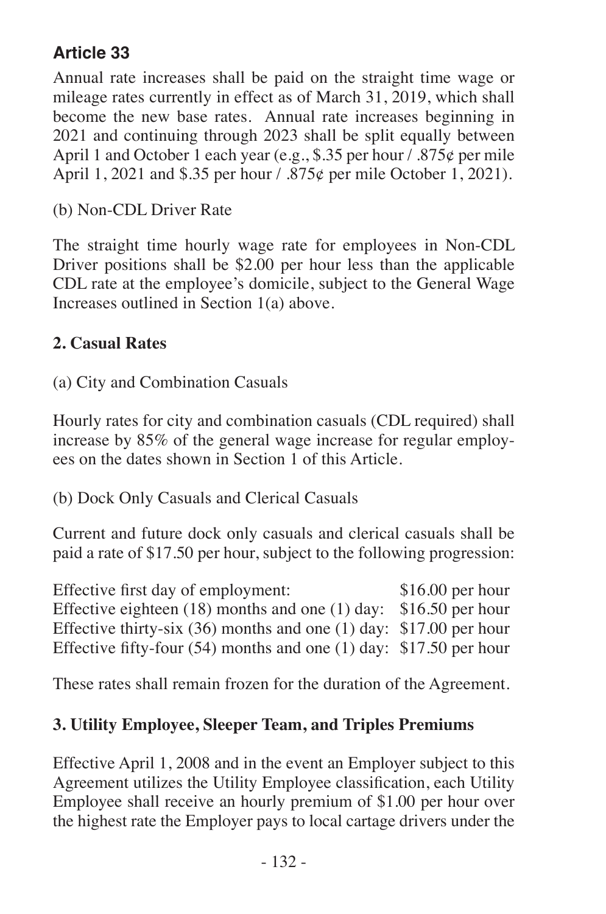## Article 33

Annual rate increases shall be paid on the straight time wage or mileage rates currently in effect as of March 31, 2019, which shall become the new base rates. Annual rate increases beginning in 2021 and continuing through 2023 shall be split equally between April 1 and October 1 each year (e.g., \$.35 per hour / .875¢ per mile April 1, 2021 and \$.35 per hour / .875¢ per mile October 1, 2021).

(b) Non-CDL Driver Rate

The straight time hourly wage rate for employees in Non-CDL Driver positions shall be \$2.00 per hour less than the applicable CDL rate at the employee's domicile, subject to the General Wage Increases outlined in Section 1(a) above.

### 2. Casual Rates

(a) City and Combination Casuals

Hourly rates for city and combination casuals (CDL required) shall increase by 85% of the general wage increase for regular employees on the dates shown in Section 1 of this Article.

(b) Dock Only Casuals and Clerical Casuals

Current and future dock only casuals and clerical casuals shall be paid a rate of \$17.50 per hour, subject to the following progression:

| | |
|---|---|
| Effective first day of employment: | \$16.00 per hour |
| Effective eighteen (18) months and one (1) day: | \$16.50 per hour |
| Effective thirty-six (36) months and one (1) day: | \$17.00 per hour |
| Effective fifty-four (54) months and one (1) day: | \$17.50 per hour |

These rates shall remain frozen for the duration of the Agreement.

### 3. Utility Employee, Sleeper Team, and Triples Premiums

Effective April 1, 2008 and in the event an Employer subject to this Agreement utilizes the Utility Employee classification, each Utility Employee shall receive an hourly premium of \$1.00 per hour over the highest rate the Employer pays to local cartage drivers under the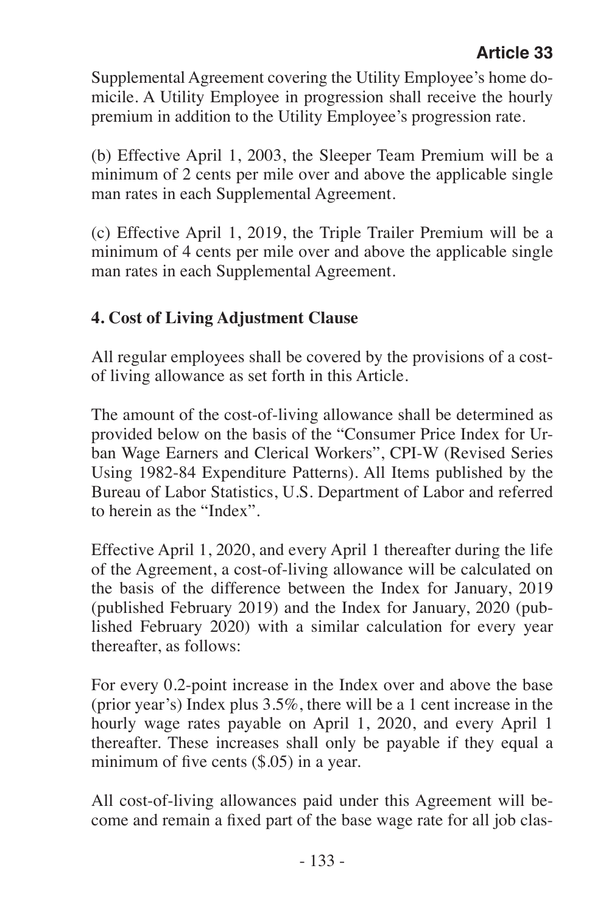Supplemental Agreement covering the Utility Employee's home domicile. A Utility Employee in progression shall receive the hourly premium in addition to the Utility Employee's progression rate.

(b) Effective April 1, 2003, the Sleeper Team Premium will be a minimum of 2 cents per mile over and above the applicable single man rates in each Supplemental Agreement.

(c) Effective April 1, 2019, the Triple Trailer Premium will be a minimum of 4 cents per mile over and above the applicable single man rates in each Supplemental Agreement.

**4. Cost of Living Adjustment Clause**

All regular employees shall be covered by the provisions of a cost-of living allowance as set forth in this Article.

The amount of the cost-of-living allowance shall be determined as provided below on the basis of the "Consumer Price Index for Urban Wage Earners and Clerical Workers", CPI-W (Revised Series Using 1982-84 Expenditure Patterns). All Items published by the Bureau of Labor Statistics, U.S. Department of Labor and referred to herein as the "Index".

Effective April 1, 2020, and every April 1 thereafter during the life of the Agreement, a cost-of-living allowance will be calculated on the basis of the difference between the Index for January, 2019 (published February 2019) and the Index for January, 2020 (published February 2020) with a similar calculation for every year thereafter, as follows:

For every 0.2-point increase in the Index over and above the base (prior year's) Index plus 3.5%, there will be a 1 cent increase in the hourly wage rates payable on April 1, 2020, and every April 1 thereafter. These increases shall only be payable if they equal a minimum of five cents ($.05) in a year.

All cost-of-living allowances paid under this Agreement will become and remain a fixed part of the base wage rate for all job clas-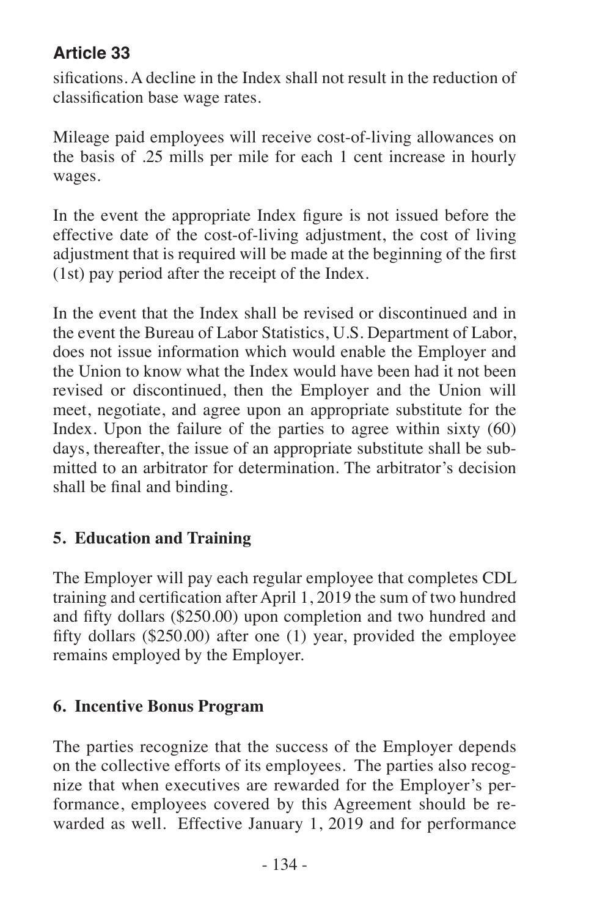sifications. A decline in the Index shall not result in the reduction of classification base wage rates.

Mileage paid employees will receive cost-of-living allowances on the basis of .25 mills per mile for each 1 cent increase in hourly wages.

In the event the appropriate Index figure is not issued before the effective date of the cost-of-living adjustment, the cost of living adjustment that is required will be made at the beginning of the first (1st) pay period after the receipt of the Index.

In the event that the Index shall be revised or discontinued and in the event the Bureau of Labor Statistics, U.S. Department of Labor, does not issue information which would enable the Employer and the Union to know what the Index would have been had it not been revised or discontinued, then the Employer and the Union will meet, negotiate, and agree upon an appropriate substitute for the Index. Upon the failure of the parties to agree within sixty (60) days, thereafter, the issue of an appropriate substitute shall be submitted to an arbitrator for determination. The arbitrator's decision shall be final and binding.

**5. Education and Training**

The Employer will pay each regular employee that completes CDL training and certification after April 1, 2019 the sum of two hundred and fifty dollars ($250.00) upon completion and two hundred and fifty dollars ($250.00) after one (1) year, provided the employee remains employed by the Employer.

**6. Incentive Bonus Program**

The parties recognize that the success of the Employer depends on the collective efforts of its employees. The parties also recognize that when executives are rewarded for the Employer's performance, employees covered by this Agreement should be rewarded as well. Effective January 1, 2019 and for performance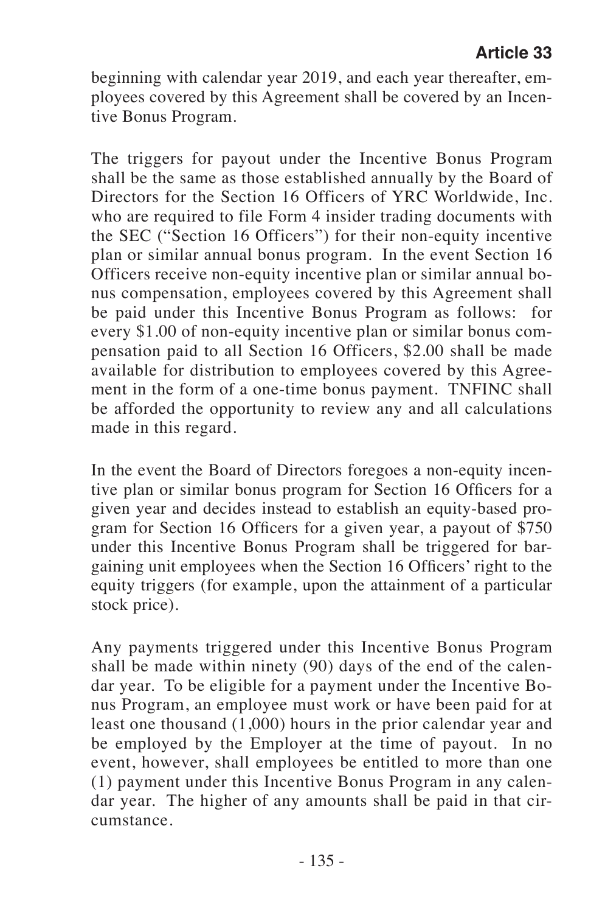beginning with calendar year 2019, and each year thereafter, employees covered by this Agreement shall be covered by an Incentive Bonus Program.

The triggers for payout under the Incentive Bonus Program shall be the same as those established annually by the Board of Directors for the Section 16 Officers of YRC Worldwide, Inc. who are required to file Form 4 insider trading documents with the SEC ("Section 16 Officers") for their non-equity incentive plan or similar annual bonus program. In the event Section 16 Officers receive non-equity incentive plan or similar annual bonus compensation, employees covered by this Agreement shall be paid under this Incentive Bonus Program as follows: for every $1.00 of non-equity incentive plan or similar bonus compensation paid to all Section 16 Officers, $2.00 shall be made available for distribution to employees covered by this Agreement in the form of a one-time bonus payment. TNFINC shall be afforded the opportunity to review any and all calculations made in this regard.

In the event the Board of Directors foregoes a non-equity incentive plan or similar bonus program for Section 16 Officers for a given year and decides instead to establish an equity-based program for Section 16 Officers for a given year, a payout of $750 under this Incentive Bonus Program shall be triggered for bargaining unit employees when the Section 16 Officers' right to the equity triggers (for example, upon the attainment of a particular stock price).

Any payments triggered under this Incentive Bonus Program shall be made within ninety (90) days of the end of the calendar year. To be eligible for a payment under the Incentive Bonus Program, an employee must work or have been paid for at least one thousand (1,000) hours in the prior calendar year and be employed by the Employer at the time of payout. In no event, however, shall employees be entitled to more than one (1) payment under this Incentive Bonus Program in any calendar year. The higher of any amounts shall be paid in that circumstance.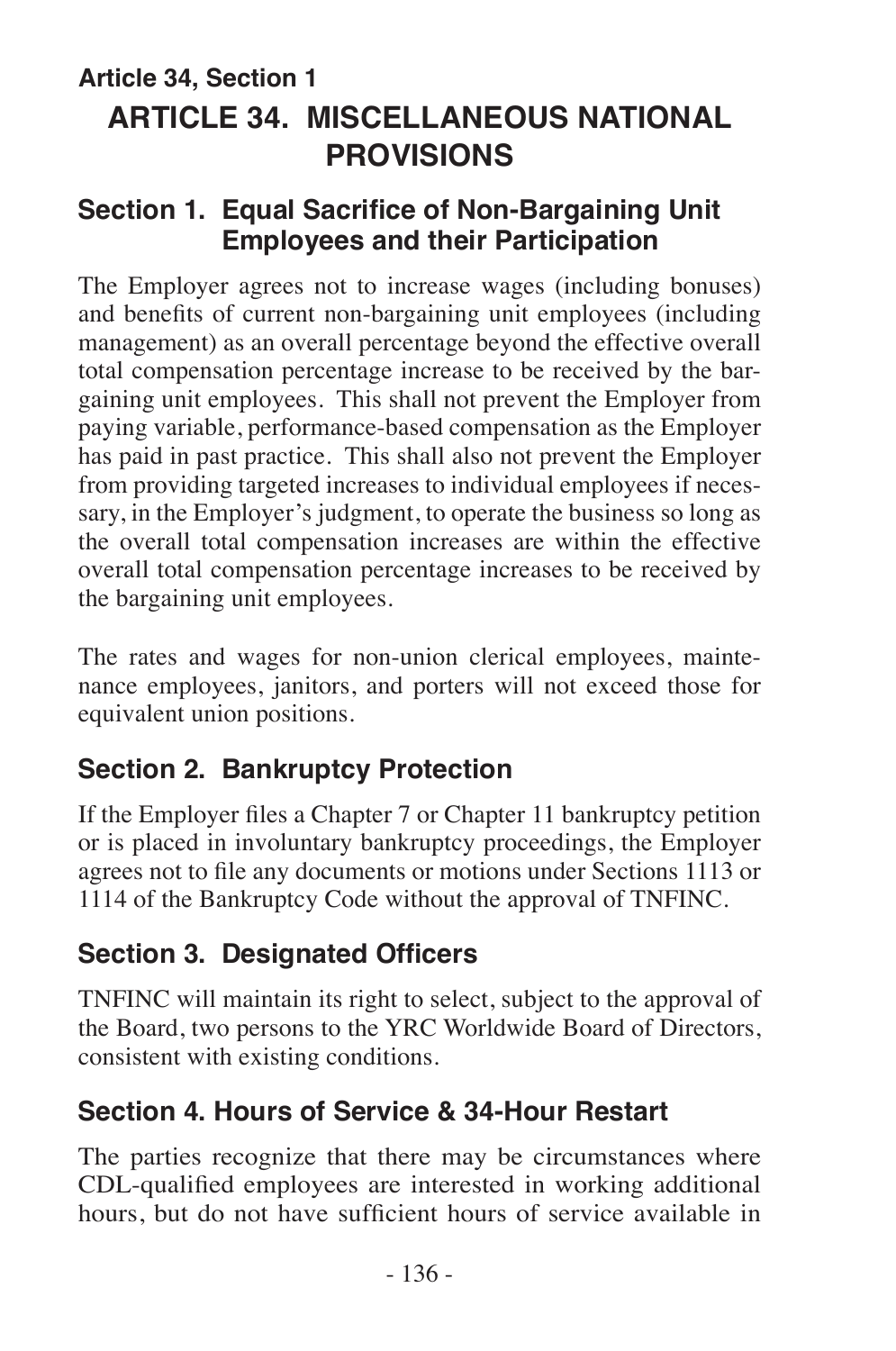# ARTICLE 34. MISCELLANEOUS NATIONAL PROVISIONS

## Section 1. Equal Sacrifice of Non-Bargaining Unit Employees and their Participation

The Employer agrees not to increase wages (including bonuses) and benefits of current non-bargaining unit employees (including management) as an overall percentage beyond the effective overall total compensation percentage increase to be received by the bargaining unit employees. This shall not prevent the Employer from paying variable, performance-based compensation as the Employer has paid in past practice. This shall also not prevent the Employer from providing targeted increases to individual employees if necessary, in the Employer's judgment, to operate the business so long as the overall total compensation increases are within the effective overall total compensation percentage increases to be received by the bargaining unit employees.

The rates and wages for non-union clerical employees, maintenance employees, janitors, and porters will not exceed those for equivalent union positions.

## Section 2. Bankruptcy Protection

If the Employer files a Chapter 7 or Chapter 11 bankruptcy petition or is placed in involuntary bankruptcy proceedings, the Employer agrees not to file any documents or motions under Sections 1113 or 1114 of the Bankruptcy Code without the approval of TNFINC.

## Section 3. Designated Officers

TNFINC will maintain its right to select, subject to the approval of the Board, two persons to the YRC Worldwide Board of Directors, consistent with existing conditions.

## Section 4. Hours of Service & 34-Hour Restart

The parties recognize that there may be circumstances where CDL-qualified employees are interested in working additional hours, but do not have sufficient hours of service available in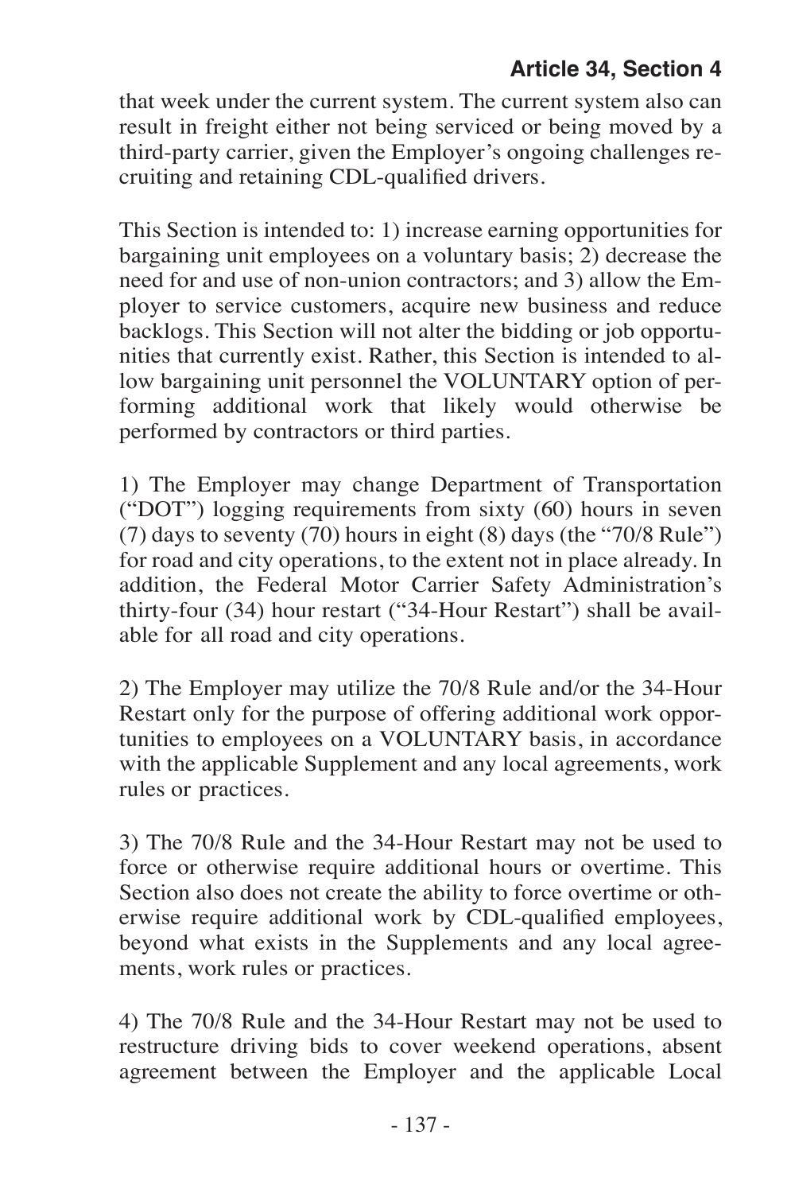that week under the current system. The current system also can result in freight either not being serviced or being moved by a third-party carrier, given the Employer's ongoing challenges recruiting and retaining CDL-qualified drivers.

This Section is intended to: 1) increase earning opportunities for bargaining unit employees on a voluntary basis; 2) decrease the need for and use of non-union contractors; and 3) allow the Employer to service customers, acquire new business and reduce backlogs. This Section will not alter the bidding or job opportunities that currently exist. Rather, this Section is intended to allow bargaining unit personnel the VOLUNTARY option of performing additional work that likely would otherwise be performed by contractors or third parties.

1) The Employer may change Department of Transportation ("DOT") logging requirements from sixty (60) hours in seven (7) days to seventy (70) hours in eight (8) days (the "70/8 Rule") for road and city operations, to the extent not in place already. In addition, the Federal Motor Carrier Safety Administration's thirty-four (34) hour restart ("34-Hour Restart") shall be available for all road and city operations.

2) The Employer may utilize the 70/8 Rule and/or the 34-Hour Restart only for the purpose of offering additional work opportunities to employees on a VOLUNTARY basis, in accordance with the applicable Supplement and any local agreements, work rules or practices.

3) The 70/8 Rule and the 34-Hour Restart may not be used to force or otherwise require additional hours or overtime. This Section also does not create the ability to force overtime or otherwise require additional work by CDL-qualified employees, beyond what exists in the Supplements and any local agreements, work rules or practices.

4) The 70/8 Rule and the 34-Hour Restart may not be used to restructure driving bids to cover weekend operations, absent agreement between the Employer and the applicable Local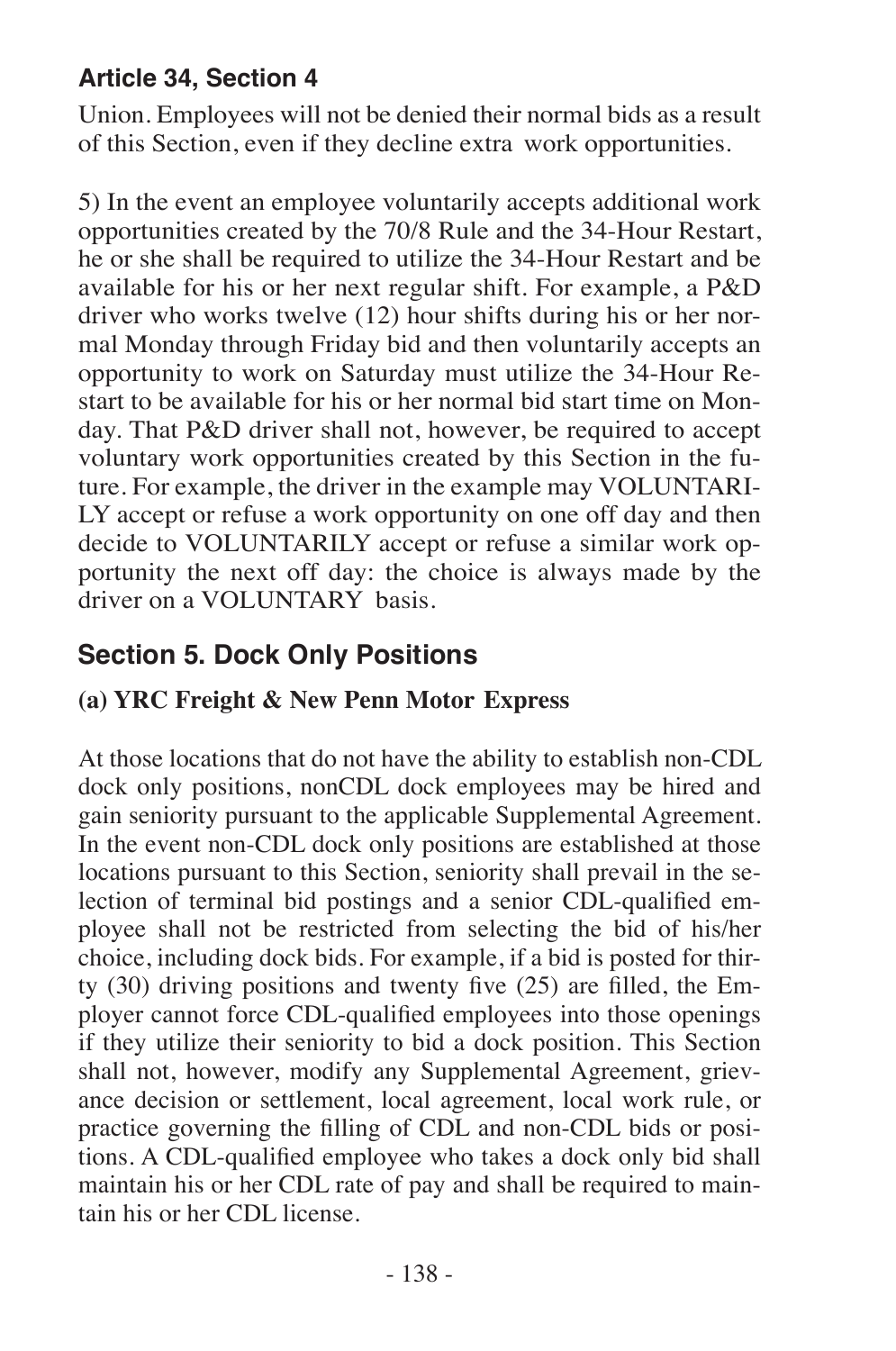Union. Employees will not be denied their normal bids as a result of this Section, even if they decline extra work opportunities.

5) In the event an employee voluntarily accepts additional work opportunities created by the 70/8 Rule and the 34-Hour Restart, he or she shall be required to utilize the 34-Hour Restart and be available for his or her next regular shift. For example, a P&D driver who works twelve (12) hour shifts during his or her normal Monday through Friday bid and then voluntarily accepts an opportunity to work on Saturday must utilize the 34-Hour Restart to be available for his or her normal bid start time on Monday. That P&D driver shall not, however, be required to accept voluntary work opportunities created by this Section in the future. For example, the driver in the example may VOLUNTARILY accept or refuse a work opportunity on one off day and then decide to VOLUNTARILY accept or refuse a similar work opportunity the next off day: the choice is always made by the driver on a VOLUNTARY basis.

## Section 5. Dock Only Positions

**(a) YRC Freight & New Penn Motor Express**

At those locations that do not have the ability to establish non-CDL dock only positions, nonCDL dock employees may be hired and gain seniority pursuant to the applicable Supplemental Agreement. In the event non-CDL dock only positions are established at those locations pursuant to this Section, seniority shall prevail in the selection of terminal bid postings and a senior CDL-qualified employee shall not be restricted from selecting the bid of his/her choice, including dock bids. For example, if a bid is posted for thirty (30) driving positions and twenty five (25) are filled, the Employer cannot force CDL-qualified employees into those openings if they utilize their seniority to bid a dock position. This Section shall not, however, modify any Supplemental Agreement, grievance decision or settlement, local agreement, local work rule, or practice governing the filling of CDL and non-CDL bids or positions. A CDL-qualified employee who takes a dock only bid shall maintain his or her CDL rate of pay and shall be required to maintain his or her CDL license.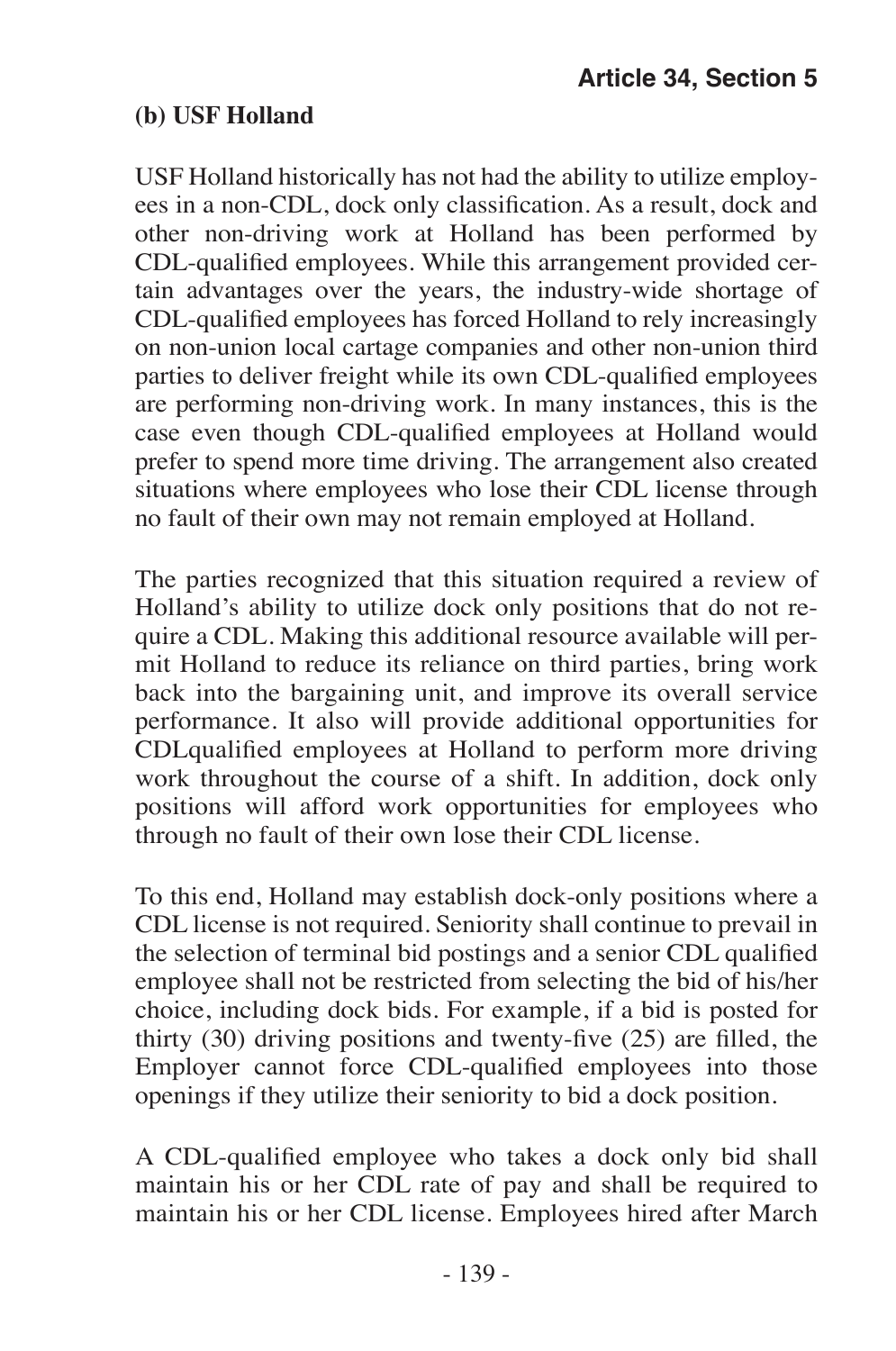**(b) USF Holland**

USF Holland historically has not had the ability to utilize employees in a non-CDL, dock only classification. As a result, dock and other non-driving work at Holland has been performed by CDL-qualified employees. While this arrangement provided certain advantages over the years, the industry-wide shortage of CDL-qualified employees has forced Holland to rely increasingly on non-union local cartage companies and other non-union third parties to deliver freight while its own CDL-qualified employees are performing non-driving work. In many instances, this is the case even though CDL-qualified employees at Holland would prefer to spend more time driving. The arrangement also created situations where employees who lose their CDL license through no fault of their own may not remain employed at Holland.

The parties recognized that this situation required a review of Holland's ability to utilize dock only positions that do not require a CDL. Making this additional resource available will permit Holland to reduce its reliance on third parties, bring work back into the bargaining unit, and improve its overall service performance. It also will provide additional opportunities for CDLqualified employees at Holland to perform more driving work throughout the course of a shift. In addition, dock only positions will afford work opportunities for employees who through no fault of their own lose their CDL license.

To this end, Holland may establish dock-only positions where a CDL license is not required. Seniority shall continue to prevail in the selection of terminal bid postings and a senior CDL qualified employee shall not be restricted from selecting the bid of his/her choice, including dock bids. For example, if a bid is posted for thirty (30) driving positions and twenty-five (25) are filled, the Employer cannot force CDL-qualified employees into those openings if they utilize their seniority to bid a dock position.

A CDL-qualified employee who takes a dock only bid shall maintain his or her CDL rate of pay and shall be required to maintain his or her CDL license. Employees hired after March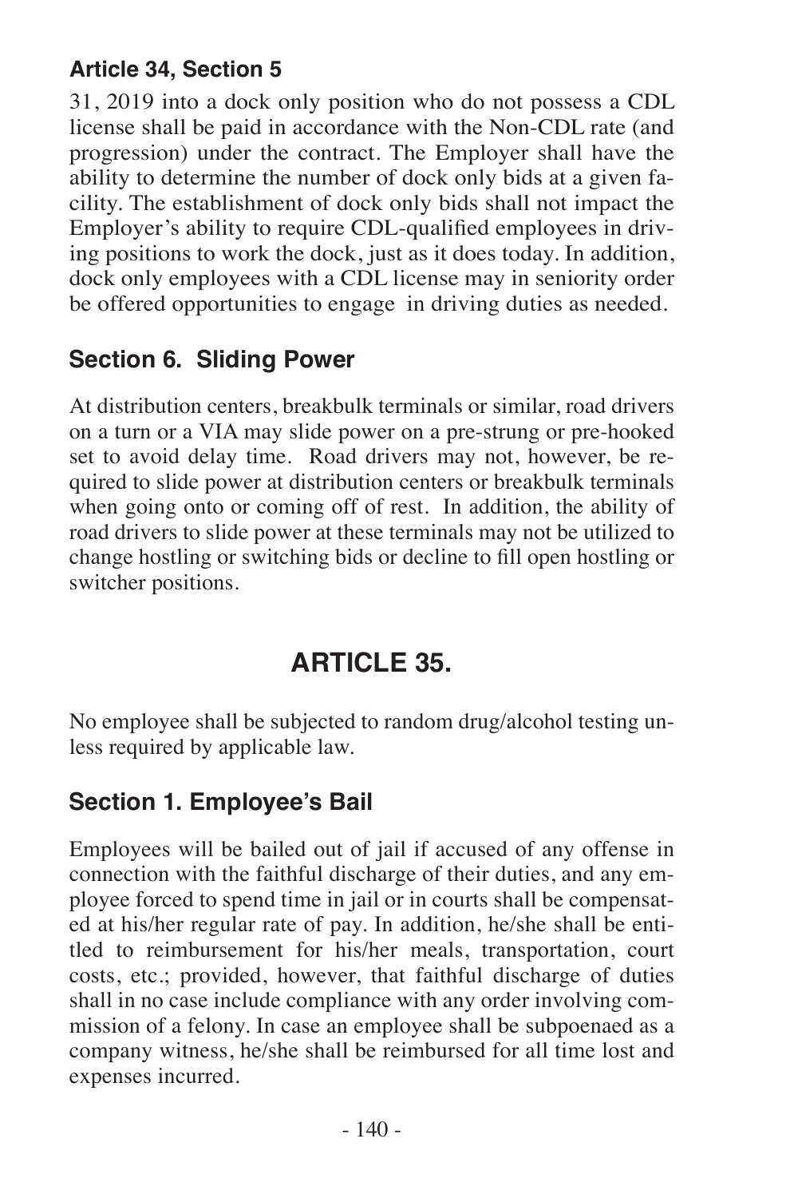**Article 34, Section 5**

31, 2019 into a dock only position who do not possess a CDL license shall be paid in accordance with the Non-CDL rate (and progression) under the contract. The Employer shall have the ability to determine the number of dock only bids at a given facility. The establishment of dock only bids shall not impact the Employer's ability to require CDL-qualified employees in driving positions to work the dock, just as it does today. In addition, dock only employees with a CDL license may in seniority order be offered opportunities to engage in driving duties as needed.

## Section 6. Sliding Power

At distribution centers, breakbulk terminals or similar, road drivers on a turn or a VIA may slide power on a pre-strung or pre-hooked set to avoid delay time. Road drivers may not, however, be required to slide power at distribution centers or breakbulk terminals when going onto or coming off of rest. In addition, the ability of road drivers to slide power at these terminals may not be utilized to change hostling or switching bids or decline to fill open hostling or switcher positions.

# ARTICLE 35.

No employee shall be subjected to random drug/alcohol testing unless required by applicable law.

## Section 1. Employee's Bail

Employees will be bailed out of jail if accused of any offense in connection with the faithful discharge of their duties, and any employee forced to spend time in jail or in courts shall be compensated at his/her regular rate of pay. In addition, he/she shall be entitled to reimbursement for his/her meals, transportation, court costs, etc.; provided, however, that faithful discharge of duties shall in no case include compliance with any order involving commission of a felony. In case an employee shall be subpoenaed as a company witness, he/she shall be reimbursed for all time lost and expenses incurred.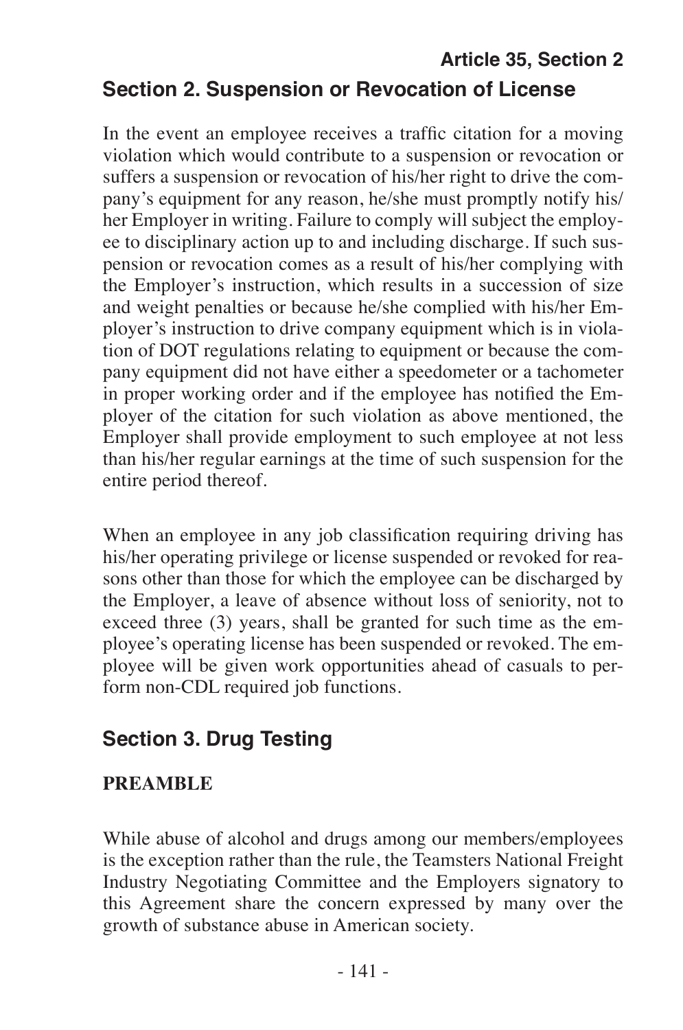## Section 2. Suspension or Revocation of License

In the event an employee receives a traffic citation for a moving violation which would contribute to a suspension or revocation or suffers a suspension or revocation of his/her right to drive the company's equipment for any reason, he/she must promptly notify his/her Employer in writing. Failure to comply will subject the employee to disciplinary action up to and including discharge. If such suspension or revocation comes as a result of his/her complying with the Employer's instruction, which results in a succession of size and weight penalties or because he/she complied with his/her Employer's instruction to drive company equipment which is in violation of DOT regulations relating to equipment or because the company equipment did not have either a speedometer or a tachometer in proper working order and if the employee has notified the Employer of the citation for such violation as above mentioned, the Employer shall provide employment to such employee at not less than his/her regular earnings at the time of such suspension for the entire period thereof.

When an employee in any job classification requiring driving has his/her operating privilege or license suspended or revoked for reasons other than those for which the employee can be discharged by the Employer, a leave of absence without loss of seniority, not to exceed three (3) years, shall be granted for such time as the employee's operating license has been suspended or revoked. The employee will be given work opportunities ahead of casuals to perform non-CDL required job functions.

## Section 3. Drug Testing

**PREAMBLE**

While abuse of alcohol and drugs among our members/employees is the exception rather than the rule, the Teamsters National Freight Industry Negotiating Committee and the Employers signatory to this Agreement share the concern expressed by many over the growth of substance abuse in American society.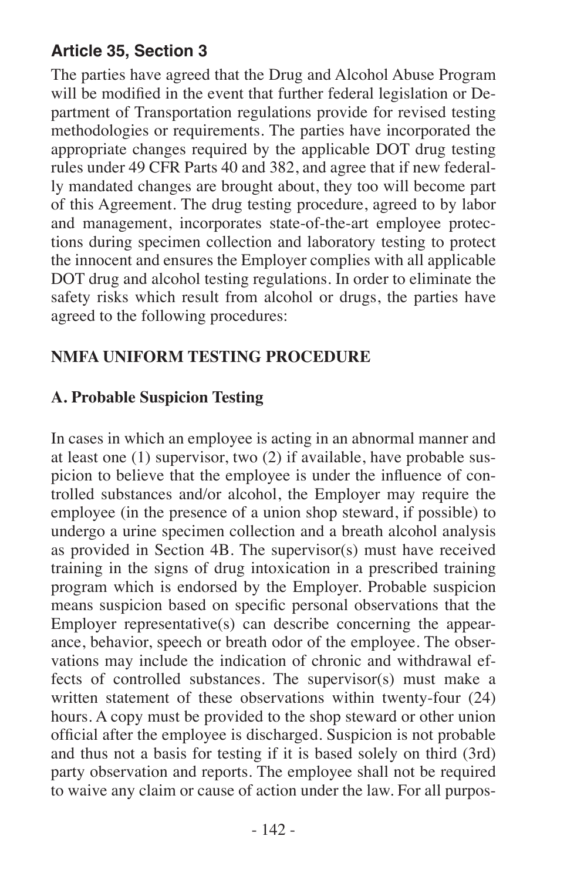### Article 35, Section 3

The parties have agreed that the Drug and Alcohol Abuse Program will be modified in the event that further federal legislation or Department of Transportation regulations provide for revised testing methodologies or requirements. The parties have incorporated the appropriate changes required by the applicable DOT drug testing rules under 49 CFR Parts 40 and 382, and agree that if new federally mandated changes are brought about, they too will become part of this Agreement. The drug testing procedure, agreed to by labor and management, incorporates state-of-the-art employee protections during specimen collection and laboratory testing to protect the innocent and ensures the Employer complies with all applicable DOT drug and alcohol testing regulations. In order to eliminate the safety risks which result from alcohol or drugs, the parties have agreed to the following procedures:

**NMFA UNIFORM TESTING PROCEDURE**

**A. Probable Suspicion Testing**

In cases in which an employee is acting in an abnormal manner and at least one (1) supervisor, two (2) if available, have probable suspicion to believe that the employee is under the influence of controlled substances and/or alcohol, the Employer may require the employee (in the presence of a union shop steward, if possible) to undergo a urine specimen collection and a breath alcohol analysis as provided in Section 4B. The supervisor(s) must have received training in the signs of drug intoxication in a prescribed training program which is endorsed by the Employer. Probable suspicion means suspicion based on specific personal observations that the Employer representative(s) can describe concerning the appearance, behavior, speech or breath odor of the employee. The observations may include the indication of chronic and withdrawal effects of controlled substances. The supervisor(s) must make a written statement of these observations within twenty-four (24) hours. A copy must be provided to the shop steward or other union official after the employee is discharged. Suspicion is not probable and thus not a basis for testing if it is based solely on third (3rd) party observation and reports. The employee shall not be required to waive any claim or cause of action under the law. For all purpos-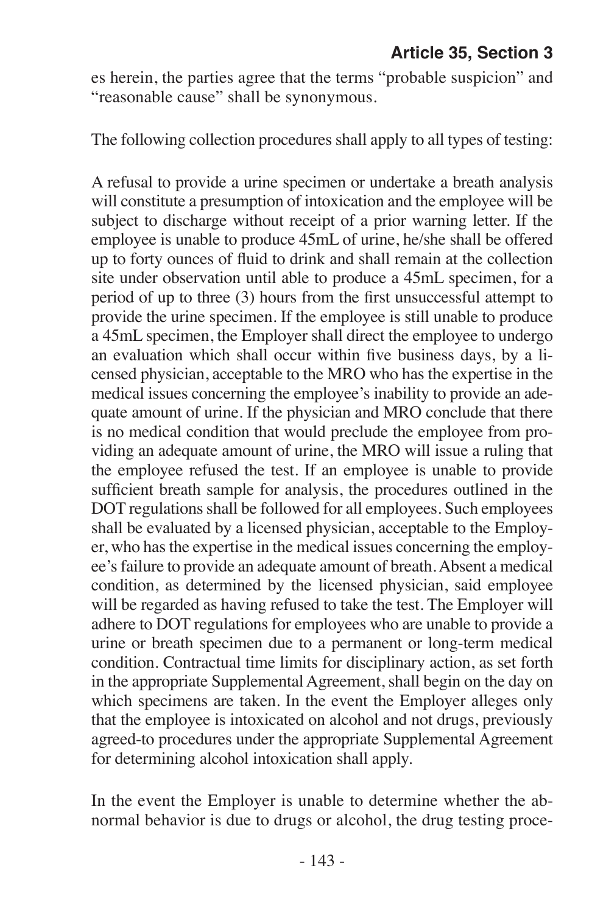es herein, the parties agree that the terms "probable suspicion" and "reasonable cause" shall be synonymous.

The following collection procedures shall apply to all types of testing:

A refusal to provide a urine specimen or undertake a breath analysis will constitute a presumption of intoxication and the employee will be subject to discharge without receipt of a prior warning letter. If the employee is unable to produce 45mL of urine, he/she shall be offered up to forty ounces of fluid to drink and shall remain at the collection site under observation until able to produce a 45mL specimen, for a period of up to three (3) hours from the first unsuccessful attempt to provide the urine specimen. If the employee is still unable to produce a 45mL specimen, the Employer shall direct the employee to undergo an evaluation which shall occur within five business days, by a licensed physician, acceptable to the MRO who has the expertise in the medical issues concerning the employee's inability to provide an adequate amount of urine. If the physician and MRO conclude that there is no medical condition that would preclude the employee from providing an adequate amount of urine, the MRO will issue a ruling that the employee refused the test. If an employee is unable to provide sufficient breath sample for analysis, the procedures outlined in the DOT regulations shall be followed for all employees. Such employees shall be evaluated by a licensed physician, acceptable to the Employer, who has the expertise in the medical issues concerning the employee's failure to provide an adequate amount of breath. Absent a medical condition, as determined by the licensed physician, said employee will be regarded as having refused to take the test. The Employer will adhere to DOT regulations for employees who are unable to provide a urine or breath specimen due to a permanent or long-term medical condition. Contractual time limits for disciplinary action, as set forth in the appropriate Supplemental Agreement, shall begin on the day on which specimens are taken. In the event the Employer alleges only that the employee is intoxicated on alcohol and not drugs, previously agreed-to procedures under the appropriate Supplemental Agreement for determining alcohol intoxication shall apply.

In the event the Employer is unable to determine whether the abnormal behavior is due to drugs or alcohol, the drug testing proce-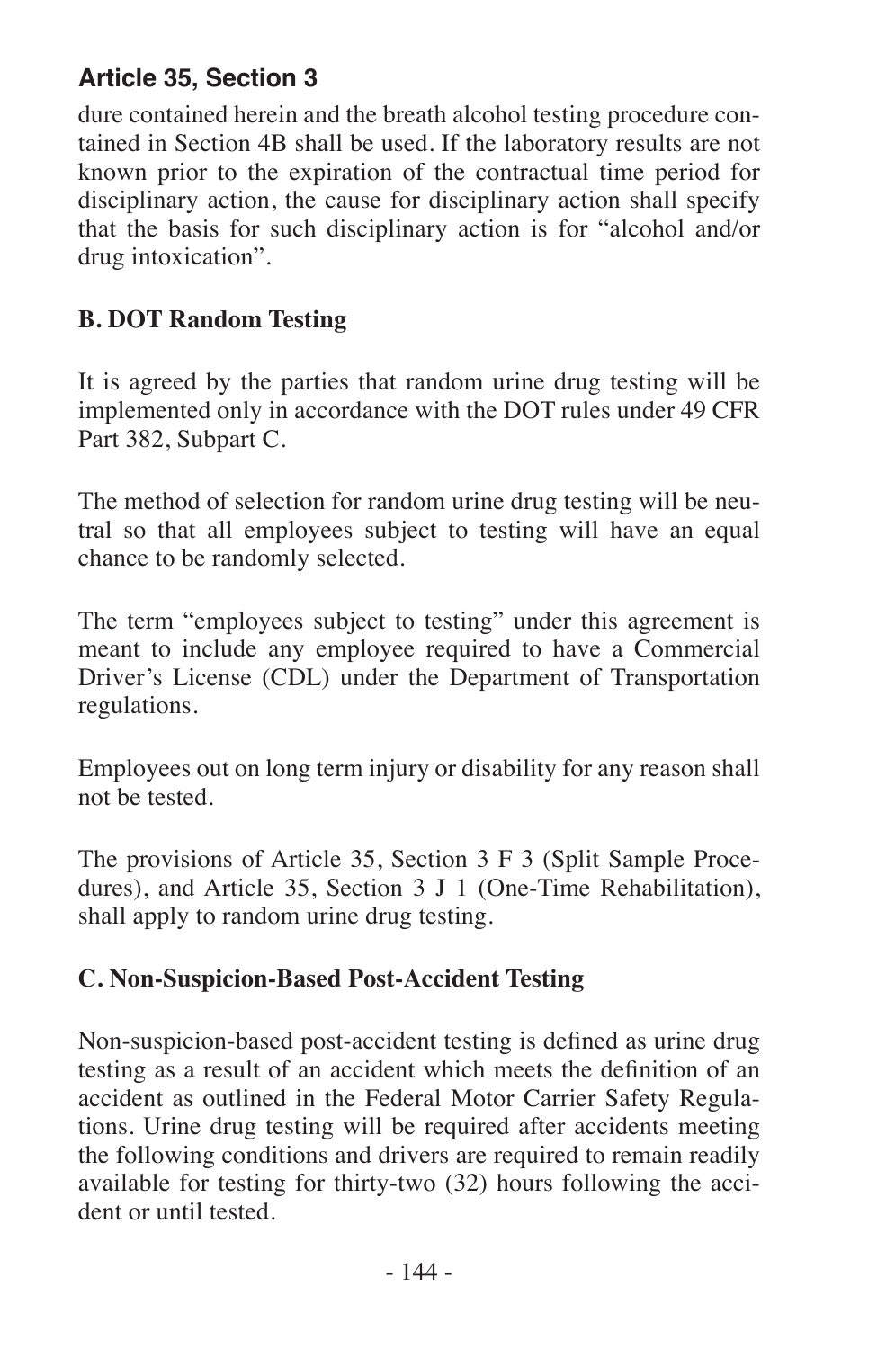dure contained herein and the breath alcohol testing procedure contained in Section 4B shall be used. If the laboratory results are not known prior to the expiration of the contractual time period for disciplinary action, the cause for disciplinary action shall specify that the basis for such disciplinary action is for "alcohol and/or drug intoxication".

**B. DOT Random Testing**

It is agreed by the parties that random urine drug testing will be implemented only in accordance with the DOT rules under 49 CFR Part 382, Subpart C.

The method of selection for random urine drug testing will be neutral so that all employees subject to testing will have an equal chance to be randomly selected.

The term "employees subject to testing" under this agreement is meant to include any employee required to have a Commercial Driver's License (CDL) under the Department of Transportation regulations.

Employees out on long term injury or disability for any reason shall not be tested.

The provisions of Article 35, Section 3 F 3 (Split Sample Procedures), and Article 35, Section 3 J 1 (One-Time Rehabilitation), shall apply to random urine drug testing.

**C. Non-Suspicion-Based Post-Accident Testing**

Non-suspicion-based post-accident testing is defined as urine drug testing as a result of an accident which meets the definition of an accident as outlined in the Federal Motor Carrier Safety Regulations. Urine drug testing will be required after accidents meeting the following conditions and drivers are required to remain readily available for testing for thirty-two (32) hours following the accident or until tested.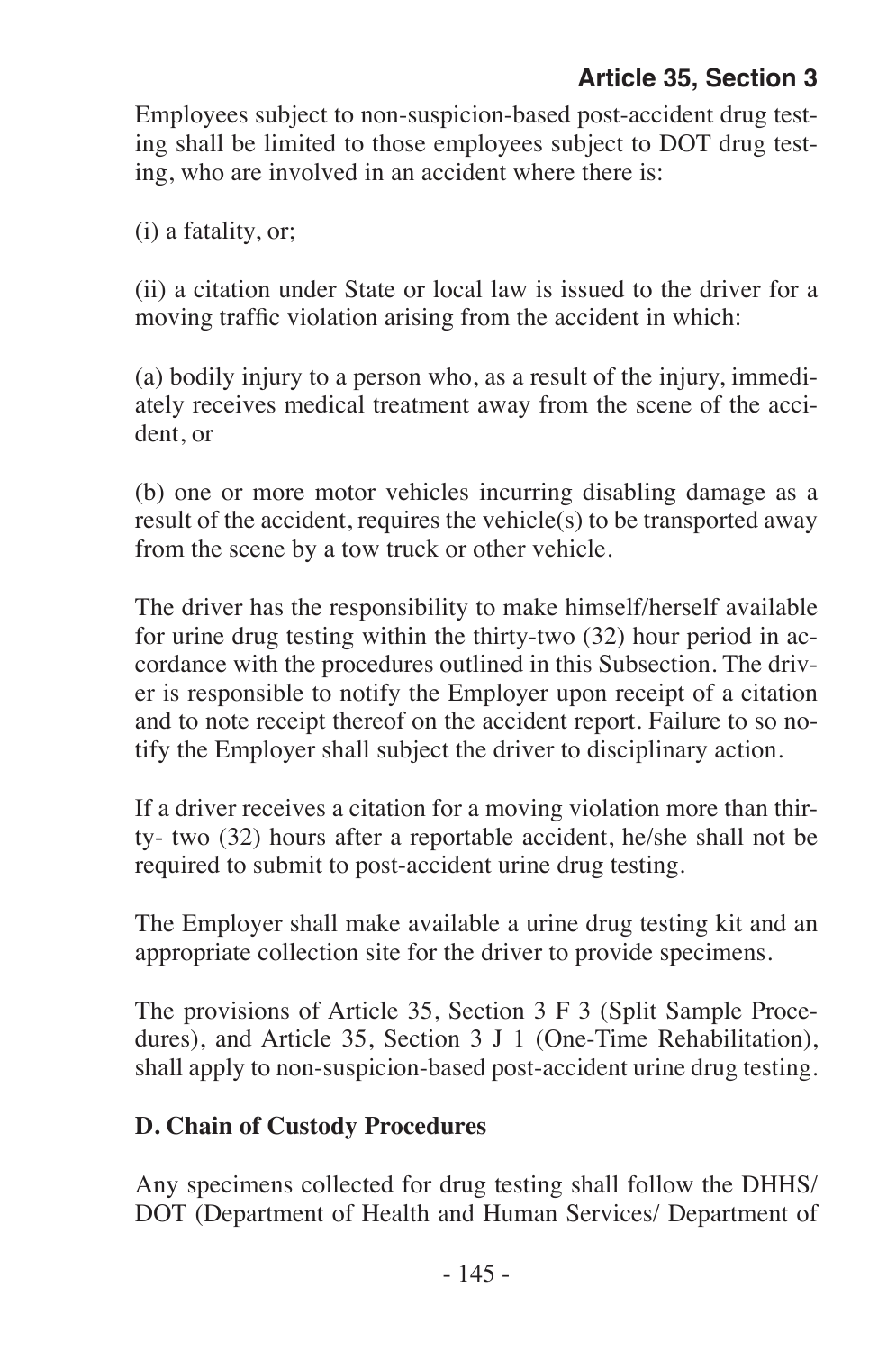Employees subject to non-suspicion-based post-accident drug testing shall be limited to those employees subject to DOT drug testing, who are involved in an accident where there is:

(i) a fatality, or;

(ii) a citation under State or local law is issued to the driver for a moving traffic violation arising from the accident in which:

(a) bodily injury to a person who, as a result of the injury, immediately receives medical treatment away from the scene of the accident, or

(b) one or more motor vehicles incurring disabling damage as a result of the accident, requires the vehicle(s) to be transported away from the scene by a tow truck or other vehicle.

The driver has the responsibility to make himself/herself available for urine drug testing within the thirty-two (32) hour period in accordance with the procedures outlined in this Subsection. The driver is responsible to notify the Employer upon receipt of a citation and to note receipt thereof on the accident report. Failure to so notify the Employer shall subject the driver to disciplinary action.

If a driver receives a citation for a moving violation more than thirty- two (32) hours after a reportable accident, he/she shall not be required to submit to post-accident urine drug testing.

The Employer shall make available a urine drug testing kit and an appropriate collection site for the driver to provide specimens.

The provisions of Article 35, Section 3 F 3 (Split Sample Procedures), and Article 35, Section 3 J 1 (One-Time Rehabilitation), shall apply to non-suspicion-based post-accident urine drug testing.

**D. Chain of Custody Procedures**

Any specimens collected for drug testing shall follow the DHHS/ DOT (Department of Health and Human Services/ Department of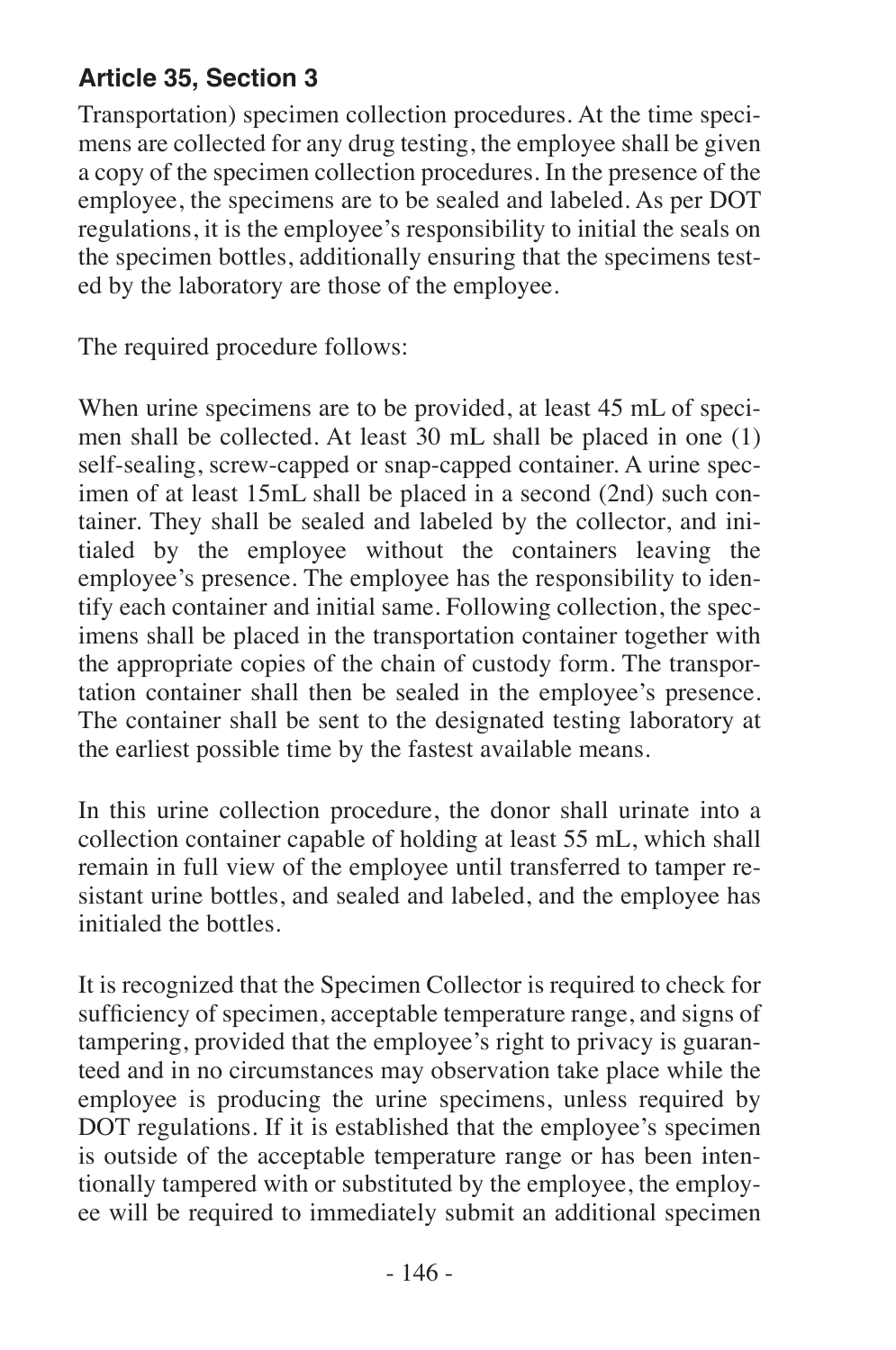## Article 35, Section 3

Transportation) specimen collection procedures. At the time specimens are collected for any drug testing, the employee shall be given a copy of the specimen collection procedures. In the presence of the employee, the specimens are to be sealed and labeled. As per DOT regulations, it is the employee's responsibility to initial the seals on the specimen bottles, additionally ensuring that the specimens tested by the laboratory are those of the employee.

The required procedure follows:

When urine specimens are to be provided, at least 45 mL of specimen shall be collected. At least 30 mL shall be placed in one (1) self-sealing, screw-capped or snap-capped container. A urine specimen of at least 15mL shall be placed in a second (2nd) such container. They shall be sealed and labeled by the collector, and initialed by the employee without the containers leaving the employee's presence. The employee has the responsibility to identify each container and initial same. Following collection, the specimens shall be placed in the transportation container together with the appropriate copies of the chain of custody form. The transportation container shall then be sealed in the employee's presence. The container shall be sent to the designated testing laboratory at the earliest possible time by the fastest available means.

In this urine collection procedure, the donor shall urinate into a collection container capable of holding at least 55 mL, which shall remain in full view of the employee until transferred to tamper resistant urine bottles, and sealed and labeled, and the employee has initialed the bottles.

It is recognized that the Specimen Collector is required to check for sufficiency of specimen, acceptable temperature range, and signs of tampering, provided that the employee's right to privacy is guaranteed and in no circumstances may observation take place while the employee is producing the urine specimens, unless required by DOT regulations. If it is established that the employee's specimen is outside of the acceptable temperature range or has been intentionally tampered with or substituted by the employee, the employee will be required to immediately submit an additional specimen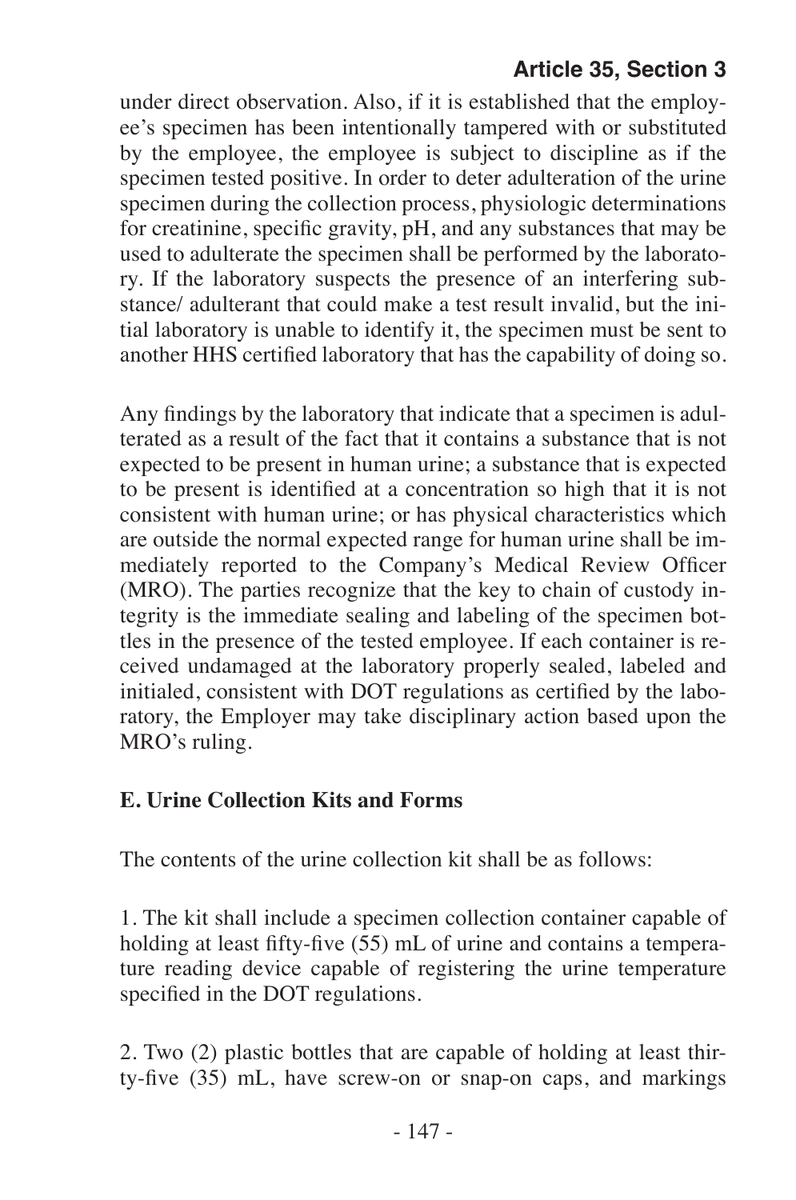under direct observation. Also, if it is established that the employee's specimen has been intentionally tampered with or substituted by the employee, the employee is subject to discipline as if the specimen tested positive. In order to deter adulteration of the urine specimen during the collection process, physiologic determinations for creatinine, specific gravity, pH, and any substances that may be used to adulterate the specimen shall be performed by the laboratory. If the laboratory suspects the presence of an interfering substance/ adulterant that could make a test result invalid, but the initial laboratory is unable to identify it, the specimen must be sent to another HHS certified laboratory that has the capability of doing so.

Any findings by the laboratory that indicate that a specimen is adulterated as a result of the fact that it contains a substance that is not expected to be present in human urine; a substance that is expected to be present is identified at a concentration so high that it is not consistent with human urine; or has physical characteristics which are outside the normal expected range for human urine shall be immediately reported to the Company's Medical Review Officer (MRO). The parties recognize that the key to chain of custody integrity is the immediate sealing and labeling of the specimen bottles in the presence of the tested employee. If each container is received undamaged at the laboratory properly sealed, labeled and initialed, consistent with DOT regulations as certified by the laboratory, the Employer may take disciplinary action based upon the MRO's ruling.

**E. Urine Collection Kits and Forms**

The contents of the urine collection kit shall be as follows:

1. The kit shall include a specimen collection container capable of holding at least fifty-five (55) mL of urine and contains a temperature reading device capable of registering the urine temperature specified in the DOT regulations.

2. Two (2) plastic bottles that are capable of holding at least thirty-five (35) mL, have screw-on or snap-on caps, and markings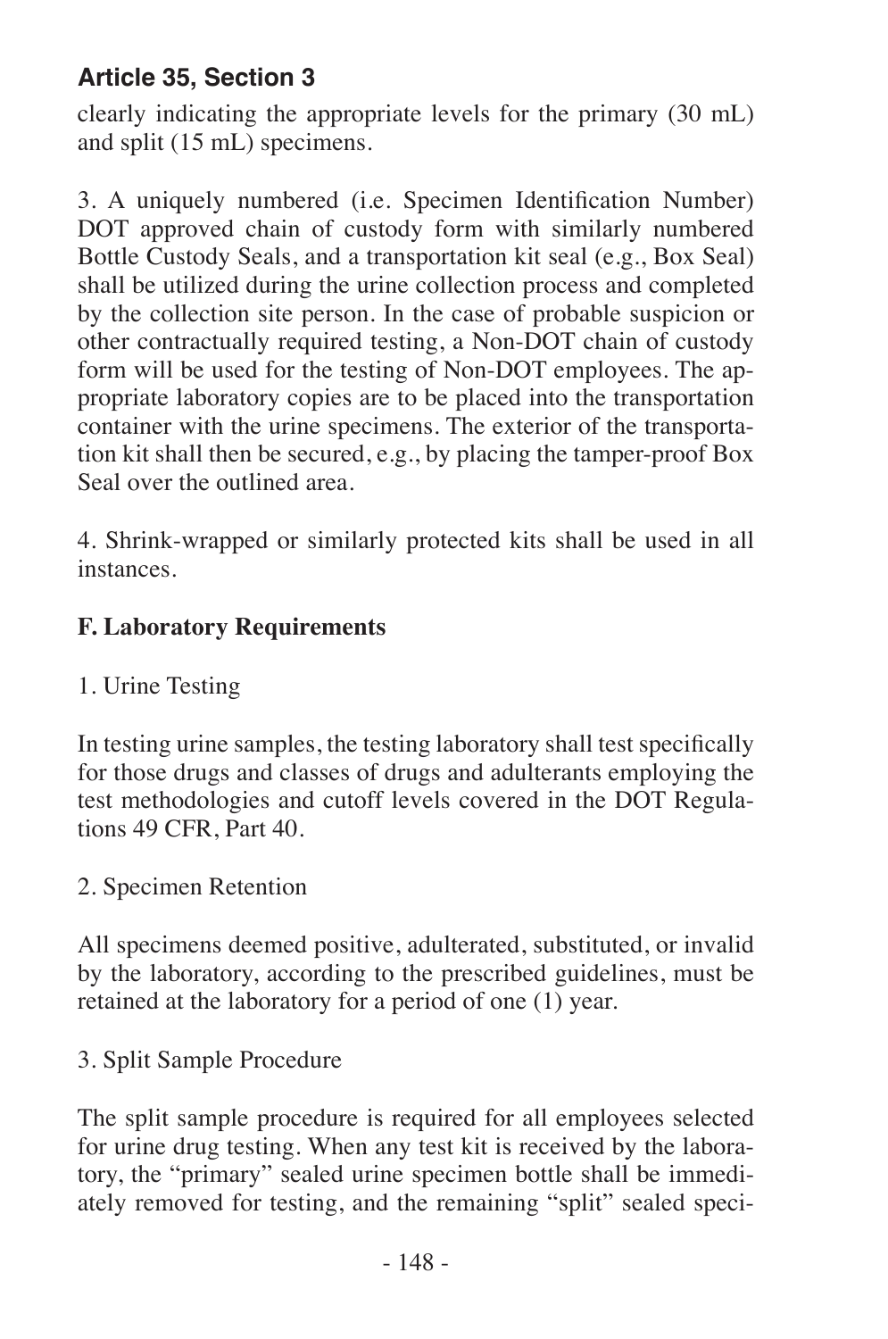clearly indicating the appropriate levels for the primary (30 mL) and split (15 mL) specimens.

3. A uniquely numbered (i.e. Specimen Identification Number) DOT approved chain of custody form with similarly numbered Bottle Custody Seals, and a transportation kit seal (e.g., Box Seal) shall be utilized during the urine collection process and completed by the collection site person. In the case of probable suspicion or other contractually required testing, a Non-DOT chain of custody form will be used for the testing of Non-DOT employees. The appropriate laboratory copies are to be placed into the transportation container with the urine specimens. The exterior of the transportation kit shall then be secured, e.g., by placing the tamper-proof Box Seal over the outlined area.

4. Shrink-wrapped or similarly protected kits shall be used in all instances.

**F. Laboratory Requirements**

1. Urine Testing

In testing urine samples, the testing laboratory shall test specifically for those drugs and classes of drugs and adulterants employing the test methodologies and cutoff levels covered in the DOT Regulations 49 CFR, Part 40.

2. Specimen Retention

All specimens deemed positive, adulterated, substituted, or invalid by the laboratory, according to the prescribed guidelines, must be retained at the laboratory for a period of one (1) year.

3. Split Sample Procedure

The split sample procedure is required for all employees selected for urine drug testing. When any test kit is received by the laboratory, the "primary" sealed urine specimen bottle shall be immediately removed for testing, and the remaining "split" sealed speci-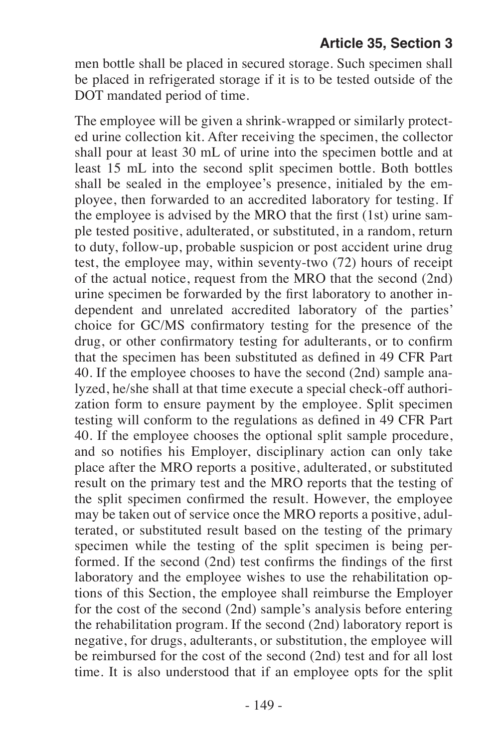men bottle shall be placed in secured storage. Such specimen shall be placed in refrigerated storage if it is to be tested outside of the DOT mandated period of time.

The employee will be given a shrink-wrapped or similarly protected urine collection kit. After receiving the specimen, the collector shall pour at least 30 mL of urine into the specimen bottle and at least 15 mL into the second split specimen bottle. Both bottles shall be sealed in the employee's presence, initialed by the employee, then forwarded to an accredited laboratory for testing. If the employee is advised by the MRO that the first (1st) urine sample tested positive, adulterated, or substituted, in a random, return to duty, follow-up, probable suspicion or post accident urine drug test, the employee may, within seventy-two (72) hours of receipt of the actual notice, request from the MRO that the second (2nd) urine specimen be forwarded by the first laboratory to another independent and unrelated accredited laboratory of the parties' choice for GC/MS confirmatory testing for the presence of the drug, or other confirmatory testing for adulterants, or to confirm that the specimen has been substituted as defined in 49 CFR Part 40. If the employee chooses to have the second (2nd) sample analyzed, he/she shall at that time execute a special check-off authorization form to ensure payment by the employee. Split specimen testing will conform to the regulations as defined in 49 CFR Part 40. If the employee chooses the optional split sample procedure, and so notifies his Employer, disciplinary action can only take place after the MRO reports a positive, adulterated, or substituted result on the primary test and the MRO reports that the testing of the split specimen confirmed the result. However, the employee may be taken out of service once the MRO reports a positive, adulterated, or substituted result based on the testing of the primary specimen while the testing of the split specimen is being performed. If the second (2nd) test confirms the findings of the first laboratory and the employee wishes to use the rehabilitation options of this Section, the employee shall reimburse the Employer for the cost of the second (2nd) sample's analysis before entering the rehabilitation program. If the second (2nd) laboratory report is negative, for drugs, adulterants, or substitution, the employee will be reimbursed for the cost of the second (2nd) test and for all lost time. It is also understood that if an employee opts for the split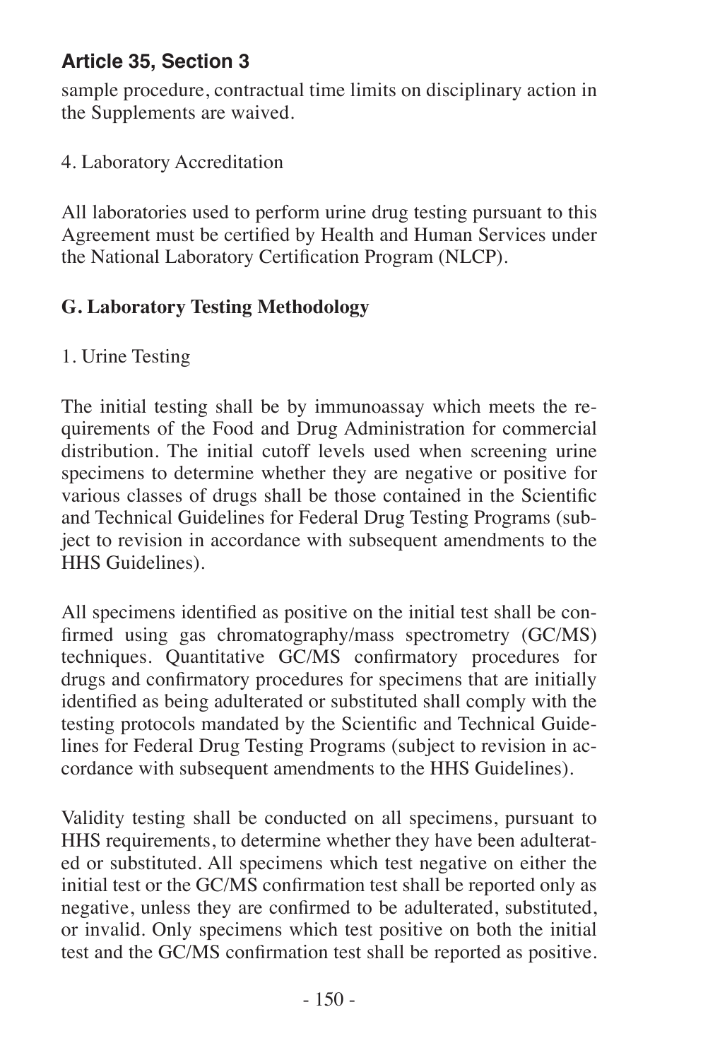sample procedure, contractual time limits on disciplinary action in the Supplements are waived.

4. Laboratory Accreditation

All laboratories used to perform urine drug testing pursuant to this Agreement must be certified by Health and Human Services under the National Laboratory Certification Program (NLCP).

**G. Laboratory Testing Methodology**

1. Urine Testing

The initial testing shall be by immunoassay which meets the requirements of the Food and Drug Administration for commercial distribution. The initial cutoff levels used when screening urine specimens to determine whether they are negative or positive for various classes of drugs shall be those contained in the Scientific and Technical Guidelines for Federal Drug Testing Programs (subject to revision in accordance with subsequent amendments to the HHS Guidelines).

All specimens identified as positive on the initial test shall be confirmed using gas chromatography/mass spectrometry (GC/MS) techniques. Quantitative GC/MS confirmatory procedures for drugs and confirmatory procedures for specimens that are initially identified as being adulterated or substituted shall comply with the testing protocols mandated by the Scientific and Technical Guidelines for Federal Drug Testing Programs (subject to revision in accordance with subsequent amendments to the HHS Guidelines).

Validity testing shall be conducted on all specimens, pursuant to HHS requirements, to determine whether they have been adulterated or substituted. All specimens which test negative on either the initial test or the GC/MS confirmation test shall be reported only as negative, unless they are confirmed to be adulterated, substituted, or invalid. Only specimens which test positive on both the initial test and the GC/MS confirmation test shall be reported as positive.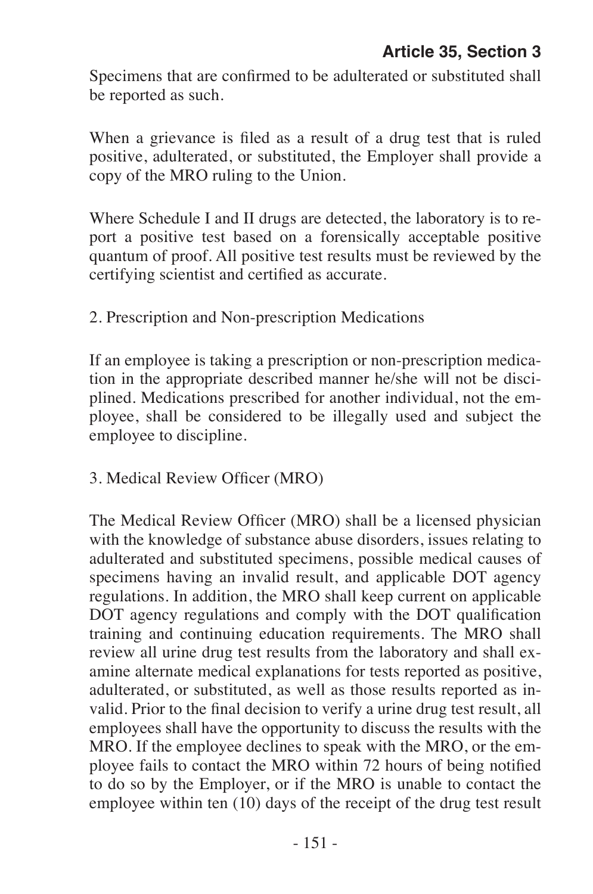Specimens that are confirmed to be adulterated or substituted shall be reported as such.

When a grievance is filed as a result of a drug test that is ruled positive, adulterated, or substituted, the Employer shall provide a copy of the MRO ruling to the Union.

Where Schedule I and II drugs are detected, the laboratory is to report a positive test based on a forensically acceptable positive quantum of proof. All positive test results must be reviewed by the certifying scientist and certified as accurate.

2. Prescription and Non-prescription Medications

If an employee is taking a prescription or non-prescription medication in the appropriate described manner he/she will not be disciplined. Medications prescribed for another individual, not the employee, shall be considered to be illegally used and subject the employee to discipline.

3. Medical Review Officer (MRO)

The Medical Review Officer (MRO) shall be a licensed physician with the knowledge of substance abuse disorders, issues relating to adulterated and substituted specimens, possible medical causes of specimens having an invalid result, and applicable DOT agency regulations. In addition, the MRO shall keep current on applicable DOT agency regulations and comply with the DOT qualification training and continuing education requirements. The MRO shall review all urine drug test results from the laboratory and shall examine alternate medical explanations for tests reported as positive, adulterated, or substituted, as well as those results reported as invalid. Prior to the final decision to verify a urine drug test result, all employees shall have the opportunity to discuss the results with the MRO. If the employee declines to speak with the MRO, or the employee fails to contact the MRO within 72 hours of being notified to do so by the Employer, or if the MRO is unable to contact the employee within ten (10) days of the receipt of the drug test result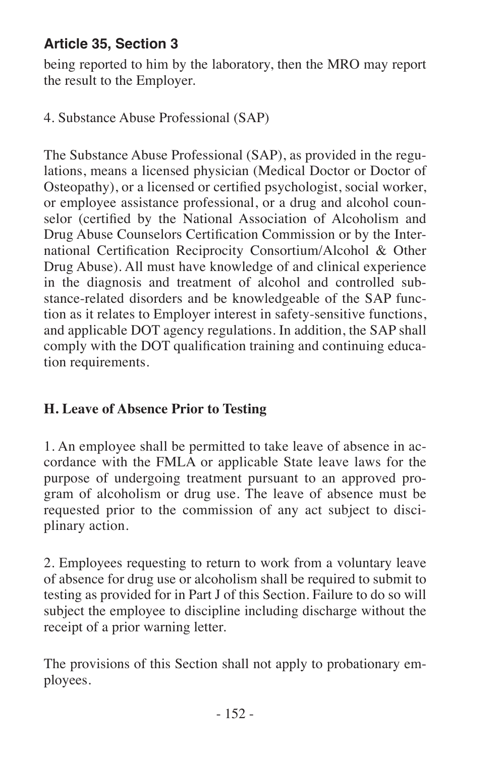being reported to him by the laboratory, then the MRO may report the result to the Employer.

4. Substance Abuse Professional (SAP)

The Substance Abuse Professional (SAP), as provided in the regulations, means a licensed physician (Medical Doctor or Doctor of Osteopathy), or a licensed or certified psychologist, social worker, or employee assistance professional, or a drug and alcohol counselor (certified by the National Association of Alcoholism and Drug Abuse Counselors Certification Commission or by the International Certification Reciprocity Consortium/Alcohol & Other Drug Abuse). All must have knowledge of and clinical experience in the diagnosis and treatment of alcohol and controlled substance-related disorders and be knowledgeable of the SAP function as it relates to Employer interest in safety-sensitive functions, and applicable DOT agency regulations. In addition, the SAP shall comply with the DOT qualification training and continuing education requirements.

**H. Leave of Absence Prior to Testing**

1. An employee shall be permitted to take leave of absence in accordance with the FMLA or applicable State leave laws for the purpose of undergoing treatment pursuant to an approved program of alcoholism or drug use. The leave of absence must be requested prior to the commission of any act subject to disciplinary action.

2. Employees requesting to return to work from a voluntary leave of absence for drug use or alcoholism shall be required to submit to testing as provided for in Part J of this Section. Failure to do so will subject the employee to discipline including discharge without the receipt of a prior warning letter.

The provisions of this Section shall not apply to probationary employees.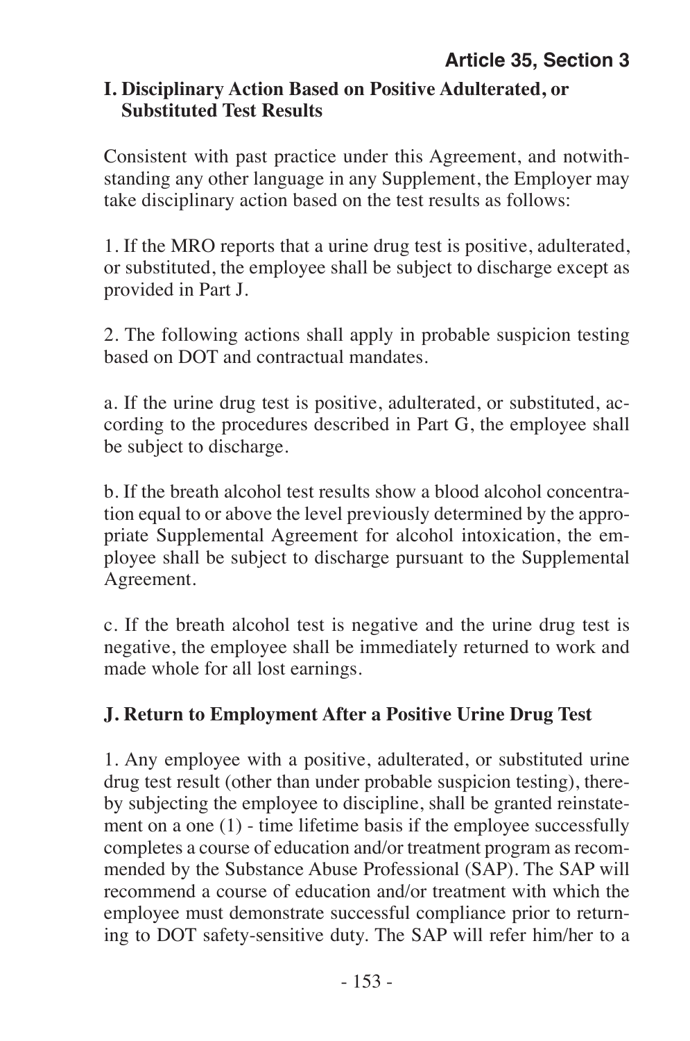### I. Disciplinary Action Based on Positive Adulterated, or Substituted Test Results

Consistent with past practice under this Agreement, and notwithstanding any other language in any Supplement, the Employer may take disciplinary action based on the test results as follows:

1. If the MRO reports that a urine drug test is positive, adulterated, or substituted, the employee shall be subject to discharge except as provided in Part J.

2. The following actions shall apply in probable suspicion testing based on DOT and contractual mandates.

a. If the urine drug test is positive, adulterated, or substituted, according to the procedures described in Part G, the employee shall be subject to discharge.

b. If the breath alcohol test results show a blood alcohol concentration equal to or above the level previously determined by the appropriate Supplemental Agreement for alcohol intoxication, the employee shall be subject to discharge pursuant to the Supplemental Agreement.

c. If the breath alcohol test is negative and the urine drug test is negative, the employee shall be immediately returned to work and made whole for all lost earnings.

### J. Return to Employment After a Positive Urine Drug Test

1. Any employee with a positive, adulterated, or substituted urine drug test result (other than under probable suspicion testing), thereby subjecting the employee to discipline, shall be granted reinstatement on a one (1) - time lifetime basis if the employee successfully completes a course of education and/or treatment program as recommended by the Substance Abuse Professional (SAP). The SAP will recommend a course of education and/or treatment with which the employee must demonstrate successful compliance prior to returning to DOT safety-sensitive duty. The SAP will refer him/her to a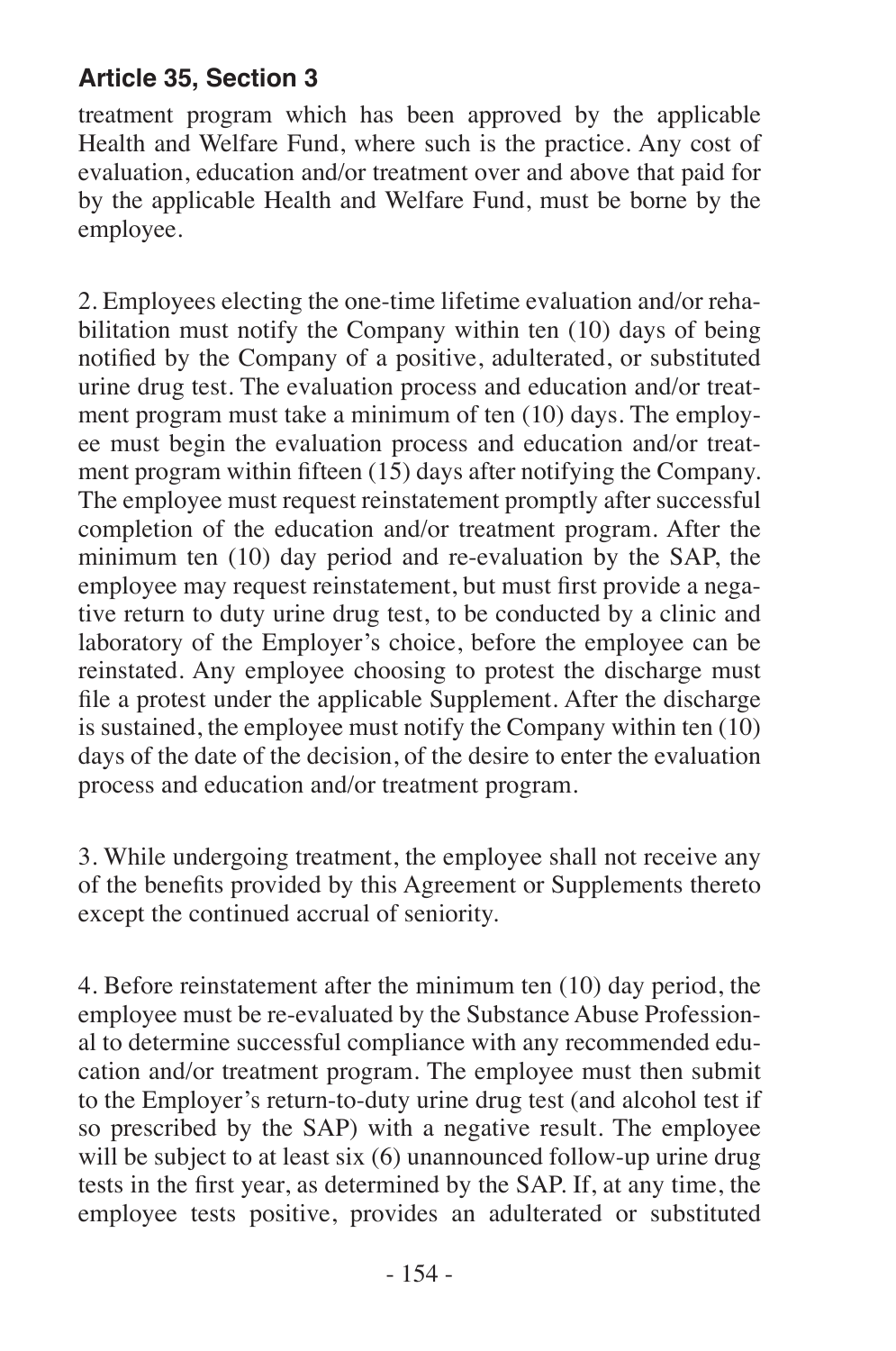treatment program which has been approved by the applicable Health and Welfare Fund, where such is the practice. Any cost of evaluation, education and/or treatment over and above that paid for by the applicable Health and Welfare Fund, must be borne by the employee.

2. Employees electing the one-time lifetime evaluation and/or rehabilitation must notify the Company within ten (10) days of being notified by the Company of a positive, adulterated, or substituted urine drug test. The evaluation process and education and/or treatment program must take a minimum of ten (10) days. The employee must begin the evaluation process and education and/or treatment program within fifteen (15) days after notifying the Company. The employee must request reinstatement promptly after successful completion of the education and/or treatment program. After the minimum ten (10) day period and re-evaluation by the SAP, the employee may request reinstatement, but must first provide a negative return to duty urine drug test, to be conducted by a clinic and laboratory of the Employer's choice, before the employee can be reinstated. Any employee choosing to protest the discharge must file a protest under the applicable Supplement. After the discharge is sustained, the employee must notify the Company within ten (10) days of the date of the decision, of the desire to enter the evaluation process and education and/or treatment program.

3. While undergoing treatment, the employee shall not receive any of the benefits provided by this Agreement or Supplements thereto except the continued accrual of seniority.

4. Before reinstatement after the minimum ten (10) day period, the employee must be re-evaluated by the Substance Abuse Professional to determine successful compliance with any recommended education and/or treatment program. The employee must then submit to the Employer's return-to-duty urine drug test (and alcohol test if so prescribed by the SAP) with a negative result. The employee will be subject to at least six (6) unannounced follow-up urine drug tests in the first year, as determined by the SAP. If, at any time, the employee tests positive, provides an adulterated or substituted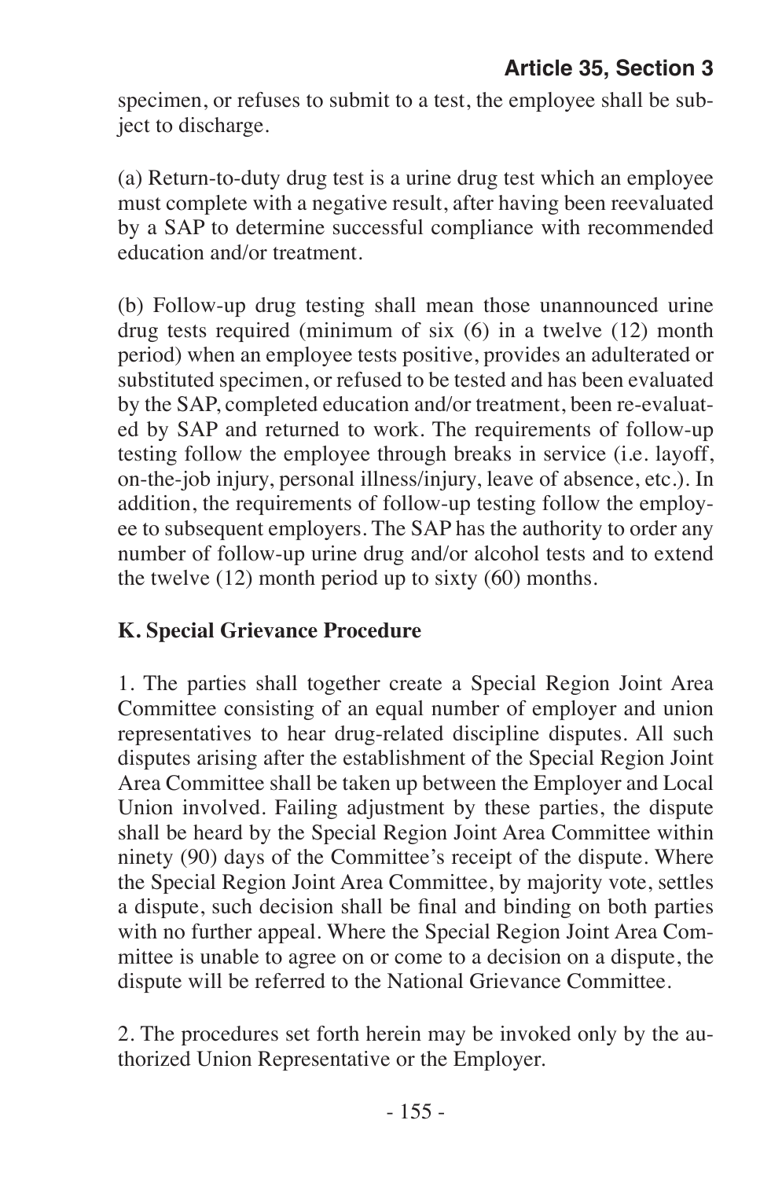specimen, or refuses to submit to a test, the employee shall be subject to discharge.

(a) Return-to-duty drug test is a urine drug test which an employee must complete with a negative result, after having been reevaluated by a SAP to determine successful compliance with recommended education and/or treatment.

(b) Follow-up drug testing shall mean those unannounced urine drug tests required (minimum of six (6) in a twelve (12) month period) when an employee tests positive, provides an adulterated or substituted specimen, or refused to be tested and has been evaluated by the SAP, completed education and/or treatment, been re-evaluated by SAP and returned to work. The requirements of follow-up testing follow the employee through breaks in service (i.e. layoff, on-the-job injury, personal illness/injury, leave of absence, etc.). In addition, the requirements of follow-up testing follow the employee to subsequent employers. The SAP has the authority to order any number of follow-up urine drug and/or alcohol tests and to extend the twelve (12) month period up to sixty (60) months.

**K. Special Grievance Procedure**

1. The parties shall together create a Special Region Joint Area Committee consisting of an equal number of employer and union representatives to hear drug-related discipline disputes. All such disputes arising after the establishment of the Special Region Joint Area Committee shall be taken up between the Employer and Local Union involved. Failing adjustment by these parties, the dispute shall be heard by the Special Region Joint Area Committee within ninety (90) days of the Committee's receipt of the dispute. Where the Special Region Joint Area Committee, by majority vote, settles a dispute, such decision shall be final and binding on both parties with no further appeal. Where the Special Region Joint Area Committee is unable to agree on or come to a decision on a dispute, the dispute will be referred to the National Grievance Committee.

2. The procedures set forth herein may be invoked only by the authorized Union Representative or the Employer.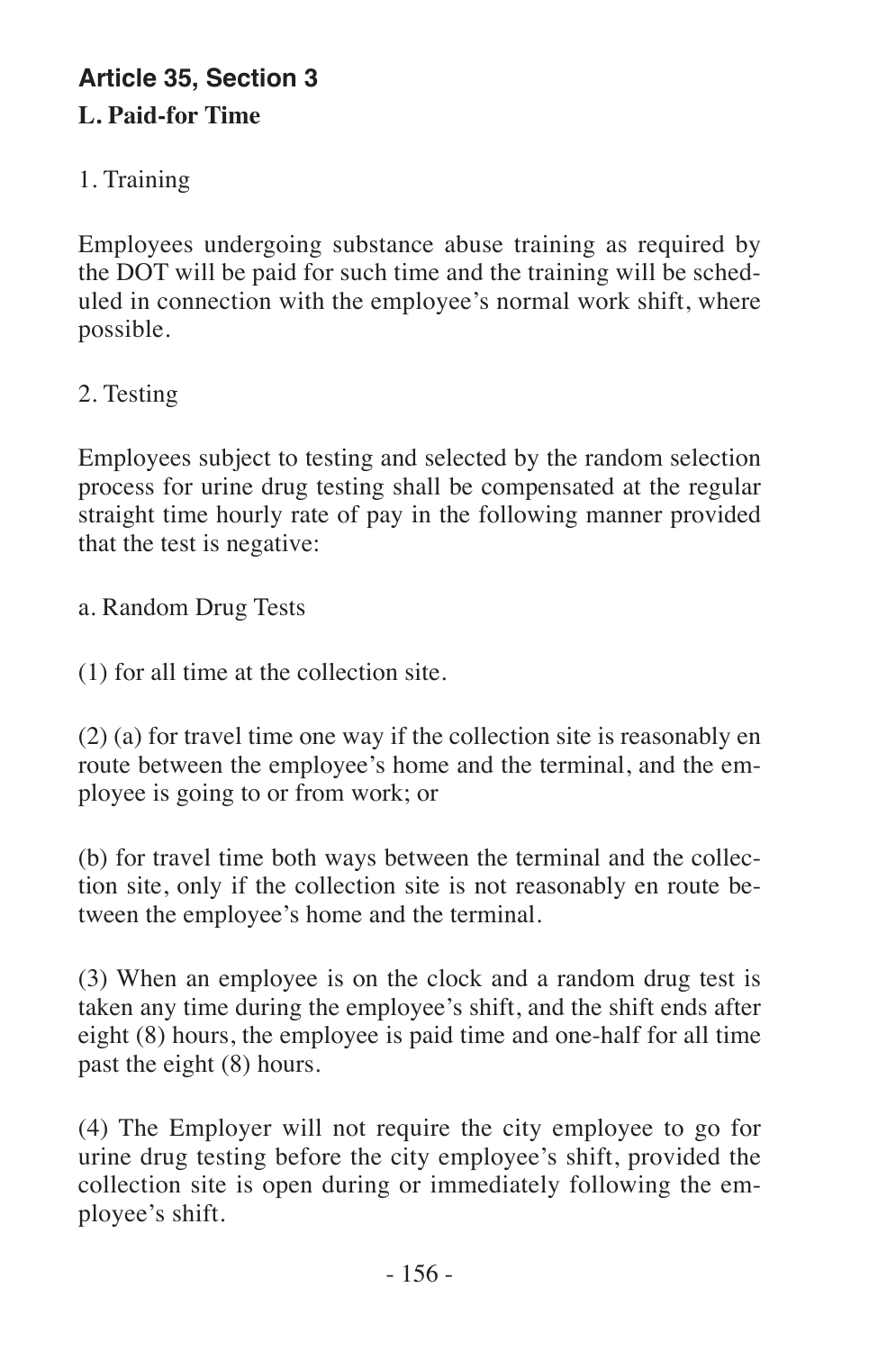## Article 35, Section 3

### L. Paid-for Time

1. Training

Employees undergoing substance abuse training as required by the DOT will be paid for such time and the training will be scheduled in connection with the employee's normal work shift, where possible.

2. Testing

Employees subject to testing and selected by the random selection process for urine drug testing shall be compensated at the regular straight time hourly rate of pay in the following manner provided that the test is negative:

a. Random Drug Tests

(1) for all time at the collection site.

(2) (a) for travel time one way if the collection site is reasonably en route between the employee's home and the terminal, and the employee is going to or from work; or

(b) for travel time both ways between the terminal and the collection site, only if the collection site is not reasonably en route between the employee's home and the terminal.

(3) When an employee is on the clock and a random drug test is taken any time during the employee's shift, and the shift ends after eight (8) hours, the employee is paid time and one-half for all time past the eight (8) hours.

(4) The Employer will not require the city employee to go for urine drug testing before the city employee's shift, provided the collection site is open during or immediately following the employee's shift.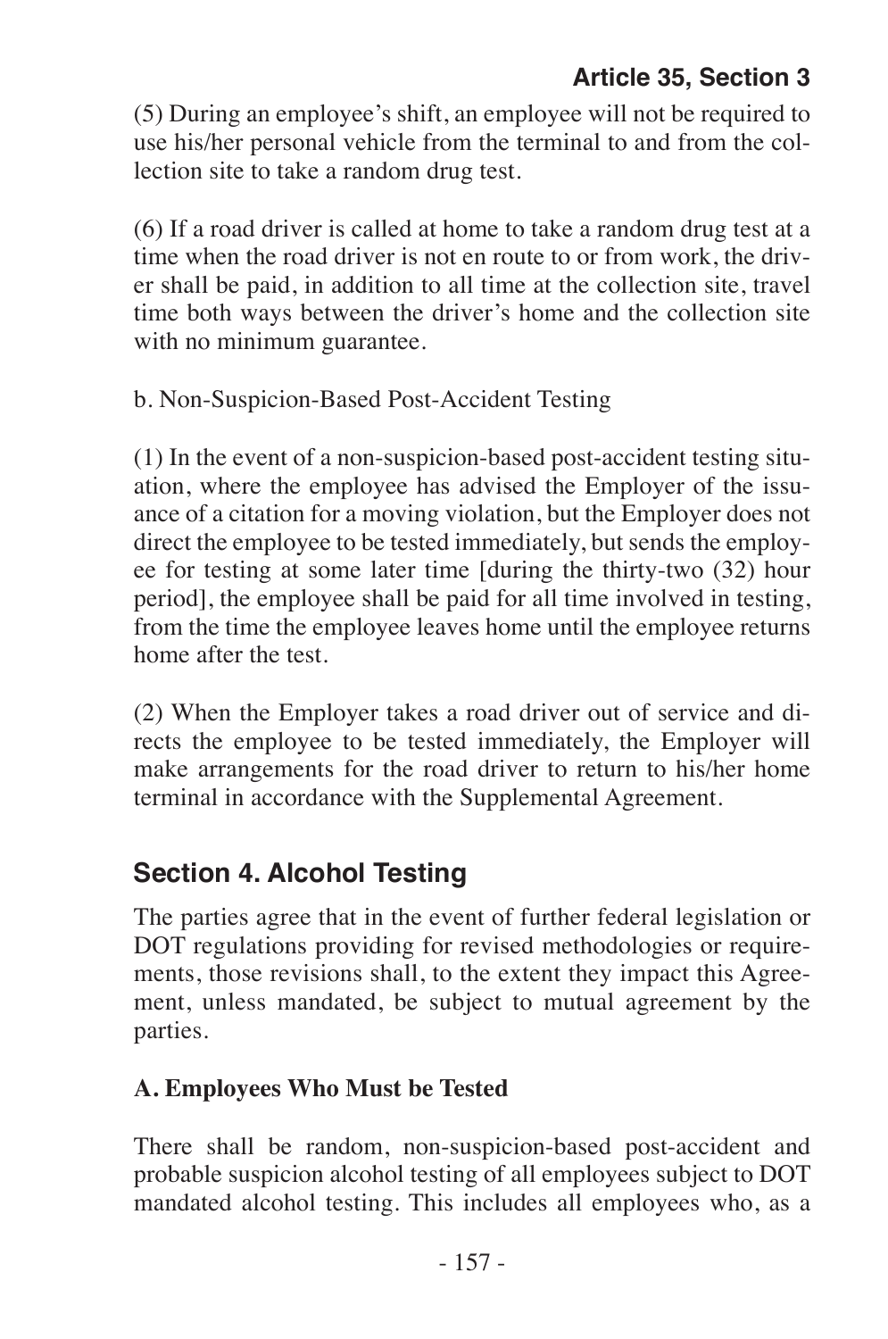(5) During an employee's shift, an employee will not be required to use his/her personal vehicle from the terminal to and from the collection site to take a random drug test.

(6) If a road driver is called at home to take a random drug test at a time when the road driver is not en route to or from work, the driver shall be paid, in addition to all time at the collection site, travel time both ways between the driver's home and the collection site with no minimum guarantee.

b. Non-Suspicion-Based Post-Accident Testing

(1) In the event of a non-suspicion-based post-accident testing situation, where the employee has advised the Employer of the issuance of a citation for a moving violation, but the Employer does not direct the employee to be tested immediately, but sends the employee for testing at some later time [during the thirty-two (32) hour period], the employee shall be paid for all time involved in testing, from the time the employee leaves home until the employee returns home after the test.

(2) When the Employer takes a road driver out of service and directs the employee to be tested immediately, the Employer will make arrangements for the road driver to return to his/her home terminal in accordance with the Supplemental Agreement.

## Section 4. Alcohol Testing

The parties agree that in the event of further federal legislation or DOT regulations providing for revised methodologies or requirements, those revisions shall, to the extent they impact this Agreement, unless mandated, be subject to mutual agreement by the parties.

### A. Employees Who Must be Tested

There shall be random, non-suspicion-based post-accident and probable suspicion alcohol testing of all employees subject to DOT mandated alcohol testing. This includes all employees who, as a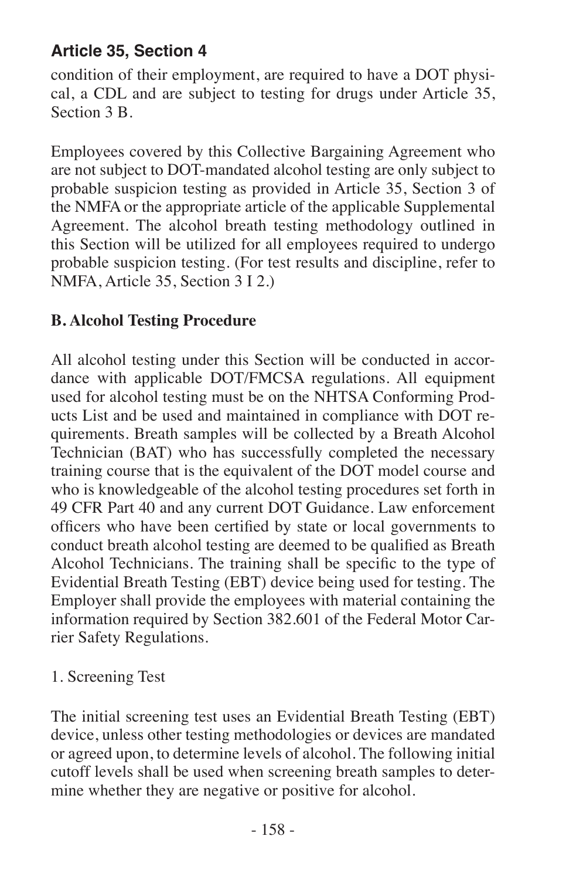condition of their employment, are required to have a DOT physical, a CDL and are subject to testing for drugs under Article 35, Section 3 B.

Employees covered by this Collective Bargaining Agreement who are not subject to DOT-mandated alcohol testing are only subject to probable suspicion testing as provided in Article 35, Section 3 of the NMFA or the appropriate article of the applicable Supplemental Agreement. The alcohol breath testing methodology outlined in this Section will be utilized for all employees required to undergo probable suspicion testing. (For test results and discipline, refer to NMFA, Article 35, Section 3 I 2.)

**B. Alcohol Testing Procedure**

All alcohol testing under this Section will be conducted in accordance with applicable DOT/FMCSA regulations. All equipment used for alcohol testing must be on the NHTSA Conforming Products List and be used and maintained in compliance with DOT requirements. Breath samples will be collected by a Breath Alcohol Technician (BAT) who has successfully completed the necessary training course that is the equivalent of the DOT model course and who is knowledgeable of the alcohol testing procedures set forth in 49 CFR Part 40 and any current DOT Guidance. Law enforcement officers who have been certified by state or local governments to conduct breath alcohol testing are deemed to be qualified as Breath Alcohol Technicians. The training shall be specific to the type of Evidential Breath Testing (EBT) device being used for testing. The Employer shall provide the employees with material containing the information required by Section 382.601 of the Federal Motor Carrier Safety Regulations.

1. Screening Test

The initial screening test uses an Evidential Breath Testing (EBT) device, unless other testing methodologies or devices are mandated or agreed upon, to determine levels of alcohol. The following initial cutoff levels shall be used when screening breath samples to determine whether they are negative or positive for alcohol.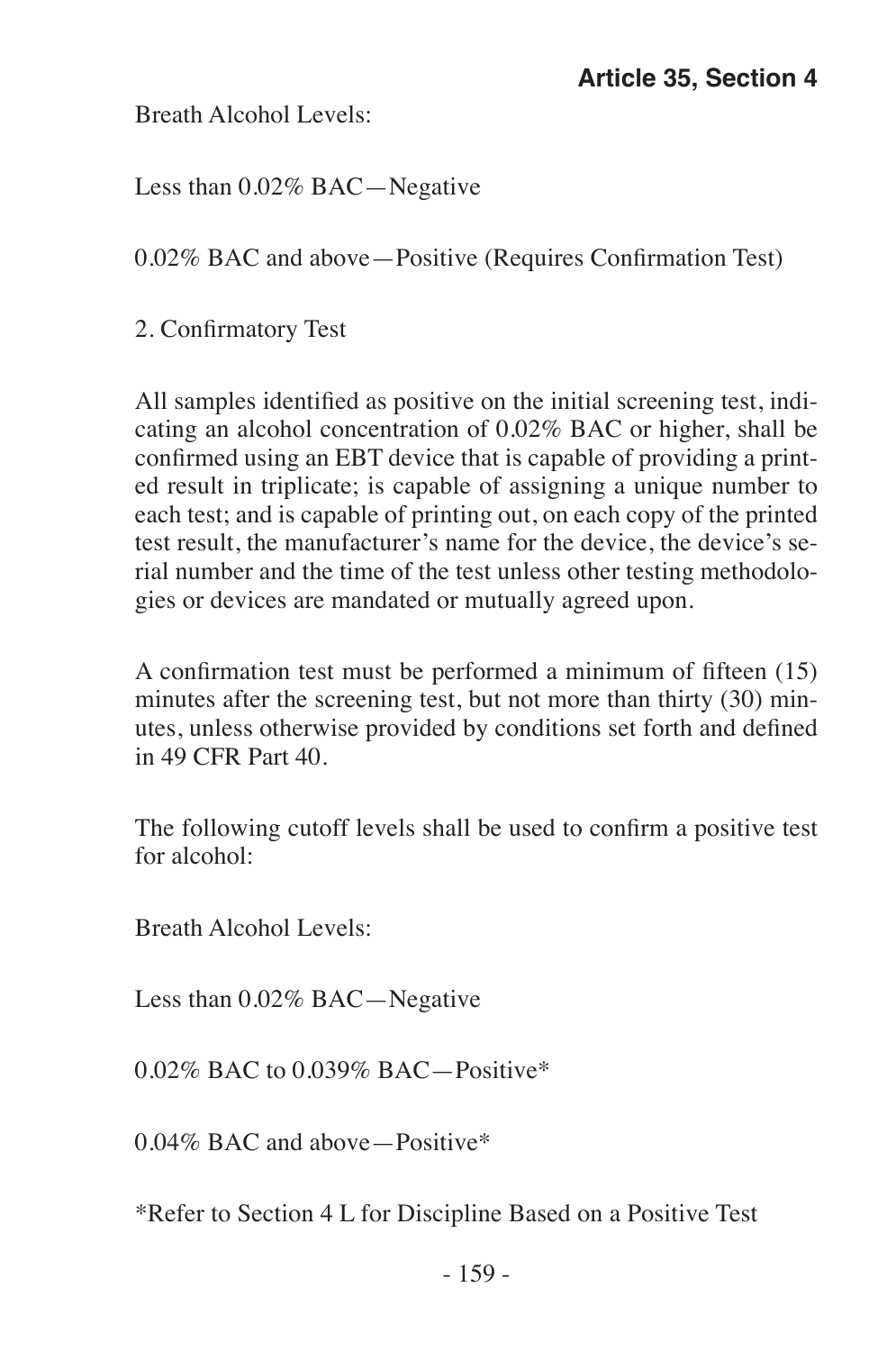Breath Alcohol Levels:

Less than 0.02% BAC—Negative

0.02% BAC and above—Positive (Requires Confirmation Test)

2. Confirmatory Test

All samples identified as positive on the initial screening test, indicating an alcohol concentration of 0.02% BAC or higher, shall be confirmed using an EBT device that is capable of providing a printed result in triplicate; is capable of assigning a unique number to each test; and is capable of printing out, on each copy of the printed test result, the manufacturer's name for the device, the device's serial number and the time of the test unless other testing methodologies or devices are mandated or mutually agreed upon.

A confirmation test must be performed a minimum of fifteen (15) minutes after the screening test, but not more than thirty (30) minutes, unless otherwise provided by conditions set forth and defined in 49 CFR Part 40.

The following cutoff levels shall be used to confirm a positive test for alcohol:

Breath Alcohol Levels:

Less than 0.02% BAC—Negative

0.02% BAC to 0.039% BAC—Positive*

0.04% BAC and above—Positive*

*Refer to Section 4 L for Discipline Based on a Positive Test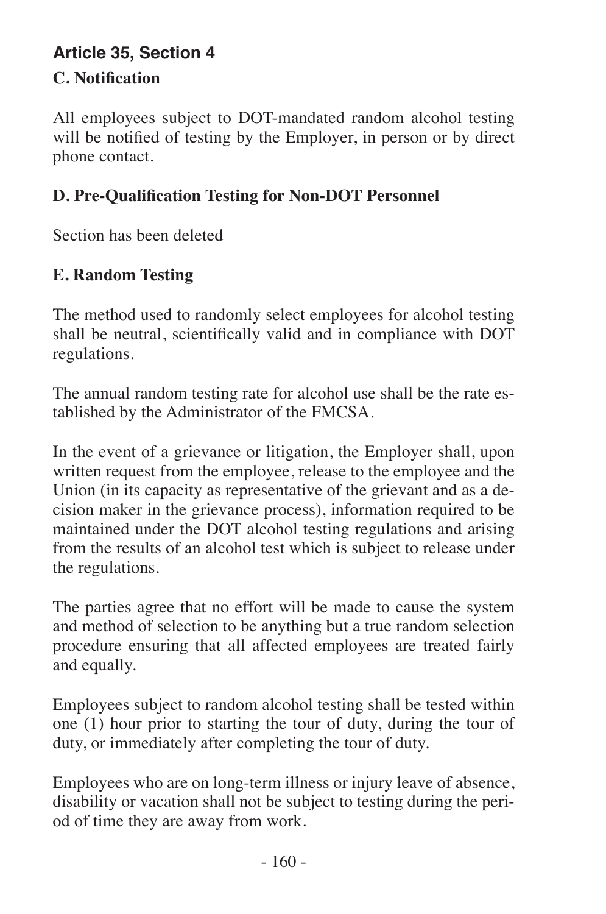## Article 35, Section 4

### C. Notification

All employees subject to DOT-mandated random alcohol testing will be notified of testing by the Employer, in person or by direct phone contact.

### D. Pre-Qualification Testing for Non-DOT Personnel

Section has been deleted

### E. Random Testing

The method used to randomly select employees for alcohol testing shall be neutral, scientifically valid and in compliance with DOT regulations.

The annual random testing rate for alcohol use shall be the rate established by the Administrator of the FMCSA.

In the event of a grievance or litigation, the Employer shall, upon written request from the employee, release to the employee and the Union (in its capacity as representative of the grievant and as a decision maker in the grievance process), information required to be maintained under the DOT alcohol testing regulations and arising from the results of an alcohol test which is subject to release under the regulations.

The parties agree that no effort will be made to cause the system and method of selection to be anything but a true random selection procedure ensuring that all affected employees are treated fairly and equally.

Employees subject to random alcohol testing shall be tested within one (1) hour prior to starting the tour of duty, during the tour of duty, or immediately after completing the tour of duty.

Employees who are on long-term illness or injury leave of absence, disability or vacation shall not be subject to testing during the period of time they are away from work.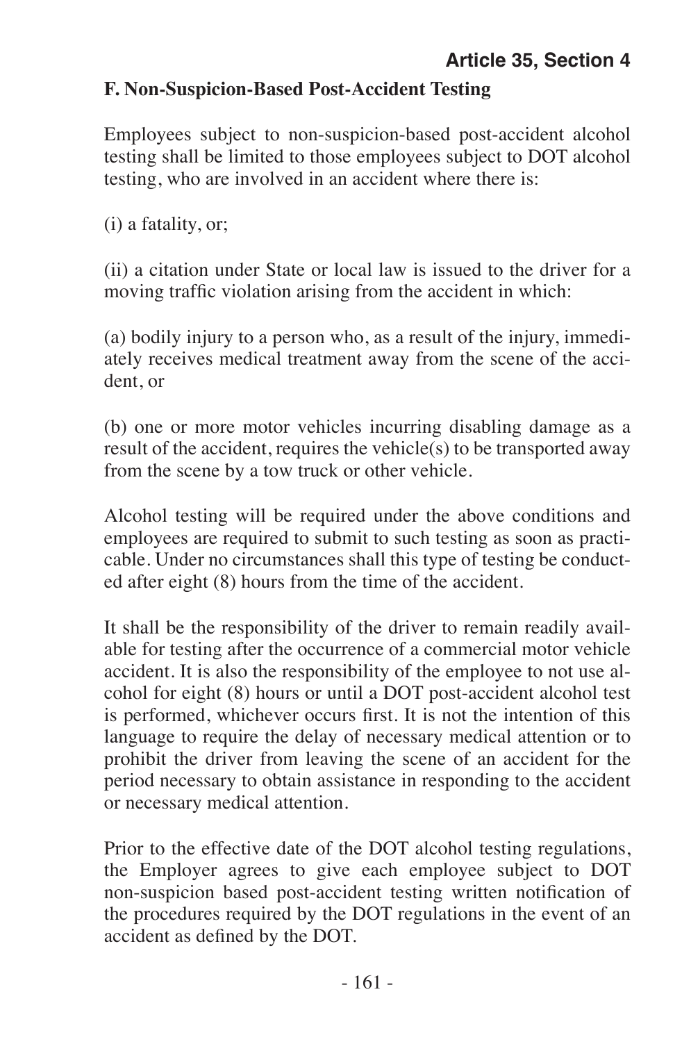### F. Non-Suspicion-Based Post-Accident Testing

Employees subject to non-suspicion-based post-accident alcohol testing shall be limited to those employees subject to DOT alcohol testing, who are involved in an accident where there is:

(i) a fatality, or;

(ii) a citation under State or local law is issued to the driver for a moving traffic violation arising from the accident in which:

(a) bodily injury to a person who, as a result of the injury, immediately receives medical treatment away from the scene of the accident, or

(b) one or more motor vehicles incurring disabling damage as a result of the accident, requires the vehicle(s) to be transported away from the scene by a tow truck or other vehicle.

Alcohol testing will be required under the above conditions and employees are required to submit to such testing as soon as practicable. Under no circumstances shall this type of testing be conducted after eight (8) hours from the time of the accident.

It shall be the responsibility of the driver to remain readily available for testing after the occurrence of a commercial motor vehicle accident. It is also the responsibility of the employee to not use alcohol for eight (8) hours or until a DOT post-accident alcohol test is performed, whichever occurs first. It is not the intention of this language to require the delay of necessary medical attention or to prohibit the driver from leaving the scene of an accident for the period necessary to obtain assistance in responding to the accident or necessary medical attention.

Prior to the effective date of the DOT alcohol testing regulations, the Employer agrees to give each employee subject to DOT non-suspicion based post-accident testing written notification of the procedures required by the DOT regulations in the event of an accident as defined by the DOT.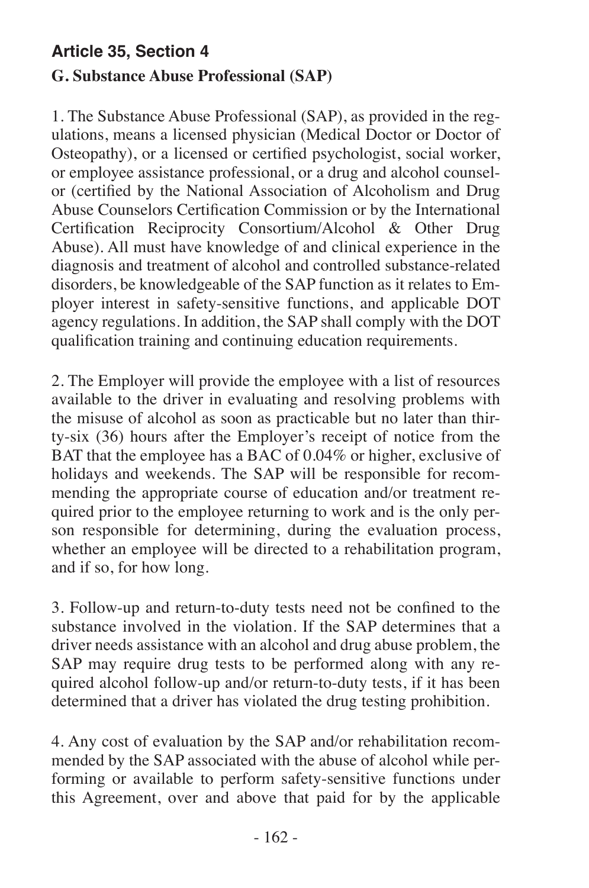## Article 35, Section 4

### G. Substance Abuse Professional (SAP)

1. The Substance Abuse Professional (SAP), as provided in the regulations, means a licensed physician (Medical Doctor or Doctor of Osteopathy), or a licensed or certified psychologist, social worker, or employee assistance professional, or a drug and alcohol counselor (certified by the National Association of Alcoholism and Drug Abuse Counselors Certification Commission or by the International Certification Reciprocity Consortium/Alcohol & Other Drug Abuse). All must have knowledge of and clinical experience in the diagnosis and treatment of alcohol and controlled substance-related disorders, be knowledgeable of the SAP function as it relates to Employer interest in safety-sensitive functions, and applicable DOT agency regulations. In addition, the SAP shall comply with the DOT qualification training and continuing education requirements.

2. The Employer will provide the employee with a list of resources available to the driver in evaluating and resolving problems with the misuse of alcohol as soon as practicable but no later than thirty-six (36) hours after the Employer's receipt of notice from the BAT that the employee has a BAC of 0.04% or higher, exclusive of holidays and weekends. The SAP will be responsible for recommending the appropriate course of education and/or treatment required prior to the employee returning to work and is the only person responsible for determining, during the evaluation process, whether an employee will be directed to a rehabilitation program, and if so, for how long.

3. Follow-up and return-to-duty tests need not be confined to the substance involved in the violation. If the SAP determines that a driver needs assistance with an alcohol and drug abuse problem, the SAP may require drug tests to be performed along with any required alcohol follow-up and/or return-to-duty tests, if it has been determined that a driver has violated the drug testing prohibition.

4. Any cost of evaluation by the SAP and/or rehabilitation recommended by the SAP associated with the abuse of alcohol while performing or available to perform safety-sensitive functions under this Agreement, over and above that paid for by the applicable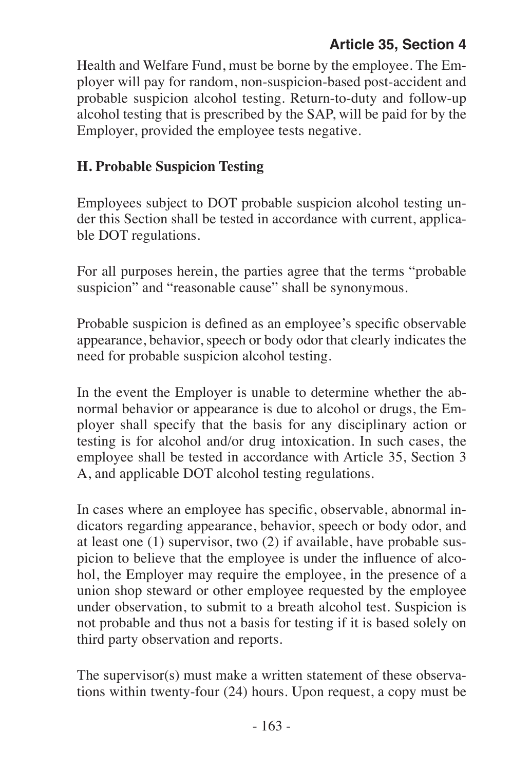Health and Welfare Fund, must be borne by the employee. The Employer will pay for random, non-suspicion-based post-accident and probable suspicion alcohol testing. Return-to-duty and follow-up alcohol testing that is prescribed by the SAP, will be paid for by the Employer, provided the employee tests negative.

**H. Probable Suspicion Testing**

Employees subject to DOT probable suspicion alcohol testing under this Section shall be tested in accordance with current, applicable DOT regulations.

For all purposes herein, the parties agree that the terms "probable suspicion" and "reasonable cause" shall be synonymous.

Probable suspicion is defined as an employee's specific observable appearance, behavior, speech or body odor that clearly indicates the need for probable suspicion alcohol testing.

In the event the Employer is unable to determine whether the abnormal behavior or appearance is due to alcohol or drugs, the Employer shall specify that the basis for any disciplinary action or testing is for alcohol and/or drug intoxication. In such cases, the employee shall be tested in accordance with Article 35, Section 3 A, and applicable DOT alcohol testing regulations.

In cases where an employee has specific, observable, abnormal indicators regarding appearance, behavior, speech or body odor, and at least one (1) supervisor, two (2) if available, have probable suspicion to believe that the employee is under the influence of alcohol, the Employer may require the employee, in the presence of a union shop steward or other employee requested by the employee under observation, to submit to a breath alcohol test. Suspicion is not probable and thus not a basis for testing if it is based solely on third party observation and reports.

The supervisor(s) must make a written statement of these observations within twenty-four (24) hours. Upon request, a copy must be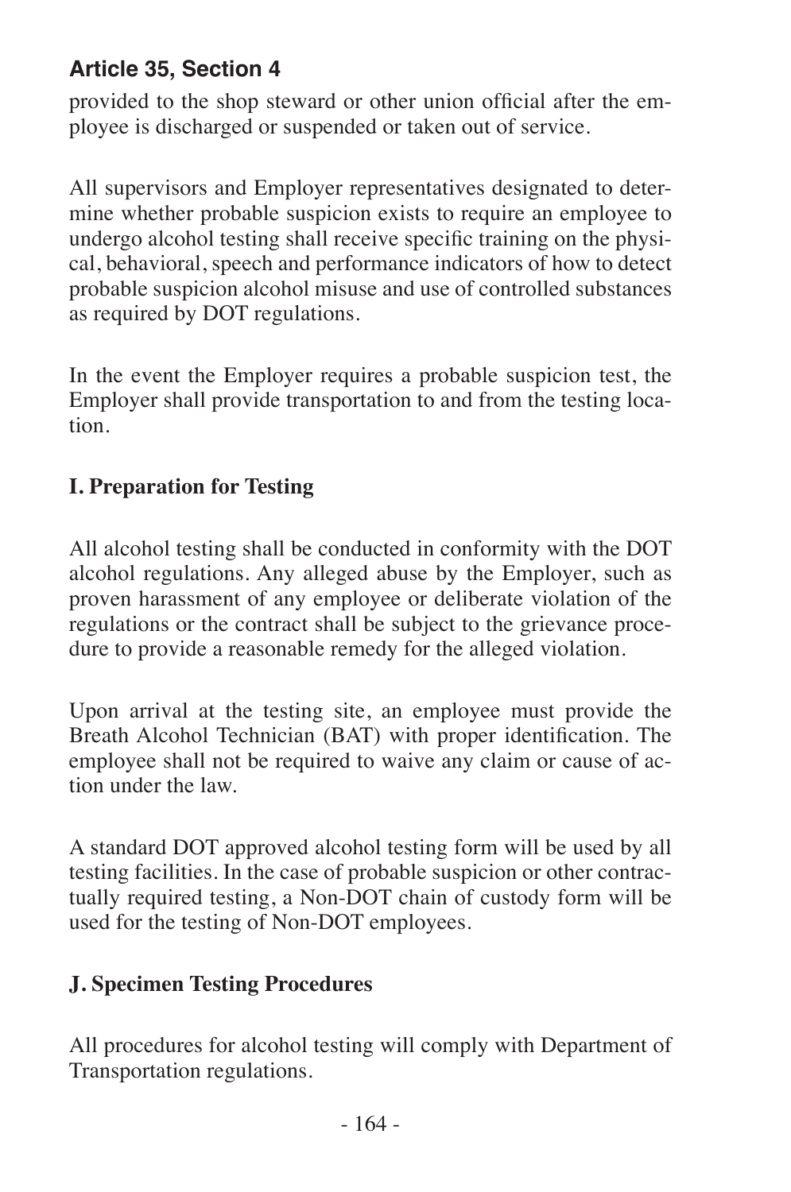provided to the shop steward or other union official after the employee is discharged or suspended or taken out of service.

All supervisors and Employer representatives designated to determine whether probable suspicion exists to require an employee to undergo alcohol testing shall receive specific training on the physical, behavioral, speech and performance indicators of how to detect probable suspicion alcohol misuse and use of controlled substances as required by DOT regulations.

In the event the Employer requires a probable suspicion test, the Employer shall provide transportation to and from the testing location.

**I. Preparation for Testing**

All alcohol testing shall be conducted in conformity with the DOT alcohol regulations. Any alleged abuse by the Employer, such as proven harassment of any employee or deliberate violation of the regulations or the contract shall be subject to the grievance procedure to provide a reasonable remedy for the alleged violation.

Upon arrival at the testing site, an employee must provide the Breath Alcohol Technician (BAT) with proper identification. The employee shall not be required to waive any claim or cause of action under the law.

A standard DOT approved alcohol testing form will be used by all testing facilities. In the case of probable suspicion or other contractually required testing, a Non-DOT chain of custody form will be used for the testing of Non-DOT employees.

**J. Specimen Testing Procedures**

All procedures for alcohol testing will comply with Department of Transportation regulations.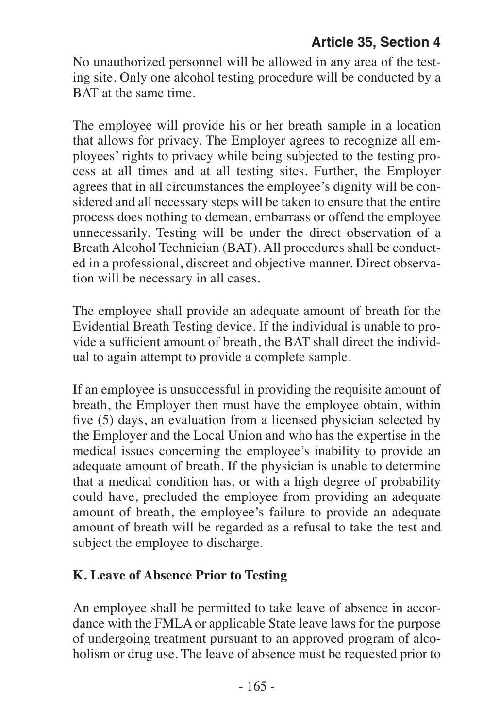No unauthorized personnel will be allowed in any area of the testing site. Only one alcohol testing procedure will be conducted by a BAT at the same time.

The employee will provide his or her breath sample in a location that allows for privacy. The Employer agrees to recognize all employees' rights to privacy while being subjected to the testing process at all times and at all testing sites. Further, the Employer agrees that in all circumstances the employee's dignity will be considered and all necessary steps will be taken to ensure that the entire process does nothing to demean, embarrass or offend the employee unnecessarily. Testing will be under the direct observation of a Breath Alcohol Technician (BAT). All procedures shall be conducted in a professional, discreet and objective manner. Direct observation will be necessary in all cases.

The employee shall provide an adequate amount of breath for the Evidential Breath Testing device. If the individual is unable to provide a sufficient amount of breath, the BAT shall direct the individual to again attempt to provide a complete sample.

If an employee is unsuccessful in providing the requisite amount of breath, the Employer then must have the employee obtain, within five (5) days, an evaluation from a licensed physician selected by the Employer and the Local Union and who has the expertise in the medical issues concerning the employee's inability to provide an adequate amount of breath. If the physician is unable to determine that a medical condition has, or with a high degree of probability could have, precluded the employee from providing an adequate amount of breath, the employee's failure to provide an adequate amount of breath will be regarded as a refusal to take the test and subject the employee to discharge.

**K. Leave of Absence Prior to Testing**

An employee shall be permitted to take leave of absence in accordance with the FMLA or applicable State leave laws for the purpose of undergoing treatment pursuant to an approved program of alcoholism or drug use. The leave of absence must be requested prior to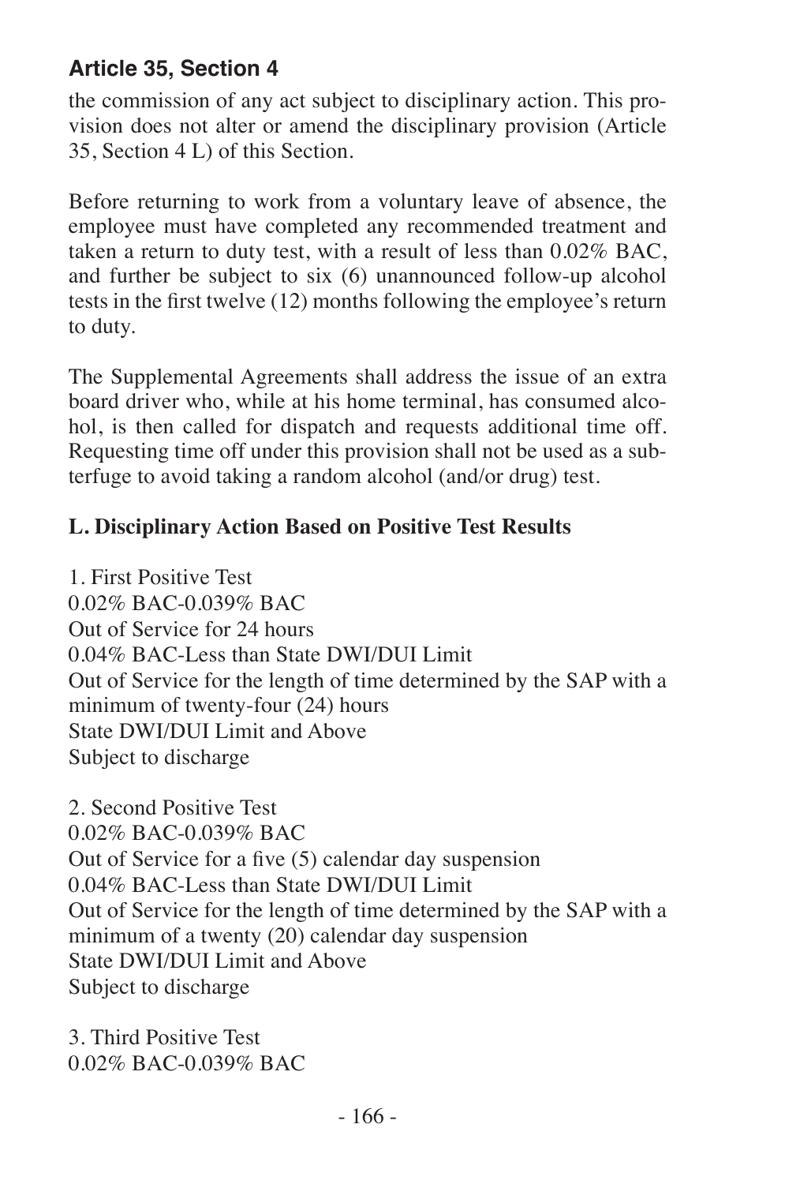the commission of any act subject to disciplinary action. This provision does not alter or amend the disciplinary provision (Article 35, Section 4 L) of this Section.

Before returning to work from a voluntary leave of absence, the employee must have completed any recommended treatment and taken a return to duty test, with a result of less than 0.02% BAC, and further be subject to six (6) unannounced follow-up alcohol tests in the first twelve (12) months following the employee's return to duty.

The Supplemental Agreements shall address the issue of an extra board driver who, while at his home terminal, has consumed alcohol, is then called for dispatch and requests additional time off. Requesting time off under this provision shall not be used as a subterfuge to avoid taking a random alcohol (and/or drug) test.

**L. Disciplinary Action Based on Positive Test Results**

1. First Positive Test
0.02% BAC-0.039% BAC
Out of Service for 24 hours
0.04% BAC-Less than State DWI/DUI Limit
Out of Service for the length of time determined by the SAP with a minimum of twenty-four (24) hours
State DWI/DUI Limit and Above
Subject to discharge

2. Second Positive Test
0.02% BAC-0.039% BAC
Out of Service for a five (5) calendar day suspension
0.04% BAC-Less than State DWI/DUI Limit
Out of Service for the length of time determined by the SAP with a minimum of a twenty (20) calendar day suspension
State DWI/DUI Limit and Above
Subject to discharge

3. Third Positive Test
0.02% BAC-0.039% BAC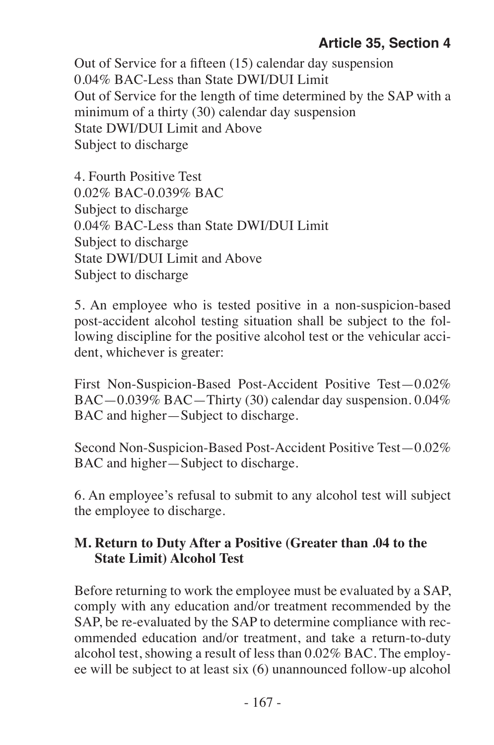Out of Service for a fifteen (15) calendar day suspension
0.04% BAC-Less than State DWI/DUI Limit
Out of Service for the length of time determined by the SAP with a minimum of a thirty (30) calendar day suspension
State DWI/DUI Limit and Above
Subject to discharge

4. Fourth Positive Test
0.02% BAC-0.039% BAC
Subject to discharge
0.04% BAC-Less than State DWI/DUI Limit
Subject to discharge
State DWI/DUI Limit and Above
Subject to discharge

5. An employee who is tested positive in a non-suspicion-based post-accident alcohol testing situation shall be subject to the following discipline for the positive alcohol test or the vehicular accident, whichever is greater:

First Non-Suspicion-Based Post-Accident Positive Test—0.02% BAC—0.039% BAC—Thirty (30) calendar day suspension. 0.04% BAC and higher—Subject to discharge.

Second Non-Suspicion-Based Post-Accident Positive Test—0.02% BAC and higher—Subject to discharge.

6. An employee's refusal to submit to any alcohol test will subject the employee to discharge.

### M. Return to Duty After a Positive (Greater than .04 to the State Limit) Alcohol Test

Before returning to work the employee must be evaluated by a SAP, comply with any education and/or treatment recommended by the SAP, be re-evaluated by the SAP to determine compliance with recommended education and/or treatment, and take a return-to-duty alcohol test, showing a result of less than 0.02% BAC. The employee will be subject to at least six (6) unannounced follow-up alcohol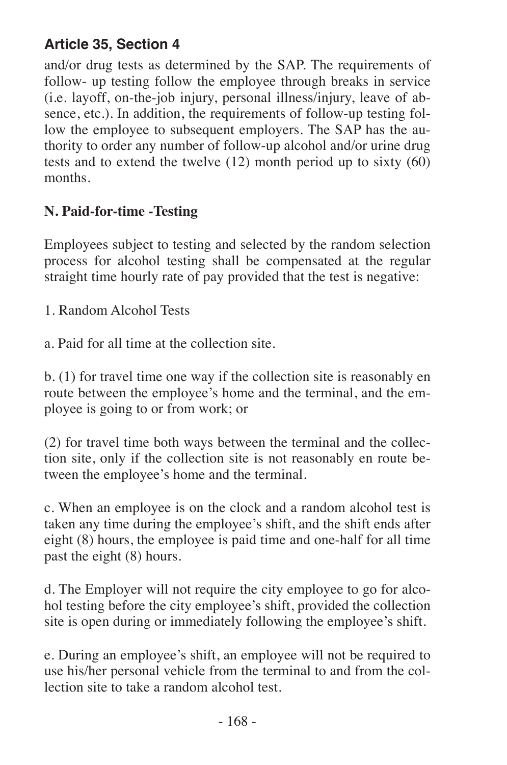and/or drug tests as determined by the SAP. The requirements of follow- up testing follow the employee through breaks in service (i.e. layoff, on-the-job injury, personal illness/injury, leave of absence, etc.). In addition, the requirements of follow-up testing follow the employee to subsequent employers. The SAP has the authority to order any number of follow-up alcohol and/or urine drug tests and to extend the twelve (12) month period up to sixty (60) months.

**N. Paid-for-time -Testing**

Employees subject to testing and selected by the random selection process for alcohol testing shall be compensated at the regular straight time hourly rate of pay provided that the test is negative:

1. Random Alcohol Tests

a. Paid for all time at the collection site.

b. (1) for travel time one way if the collection site is reasonably en route between the employee's home and the terminal, and the employee is going to or from work; or

(2) for travel time both ways between the terminal and the collection site, only if the collection site is not reasonably en route between the employee's home and the terminal.

c. When an employee is on the clock and a random alcohol test is taken any time during the employee's shift, and the shift ends after eight (8) hours, the employee is paid time and one-half for all time past the eight (8) hours.

d. The Employer will not require the city employee to go for alcohol testing before the city employee's shift, provided the collection site is open during or immediately following the employee's shift.

e. During an employee's shift, an employee will not be required to use his/her personal vehicle from the terminal to and from the collection site to take a random alcohol test.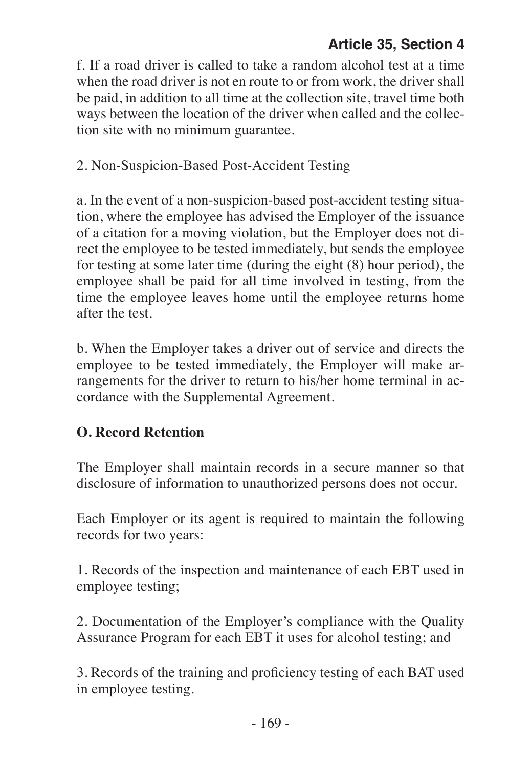f. If a road driver is called to take a random alcohol test at a time when the road driver is not en route to or from work, the driver shall be paid, in addition to all time at the collection site, travel time both ways between the location of the driver when called and the collection site with no minimum guarantee.

2. Non-Suspicion-Based Post-Accident Testing

a. In the event of a non-suspicion-based post-accident testing situation, where the employee has advised the Employer of the issuance of a citation for a moving violation, but the Employer does not direct the employee to be tested immediately, but sends the employee for testing at some later time (during the eight (8) hour period), the employee shall be paid for all time involved in testing, from the time the employee leaves home until the employee returns home after the test.

b. When the Employer takes a driver out of service and directs the employee to be tested immediately, the Employer will make arrangements for the driver to return to his/her home terminal in accordance with the Supplemental Agreement.

**O. Record Retention**

The Employer shall maintain records in a secure manner so that disclosure of information to unauthorized persons does not occur.

Each Employer or its agent is required to maintain the following records for two years:

1. Records of the inspection and maintenance of each EBT used in employee testing;

2. Documentation of the Employer's compliance with the Quality Assurance Program for each EBT it uses for alcohol testing; and

3. Records of the training and proficiency testing of each BAT used in employee testing.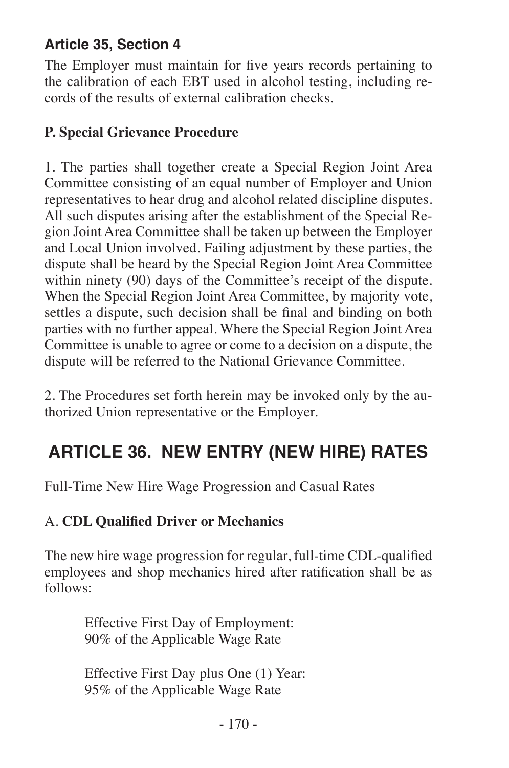### Article 35, Section 4

The Employer must maintain for five years records pertaining to the calibration of each EBT used in alcohol testing, including records of the results of external calibration checks.

**P. Special Grievance Procedure**

1. The parties shall together create a Special Region Joint Area Committee consisting of an equal number of Employer and Union representatives to hear drug and alcohol related discipline disputes. All such disputes arising after the establishment of the Special Region Joint Area Committee shall be taken up between the Employer and Local Union involved. Failing adjustment by these parties, the dispute shall be heard by the Special Region Joint Area Committee within ninety (90) days of the Committee's receipt of the dispute. When the Special Region Joint Area Committee, by majority vote, settles a dispute, such decision shall be final and binding on both parties with no further appeal. Where the Special Region Joint Area Committee is unable to agree or come to a decision on a dispute, the dispute will be referred to the National Grievance Committee.

2. The Procedures set forth herein may be invoked only by the authorized Union representative or the Employer.

## ARTICLE 36. NEW ENTRY (NEW HIRE) RATES

Full-Time New Hire Wage Progression and Casual Rates

A. **CDL Qualified Driver or Mechanics**

The new hire wage progression for regular, full-time CDL-qualified employees and shop mechanics hired after ratification shall be as follows:

Effective First Day of Employment:
90% of the Applicable Wage Rate

Effective First Day plus One (1) Year:
95% of the Applicable Wage Rate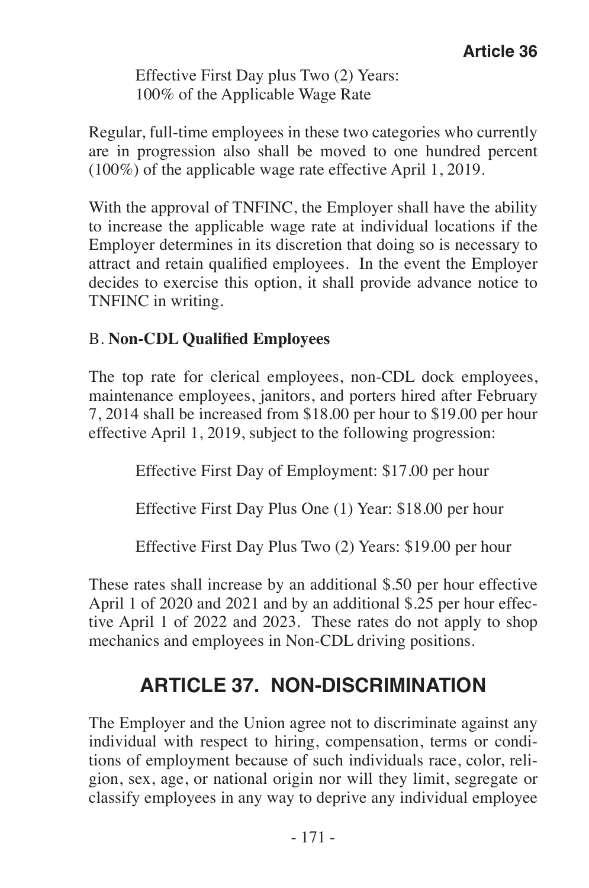Effective First Day plus Two (2) Years:
100% of the Applicable Wage Rate

Regular, full-time employees in these two categories who currently are in progression also shall be moved to one hundred percent (100%) of the applicable wage rate effective April 1, 2019.

With the approval of TNFINC, the Employer shall have the ability to increase the applicable wage rate at individual locations if the Employer determines in its discretion that doing so is necessary to attract and retain qualified employees. In the event the Employer decides to exercise this option, it shall provide advance notice to TNFINC in writing.

B. **Non-CDL Qualified Employees**

The top rate for clerical employees, non-CDL dock employees, maintenance employees, janitors, and porters hired after February 7, 2014 shall be increased from $18.00 per hour to $19.00 per hour effective April 1, 2019, subject to the following progression:

Effective First Day of Employment: $17.00 per hour

Effective First Day Plus One (1) Year: $18.00 per hour

Effective First Day Plus Two (2) Years: $19.00 per hour

These rates shall increase by an additional $.50 per hour effective April 1 of 2020 and 2021 and by an additional $.25 per hour effective April 1 of 2022 and 2023. These rates do not apply to shop mechanics and employees in Non-CDL driving positions.

## ARTICLE 37. NON-DISCRIMINATION

The Employer and the Union agree not to discriminate against any individual with respect to hiring, compensation, terms or conditions of employment because of such individuals race, color, religion, sex, age, or national origin nor will they limit, segregate or classify employees in any way to deprive any individual employee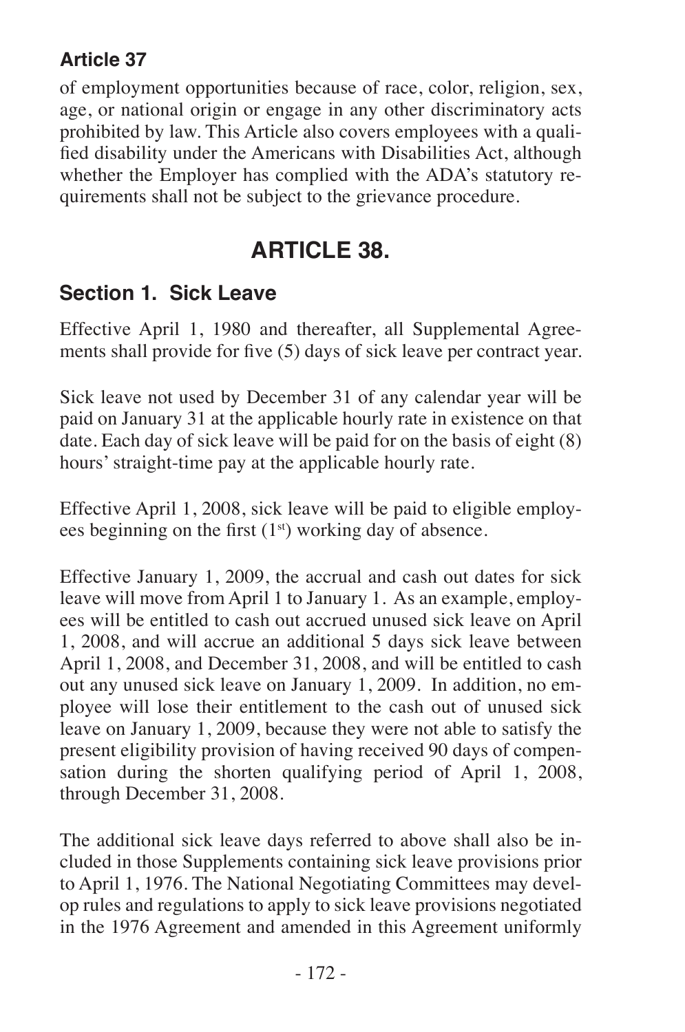of employment opportunities because of race, color, religion, sex, age, or national origin or engage in any other discriminatory acts prohibited by law. This Article also covers employees with a qualified disability under the Americans with Disabilities Act, although whether the Employer has complied with the ADA's statutory requirements shall not be subject to the grievance procedure.

# ARTICLE 38.

## Section 1. Sick Leave

Effective April 1, 1980 and thereafter, all Supplemental Agreements shall provide for five (5) days of sick leave per contract year.

Sick leave not used by December 31 of any calendar year will be paid on January 31 at the applicable hourly rate in existence on that date. Each day of sick leave will be paid for on the basis of eight (8) hours' straight-time pay at the applicable hourly rate.

Effective April 1, 2008, sick leave will be paid to eligible employees beginning on the first (1st) working day of absence.

Effective January 1, 2009, the accrual and cash out dates for sick leave will move from April 1 to January 1. As an example, employees will be entitled to cash out accrued unused sick leave on April 1, 2008, and will accrue an additional 5 days sick leave between April 1, 2008, and December 31, 2008, and will be entitled to cash out any unused sick leave on January 1, 2009. In addition, no employee will lose their entitlement to the cash out of unused sick leave on January 1, 2009, because they were not able to satisfy the present eligibility provision of having received 90 days of compensation during the shorten qualifying period of April 1, 2008, through December 31, 2008.

The additional sick leave days referred to above shall also be included in those Supplements containing sick leave provisions prior to April 1, 1976. The National Negotiating Committees may develop rules and regulations to apply to sick leave provisions negotiated in the 1976 Agreement and amended in this Agreement uniformly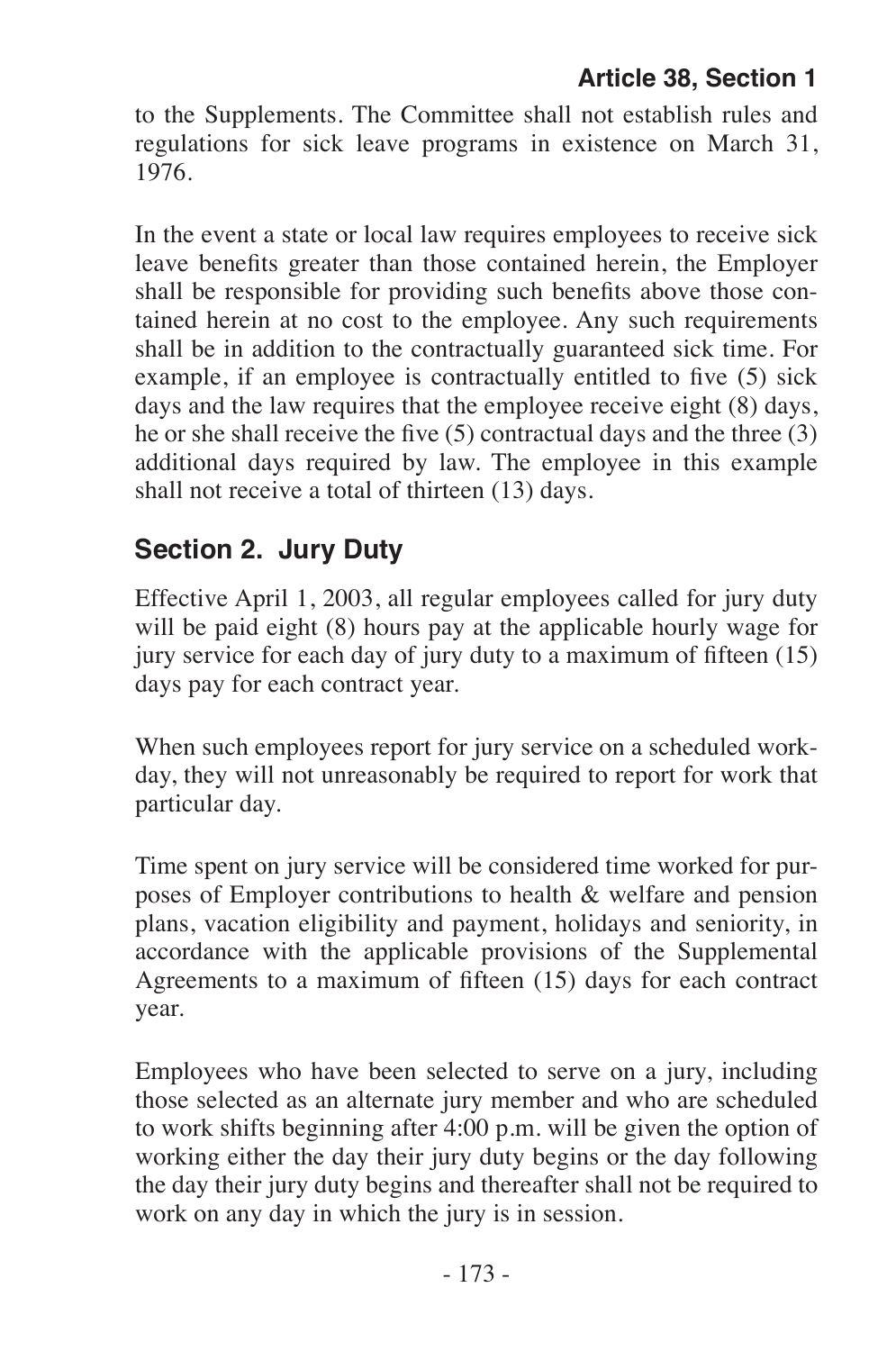to the Supplements. The Committee shall not establish rules and regulations for sick leave programs in existence on March 31, 1976.

In the event a state or local law requires employees to receive sick leave benefits greater than those contained herein, the Employer shall be responsible for providing such benefits above those contained herein at no cost to the employee. Any such requirements shall be in addition to the contractually guaranteed sick time. For example, if an employee is contractually entitled to five (5) sick days and the law requires that the employee receive eight (8) days, he or she shall receive the five (5) contractual days and the three (3) additional days required by law. The employee in this example shall not receive a total of thirteen (13) days.

## Section 2. Jury Duty

Effective April 1, 2003, all regular employees called for jury duty will be paid eight (8) hours pay at the applicable hourly wage for jury service for each day of jury duty to a maximum of fifteen (15) days pay for each contract year.

When such employees report for jury service on a scheduled workday, they will not unreasonably be required to report for work that particular day.

Time spent on jury service will be considered time worked for purposes of Employer contributions to health & welfare and pension plans, vacation eligibility and payment, holidays and seniority, in accordance with the applicable provisions of the Supplemental Agreements to a maximum of fifteen (15) days for each contract year.

Employees who have been selected to serve on a jury, including those selected as an alternate jury member and who are scheduled to work shifts beginning after 4:00 p.m. will be given the option of working either the day their jury duty begins or the day following the day their jury duty begins and thereafter shall not be required to work on any day in which the jury is in session.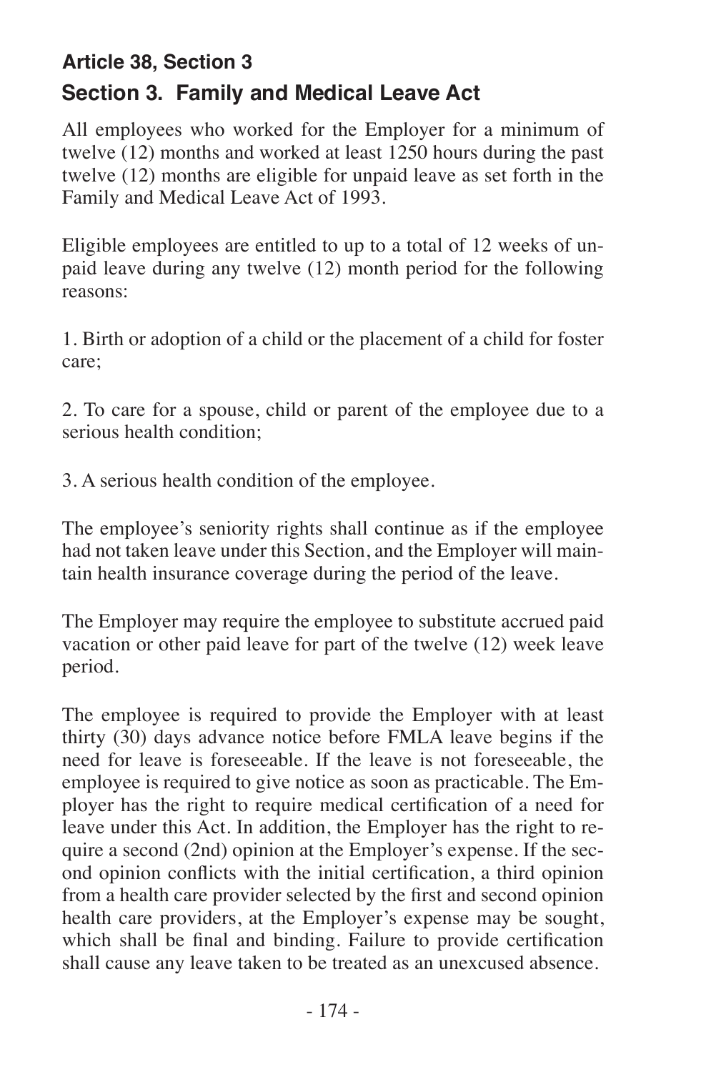**Article 38, Section 3**

## Section 3. Family and Medical Leave Act

All employees who worked for the Employer for a minimum of twelve (12) months and worked at least 1250 hours during the past twelve (12) months are eligible for unpaid leave as set forth in the Family and Medical Leave Act of 1993.

Eligible employees are entitled to up to a total of 12 weeks of unpaid leave during any twelve (12) month period for the following reasons:

1. Birth or adoption of a child or the placement of a child for foster care;

2. To care for a spouse, child or parent of the employee due to a serious health condition;

3. A serious health condition of the employee.

The employee's seniority rights shall continue as if the employee had not taken leave under this Section, and the Employer will maintain health insurance coverage during the period of the leave.

The Employer may require the employee to substitute accrued paid vacation or other paid leave for part of the twelve (12) week leave period.

The employee is required to provide the Employer with at least thirty (30) days advance notice before FMLA leave begins if the need for leave is foreseeable. If the leave is not foreseeable, the employee is required to give notice as soon as practicable. The Employer has the right to require medical certification of a need for leave under this Act. In addition, the Employer has the right to require a second (2nd) opinion at the Employer's expense. If the second opinion conflicts with the initial certification, a third opinion from a health care provider selected by the first and second opinion health care providers, at the Employer's expense may be sought, which shall be final and binding. Failure to provide certification shall cause any leave taken to be treated as an unexcused absence.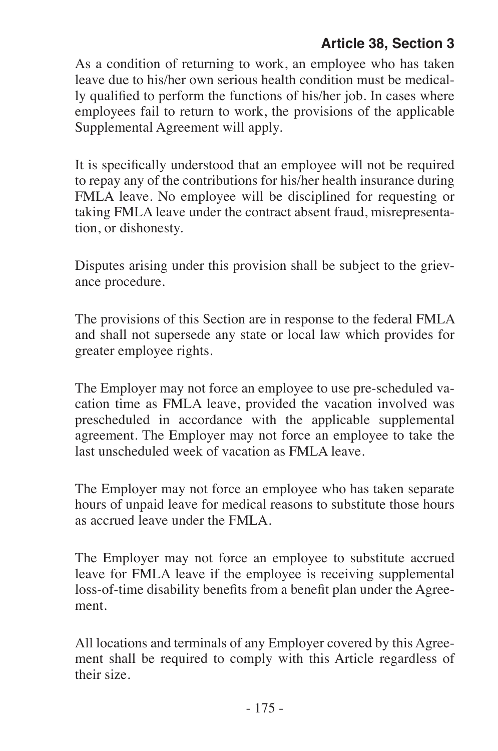As a condition of returning to work, an employee who has taken leave due to his/her own serious health condition must be medically qualified to perform the functions of his/her job. In cases where employees fail to return to work, the provisions of the applicable Supplemental Agreement will apply.

It is specifically understood that an employee will not be required to repay any of the contributions for his/her health insurance during FMLA leave. No employee will be disciplined for requesting or taking FMLA leave under the contract absent fraud, misrepresentation, or dishonesty.

Disputes arising under this provision shall be subject to the grievance procedure.

The provisions of this Section are in response to the federal FMLA and shall not supersede any state or local law which provides for greater employee rights.

The Employer may not force an employee to use pre-scheduled vacation time as FMLA leave, provided the vacation involved was prescheduled in accordance with the applicable supplemental agreement. The Employer may not force an employee to take the last unscheduled week of vacation as FMLA leave.

The Employer may not force an employee who has taken separate hours of unpaid leave for medical reasons to substitute those hours as accrued leave under the FMLA.

The Employer may not force an employee to substitute accrued leave for FMLA leave if the employee is receiving supplemental loss-of-time disability benefits from a benefit plan under the Agreement.

All locations and terminals of any Employer covered by this Agreement shall be required to comply with this Article regardless of their size.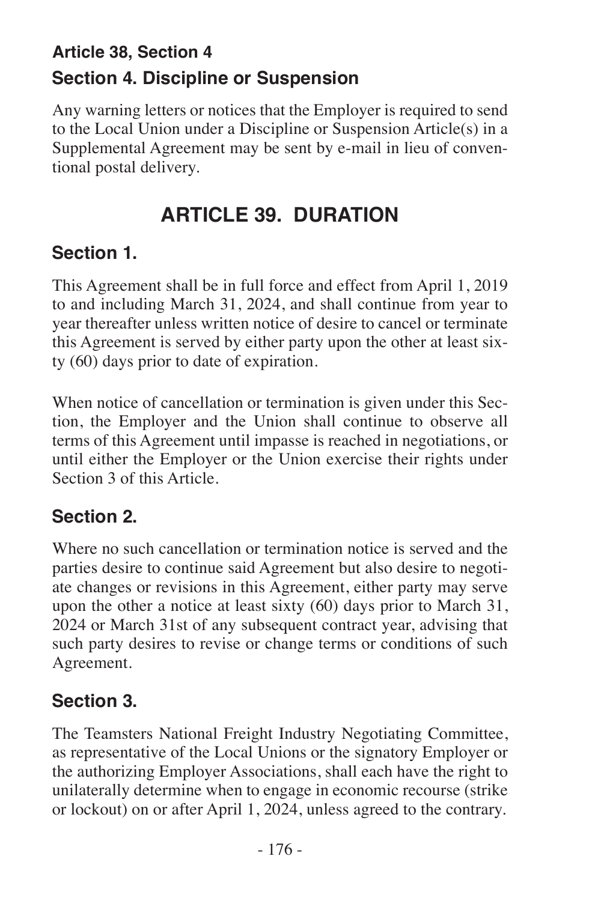**Article 38, Section 4**

### Section 4. Discipline or Suspension

Any warning letters or notices that the Employer is required to send to the Local Union under a Discipline or Suspension Article(s) in a Supplemental Agreement may be sent by e-mail in lieu of conventional postal delivery.

## ARTICLE 39. DURATION

### Section 1.

This Agreement shall be in full force and effect from April 1, 2019 to and including March 31, 2024, and shall continue from year to year thereafter unless written notice of desire to cancel or terminate this Agreement is served by either party upon the other at least sixty (60) days prior to date of expiration.

When notice of cancellation or termination is given under this Section, the Employer and the Union shall continue to observe all terms of this Agreement until impasse is reached in negotiations, or until either the Employer or the Union exercise their rights under Section 3 of this Article.

### Section 2.

Where no such cancellation or termination notice is served and the parties desire to continue said Agreement but also desire to negotiate changes or revisions in this Agreement, either party may serve upon the other a notice at least sixty (60) days prior to March 31, 2024 or March 31st of any subsequent contract year, advising that such party desires to revise or change terms or conditions of such Agreement.

### Section 3.

The Teamsters National Freight Industry Negotiating Committee, as representative of the Local Unions or the signatory Employer or the authorizing Employer Associations, shall each have the right to unilaterally determine when to engage in economic recourse (strike or lockout) on or after April 1, 2024, unless agreed to the contrary.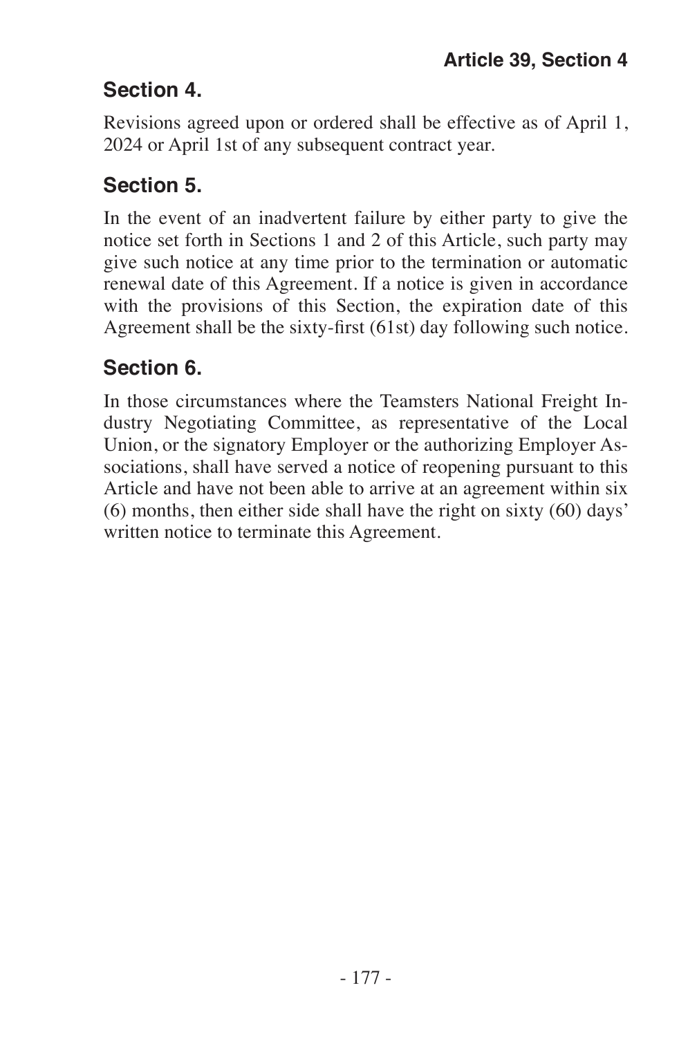## Section 4.

Revisions agreed upon or ordered shall be effective as of April 1, 2024 or April 1st of any subsequent contract year.

## Section 5.

In the event of an inadvertent failure by either party to give the notice set forth in Sections 1 and 2 of this Article, such party may give such notice at any time prior to the termination or automatic renewal date of this Agreement. If a notice is given in accordance with the provisions of this Section, the expiration date of this Agreement shall be the sixty-first (61st) day following such notice.

## Section 6.

In those circumstances where the Teamsters National Freight Industry Negotiating Committee, as representative of the Local Union, or the signatory Employer or the authorizing Employer Associations, shall have served a notice of reopening pursuant to this Article and have not been able to arrive at an agreement within six (6) months, then either side shall have the right on sixty (60) days' written notice to terminate this Agreement.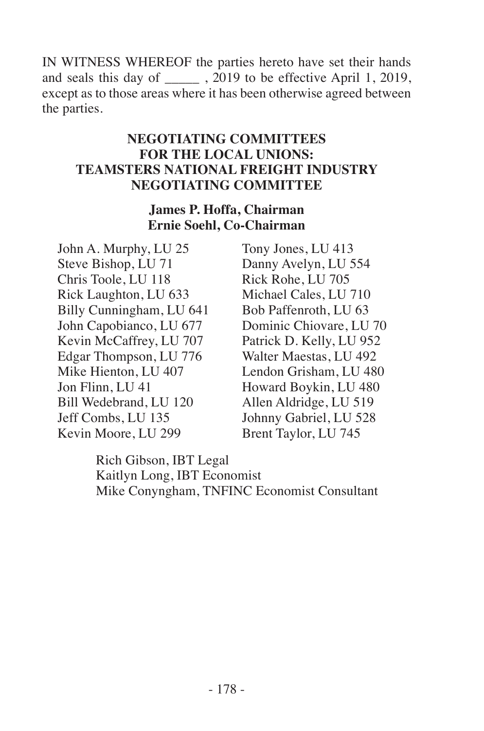IN WITNESS WHEREOF the parties hereto have set their hands and seals this day of _____ , 2019 to be effective April 1, 2019, except as to those areas where it has been otherwise agreed between the parties.

**NEGOTIATING COMMITTEES
FOR THE LOCAL UNIONS:
TEAMSTERS NATIONAL FREIGHT INDUSTRY
NEGOTIATING COMMITTEE**

**James P. Hoffa, Chairman
Ernie Soehl, Co-Chairman**

John A. Murphy, LU 25
Steve Bishop, LU 71
Chris Toole, LU 118
Rick Laughton, LU 633
Billy Cunningham, LU 641
John Capobianco, LU 677
Kevin McCaffrey, LU 707
Edgar Thompson, LU 776
Mike Hienton, LU 407
Jon Flinn, LU 41
Bill Wedebrand, LU 120
Jeff Combs, LU 135
Kevin Moore, LU 299
Tony Jones, LU 413
Danny Avelyn, LU 554
Rick Rohe, LU 705
Michael Cales, LU 710
Bob Paffenroth, LU 63
Dominic Chiovare, LU 70
Patrick D. Kelly, LU 952
Walter Maestas, LU 492
Lendon Grisham, LU 480
Howard Boykin, LU 480
Allen Aldridge, LU 519
Johnny Gabriel, LU 528
Brent Taylor, LU 745

Rich Gibson, IBT Legal
Kaitlyn Long, IBT Economist
Mike Conyngham, TNFINC Economist Consultant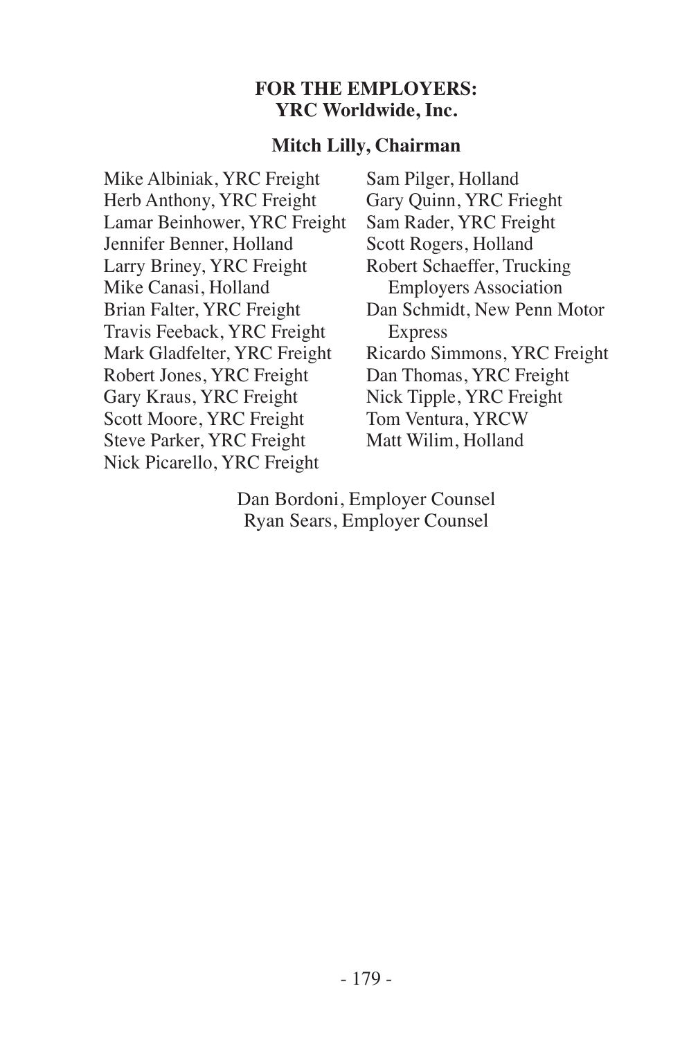**FOR THE EMPLOYERS:**
**YRC Worldwide, Inc.**

**Mitch Lilly, Chairman**

Mike Albiniak, YRC Freight
Herb Anthony, YRC Freight
Lamar Beinhower, YRC Freight
Jennifer Benner, Holland
Larry Briney, YRC Freight
Mike Canasi, Holland
Brian Falter, YRC Freight
Travis Feeback, YRC Freight
Mark Gladfelter, YRC Freight
Robert Jones, YRC Freight
Gary Kraus, YRC Freight
Scott Moore, YRC Freight
Steve Parker, YRC Freight
Nick Picarello, YRC Freight
Sam Pilger, Holland
Gary Quinn, YRC Frieght
Sam Rader, YRC Freight
Scott Rogers, Holland
Robert Schaeffer, Trucking Employers Association
Dan Schmidt, New Penn Motor Express
Ricardo Simmons, YRC Freight
Dan Thomas, YRC Freight
Nick Tipple, YRC Freight
Tom Ventura, YRCW
Matt Wilim, Holland

Dan Bordoni, Employer Counsel
Ryan Sears, Employer Counsel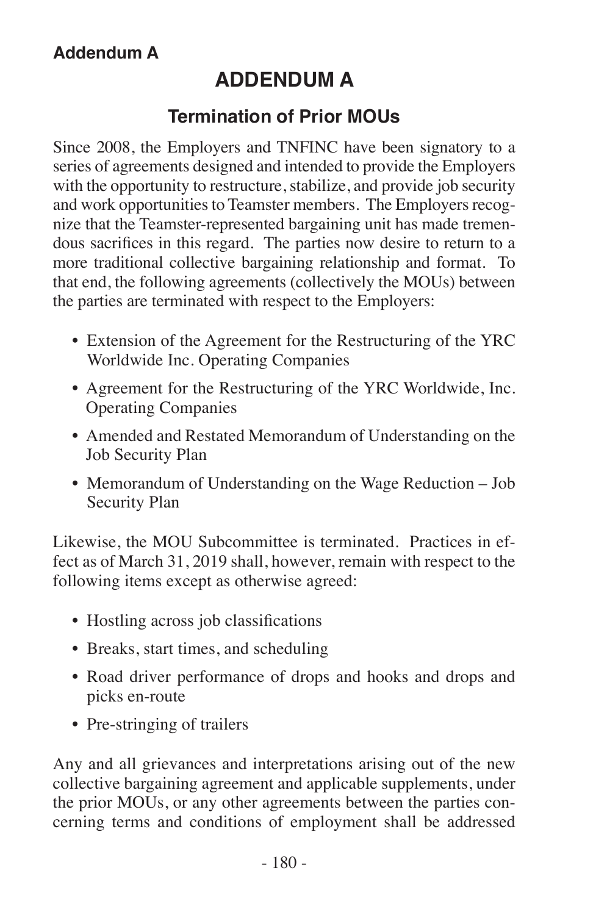# ADDENDUM A

## Termination of Prior MOUs

Since 2008, the Employers and TNFINC have been signatory to a series of agreements designed and intended to provide the Employers with the opportunity to restructure, stabilize, and provide job security and work opportunities to Teamster members. The Employers recognize that the Teamster-represented bargaining unit has made tremendous sacrifices in this regard. The parties now desire to return to a more traditional collective bargaining relationship and format. To that end, the following agreements (collectively the MOUs) between the parties are terminated with respect to the Employers:

- Extension of the Agreement for the Restructuring of the YRC Worldwide Inc. Operating Companies
- Agreement for the Restructuring of the YRC Worldwide, Inc. Operating Companies
- Amended and Restated Memorandum of Understanding on the Job Security Plan
- Memorandum of Understanding on the Wage Reduction – Job Security Plan

Likewise, the MOU Subcommittee is terminated. Practices in effect as of March 31, 2019 shall, however, remain with respect to the following items except as otherwise agreed:

- Hostling across job classifications
- Breaks, start times, and scheduling
- Road driver performance of drops and hooks and drops and picks en-route
- Pre-stringing of trailers

Any and all grievances and interpretations arising out of the new collective bargaining agreement and applicable supplements, under the prior MOUs, or any other agreements between the parties concerning terms and conditions of employment shall be addressed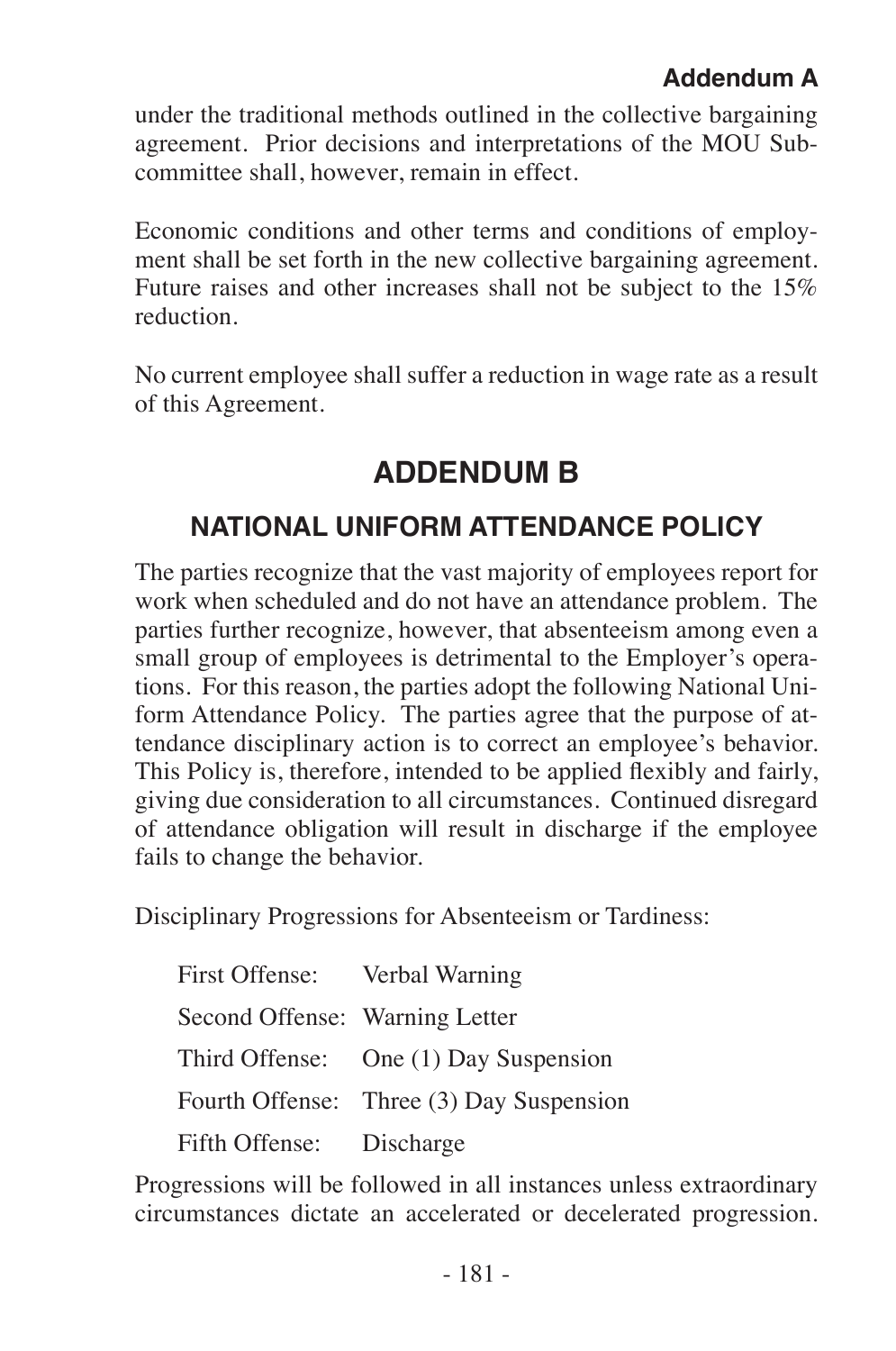under the traditional methods outlined in the collective bargaining agreement. Prior decisions and interpretations of the MOU Sub-committee shall, however, remain in effect.

Economic conditions and other terms and conditions of employment shall be set forth in the new collective bargaining agreement. Future raises and other increases shall not be subject to the 15% reduction.

No current employee shall suffer a reduction in wage rate as a result of this Agreement.

# ADDENDUM B

## NATIONAL UNIFORM ATTENDANCE POLICY

The parties recognize that the vast majority of employees report for work when scheduled and do not have an attendance problem. The parties further recognize, however, that absenteeism among even a small group of employees is detrimental to the Employer's operations. For this reason, the parties adopt the following National Uniform Attendance Policy. The parties agree that the purpose of attendance disciplinary action is to correct an employee's behavior. This Policy is, therefore, intended to be applied flexibly and fairly, giving due consideration to all circumstances. Continued disregard of attendance obligation will result in discharge if the employee fails to change the behavior.

Disciplinary Progressions for Absenteeism or Tardiness:

| | |
|---|---|
| First Offense: | Verbal Warning |
| Second Offense: | Warning Letter |
| Third Offense: | One (1) Day Suspension |
| Fourth Offense: | Three (3) Day Suspension |
| Fifth Offense: | Discharge |

Progressions will be followed in all instances unless extraordinary circumstances dictate an accelerated or decelerated progression.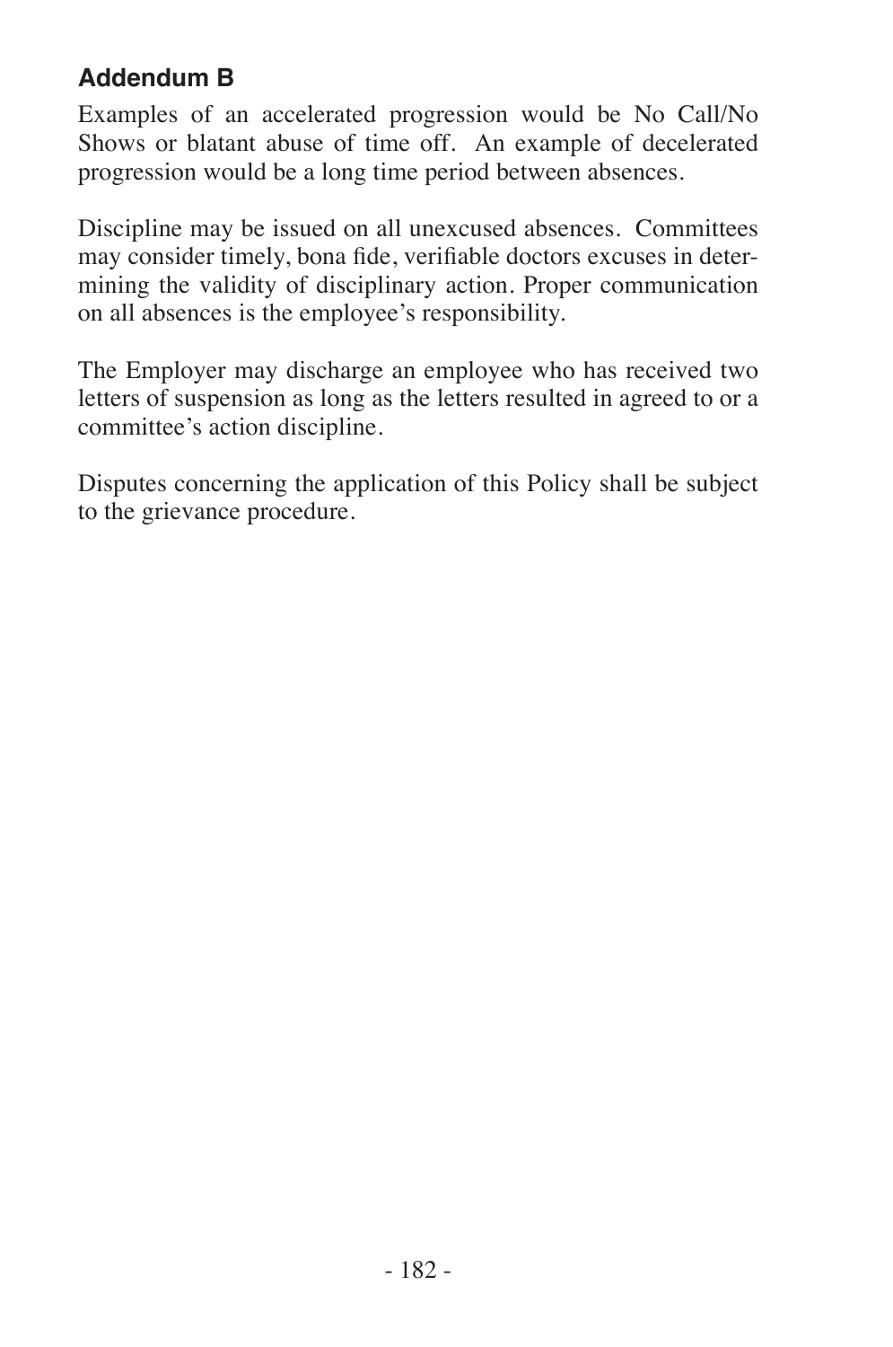## Addendum B

Examples of an accelerated progression would be No Call/No Shows or blatant abuse of time off. An example of decelerated progression would be a long time period between absences.

Discipline may be issued on all unexcused absences. Committees may consider timely, bona fide, verifiable doctors excuses in determining the validity of disciplinary action. Proper communication on all absences is the employee's responsibility.

The Employer may discharge an employee who has received two letters of suspension as long as the letters resulted in agreed to or a committee's action discipline.

Disputes concerning the application of this Policy shall be subject to the grievance procedure.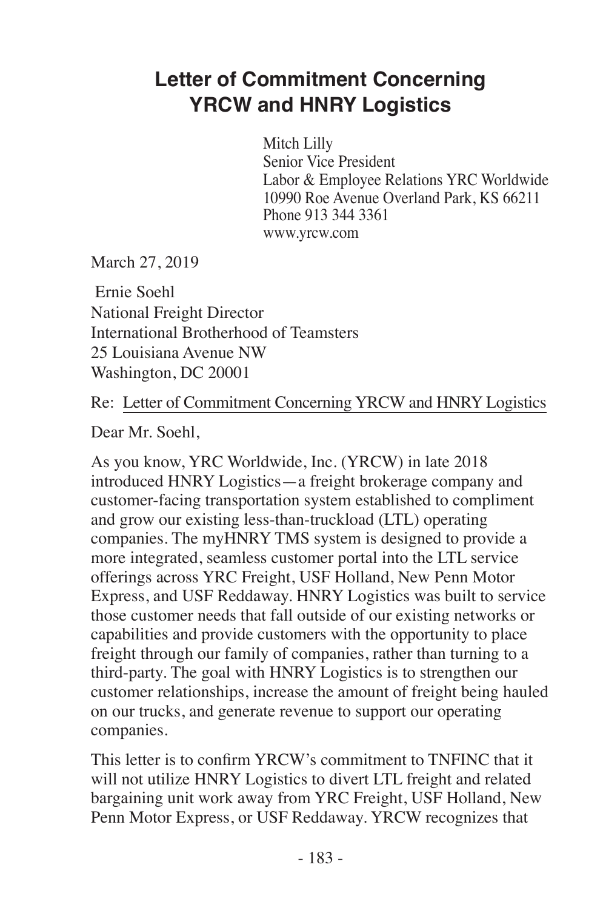# Letter of Commitment Concerning YRCW and HNRY Logistics

Mitch Lilly
Senior Vice President
Labor & Employee Relations YRC Worldwide
10990 Roe Avenue Overland Park, KS 66211
Phone 913 344 3361
www.yrcw.com

March 27, 2019

Ernie Soehl
National Freight Director
International Brotherhood of Teamsters
25 Louisiana Avenue NW
Washington, DC 20001

Re: Letter of Commitment Concerning YRCW and HNRY Logistics

Dear Mr. Soehl,

As you know, YRC Worldwide, Inc. (YRCW) in late 2018 introduced HNRY Logistics—a freight brokerage company and customer-facing transportation system established to compliment and grow our existing less-than-truckload (LTL) operating companies. The myHNRY TMS system is designed to provide a more integrated, seamless customer portal into the LTL service offerings across YRC Freight, USF Holland, New Penn Motor Express, and USF Reddaway. HNRY Logistics was built to service those customer needs that fall outside of our existing networks or capabilities and provide customers with the opportunity to place freight through our family of companies, rather than turning to a third-party. The goal with HNRY Logistics is to strengthen our customer relationships, increase the amount of freight being hauled on our trucks, and generate revenue to support our operating companies.

This letter is to confirm YRCW's commitment to TNFINC that it will not utilize HNRY Logistics to divert LTL freight and related bargaining unit work away from YRC Freight, USF Holland, New Penn Motor Express, or USF Reddaway. YRCW recognizes that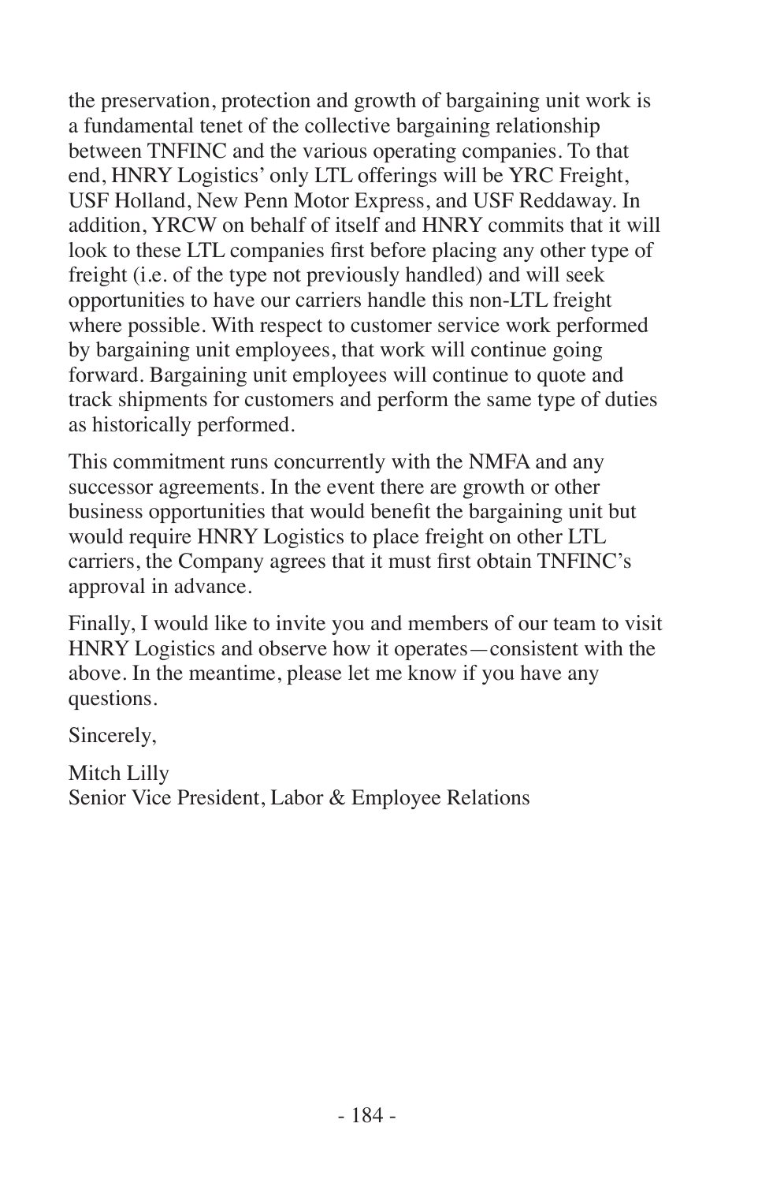the preservation, protection and growth of bargaining unit work is a fundamental tenet of the collective bargaining relationship between TNFINC and the various operating companies. To that end, HNRY Logistics' only LTL offerings will be YRC Freight, USF Holland, New Penn Motor Express, and USF Reddaway. In addition, YRCW on behalf of itself and HNRY commits that it will look to these LTL companies first before placing any other type of freight (i.e. of the type not previously handled) and will seek opportunities to have our carriers handle this non-LTL freight where possible. With respect to customer service work performed by bargaining unit employees, that work will continue going forward. Bargaining unit employees will continue to quote and track shipments for customers and perform the same type of duties as historically performed.

This commitment runs concurrently with the NMFA and any successor agreements. In the event there are growth or other business opportunities that would benefit the bargaining unit but would require HNRY Logistics to place freight on other LTL carriers, the Company agrees that it must first obtain TNFINC's approval in advance.

Finally, I would like to invite you and members of our team to visit HNRY Logistics and observe how it operates—consistent with the above. In the meantime, please let me know if you have any questions.

Sincerely,

Mitch Lilly
Senior Vice President, Labor & Employee Relations